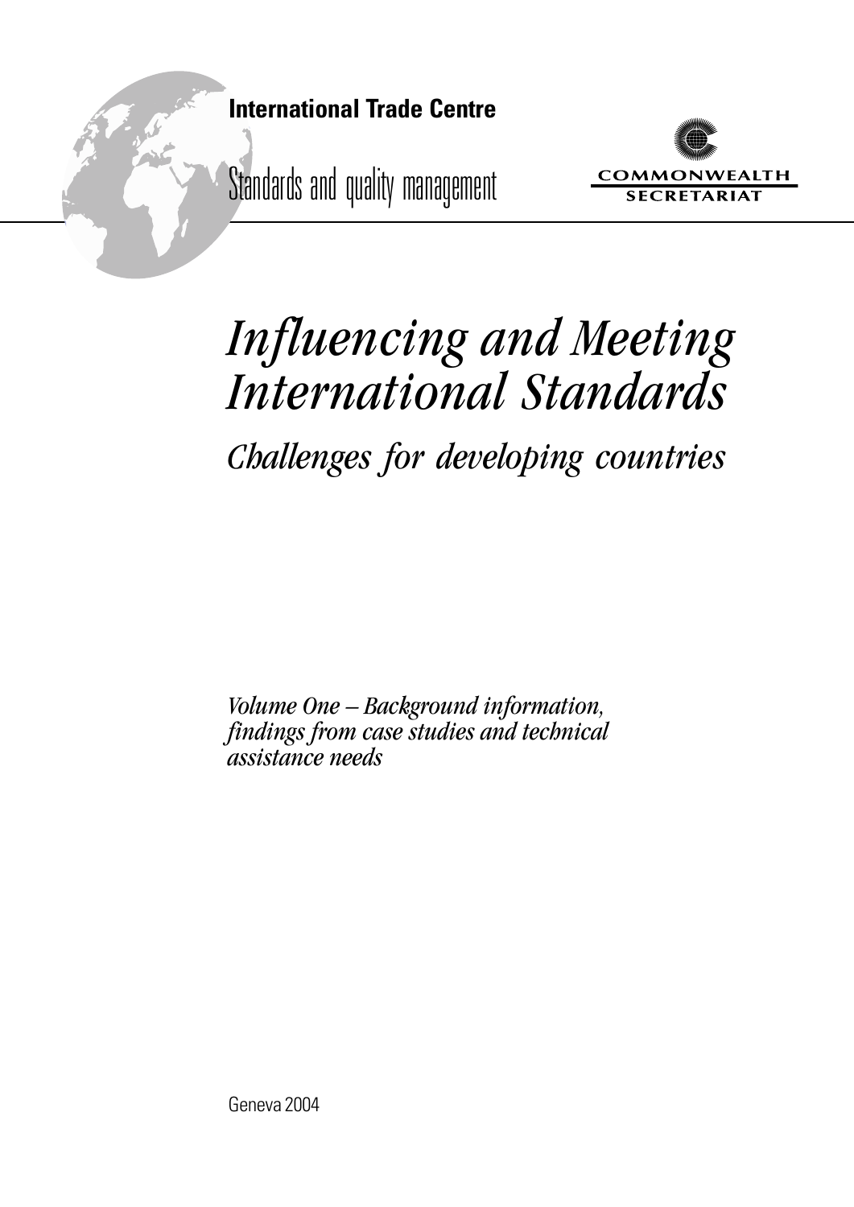**International Trade Centre**

Standards and quality management

COMMONWEALTH SECRETARIAT

# *Influencing and Meeting International Standards*

## *Challenges for developing countries*

*Volume One – Background information, findings from case studies and technical assistance needs*

Geneva 2004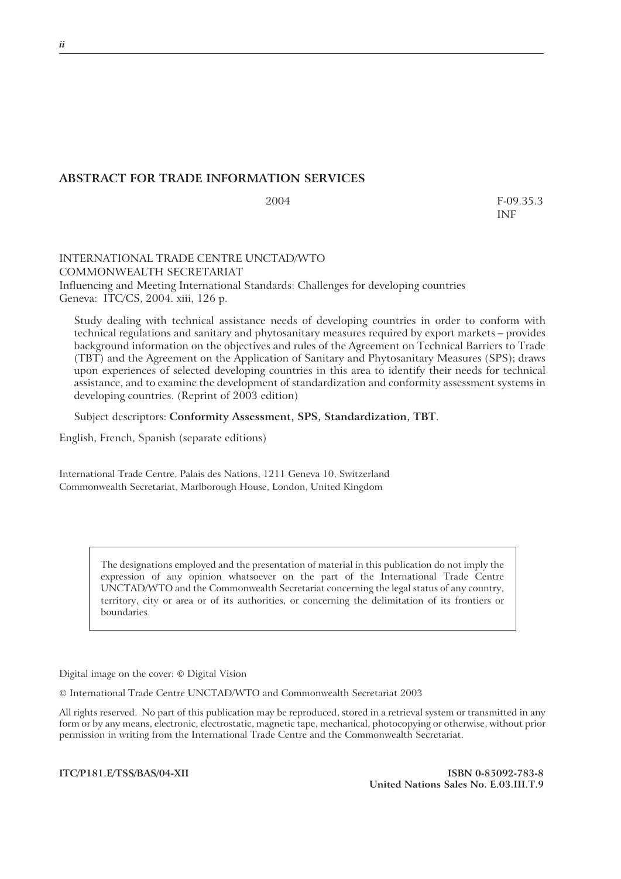## ABSTRACT FOR TRADE INFORMATION SERVICES

2004 F-09.35.3
INF

INTERNATIONAL TRADE CENTRE UNCTAD/WTO
COMMONWEALTH SECRETARIAT
Influencing and Meeting International Standards: Challenges for developing countries
Geneva: ITC/CS, 2004. xiii, 126 p.

Study dealing with technical assistance needs of developing countries in order to conform with technical regulations and sanitary and phytosanitary measures required by export markets – provides background information on the objectives and rules of the Agreement on Technical Barriers to Trade (TBT) and the Agreement on the Application of Sanitary and Phytosanitary Measures (SPS); draws upon experiences of selected developing countries in this area to identify their needs for technical assistance, and to examine the development of standardization and conformity assessment systems in developing countries. (Reprint of 2003 edition)

Subject descriptors: **Conformity Assessment, SPS, Standardization, TBT**.

English, French, Spanish (separate editions)

International Trade Centre, Palais des Nations, 1211 Geneva 10, Switzerland
Commonwealth Secretariat, Marlborough House, London, United Kingdom

The designations employed and the presentation of material in this publication do not imply the expression of any opinion whatsoever on the part of the International Trade Centre UNCTAD/WTO and the Commonwealth Secretariat concerning the legal status of any country, territory, city or area or of its authorities, or concerning the delimitation of its frontiers or boundaries.

Digital image on the cover: © Digital Vision

© International Trade Centre UNCTAD/WTO and Commonwealth Secretariat 2003

All rights reserved. No part of this publication may be reproduced, stored in a retrieval system or transmitted in any form or by any means, electronic, electrostatic, magnetic tape, mechanical, photocopying or otherwise, without prior permission in writing from the International Trade Centre and the Commonwealth Secretariat.

**ITC/P181.E/TSS/BAS/04-XII**

**ISBN 0-85092-783-8**
**United Nations Sales No. E.03.III.T.9**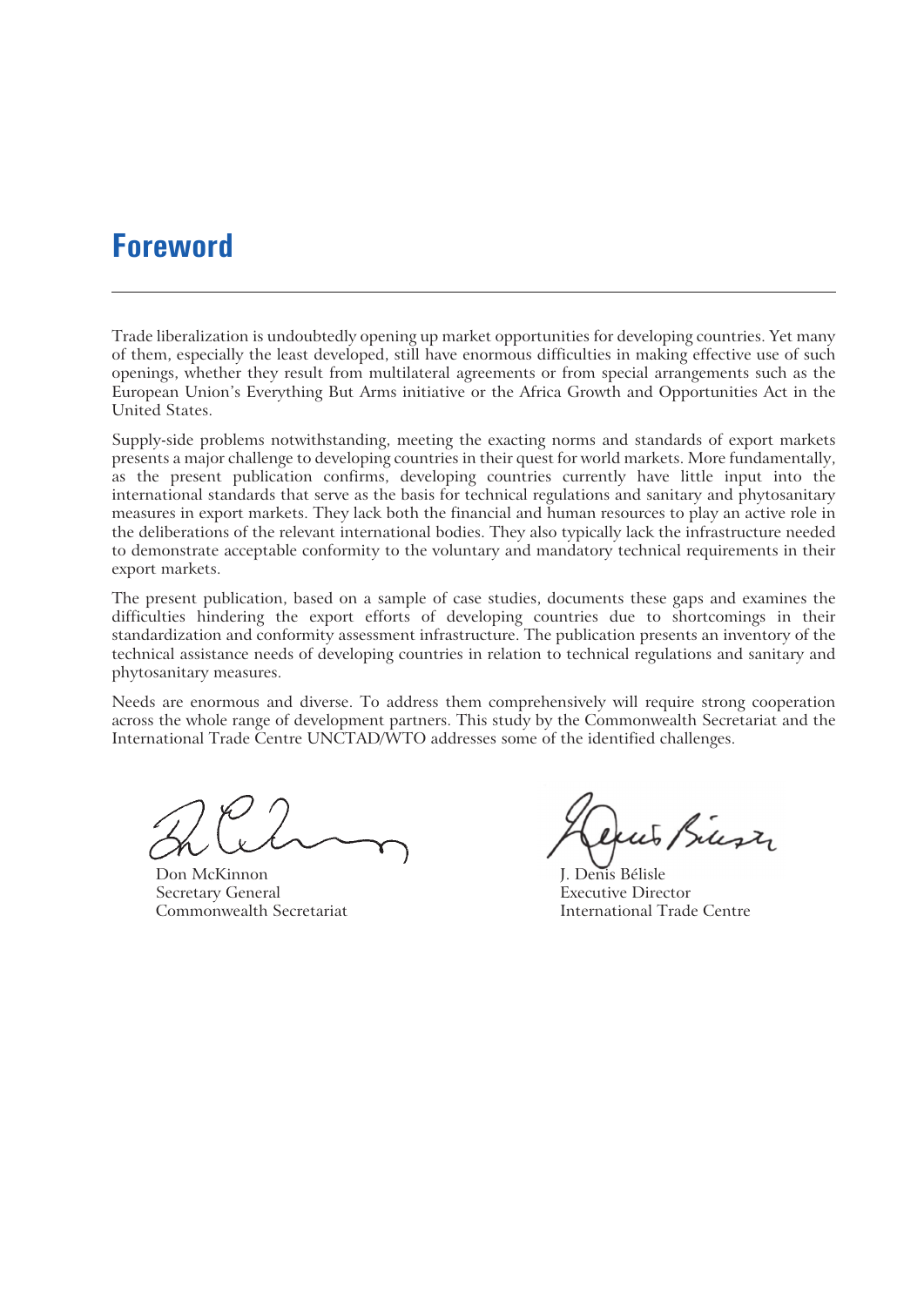# Foreword

Trade liberalization is undoubtedly opening up market opportunities for developing countries. Yet many of them, especially the least developed, still have enormous difficulties in making effective use of such openings, whether they result from multilateral agreements or from special arrangements such as the European Union's Everything But Arms initiative or the Africa Growth and Opportunities Act in the United States.

Supply-side problems notwithstanding, meeting the exacting norms and standards of export markets presents a major challenge to developing countries in their quest for world markets. More fundamentally, as the present publication confirms, developing countries currently have little input into the international standards that serve as the basis for technical regulations and sanitary and phytosanitary measures in export markets. They lack both the financial and human resources to play an active role in the deliberations of the relevant international bodies. They also typically lack the infrastructure needed to demonstrate acceptable conformity to the voluntary and mandatory technical requirements in their export markets.

The present publication, based on a sample of case studies, documents these gaps and examines the difficulties hindering the export efforts of developing countries due to shortcomings in their standardization and conformity assessment infrastructure. The publication presents an inventory of the technical assistance needs of developing countries in relation to technical regulations and sanitary and phytosanitary measures.

Needs are enormous and diverse. To address them comprehensively will require strong cooperation across the whole range of development partners. This study by the Commonwealth Secretariat and the International Trade Centre UNCTAD/WTO addresses some of the identified challenges.

Don McKinnon
Secretary General
Commonwealth Secretariat

J. Denis Bélisle
Executive Director
International Trade Centre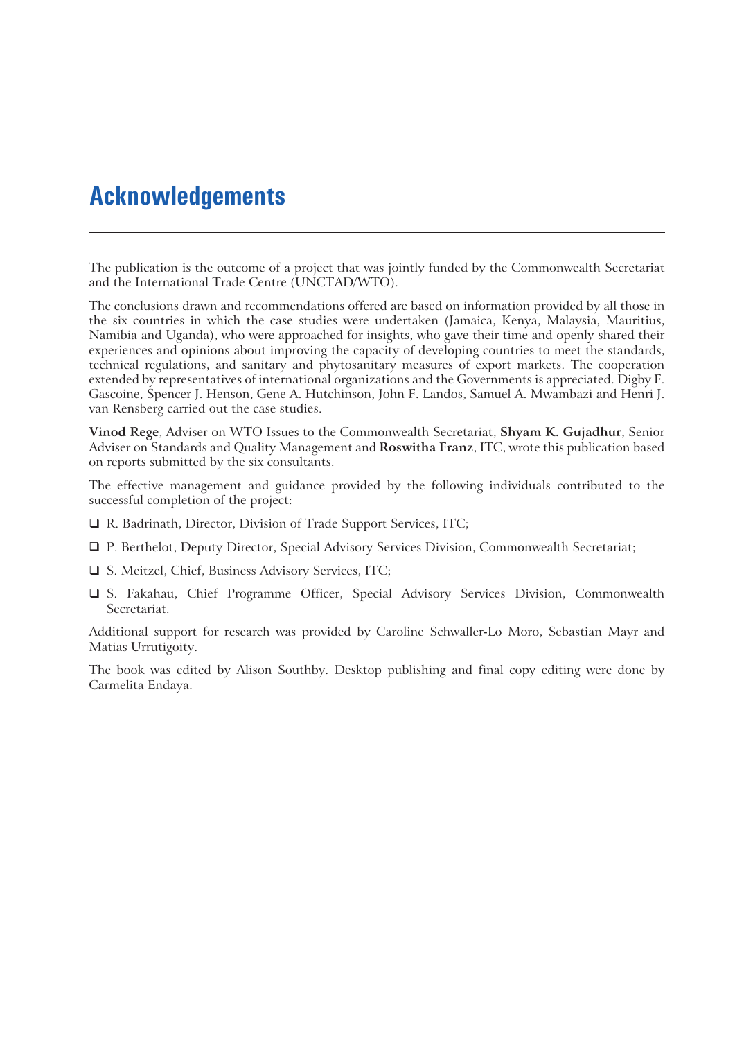# Acknowledgements

The publication is the outcome of a project that was jointly funded by the Commonwealth Secretariat and the International Trade Centre (UNCTAD/WTO).

The conclusions drawn and recommendations offered are based on information provided by all those in the six countries in which the case studies were undertaken (Jamaica, Kenya, Malaysia, Mauritius, Namibia and Uganda), who were approached for insights, who gave their time and openly shared their experiences and opinions about improving the capacity of developing countries to meet the standards, technical regulations, and sanitary and phytosanitary measures of export markets. The cooperation extended by representatives of international organizations and the Governments is appreciated. Digby F. Gascoine, Spencer J. Henson, Gene A. Hutchinson, John F. Landos, Samuel A. Mwambazi and Henri J. van Rensberg carried out the case studies.

**Vinod Rege**, Adviser on WTO Issues to the Commonwealth Secretariat, **Shyam K. Gujadhur**, Senior Adviser on Standards and Quality Management and **Roswitha Franz**, ITC, wrote this publication based on reports submitted by the six consultants.

The effective management and guidance provided by the following individuals contributed to the successful completion of the project:

- R. Badrinath, Director, Division of Trade Support Services, ITC;
- P. Berthelot, Deputy Director, Special Advisory Services Division, Commonwealth Secretariat;
- S. Meitzel, Chief, Business Advisory Services, ITC;
- S. Fakahau, Chief Programme Officer, Special Advisory Services Division, Commonwealth Secretariat.

Additional support for research was provided by Caroline Schwaller-Lo Moro, Sebastian Mayr and Matias Urrutigoity.

The book was edited by Alison Southby. Desktop publishing and final copy editing were done by Carmelita Endaya.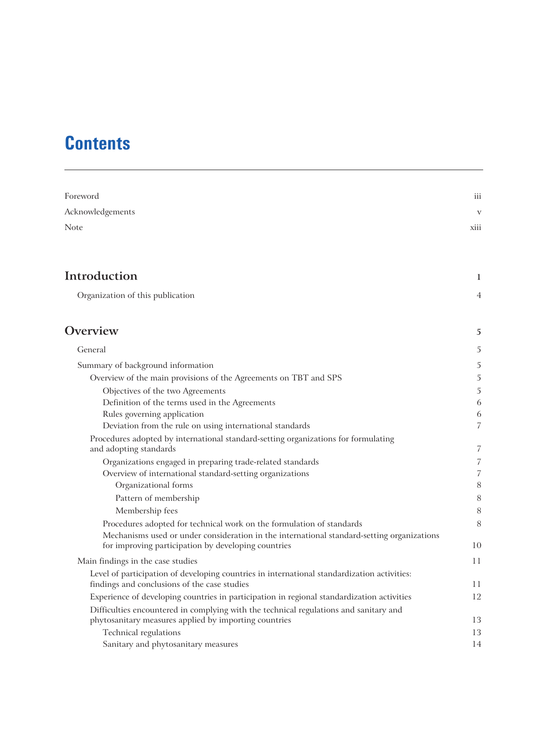# Contents

Foreword iii

Acknowledgements v

Note xiii

## Introduction 1

Organization of this publication 4

## Overview 5

General 5

Summary of background information 5

- Overview of the main provisions of the Agreements on TBT and SPS 5
  - Objectives of the two Agreements 5
  - Definition of the terms used in the Agreements 6
  - Rules governing application 6
  - Deviation from the rule on using international standards 7
- Procedures adopted by international standard-setting organizations for formulating and adopting standards 7
  - Organizations engaged in preparing trade-related standards 7
  - Overview of international standard-setting organizations 7
    - Organizational forms 8
    - Pattern of membership 8
    - Membership fees 8
  - Procedures adopted for technical work on the formulation of standards 8
  - Mechanisms used or under consideration in the international standard-setting organizations for improving participation by developing countries 10

Main findings in the case studies 11

- Level of participation of developing countries in international standardization activities: findings and conclusions of the case studies 11
- Experience of developing countries in participation in regional standardization activities 12
- Difficulties encountered in complying with the technical regulations and sanitary and phytosanitary measures applied by importing countries 13
  - Technical regulations 13
  - Sanitary and phytosanitary measures 14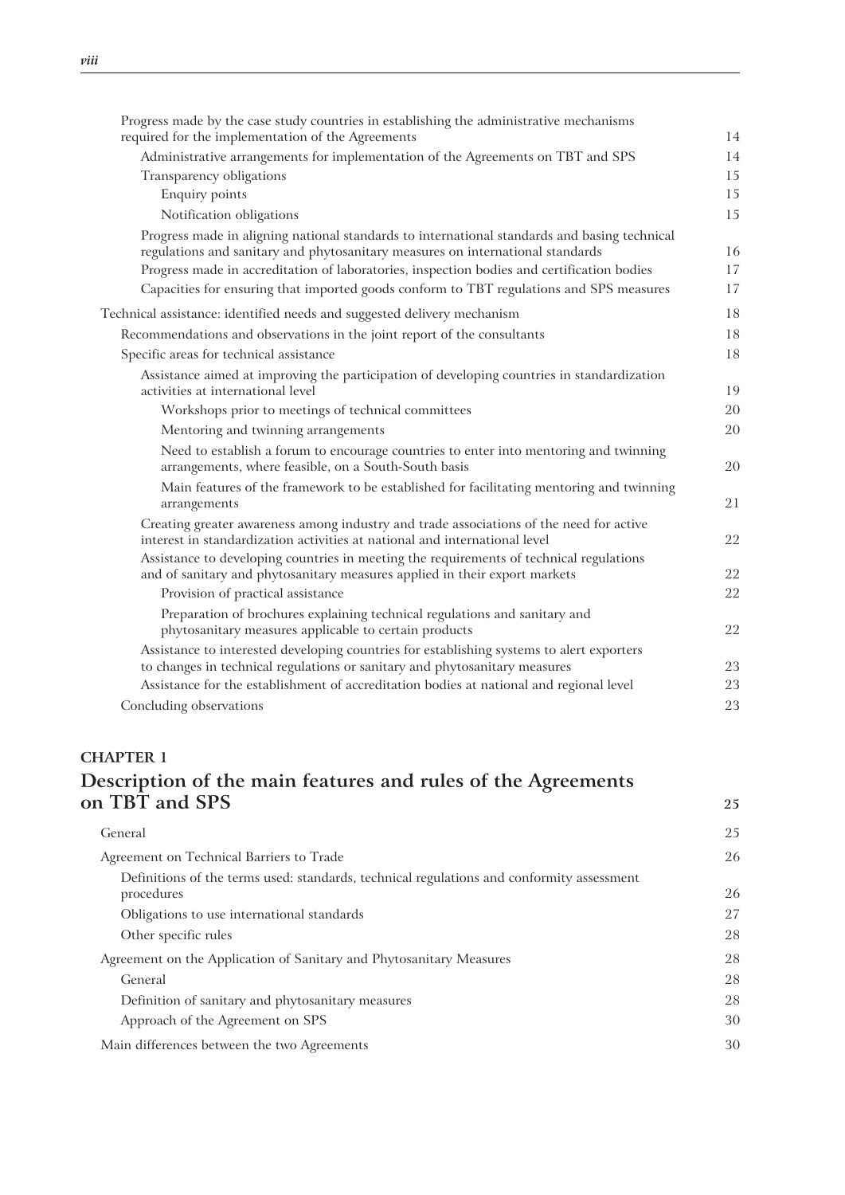| | |
|---|---|
| Progress made by the case study countries in establishing the administrative mechanisms required for the implementation of the Agreements | 14 |
| Administrative arrangements for implementation of the Agreements on TBT and SPS | 14 |
| Transparency obligations | 15 |
| Enquiry points | 15 |
| Notification obligations | 15 |
| Progress made in aligning national standards to international standards and basing technical regulations and sanitary and phytosanitary measures on international standards | 16 |
| Progress made in accreditation of laboratories, inspection bodies and certification bodies | 17 |
| Capacities for ensuring that imported goods conform to TBT regulations and SPS measures | 17 |
| Technical assistance: identified needs and suggested delivery mechanism | 18 |
| Recommendations and observations in the joint report of the consultants | 18 |
| Specific areas for technical assistance | 18 |
| Assistance aimed at improving the participation of developing countries in standardization activities at international level | 19 |
| Workshops prior to meetings of technical committees | 20 |
| Mentoring and twinning arrangements | 20 |
| Need to establish a forum to encourage countries to enter into mentoring and twinning arrangements, where feasible, on a South-South basis | 20 |
| Main features of the framework to be established for facilitating mentoring and twinning arrangements | 21 |
| Creating greater awareness among industry and trade associations of the need for active interest in standardization activities at national and international level | 22 |
| Assistance to developing countries in meeting the requirements of technical regulations and of sanitary and phytosanitary measures applied in their export markets | 22 |
| Provision of practical assistance | 22 |
| Preparation of brochures explaining technical regulations and sanitary and phytosanitary measures applicable to certain products | 22 |
| Assistance to interested developing countries for establishing systems to alert exporters to changes in technical regulations or sanitary and phytosanitary measures | 23 |
| Assistance for the establishment of accreditation bodies at national and regional level | 23 |
| Concluding observations | 23 |

**CHAPTER 1**

## Description of the main features and rules of the Agreements on TBT and SPS — 25

| | |
|---|---|
| General | 25 |
| Agreement on Technical Barriers to Trade | 26 |
| Definitions of the terms used: standards, technical regulations and conformity assessment procedures | 26 |
| Obligations to use international standards | 27 |
| Other specific rules | 28 |
| Agreement on the Application of Sanitary and Phytosanitary Measures | 28 |
| General | 28 |
| Definition of sanitary and phytosanitary measures | 28 |
| Approach of the Agreement on SPS | 30 |
| Main differences between the two Agreements | 30 |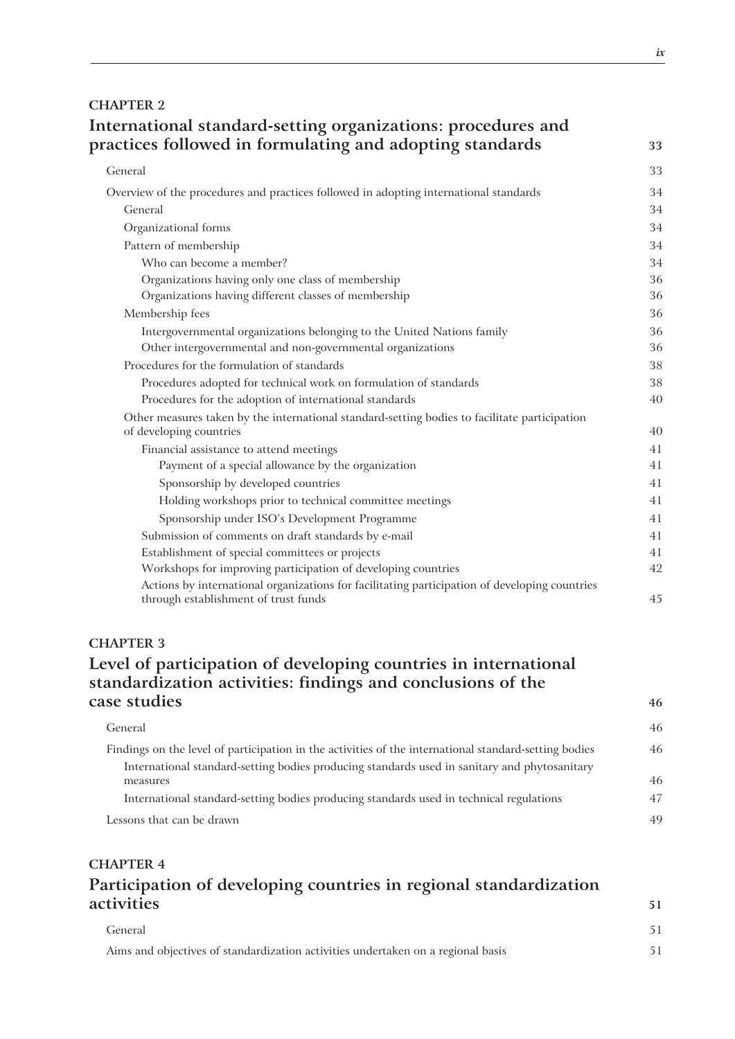**CHAPTER 2**

## International standard-setting organizations: procedures and practices followed in formulating and adopting standards 33

General 33

Overview of the procedures and practices followed in adopting international standards 34

- General 34
- Organizational forms 34
- Pattern of membership 34
  - Who can become a member? 34
  - Organizations having only one class of membership 36
  - Organizations having different classes of membership 36
- Membership fees 36
  - Intergovernmental organizations belonging to the United Nations family 36
  - Other intergovernmental and non-governmental organizations 36
- Procedures for the formulation of standards 38
  - Procedures adopted for technical work on formulation of standards 38
  - Procedures for the adoption of international standards 40
- Other measures taken by the international standard-setting bodies to facilitate participation of developing countries 40
  - Financial assistance to attend meetings 41
    - Payment of a special allowance by the organization 41
    - Sponsorship by developed countries 41
    - Holding workshops prior to technical committee meetings 41
    - Sponsorship under ISO's Development Programme 41
  - Submission of comments on draft standards by e-mail 41
  - Establishment of special committees or projects 41
  - Workshops for improving participation of developing countries 42
  - Actions by international organizations for facilitating participation of developing countries through establishment of trust funds 45

**CHAPTER 3**

## Level of participation of developing countries in international standardization activities: findings and conclusions of the case studies 46

General 46

Findings on the level of participation in the activities of the international standard-setting bodies 46

- International standard-setting bodies producing standards used in sanitary and phytosanitary measures 46
- International standard-setting bodies producing standards used in technical regulations 47

Lessons that can be drawn 49

**CHAPTER 4**

## Participation of developing countries in regional standardization activities 51

General 51

Aims and objectives of standardization activities undertaken on a regional basis 51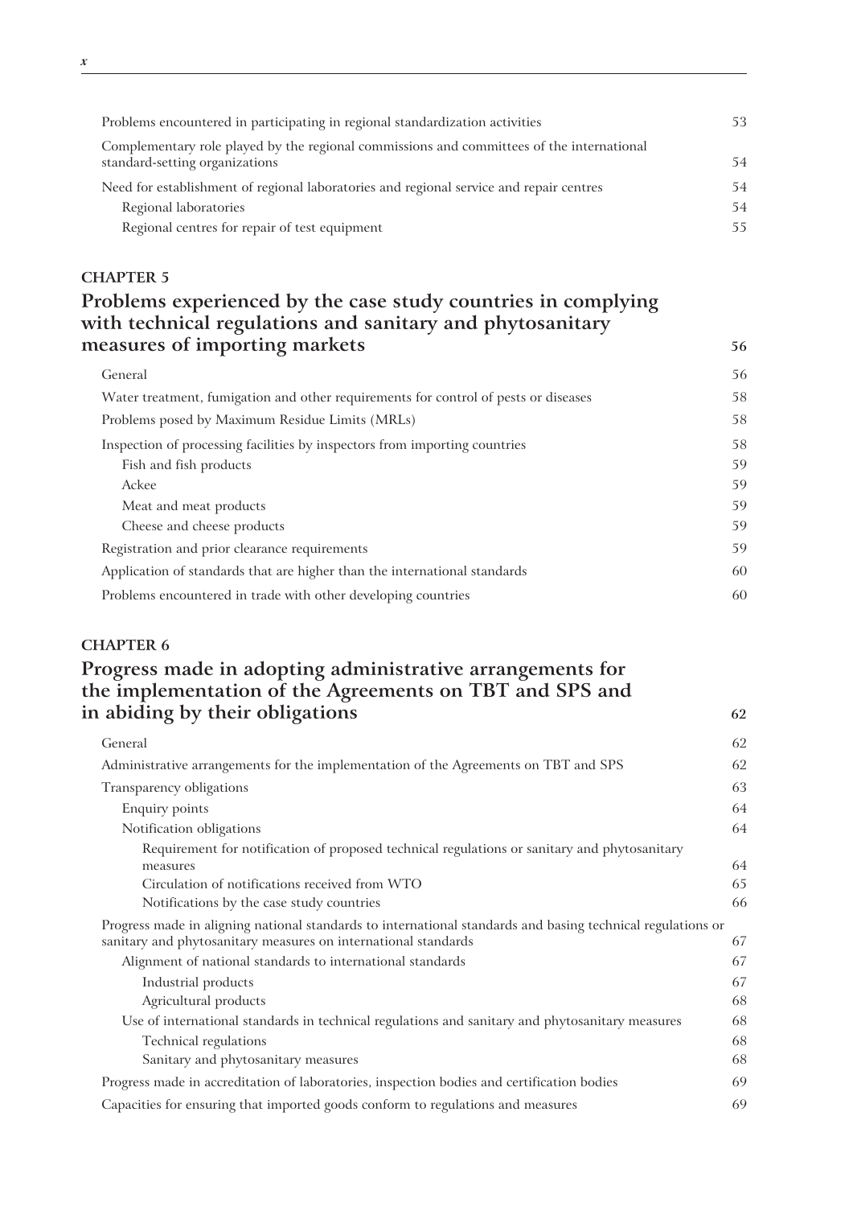| | |
|---|---|
| Problems encountered in participating in regional standardization activities | 53 |
| Complementary role played by the regional commissions and committees of the international standard-setting organizations | 54 |
| Need for establishment of regional laboratories and regional service and repair centres | 54 |
| Regional laboratories | 54 |
| Regional centres for repair of test equipment | 55 |

**CHAPTER 5**

## Problems experienced by the case study countries in complying with technical regulations and sanitary and phytosanitary measures of importing markets — 56

| | |
|---|---|
| General | 56 |
| Water treatment, fumigation and other requirements for control of pests or diseases | 58 |
| Problems posed by Maximum Residue Limits (MRLs) | 58 |
| Inspection of processing facilities by inspectors from importing countries | 58 |
| Fish and fish products | 59 |
| Ackee | 59 |
| Meat and meat products | 59 |
| Cheese and cheese products | 59 |
| Registration and prior clearance requirements | 59 |
| Application of standards that are higher than the international standards | 60 |
| Problems encountered in trade with other developing countries | 60 |

**CHAPTER 6**

## Progress made in adopting administrative arrangements for the implementation of the Agreements on TBT and SPS and in abiding by their obligations — 62

| | |
|---|---|
| General | 62 |
| Administrative arrangements for the implementation of the Agreements on TBT and SPS | 62 |
| Transparency obligations | 63 |
| Enquiry points | 64 |
| Notification obligations | 64 |
| Requirement for notification of proposed technical regulations or sanitary and phytosanitary measures | 64 |
| Circulation of notifications received from WTO | 65 |
| Notifications by the case study countries | 66 |
| Progress made in aligning national standards to international standards and basing technical regulations or sanitary and phytosanitary measures on international standards | 67 |
| Alignment of national standards to international standards | 67 |
| Industrial products | 67 |
| Agricultural products | 68 |
| Use of international standards in technical regulations and sanitary and phytosanitary measures | 68 |
| Technical regulations | 68 |
| Sanitary and phytosanitary measures | 68 |
| Progress made in accreditation of laboratories, inspection bodies and certification bodies | 69 |
| Capacities for ensuring that imported goods conform to regulations and measures | 69 |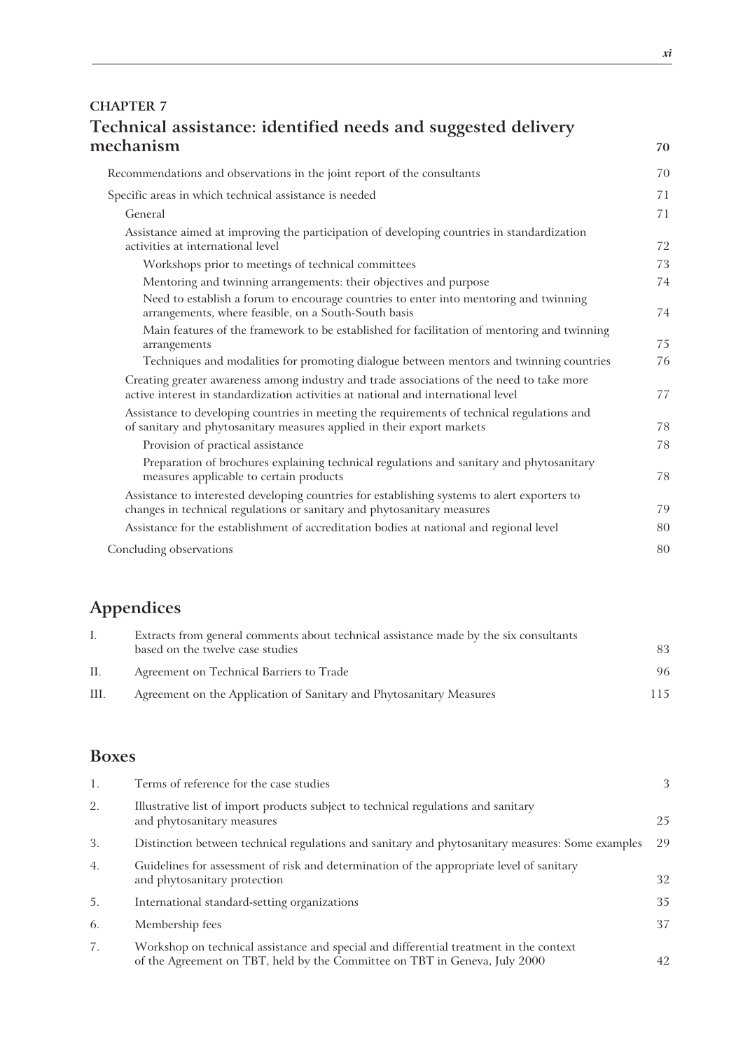## CHAPTER 7

## Technical assistance: identified needs and suggested delivery mechanism 70

Recommendations and observations in the joint report of the consultants 70

Specific areas in which technical assistance is needed 71

General 71

Assistance aimed at improving the participation of developing countries in standardization activities at international level 72

Workshops prior to meetings of technical committees 73

Mentoring and twinning arrangements: their objectives and purpose 74

Need to establish a forum to encourage countries to enter into mentoring and twinning arrangements, where feasible, on a South-South basis 74

Main features of the framework to be established for facilitation of mentoring and twinning arrangements 75

Techniques and modalities for promoting dialogue between mentors and twinning countries 76

Creating greater awareness among industry and trade associations of the need to take more active interest in standardization activities at national and international level 77

Assistance to developing countries in meeting the requirements of technical regulations and of sanitary and phytosanitary measures applied in their export markets 78

Provision of practical assistance 78

Preparation of brochures explaining technical regulations and sanitary and phytosanitary measures applicable to certain products 78

Assistance to interested developing countries for establishing systems to alert exporters to changes in technical regulations or sanitary and phytosanitary measures 79

Assistance for the establishment of accreditation bodies at national and regional level 80

Concluding observations 80

## Appendices

| | | |
|---|---|---|
| I. | Extracts from general comments about technical assistance made by the six consultants based on the twelve case studies | 83 |
| II. | Agreement on Technical Barriers to Trade | 96 |
| III. | Agreement on the Application of Sanitary and Phytosanitary Measures | 115 |

## Boxes

| | | |
|---|---|---|
| 1. | Terms of reference for the case studies | 3 |
| 2. | Illustrative list of import products subject to technical regulations and sanitary and phytosanitary measures | 25 |
| 3. | Distinction between technical regulations and sanitary and phytosanitary measures: Some examples | 29 |
| 4. | Guidelines for assessment of risk and determination of the appropriate level of sanitary and phytosanitary protection | 32 |
| 5. | International standard-setting organizations | 35 |
| 6. | Membership fees | 37 |
| 7. | Workshop on technical assistance and special and differential treatment in the context of the Agreement on TBT, held by the Committee on TBT in Geneva, July 2000 | 42 |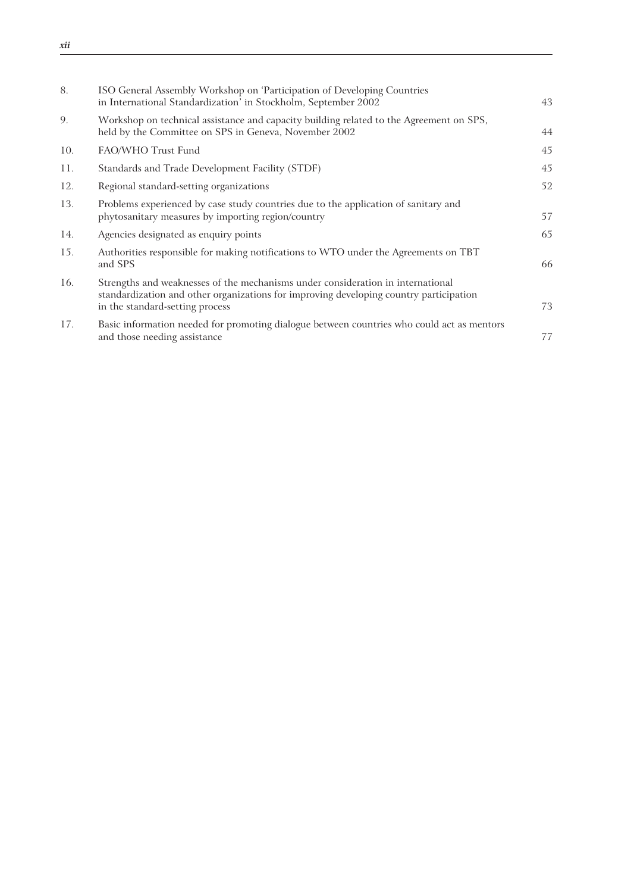| | | |
|---|---|---|
| 8. | ISO General Assembly Workshop on 'Participation of Developing Countries in International Standardization' in Stockholm, September 2002 | 43 |
| 9. | Workshop on technical assistance and capacity building related to the Agreement on SPS, held by the Committee on SPS in Geneva, November 2002 | 44 |
| 10. | FAO/WHO Trust Fund | 45 |
| 11. | Standards and Trade Development Facility (STDF) | 45 |
| 12. | Regional standard-setting organizations | 52 |
| 13. | Problems experienced by case study countries due to the application of sanitary and phytosanitary measures by importing region/country | 57 |
| 14. | Agencies designated as enquiry points | 65 |
| 15. | Authorities responsible for making notifications to WTO under the Agreements on TBT and SPS | 66 |
| 16. | Strengths and weaknesses of the mechanisms under consideration in international standardization and other organizations for improving developing country participation in the standard-setting process | 73 |
| 17. | Basic information needed for promoting dialogue between countries who could act as mentors and those needing assistance | 77 |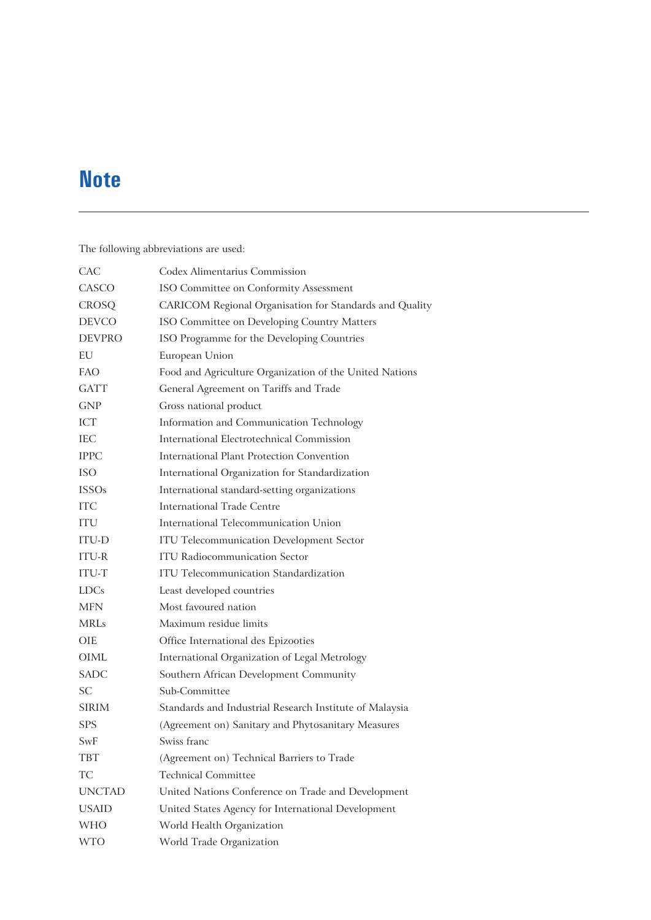# Note

The following abbreviations are used:

| | |
|---|---|
| CAC | Codex Alimentarius Commission |
| CASCO | ISO Committee on Conformity Assessment |
| CROSQ | CARICOM Regional Organisation for Standards and Quality |
| DEVCO | ISO Committee on Developing Country Matters |
| DEVPRO | ISO Programme for the Developing Countries |
| EU | European Union |
| FAO | Food and Agriculture Organization of the United Nations |
| GATT | General Agreement on Tariffs and Trade |
| GNP | Gross national product |
| ICT | Information and Communication Technology |
| IEC | International Electrotechnical Commission |
| IPPC | International Plant Protection Convention |
| ISO | International Organization for Standardization |
| ISSOs | International standard-setting organizations |
| ITC | International Trade Centre |
| ITU | International Telecommunication Union |
| ITU-D | ITU Telecommunication Development Sector |
| ITU-R | ITU Radiocommunication Sector |
| ITU-T | ITU Telecommunication Standardization |
| LDCs | Least developed countries |
| MFN | Most favoured nation |
| MRLs | Maximum residue limits |
| OIE | Office International des Epizooties |
| OIML | International Organization of Legal Metrology |
| SADC | Southern African Development Community |
| SC | Sub-Committee |
| SIRIM | Standards and Industrial Research Institute of Malaysia |
| SPS | (Agreement on) Sanitary and Phytosanitary Measures |
| SwF | Swiss franc |
| TBT | (Agreement on) Technical Barriers to Trade |
| TC | Technical Committee |
| UNCTAD | United Nations Conference on Trade and Development |
| USAID | United States Agency for International Development |
| WHO | World Health Organization |
| WTO | World Trade Organization |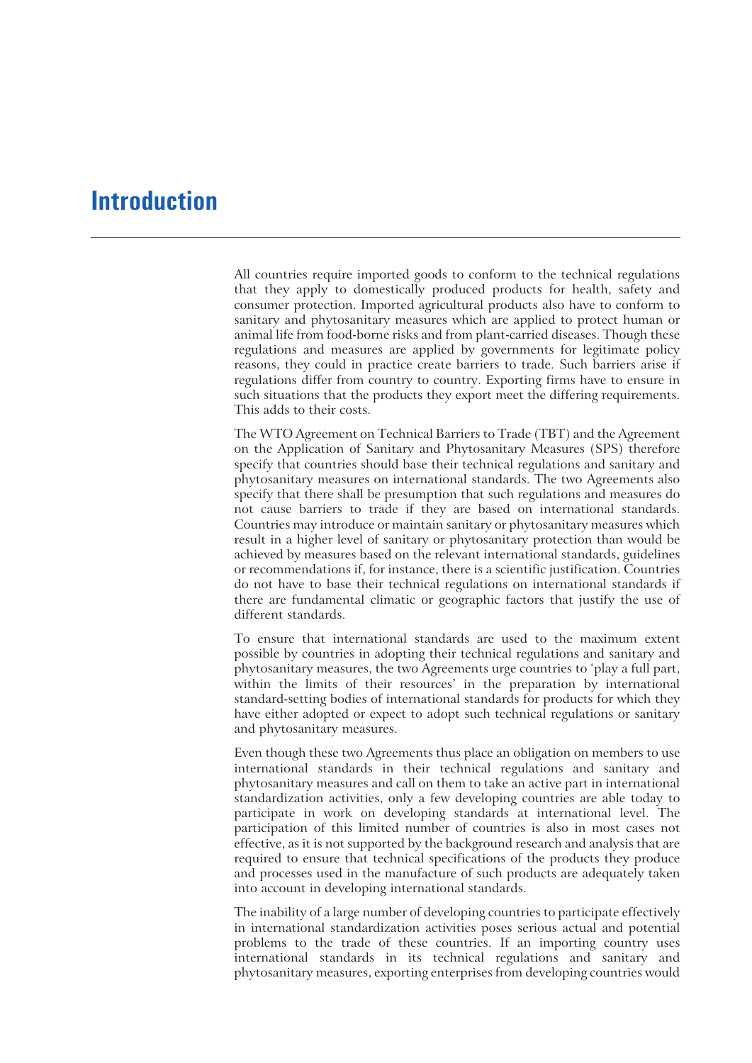# Introduction

All countries require imported goods to conform to the technical regulations that they apply to domestically produced products for health, safety and consumer protection. Imported agricultural products also have to conform to sanitary and phytosanitary measures which are applied to protect human or animal life from food-borne risks and from plant-carried diseases. Though these regulations and measures are applied by governments for legitimate policy reasons, they could in practice create barriers to trade. Such barriers arise if regulations differ from country to country. Exporting firms have to ensure in such situations that the products they export meet the differing requirements. This adds to their costs.

The WTO Agreement on Technical Barriers to Trade (TBT) and the Agreement on the Application of Sanitary and Phytosanitary Measures (SPS) therefore specify that countries should base their technical regulations and sanitary and phytosanitary measures on international standards. The two Agreements also specify that there shall be presumption that such regulations and measures do not cause barriers to trade if they are based on international standards. Countries may introduce or maintain sanitary or phytosanitary measures which result in a higher level of sanitary or phytosanitary protection than would be achieved by measures based on the relevant international standards, guidelines or recommendations if, for instance, there is a scientific justification. Countries do not have to base their technical regulations on international standards if there are fundamental climatic or geographic factors that justify the use of different standards.

To ensure that international standards are used to the maximum extent possible by countries in adopting their technical regulations and sanitary and phytosanitary measures, the two Agreements urge countries to 'play a full part, within the limits of their resources' in the preparation by international standard-setting bodies of international standards for products for which they have either adopted or expect to adopt such technical regulations or sanitary and phytosanitary measures.

Even though these two Agreements thus place an obligation on members to use international standards in their technical regulations and sanitary and phytosanitary measures and call on them to take an active part in international standardization activities, only a few developing countries are able today to participate in work on developing standards at international level. The participation of this limited number of countries is also in most cases not effective, as it is not supported by the background research and analysis that are required to ensure that technical specifications of the products they produce and processes used in the manufacture of such products are adequately taken into account in developing international standards.

The inability of a large number of developing countries to participate effectively in international standardization activities poses serious actual and potential problems to the trade of these countries. If an importing country uses international standards in its technical regulations and sanitary and phytosanitary measures, exporting enterprises from developing countries would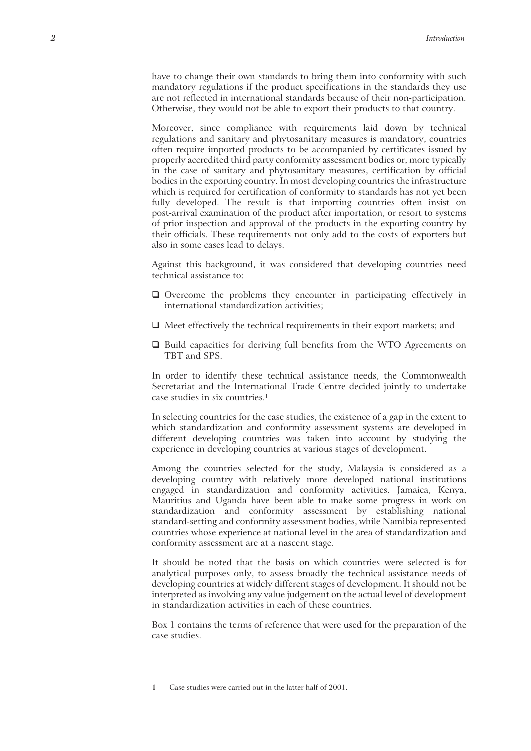have to change their own standards to bring them into conformity with such mandatory regulations if the product specifications in the standards they use are not reflected in international standards because of their non-participation. Otherwise, they would not be able to export their products to that country.

Moreover, since compliance with requirements laid down by technical regulations and sanitary and phytosanitary measures is mandatory, countries often require imported products to be accompanied by certificates issued by properly accredited third party conformity assessment bodies or, more typically in the case of sanitary and phytosanitary measures, certification by official bodies in the exporting country. In most developing countries the infrastructure which is required for certification of conformity to standards has not yet been fully developed. The result is that importing countries often insist on post-arrival examination of the product after importation, or resort to systems of prior inspection and approval of the products in the exporting country by their officials. These requirements not only add to the costs of exporters but also in some cases lead to delays.

Against this background, it was considered that developing countries need technical assistance to:

- Overcome the problems they encounter in participating effectively in international standardization activities;
- Meet effectively the technical requirements in their export markets; and
- Build capacities for deriving full benefits from the WTO Agreements on TBT and SPS.

In order to identify these technical assistance needs, the Commonwealth Secretariat and the International Trade Centre decided jointly to undertake case studies in six countries.[1]

In selecting countries for the case studies, the existence of a gap in the extent to which standardization and conformity assessment systems are developed in different developing countries was taken into account by studying the experience in developing countries at various stages of development.

Among the countries selected for the study, Malaysia is considered as a developing country with relatively more developed national institutions engaged in standardization and conformity activities. Jamaica, Kenya, Mauritius and Uganda have been able to make some progress in work on standardization and conformity assessment by establishing national standard-setting and conformity assessment bodies, while Namibia represented countries whose experience at national level in the area of standardization and conformity assessment are at a nascent stage.

It should be noted that the basis on which countries were selected is for analytical purposes only, to assess broadly the technical assistance needs of developing countries at widely different stages of development. It should not be interpreted as involving any value judgement on the actual level of development in standardization activities in each of these countries.

Box 1 contains the terms of reference that were used for the preparation of the case studies.

1 Case studies were carried out in the latter half of 2001.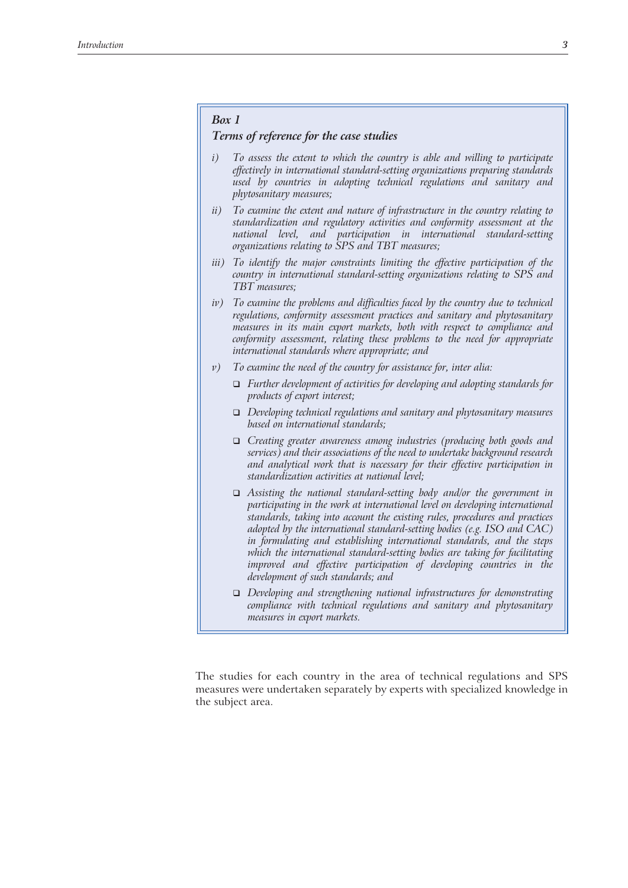***Box 1***

***Terms of reference for the case studies***

*i) To assess the extent to which the country is able and willing to participate effectively in international standard-setting organizations preparing standards used by countries in adopting technical regulations and sanitary and phytosanitary measures;*

*ii) To examine the extent and nature of infrastructure in the country relating to standardization and regulatory activities and conformity assessment at the national level, and participation in international standard-setting organizations relating to SPS and TBT measures;*

*iii) To identify the major constraints limiting the effective participation of the country in international standard-setting organizations relating to SPS and TBT measures;*

*iv) To examine the problems and difficulties faced by the country due to technical regulations, conformity assessment practices and sanitary and phytosanitary measures in its main export markets, both with respect to compliance and conformity assessment, relating these problems to the need for appropriate international standards where appropriate; and*

*v) To examine the need of the country for assistance for, inter alia:*

- *Further development of activities for developing and adopting standards for products of export interest;*
- *Developing technical regulations and sanitary and phytosanitary measures based on international standards;*
- *Creating greater awareness among industries (producing both goods and services) and their associations of the need to undertake background research and analytical work that is necessary for their effective participation in standardization activities at national level;*
- *Assisting the national standard-setting body and/or the government in participating in the work at international level on developing international standards, taking into account the existing rules, procedures and practices adopted by the international standard-setting bodies (e.g. ISO and CAC) in formulating and establishing international standards, and the steps which the international standard-setting bodies are taking for facilitating improved and effective participation of developing countries in the development of such standards; and*
- *Developing and strengthening national infrastructures for demonstrating compliance with technical regulations and sanitary and phytosanitary measures in export markets.*

The studies for each country in the area of technical regulations and SPS measures were undertaken separately by experts with specialized knowledge in the subject area.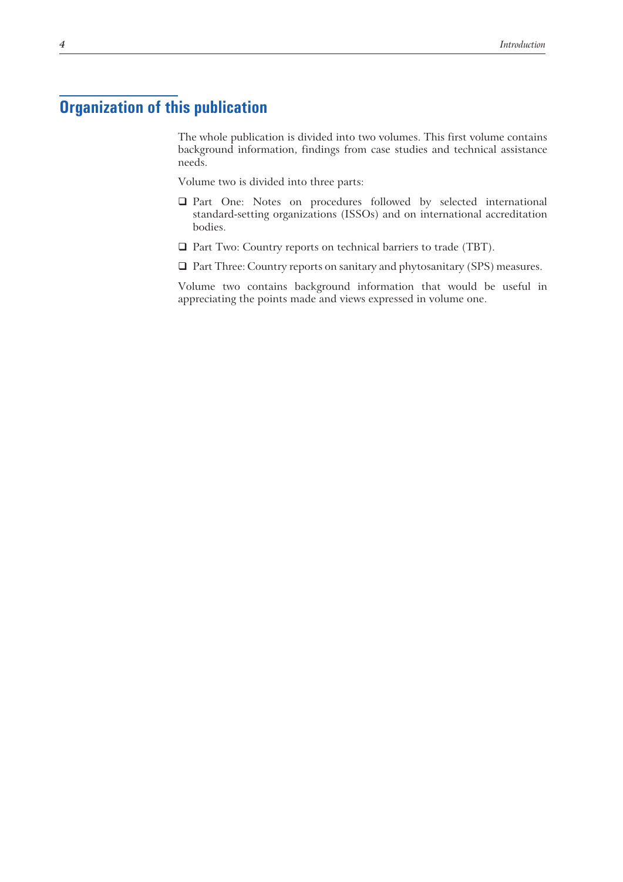## Organization of this publication

The whole publication is divided into two volumes. This first volume contains background information, findings from case studies and technical assistance needs.

Volume two is divided into three parts:

- Part One: Notes on procedures followed by selected international standard-setting organizations (ISSOs) and on international accreditation bodies.
- Part Two: Country reports on technical barriers to trade (TBT).
- Part Three: Country reports on sanitary and phytosanitary (SPS) measures.

Volume two contains background information that would be useful in appreciating the points made and views expressed in volume one.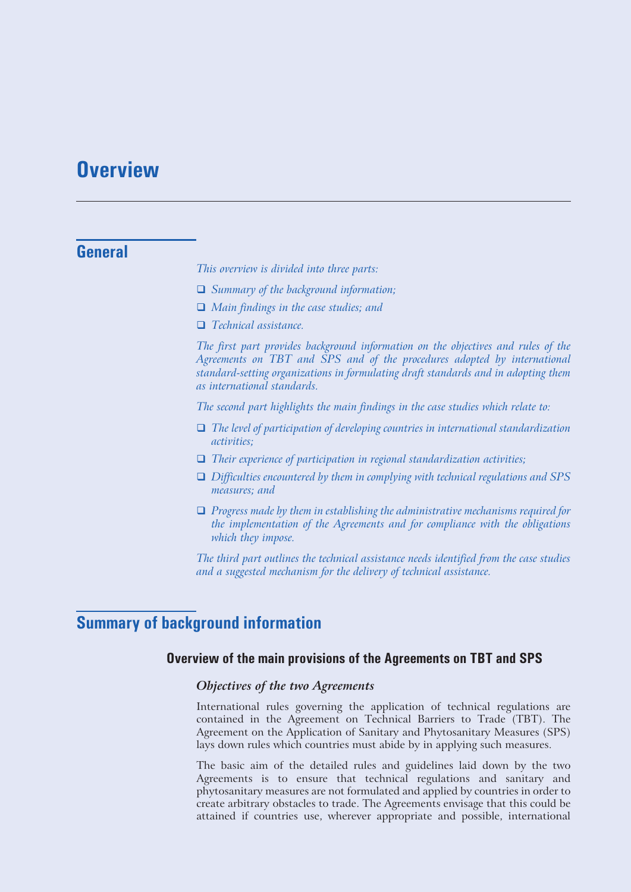# Overview

## General

*This overview is divided into three parts:*

- *Summary of the background information;*
- *Main findings in the case studies; and*
- *Technical assistance.*

*The first part provides background information on the objectives and rules of the Agreements on TBT and SPS and of the procedures adopted by international standard-setting organizations in formulating draft standards and in adopting them as international standards.*

*The second part highlights the main findings in the case studies which relate to:*

- *The level of participation of developing countries in international standardization activities;*
- *Their experience of participation in regional standardization activities;*
- *Difficulties encountered by them in complying with technical regulations and SPS measures; and*
- *Progress made by them in establishing the administrative mechanisms required for the implementation of the Agreements and for compliance with the obligations which they impose.*

*The third part outlines the technical assistance needs identified from the case studies and a suggested mechanism for the delivery of technical assistance.*

## Summary of background information

### Overview of the main provisions of the Agreements on TBT and SPS

#### *Objectives of the two Agreements*

International rules governing the application of technical regulations are contained in the Agreement on Technical Barriers to Trade (TBT). The Agreement on the Application of Sanitary and Phytosanitary Measures (SPS) lays down rules which countries must abide by in applying such measures.

The basic aim of the detailed rules and guidelines laid down by the two Agreements is to ensure that technical regulations and sanitary and phytosanitary measures are not formulated and applied by countries in order to create arbitrary obstacles to trade. The Agreements envisage that this could be attained if countries use, wherever appropriate and possible, international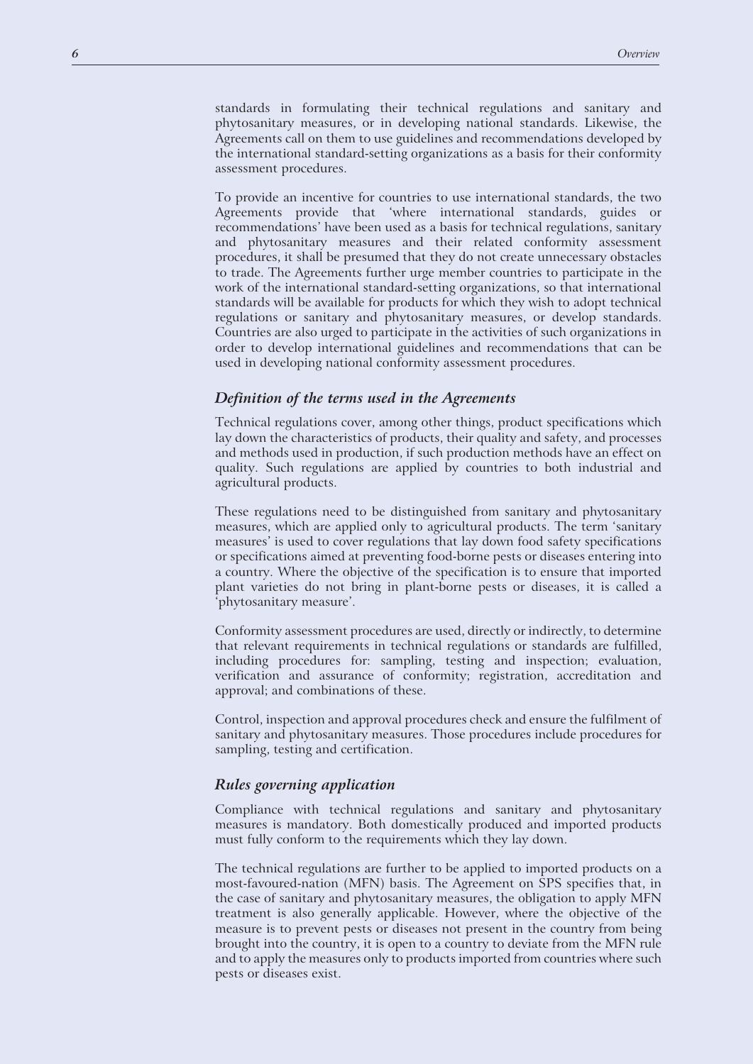standards in formulating their technical regulations and sanitary and phytosanitary measures, or in developing national standards. Likewise, the Agreements call on them to use guidelines and recommendations developed by the international standard-setting organizations as a basis for their conformity assessment procedures.

To provide an incentive for countries to use international standards, the two Agreements provide that 'where international standards, guides or recommendations' have been used as a basis for technical regulations, sanitary and phytosanitary measures and their related conformity assessment procedures, it shall be presumed that they do not create unnecessary obstacles to trade. The Agreements further urge member countries to participate in the work of the international standard-setting organizations, so that international standards will be available for products for which they wish to adopt technical regulations or sanitary and phytosanitary measures, or develop standards. Countries are also urged to participate in the activities of such organizations in order to develop international guidelines and recommendations that can be used in developing national conformity assessment procedures.

### *Definition of the terms used in the Agreements*

Technical regulations cover, among other things, product specifications which lay down the characteristics of products, their quality and safety, and processes and methods used in production, if such production methods have an effect on quality. Such regulations are applied by countries to both industrial and agricultural products.

These regulations need to be distinguished from sanitary and phytosanitary measures, which are applied only to agricultural products. The term 'sanitary measures' is used to cover regulations that lay down food safety specifications or specifications aimed at preventing food-borne pests or diseases entering into a country. Where the objective of the specification is to ensure that imported plant varieties do not bring in plant-borne pests or diseases, it is called a 'phytosanitary measure'.

Conformity assessment procedures are used, directly or indirectly, to determine that relevant requirements in technical regulations or standards are fulfilled, including procedures for: sampling, testing and inspection; evaluation, verification and assurance of conformity; registration, accreditation and approval; and combinations of these.

Control, inspection and approval procedures check and ensure the fulfilment of sanitary and phytosanitary measures. Those procedures include procedures for sampling, testing and certification.

### *Rules governing application*

Compliance with technical regulations and sanitary and phytosanitary measures is mandatory. Both domestically produced and imported products must fully conform to the requirements which they lay down.

The technical regulations are further to be applied to imported products on a most-favoured-nation (MFN) basis. The Agreement on SPS specifies that, in the case of sanitary and phytosanitary measures, the obligation to apply MFN treatment is also generally applicable. However, where the objective of the measure is to prevent pests or diseases not present in the country from being brought into the country, it is open to a country to deviate from the MFN rule and to apply the measures only to products imported from countries where such pests or diseases exist.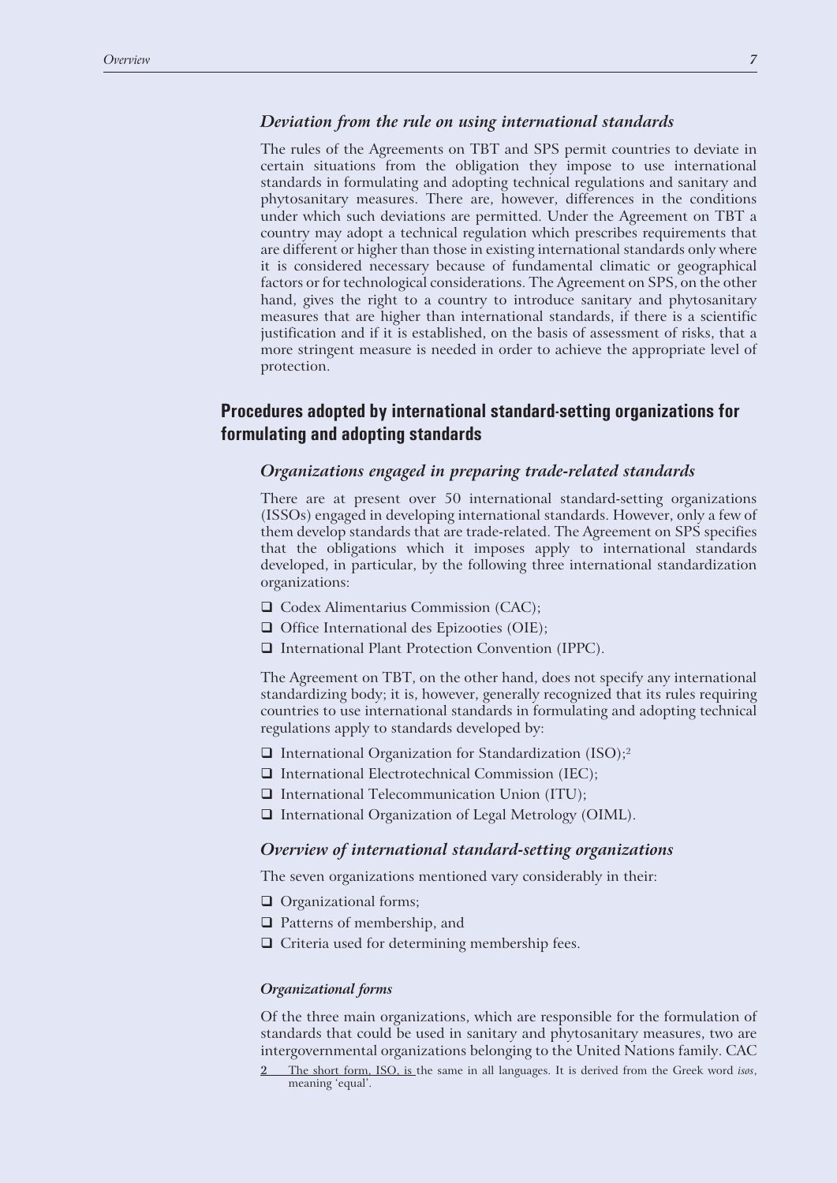### *Deviation from the rule on using international standards*

The rules of the Agreements on TBT and SPS permit countries to deviate in certain situations from the obligation they impose to use international standards in formulating and adopting technical regulations and sanitary and phytosanitary measures. There are, however, differences in the conditions under which such deviations are permitted. Under the Agreement on TBT a country may adopt a technical regulation which prescribes requirements that are different or higher than those in existing international standards only where it is considered necessary because of fundamental climatic or geographical factors or for technological considerations. The Agreement on SPS, on the other hand, gives the right to a country to introduce sanitary and phytosanitary measures that are higher than international standards, if there is a scientific justification and if it is established, on the basis of assessment of risks, that a more stringent measure is needed in order to achieve the appropriate level of protection.

## Procedures adopted by international standard-setting organizations for formulating and adopting standards

### *Organizations engaged in preparing trade-related standards*

There are at present over 50 international standard-setting organizations (ISSOs) engaged in developing international standards. However, only a few of them develop standards that are trade-related. The Agreement on SPS specifies that the obligations which it imposes apply to international standards developed, in particular, by the following three international standardization organizations:

- Codex Alimentarius Commission (CAC);
- Office International des Epizooties (OIE);
- International Plant Protection Convention (IPPC).

The Agreement on TBT, on the other hand, does not specify any international standardizing body; it is, however, generally recognized that its rules requiring countries to use international standards in formulating and adopting technical regulations apply to standards developed by:

- International Organization for Standardization (ISO);[2]
- International Electrotechnical Commission (IEC);
- International Telecommunication Union (ITU);
- International Organization of Legal Metrology (OIML).

### *Overview of international standard-setting organizations*

The seven organizations mentioned vary considerably in their:

- Organizational forms;
- Patterns of membership, and
- Criteria used for determining membership fees.

#### *Organizational forms*

Of the three main organizations, which are responsible for the formulation of standards that could be used in sanitary and phytosanitary measures, two are intergovernmental organizations belonging to the United Nations family. CAC

[2] The short form, ISO, is the same in all languages. It is derived from the Greek word *isos*, meaning 'equal'.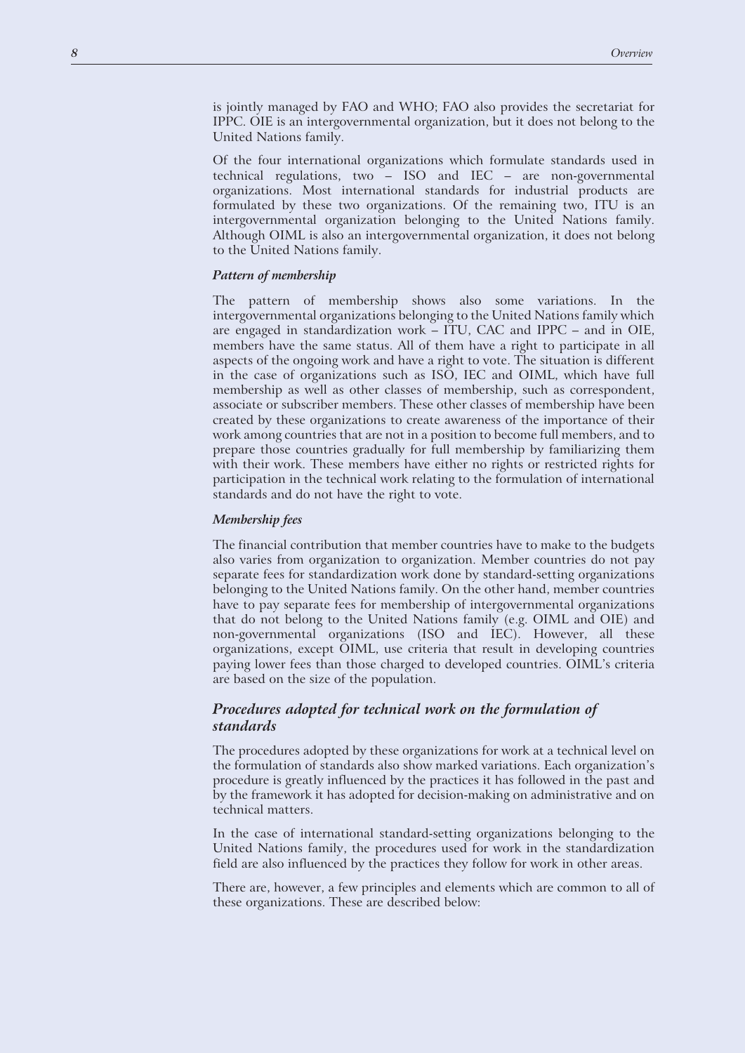is jointly managed by FAO and WHO; FAO also provides the secretariat for IPPC. OIE is an intergovernmental organization, but it does not belong to the United Nations family.

Of the four international organizations which formulate standards used in technical regulations, two – ISO and IEC – are non-governmental organizations. Most international standards for industrial products are formulated by these two organizations. Of the remaining two, ITU is an intergovernmental organization belonging to the United Nations family. Although OIML is also an intergovernmental organization, it does not belong to the United Nations family.

#### *Pattern of membership*

The pattern of membership shows also some variations. In the intergovernmental organizations belonging to the United Nations family which are engaged in standardization work – ITU, CAC and IPPC – and in OIE, members have the same status. All of them have a right to participate in all aspects of the ongoing work and have a right to vote. The situation is different in the case of organizations such as ISO, IEC and OIML, which have full membership as well as other classes of membership, such as correspondent, associate or subscriber members. These other classes of membership have been created by these organizations to create awareness of the importance of their work among countries that are not in a position to become full members, and to prepare those countries gradually for full membership by familiarizing them with their work. These members have either no rights or restricted rights for participation in the technical work relating to the formulation of international standards and do not have the right to vote.

#### *Membership fees*

The financial contribution that member countries have to make to the budgets also varies from organization to organization. Member countries do not pay separate fees for standardization work done by standard-setting organizations belonging to the United Nations family. On the other hand, member countries have to pay separate fees for membership of intergovernmental organizations that do not belong to the United Nations family (e.g. OIML and OIE) and non-governmental organizations (ISO and IEC). However, all these organizations, except OIML, use criteria that result in developing countries paying lower fees than those charged to developed countries. OIML's criteria are based on the size of the population.

### *Procedures adopted for technical work on the formulation of standards*

The procedures adopted by these organizations for work at a technical level on the formulation of standards also show marked variations. Each organization's procedure is greatly influenced by the practices it has followed in the past and by the framework it has adopted for decision-making on administrative and on technical matters.

In the case of international standard-setting organizations belonging to the United Nations family, the procedures used for work in the standardization field are also influenced by the practices they follow for work in other areas.

There are, however, a few principles and elements which are common to all of these organizations. These are described below: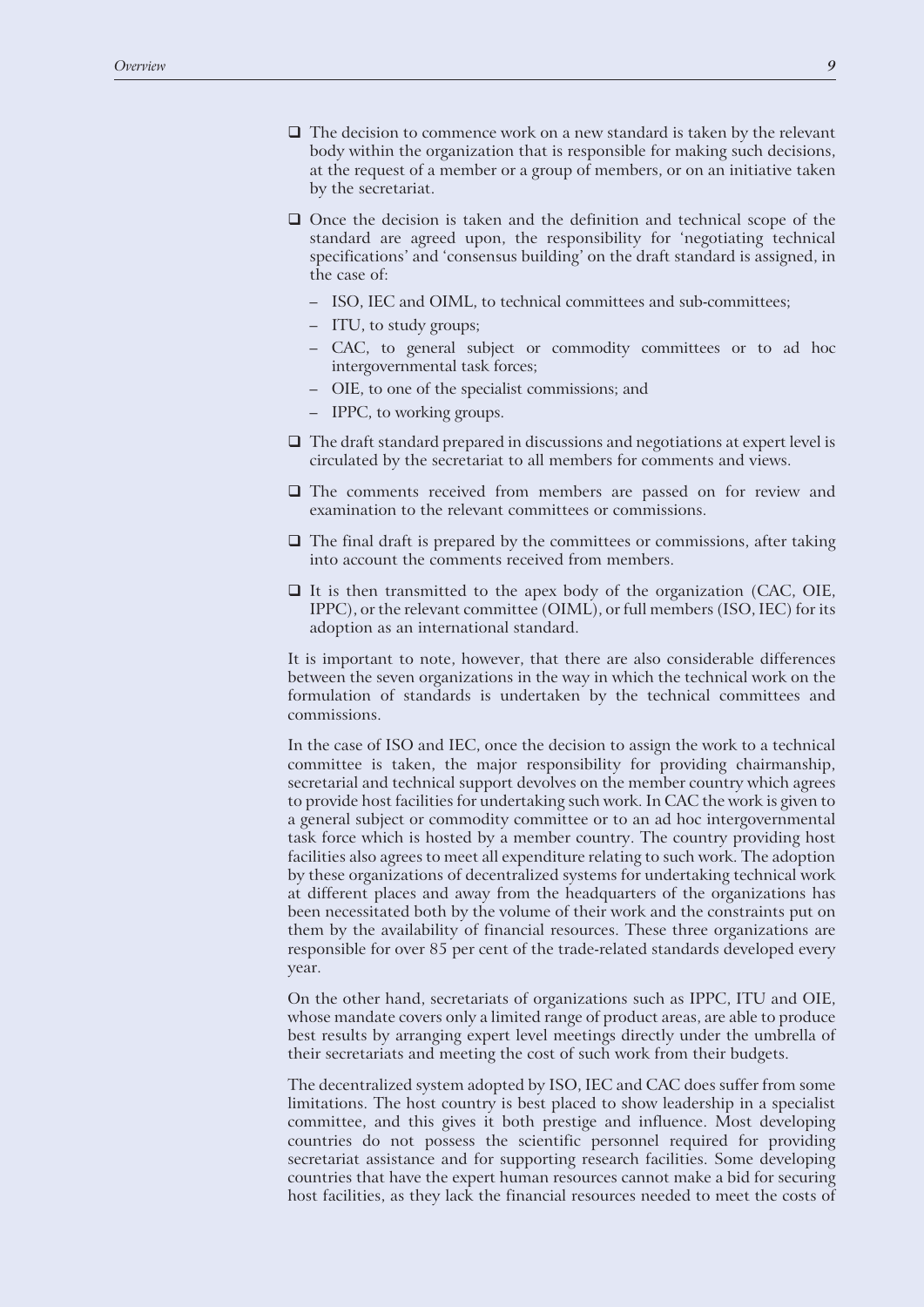- The decision to commence work on a new standard is taken by the relevant body within the organization that is responsible for making such decisions, at the request of a member or a group of members, or on an initiative taken by the secretariat.
- Once the decision is taken and the definition and technical scope of the standard are agreed upon, the responsibility for 'negotiating technical specifications' and 'consensus building' on the draft standard is assigned, in the case of:
  - ISO, IEC and OIML, to technical committees and sub-committees;
  - ITU, to study groups;
  - CAC, to general subject or commodity committees or to ad hoc intergovernmental task forces;
  - OIE, to one of the specialist commissions; and
  - IPPC, to working groups.
- The draft standard prepared in discussions and negotiations at expert level is circulated by the secretariat to all members for comments and views.
- The comments received from members are passed on for review and examination to the relevant committees or commissions.
- The final draft is prepared by the committees or commissions, after taking into account the comments received from members.
- It is then transmitted to the apex body of the organization (CAC, OIE, IPPC), or the relevant committee (OIML), or full members (ISO, IEC) for its adoption as an international standard.

It is important to note, however, that there are also considerable differences between the seven organizations in the way in which the technical work on the formulation of standards is undertaken by the technical committees and commissions.

In the case of ISO and IEC, once the decision to assign the work to a technical committee is taken, the major responsibility for providing chairmanship, secretarial and technical support devolves on the member country which agrees to provide host facilities for undertaking such work. In CAC the work is given to a general subject or commodity committee or to an ad hoc intergovernmental task force which is hosted by a member country. The country providing host facilities also agrees to meet all expenditure relating to such work. The adoption by these organizations of decentralized systems for undertaking technical work at different places and away from the headquarters of the organizations has been necessitated both by the volume of their work and the constraints put on them by the availability of financial resources. These three organizations are responsible for over 85 per cent of the trade-related standards developed every year.

On the other hand, secretariats of organizations such as IPPC, ITU and OIE, whose mandate covers only a limited range of product areas, are able to produce best results by arranging expert level meetings directly under the umbrella of their secretariats and meeting the cost of such work from their budgets.

The decentralized system adopted by ISO, IEC and CAC does suffer from some limitations. The host country is best placed to show leadership in a specialist committee, and this gives it both prestige and influence. Most developing countries do not possess the scientific personnel required for providing secretariat assistance and for supporting research facilities. Some developing countries that have the expert human resources cannot make a bid for securing host facilities, as they lack the financial resources needed to meet the costs of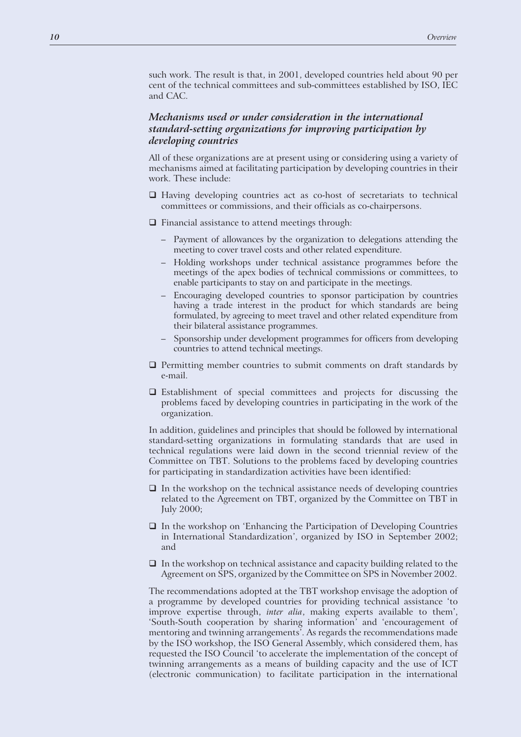such work. The result is that, in 2001, developed countries held about 90 per cent of the technical committees and sub-committees established by ISO, IEC and CAC.

### *Mechanisms used or under consideration in the international standard-setting organizations for improving participation by developing countries*

All of these organizations are at present using or considering using a variety of mechanisms aimed at facilitating participation by developing countries in their work. These include:

- Having developing countries act as co-host of secretariats to technical committees or commissions, and their officials as co-chairpersons.
- Financial assistance to attend meetings through:
  - Payment of allowances by the organization to delegations attending the meeting to cover travel costs and other related expenditure.
  - Holding workshops under technical assistance programmes before the meetings of the apex bodies of technical commissions or committees, to enable participants to stay on and participate in the meetings.
  - Encouraging developed countries to sponsor participation by countries having a trade interest in the product for which standards are being formulated, by agreeing to meet travel and other related expenditure from their bilateral assistance programmes.
  - Sponsorship under development programmes for officers from developing countries to attend technical meetings.
- Permitting member countries to submit comments on draft standards by e-mail.
- Establishment of special committees and projects for discussing the problems faced by developing countries in participating in the work of the organization.

In addition, guidelines and principles that should be followed by international standard-setting organizations in formulating standards that are used in technical regulations were laid down in the second triennial review of the Committee on TBT. Solutions to the problems faced by developing countries for participating in standardization activities have been identified:

- In the workshop on the technical assistance needs of developing countries related to the Agreement on TBT, organized by the Committee on TBT in July 2000;
- In the workshop on 'Enhancing the Participation of Developing Countries in International Standardization', organized by ISO in September 2002; and
- In the workshop on technical assistance and capacity building related to the Agreement on SPS, organized by the Committee on SPS in November 2002.

The recommendations adopted at the TBT workshop envisage the adoption of a programme by developed countries for providing technical assistance 'to improve expertise through, *inter alia*, making experts available to them', 'South-South cooperation by sharing information' and 'encouragement of mentoring and twinning arrangements'. As regards the recommendations made by the ISO workshop, the ISO General Assembly, which considered them, has requested the ISO Council 'to accelerate the implementation of the concept of twinning arrangements as a means of building capacity and the use of ICT (electronic communication) to facilitate participation in the international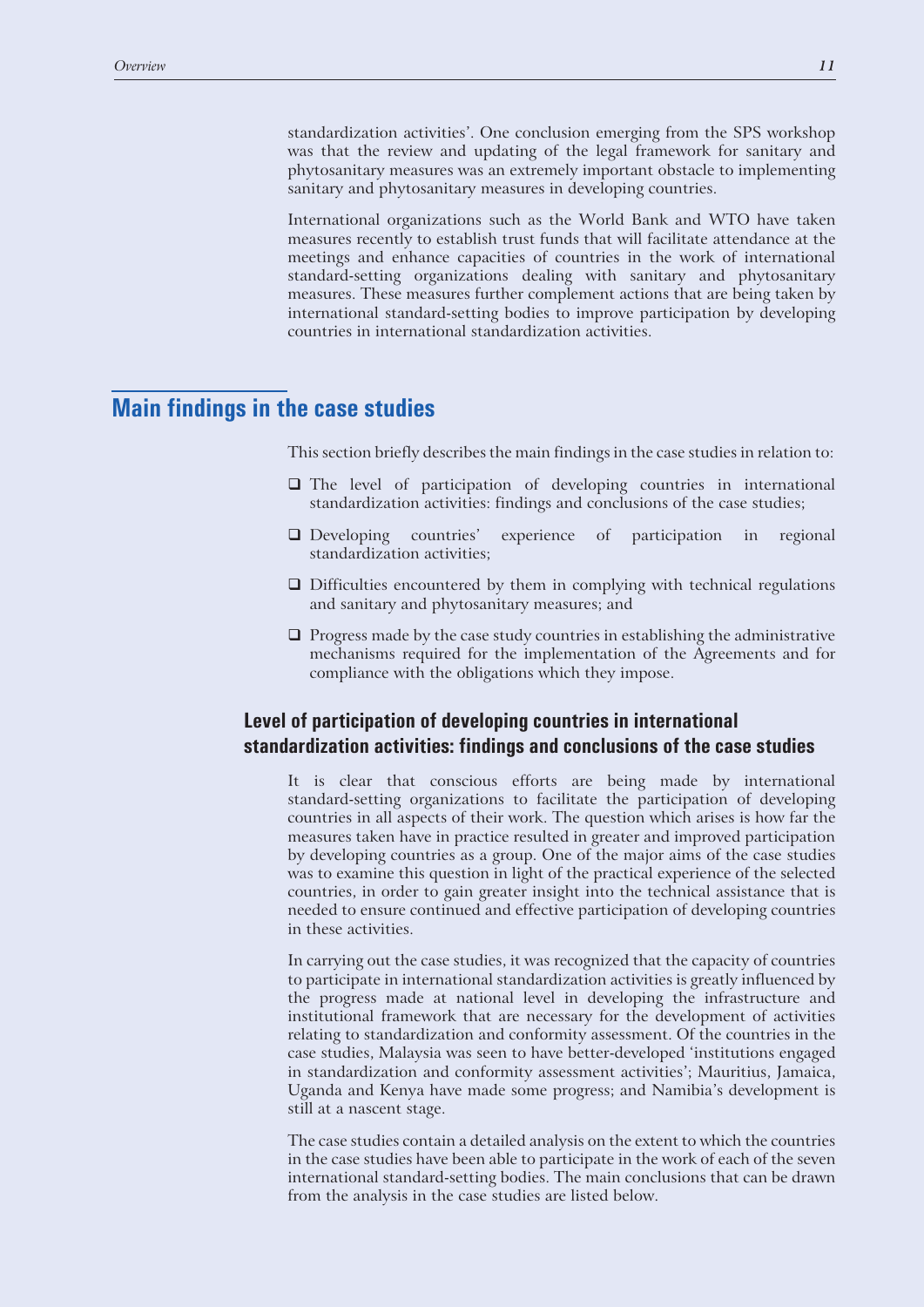standardization activities'. One conclusion emerging from the SPS workshop was that the review and updating of the legal framework for sanitary and phytosanitary measures was an extremely important obstacle to implementing sanitary and phytosanitary measures in developing countries.

International organizations such as the World Bank and WTO have taken measures recently to establish trust funds that will facilitate attendance at the meetings and enhance capacities of countries in the work of international standard-setting organizations dealing with sanitary and phytosanitary measures. These measures further complement actions that are being taken by international standard-setting bodies to improve participation by developing countries in international standardization activities.

## Main findings in the case studies

This section briefly describes the main findings in the case studies in relation to:

- The level of participation of developing countries in international standardization activities: findings and conclusions of the case studies;
- Developing countries' experience of participation in regional standardization activities;
- Difficulties encountered by them in complying with technical regulations and sanitary and phytosanitary measures; and
- Progress made by the case study countries in establishing the administrative mechanisms required for the implementation of the Agreements and for compliance with the obligations which they impose.

### Level of participation of developing countries in international standardization activities: findings and conclusions of the case studies

It is clear that conscious efforts are being made by international standard-setting organizations to facilitate the participation of developing countries in all aspects of their work. The question which arises is how far the measures taken have in practice resulted in greater and improved participation by developing countries as a group. One of the major aims of the case studies was to examine this question in light of the practical experience of the selected countries, in order to gain greater insight into the technical assistance that is needed to ensure continued and effective participation of developing countries in these activities.

In carrying out the case studies, it was recognized that the capacity of countries to participate in international standardization activities is greatly influenced by the progress made at national level in developing the infrastructure and institutional framework that are necessary for the development of activities relating to standardization and conformity assessment. Of the countries in the case studies, Malaysia was seen to have better-developed 'institutions engaged in standardization and conformity assessment activities'; Mauritius, Jamaica, Uganda and Kenya have made some progress; and Namibia's development is still at a nascent stage.

The case studies contain a detailed analysis on the extent to which the countries in the case studies have been able to participate in the work of each of the seven international standard-setting bodies. The main conclusions that can be drawn from the analysis in the case studies are listed below.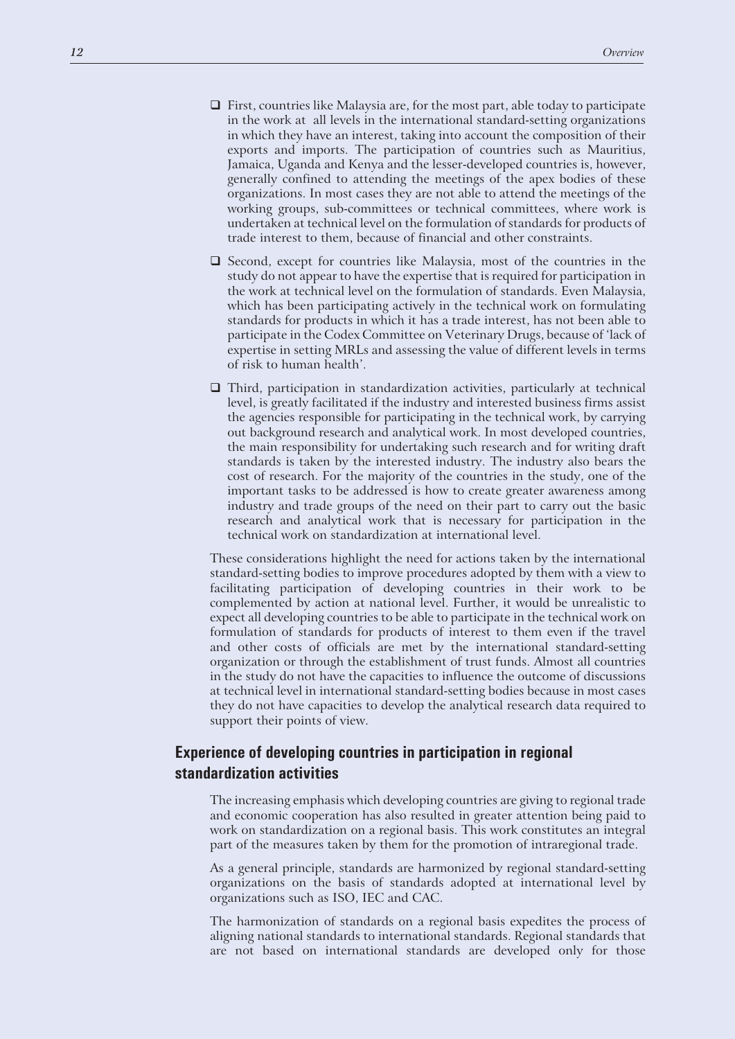- First, countries like Malaysia are, for the most part, able today to participate in the work at all levels in the international standard-setting organizations in which they have an interest, taking into account the composition of their exports and imports. The participation of countries such as Mauritius, Jamaica, Uganda and Kenya and the lesser-developed countries is, however, generally confined to attending the meetings of the apex bodies of these organizations. In most cases they are not able to attend the meetings of the working groups, sub-committees or technical committees, where work is undertaken at technical level on the formulation of standards for products of trade interest to them, because of financial and other constraints.

- Second, except for countries like Malaysia, most of the countries in the study do not appear to have the expertise that is required for participation in the work at technical level on the formulation of standards. Even Malaysia, which has been participating actively in the technical work on formulating standards for products in which it has a trade interest, has not been able to participate in the Codex Committee on Veterinary Drugs, because of 'lack of expertise in setting MRLs and assessing the value of different levels in terms of risk to human health'.

- Third, participation in standardization activities, particularly at technical level, is greatly facilitated if the industry and interested business firms assist the agencies responsible for participating in the technical work, by carrying out background research and analytical work. In most developed countries, the main responsibility for undertaking such research and for writing draft standards is taken by the interested industry. The industry also bears the cost of research. For the majority of the countries in the study, one of the important tasks to be addressed is how to create greater awareness among industry and trade groups of the need on their part to carry out the basic research and analytical work that is necessary for participation in the technical work on standardization at international level.

These considerations highlight the need for actions taken by the international standard-setting bodies to improve procedures adopted by them with a view to facilitating participation of developing countries in their work to be complemented by action at national level. Further, it would be unrealistic to expect all developing countries to be able to participate in the technical work on formulation of standards for products of interest to them even if the travel and other costs of officials are met by the international standard-setting organization or through the establishment of trust funds. Almost all countries in the study do not have the capacities to influence the outcome of discussions at technical level in international standard-setting bodies because in most cases they do not have capacities to develop the analytical research data required to support their points of view.

## Experience of developing countries in participation in regional standardization activities

The increasing emphasis which developing countries are giving to regional trade and economic cooperation has also resulted in greater attention being paid to work on standardization on a regional basis. This work constitutes an integral part of the measures taken by them for the promotion of intraregional trade.

As a general principle, standards are harmonized by regional standard-setting organizations on the basis of standards adopted at international level by organizations such as ISO, IEC and CAC.

The harmonization of standards on a regional basis expedites the process of aligning national standards to international standards. Regional standards that are not based on international standards are developed only for those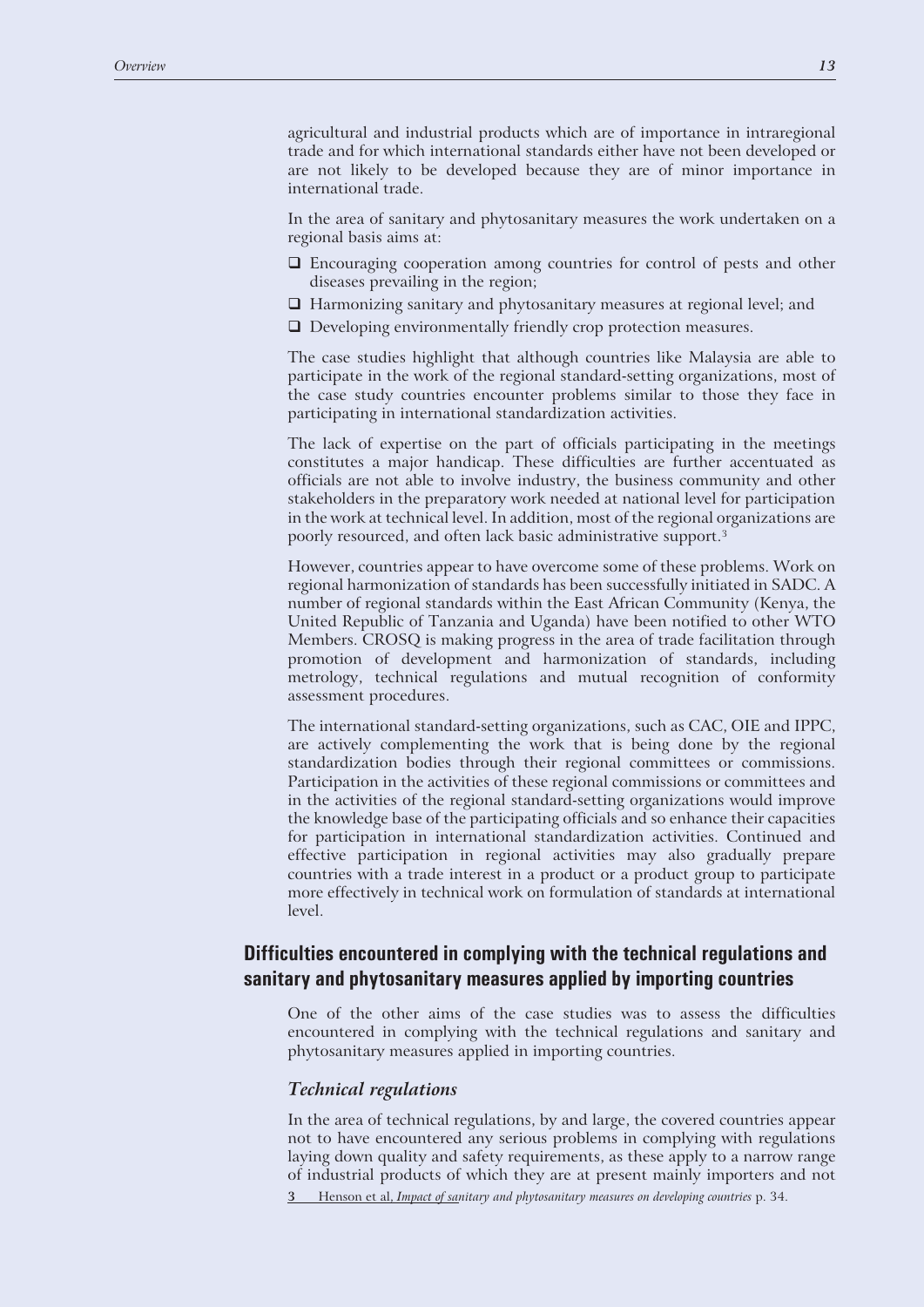agricultural and industrial products which are of importance in intraregional trade and for which international standards either have not been developed or are not likely to be developed because they are of minor importance in international trade.

In the area of sanitary and phytosanitary measures the work undertaken on a regional basis aims at:

- Encouraging cooperation among countries for control of pests and other diseases prevailing in the region;
- Harmonizing sanitary and phytosanitary measures at regional level; and
- Developing environmentally friendly crop protection measures.

The case studies highlight that although countries like Malaysia are able to participate in the work of the regional standard-setting organizations, most of the case study countries encounter problems similar to those they face in participating in international standardization activities.

The lack of expertise on the part of officials participating in the meetings constitutes a major handicap. These difficulties are further accentuated as officials are not able to involve industry, the business community and other stakeholders in the preparatory work needed at national level for participation in the work at technical level. In addition, most of the regional organizations are poorly resourced, and often lack basic administrative support.[3]

However, countries appear to have overcome some of these problems. Work on regional harmonization of standards has been successfully initiated in SADC. A number of regional standards within the East African Community (Kenya, the United Republic of Tanzania and Uganda) have been notified to other WTO Members. CROSQ is making progress in the area of trade facilitation through promotion of development and harmonization of standards, including metrology, technical regulations and mutual recognition of conformity assessment procedures.

The international standard-setting organizations, such as CAC, OIE and IPPC, are actively complementing the work that is being done by the regional standardization bodies through their regional committees or commissions. Participation in the activities of these regional commissions or committees and in the activities of the regional standard-setting organizations would improve the knowledge base of the participating officials and so enhance their capacities for participation in international standardization activities. Continued and effective participation in regional activities may also gradually prepare countries with a trade interest in a product or a product group to participate more effectively in technical work on formulation of standards at international level.

## Difficulties encountered in complying with the technical regulations and sanitary and phytosanitary measures applied by importing countries

One of the other aims of the case studies was to assess the difficulties encountered in complying with the technical regulations and sanitary and phytosanitary measures applied in importing countries.

### *Technical regulations*

In the area of technical regulations, by and large, the covered countries appear not to have encountered any serious problems in complying with regulations laying down quality and safety requirements, as these apply to a narrow range of industrial products of which they are at present mainly importers and not

[3] Henson et al, *Impact of sanitary and phytosanitary measures on developing countries* p. 34.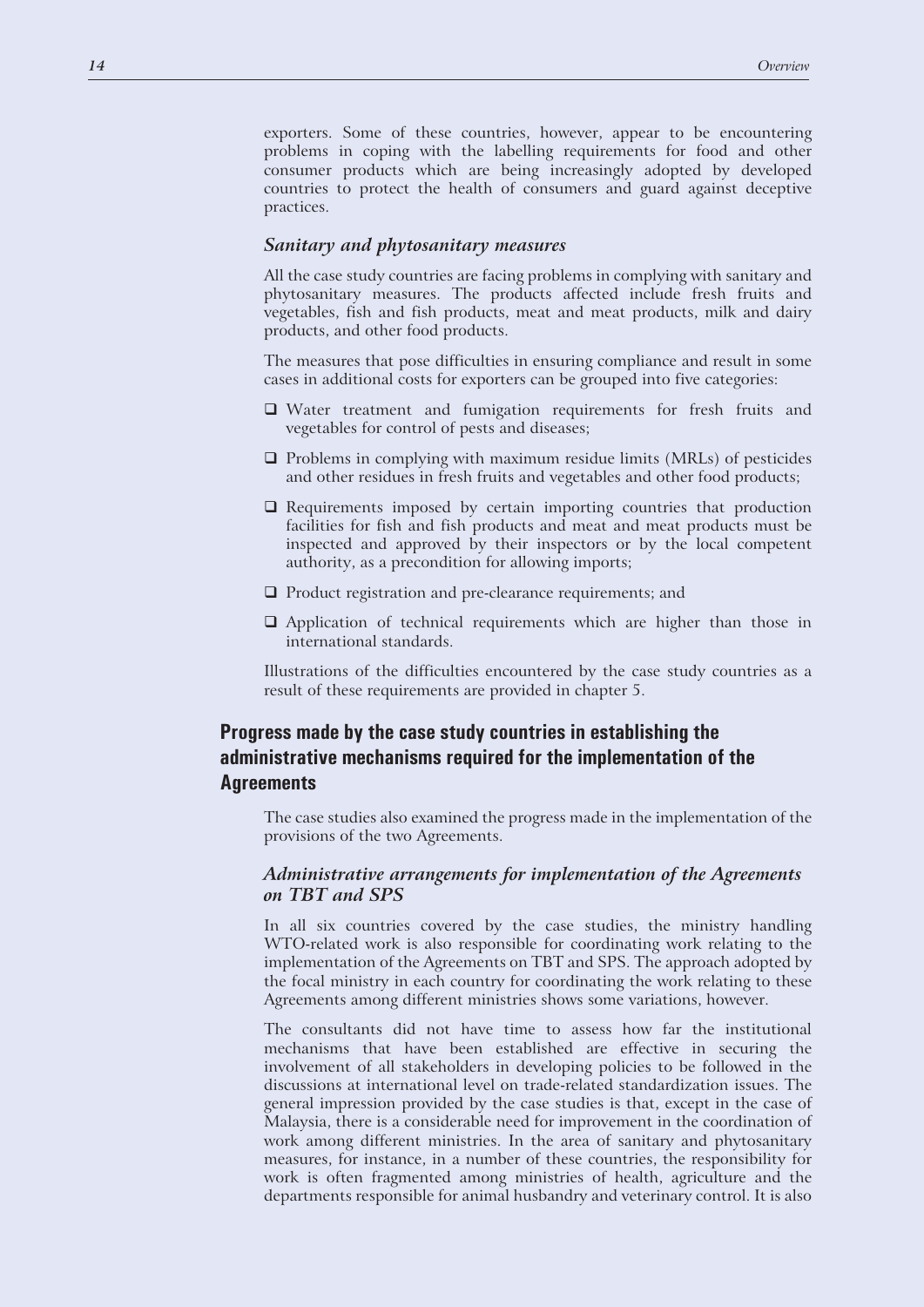exporters. Some of these countries, however, appear to be encountering problems in coping with the labelling requirements for food and other consumer products which are being increasingly adopted by developed countries to protect the health of consumers and guard against deceptive practices.

### *Sanitary and phytosanitary measures*

All the case study countries are facing problems in complying with sanitary and phytosanitary measures. The products affected include fresh fruits and vegetables, fish and fish products, meat and meat products, milk and dairy products, and other food products.

The measures that pose difficulties in ensuring compliance and result in some cases in additional costs for exporters can be grouped into five categories:

- Water treatment and fumigation requirements for fresh fruits and vegetables for control of pests and diseases;
- Problems in complying with maximum residue limits (MRLs) of pesticides and other residues in fresh fruits and vegetables and other food products;
- Requirements imposed by certain importing countries that production facilities for fish and fish products and meat and meat products must be inspected and approved by their inspectors or by the local competent authority, as a precondition for allowing imports;
- Product registration and pre-clearance requirements; and
- Application of technical requirements which are higher than those in international standards.

Illustrations of the difficulties encountered by the case study countries as a result of these requirements are provided in chapter 5.

## Progress made by the case study countries in establishing the administrative mechanisms required for the implementation of the Agreements

The case studies also examined the progress made in the implementation of the provisions of the two Agreements.

### *Administrative arrangements for implementation of the Agreements on TBT and SPS*

In all six countries covered by the case studies, the ministry handling WTO-related work is also responsible for coordinating work relating to the implementation of the Agreements on TBT and SPS. The approach adopted by the focal ministry in each country for coordinating the work relating to these Agreements among different ministries shows some variations, however.

The consultants did not have time to assess how far the institutional mechanisms that have been established are effective in securing the involvement of all stakeholders in developing policies to be followed in the discussions at international level on trade-related standardization issues. The general impression provided by the case studies is that, except in the case of Malaysia, there is a considerable need for improvement in the coordination of work among different ministries. In the area of sanitary and phytosanitary measures, for instance, in a number of these countries, the responsibility for work is often fragmented among ministries of health, agriculture and the departments responsible for animal husbandry and veterinary control. It is also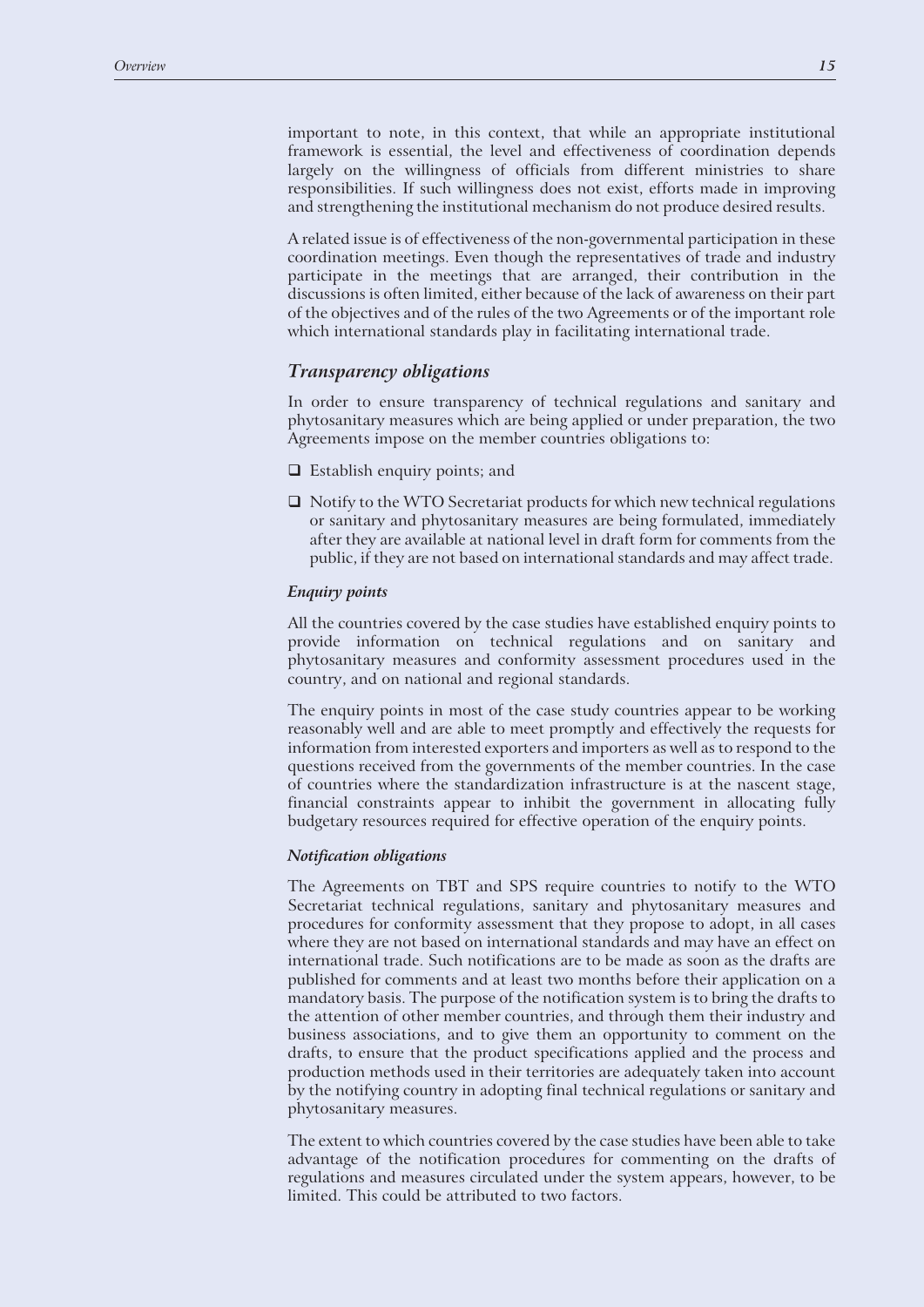important to note, in this context, that while an appropriate institutional framework is essential, the level and effectiveness of coordination depends largely on the willingness of officials from different ministries to share responsibilities. If such willingness does not exist, efforts made in improving and strengthening the institutional mechanism do not produce desired results.

A related issue is of effectiveness of the non-governmental participation in these coordination meetings. Even though the representatives of trade and industry participate in the meetings that are arranged, their contribution in the discussions is often limited, either because of the lack of awareness on their part of the objectives and of the rules of the two Agreements or of the important role which international standards play in facilitating international trade.

## *Transparency obligations*

In order to ensure transparency of technical regulations and sanitary and phytosanitary measures which are being applied or under preparation, the two Agreements impose on the member countries obligations to:

- Establish enquiry points; and
- Notify to the WTO Secretariat products for which new technical regulations or sanitary and phytosanitary measures are being formulated, immediately after they are available at national level in draft form for comments from the public, if they are not based on international standards and may affect trade.

### *Enquiry points*

All the countries covered by the case studies have established enquiry points to provide information on technical regulations and on sanitary and phytosanitary measures and conformity assessment procedures used in the country, and on national and regional standards.

The enquiry points in most of the case study countries appear to be working reasonably well and are able to meet promptly and effectively the requests for information from interested exporters and importers as well as to respond to the questions received from the governments of the member countries. In the case of countries where the standardization infrastructure is at the nascent stage, financial constraints appear to inhibit the government in allocating fully budgetary resources required for effective operation of the enquiry points.

### *Notification obligations*

The Agreements on TBT and SPS require countries to notify to the WTO Secretariat technical regulations, sanitary and phytosanitary measures and procedures for conformity assessment that they propose to adopt, in all cases where they are not based on international standards and may have an effect on international trade. Such notifications are to be made as soon as the drafts are published for comments and at least two months before their application on a mandatory basis. The purpose of the notification system is to bring the drafts to the attention of other member countries, and through them their industry and business associations, and to give them an opportunity to comment on the drafts, to ensure that the product specifications applied and the process and production methods used in their territories are adequately taken into account by the notifying country in adopting final technical regulations or sanitary and phytosanitary measures.

The extent to which countries covered by the case studies have been able to take advantage of the notification procedures for commenting on the drafts of regulations and measures circulated under the system appears, however, to be limited. This could be attributed to two factors.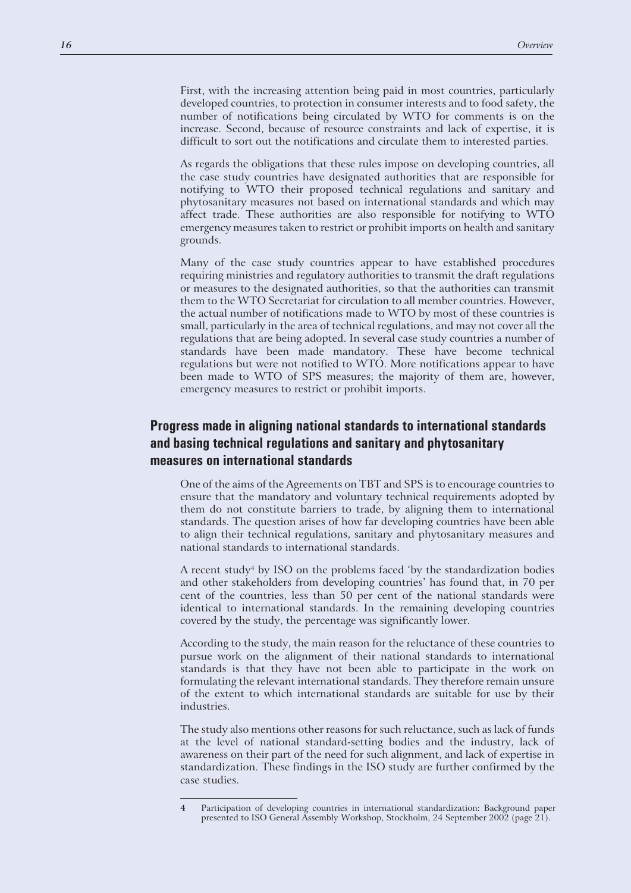First, with the increasing attention being paid in most countries, particularly developed countries, to protection in consumer interests and to food safety, the number of notifications being circulated by WTO for comments is on the increase. Second, because of resource constraints and lack of expertise, it is difficult to sort out the notifications and circulate them to interested parties.

As regards the obligations that these rules impose on developing countries, all the case study countries have designated authorities that are responsible for notifying to WTO their proposed technical regulations and sanitary and phytosanitary measures not based on international standards and which may affect trade. These authorities are also responsible for notifying to WTO emergency measures taken to restrict or prohibit imports on health and sanitary grounds.

Many of the case study countries appear to have established procedures requiring ministries and regulatory authorities to transmit the draft regulations or measures to the designated authorities, so that the authorities can transmit them to the WTO Secretariat for circulation to all member countries. However, the actual number of notifications made to WTO by most of these countries is small, particularly in the area of technical regulations, and may not cover all the regulations that are being adopted. In several case study countries a number of standards have been made mandatory. These have become technical regulations but were not notified to WTO. More notifications appear to have been made to WTO of SPS measures; the majority of them are, however, emergency measures to restrict or prohibit imports.

## Progress made in aligning national standards to international standards and basing technical regulations and sanitary and phytosanitary measures on international standards

One of the aims of the Agreements on TBT and SPS is to encourage countries to ensure that the mandatory and voluntary technical requirements adopted by them do not constitute barriers to trade, by aligning them to international standards. The question arises of how far developing countries have been able to align their technical regulations, sanitary and phytosanitary measures and national standards to international standards.

A recent study[4] by ISO on the problems faced 'by the standardization bodies and other stakeholders from developing countries' has found that, in 70 per cent of the countries, less than 50 per cent of the national standards were identical to international standards. In the remaining developing countries covered by the study, the percentage was significantly lower.

According to the study, the main reason for the reluctance of these countries to pursue work on the alignment of their national standards to international standards is that they have not been able to participate in the work on formulating the relevant international standards. They therefore remain unsure of the extent to which international standards are suitable for use by their industries.

The study also mentions other reasons for such reluctance, such as lack of funds at the level of national standard-setting bodies and the industry, lack of awareness on their part of the need for such alignment, and lack of expertise in standardization. These findings in the ISO study are further confirmed by the case studies.

---

**4** Participation of developing countries in international standardization: Background paper presented to ISO General Assembly Workshop, Stockholm, 24 September 2002 (page 21).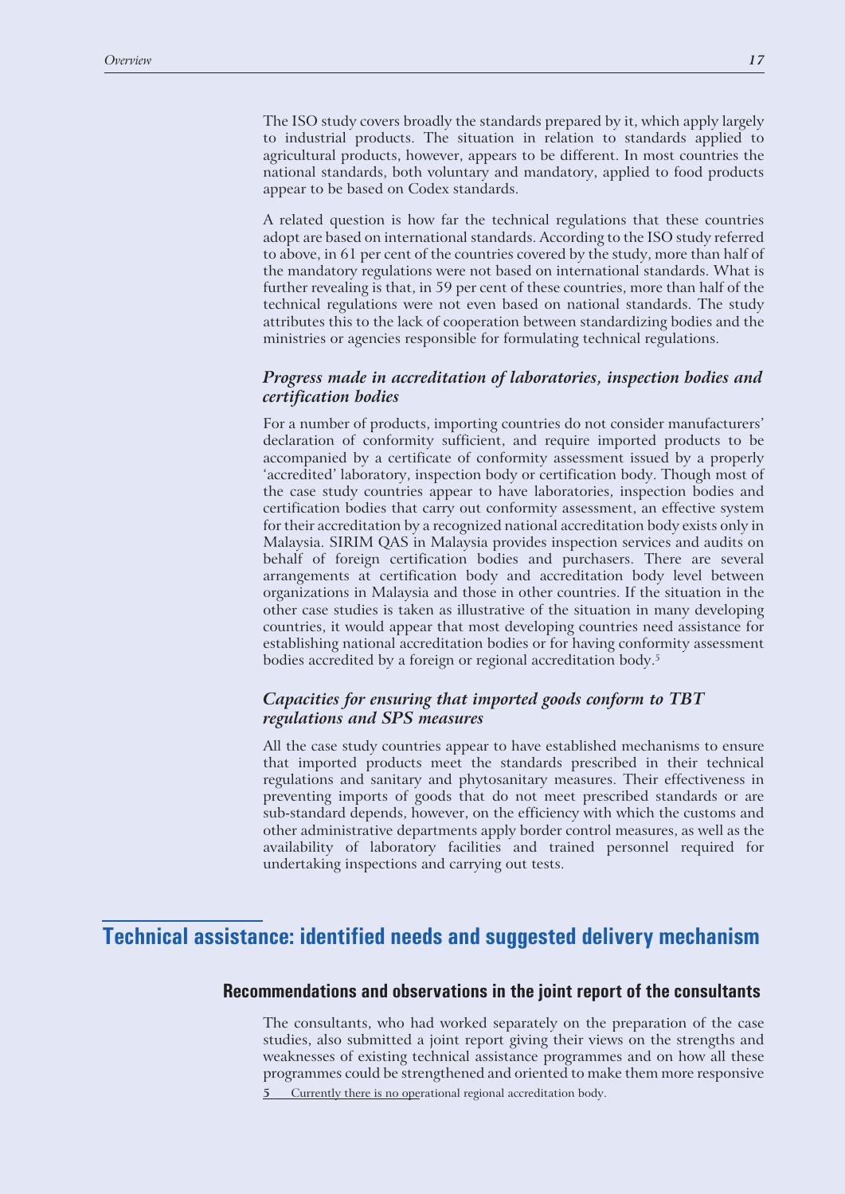The ISO study covers broadly the standards prepared by it, which apply largely to industrial products. The situation in relation to standards applied to agricultural products, however, appears to be different. In most countries the national standards, both voluntary and mandatory, applied to food products appear to be based on Codex standards.

A related question is how far the technical regulations that these countries adopt are based on international standards. According to the ISO study referred to above, in 61 per cent of the countries covered by the study, more than half of the mandatory regulations were not based on international standards. What is further revealing is that, in 59 per cent of these countries, more than half of the technical regulations were not even based on national standards. The study attributes this to the lack of cooperation between standardizing bodies and the ministries or agencies responsible for formulating technical regulations.

### *Progress made in accreditation of laboratories, inspection bodies and certification bodies*

For a number of products, importing countries do not consider manufacturers' declaration of conformity sufficient, and require imported products to be accompanied by a certificate of conformity assessment issued by a properly 'accredited' laboratory, inspection body or certification body. Though most of the case study countries appear to have laboratories, inspection bodies and certification bodies that carry out conformity assessment, an effective system for their accreditation by a recognized national accreditation body exists only in Malaysia. SIRIM QAS in Malaysia provides inspection services and audits on behalf of foreign certification bodies and purchasers. There are several arrangements at certification body and accreditation body level between organizations in Malaysia and those in other countries. If the situation in the other case studies is taken as illustrative of the situation in many developing countries, it would appear that most developing countries need assistance for establishing national accreditation bodies or for having conformity assessment bodies accredited by a foreign or regional accreditation body.[5]

### *Capacities for ensuring that imported goods conform to TBT regulations and SPS measures*

All the case study countries appear to have established mechanisms to ensure that imported products meet the standards prescribed in their technical regulations and sanitary and phytosanitary measures. Their effectiveness in preventing imports of goods that do not meet prescribed standards or are sub-standard depends, however, on the efficiency with which the customs and other administrative departments apply border control measures, as well as the availability of laboratory facilities and trained personnel required for undertaking inspections and carrying out tests.

# Technical assistance: identified needs and suggested delivery mechanism

## Recommendations and observations in the joint report of the consultants

The consultants, who had worked separately on the preparation of the case studies, also submitted a joint report giving their views on the strengths and weaknesses of existing technical assistance programmes and on how all these programmes could be strengthened and oriented to make them more responsive

5 Currently there is no operational regional accreditation body.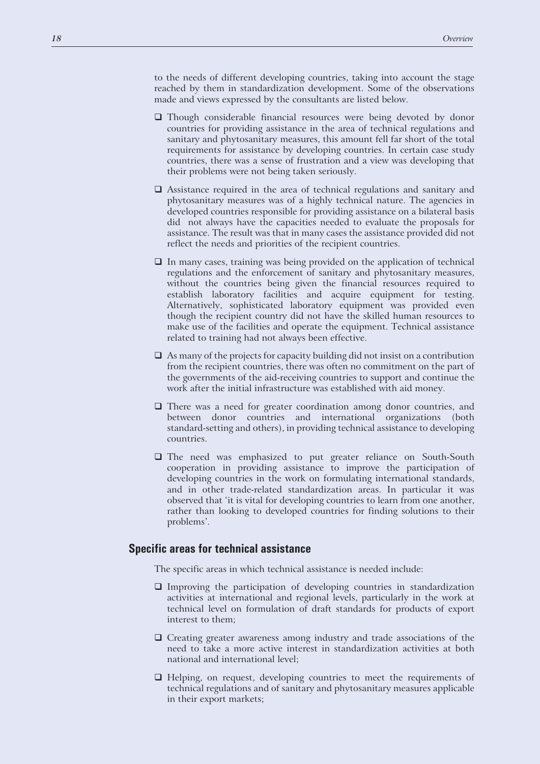to the needs of different developing countries, taking into account the stage reached by them in standardization development. Some of the observations made and views expressed by the consultants are listed below.

- Though considerable financial resources were being devoted by donor countries for providing assistance in the area of technical regulations and sanitary and phytosanitary measures, this amount fell far short of the total requirements for assistance by developing countries. In certain case study countries, there was a sense of frustration and a view was developing that their problems were not being taken seriously.

- Assistance required in the area of technical regulations and sanitary and phytosanitary measures was of a highly technical nature. The agencies in developed countries responsible for providing assistance on a bilateral basis did not always have the capacities needed to evaluate the proposals for assistance. The result was that in many cases the assistance provided did not reflect the needs and priorities of the recipient countries.

- In many cases, training was being provided on the application of technical regulations and the enforcement of sanitary and phytosanitary measures, without the countries being given the financial resources required to establish laboratory facilities and acquire equipment for testing. Alternatively, sophisticated laboratory equipment was provided even though the recipient country did not have the skilled human resources to make use of the facilities and operate the equipment. Technical assistance related to training had not always been effective.

- As many of the projects for capacity building did not insist on a contribution from the recipient countries, there was often no commitment on the part of the governments of the aid-receiving countries to support and continue the work after the initial infrastructure was established with aid money.

- There was a need for greater coordination among donor countries, and between donor countries and international organizations (both standard-setting and others), in providing technical assistance to developing countries.

- The need was emphasized to put greater reliance on South-South cooperation in providing assistance to improve the participation of developing countries in the work on formulating international standards, and in other trade-related standardization areas. In particular it was observed that 'it is vital for developing countries to learn from one another, rather than looking to developed countries for finding solutions to their problems'.

## Specific areas for technical assistance

The specific areas in which technical assistance is needed include:

- Improving the participation of developing countries in standardization activities at international and regional levels, particularly in the work at technical level on formulation of draft standards for products of export interest to them;

- Creating greater awareness among industry and trade associations of the need to take a more active interest in standardization activities at both national and international level;

- Helping, on request, developing countries to meet the requirements of technical regulations and of sanitary and phytosanitary measures applicable in their export markets;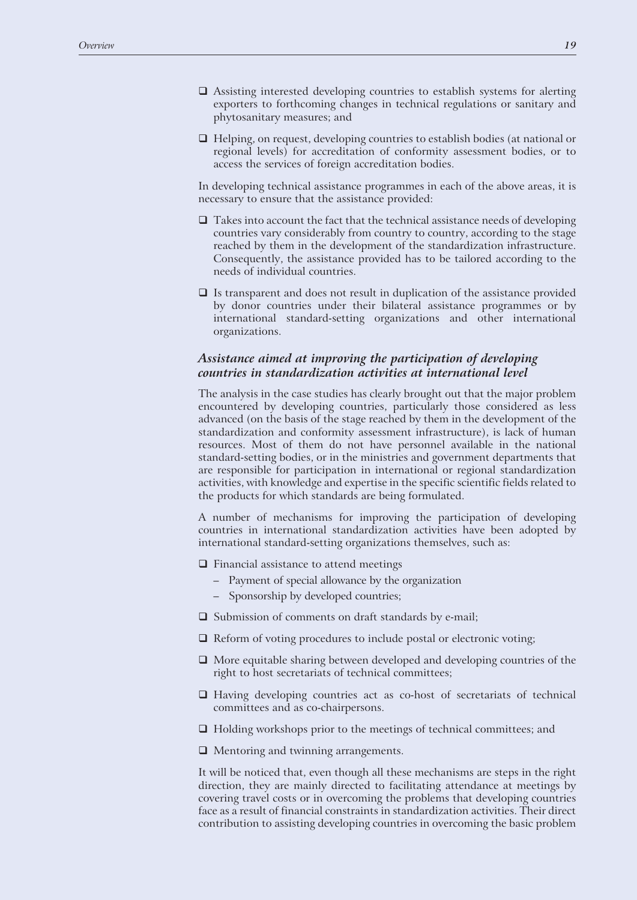- Assisting interested developing countries to establish systems for alerting exporters to forthcoming changes in technical regulations or sanitary and phytosanitary measures; and

- Helping, on request, developing countries to establish bodies (at national or regional levels) for accreditation of conformity assessment bodies, or to access the services of foreign accreditation bodies.

In developing technical assistance programmes in each of the above areas, it is necessary to ensure that the assistance provided:

- Takes into account the fact that the technical assistance needs of developing countries vary considerably from country to country, according to the stage reached by them in the development of the standardization infrastructure. Consequently, the assistance provided has to be tailored according to the needs of individual countries.

- Is transparent and does not result in duplication of the assistance provided by donor countries under their bilateral assistance programmes or by international standard-setting organizations and other international organizations.

### *Assistance aimed at improving the participation of developing countries in standardization activities at international level*

The analysis in the case studies has clearly brought out that the major problem encountered by developing countries, particularly those considered as less advanced (on the basis of the stage reached by them in the development of the standardization and conformity assessment infrastructure), is lack of human resources. Most of them do not have personnel available in the national standard-setting bodies, or in the ministries and government departments that are responsible for participation in international or regional standardization activities, with knowledge and expertise in the specific scientific fields related to the products for which standards are being formulated.

A number of mechanisms for improving the participation of developing countries in international standardization activities have been adopted by international standard-setting organizations themselves, such as:

- Financial assistance to attend meetings
  - Payment of special allowance by the organization
  - Sponsorship by developed countries;

- Submission of comments on draft standards by e-mail;

- Reform of voting procedures to include postal or electronic voting;

- More equitable sharing between developed and developing countries of the right to host secretariats of technical committees;

- Having developing countries act as co-host of secretariats of technical committees and as co-chairpersons.

- Holding workshops prior to the meetings of technical committees; and

- Mentoring and twinning arrangements.

It will be noticed that, even though all these mechanisms are steps in the right direction, they are mainly directed to facilitating attendance at meetings by covering travel costs or in overcoming the problems that developing countries face as a result of financial constraints in standardization activities. Their direct contribution to assisting developing countries in overcoming the basic problem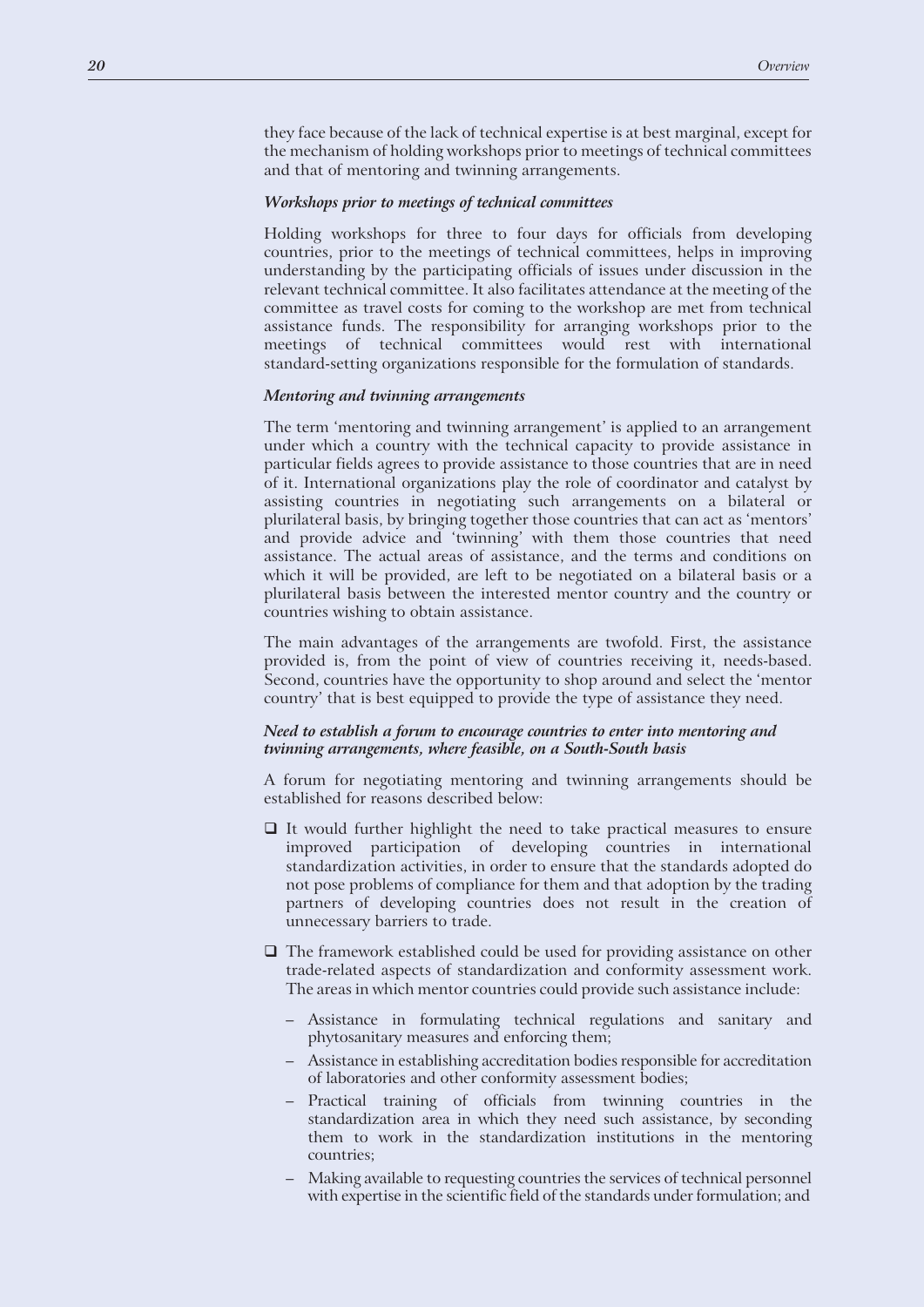they face because of the lack of technical expertise is at best marginal, except for the mechanism of holding workshops prior to meetings of technical committees and that of mentoring and twinning arrangements.

### *Workshops prior to meetings of technical committees*

Holding workshops for three to four days for officials from developing countries, prior to the meetings of technical committees, helps in improving understanding by the participating officials of issues under discussion in the relevant technical committee. It also facilitates attendance at the meeting of the committee as travel costs for coming to the workshop are met from technical assistance funds. The responsibility for arranging workshops prior to the meetings of technical committees would rest with international standard-setting organizations responsible for the formulation of standards.

### *Mentoring and twinning arrangements*

The term 'mentoring and twinning arrangement' is applied to an arrangement under which a country with the technical capacity to provide assistance in particular fields agrees to provide assistance to those countries that are in need of it. International organizations play the role of coordinator and catalyst by assisting countries in negotiating such arrangements on a bilateral or plurilateral basis, by bringing together those countries that can act as 'mentors' and provide advice and 'twinning' with them those countries that need assistance. The actual areas of assistance, and the terms and conditions on which it will be provided, are left to be negotiated on a bilateral basis or a plurilateral basis between the interested mentor country and the country or countries wishing to obtain assistance.

The main advantages of the arrangements are twofold. First, the assistance provided is, from the point of view of countries receiving it, needs-based. Second, countries have the opportunity to shop around and select the 'mentor country' that is best equipped to provide the type of assistance they need.

### *Need to establish a forum to encourage countries to enter into mentoring and twinning arrangements, where feasible, on a South-South basis*

A forum for negotiating mentoring and twinning arrangements should be established for reasons described below:

- It would further highlight the need to take practical measures to ensure improved participation of developing countries in international standardization activities, in order to ensure that the standards adopted do not pose problems of compliance for them and that adoption by the trading partners of developing countries does not result in the creation of unnecessary barriers to trade.
- The framework established could be used for providing assistance on other trade-related aspects of standardization and conformity assessment work. The areas in which mentor countries could provide such assistance include:
  - Assistance in formulating technical regulations and sanitary and phytosanitary measures and enforcing them;
  - Assistance in establishing accreditation bodies responsible for accreditation of laboratories and other conformity assessment bodies;
  - Practical training of officials from twinning countries in the standardization area in which they need such assistance, by seconding them to work in the standardization institutions in the mentoring countries;
  - Making available to requesting countries the services of technical personnel with expertise in the scientific field of the standards under formulation; and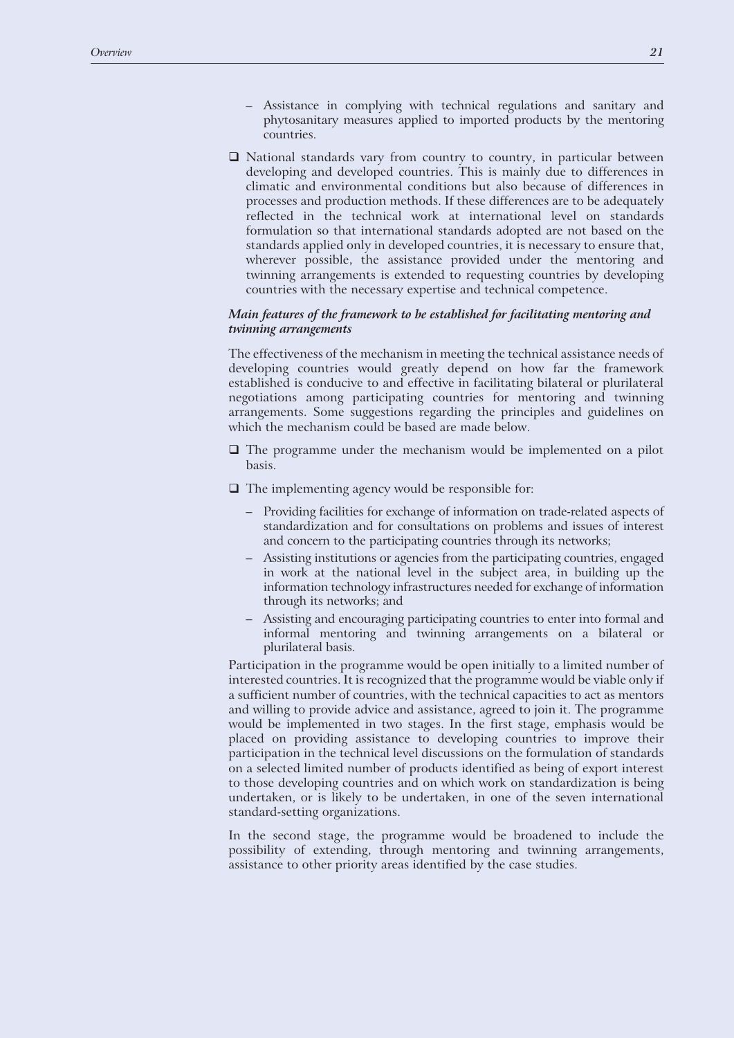- Assistance in complying with technical regulations and sanitary and phytosanitary measures applied to imported products by the mentoring countries.

- National standards vary from country to country, in particular between developing and developed countries. This is mainly due to differences in climatic and environmental conditions but also because of differences in processes and production methods. If these differences are to be adequately reflected in the technical work at international level on standards formulation so that international standards adopted are not based on the standards applied only in developed countries, it is necessary to ensure that, wherever possible, the assistance provided under the mentoring and twinning arrangements is extended to requesting countries by developing countries with the necessary expertise and technical competence.

***Main features of the framework to be established for facilitating mentoring and twinning arrangements***

The effectiveness of the mechanism in meeting the technical assistance needs of developing countries would greatly depend on how far the framework established is conducive to and effective in facilitating bilateral or plurilateral negotiations among participating countries for mentoring and twinning arrangements. Some suggestions regarding the principles and guidelines on which the mechanism could be based are made below.

- The programme under the mechanism would be implemented on a pilot basis.
- The implementing agency would be responsible for:
  - Providing facilities for exchange of information on trade-related aspects of standardization and for consultations on problems and issues of interest and concern to the participating countries through its networks;
  - Assisting institutions or agencies from the participating countries, engaged in work at the national level in the subject area, in building up the information technology infrastructures needed for exchange of information through its networks; and
  - Assisting and encouraging participating countries to enter into formal and informal mentoring and twinning arrangements on a bilateral or plurilateral basis.

Participation in the programme would be open initially to a limited number of interested countries. It is recognized that the programme would be viable only if a sufficient number of countries, with the technical capacities to act as mentors and willing to provide advice and assistance, agreed to join it. The programme would be implemented in two stages. In the first stage, emphasis would be placed on providing assistance to developing countries to improve their participation in the technical level discussions on the formulation of standards on a selected limited number of products identified as being of export interest to those developing countries and on which work on standardization is being undertaken, or is likely to be undertaken, in one of the seven international standard-setting organizations.

In the second stage, the programme would be broadened to include the possibility of extending, through mentoring and twinning arrangements, assistance to other priority areas identified by the case studies.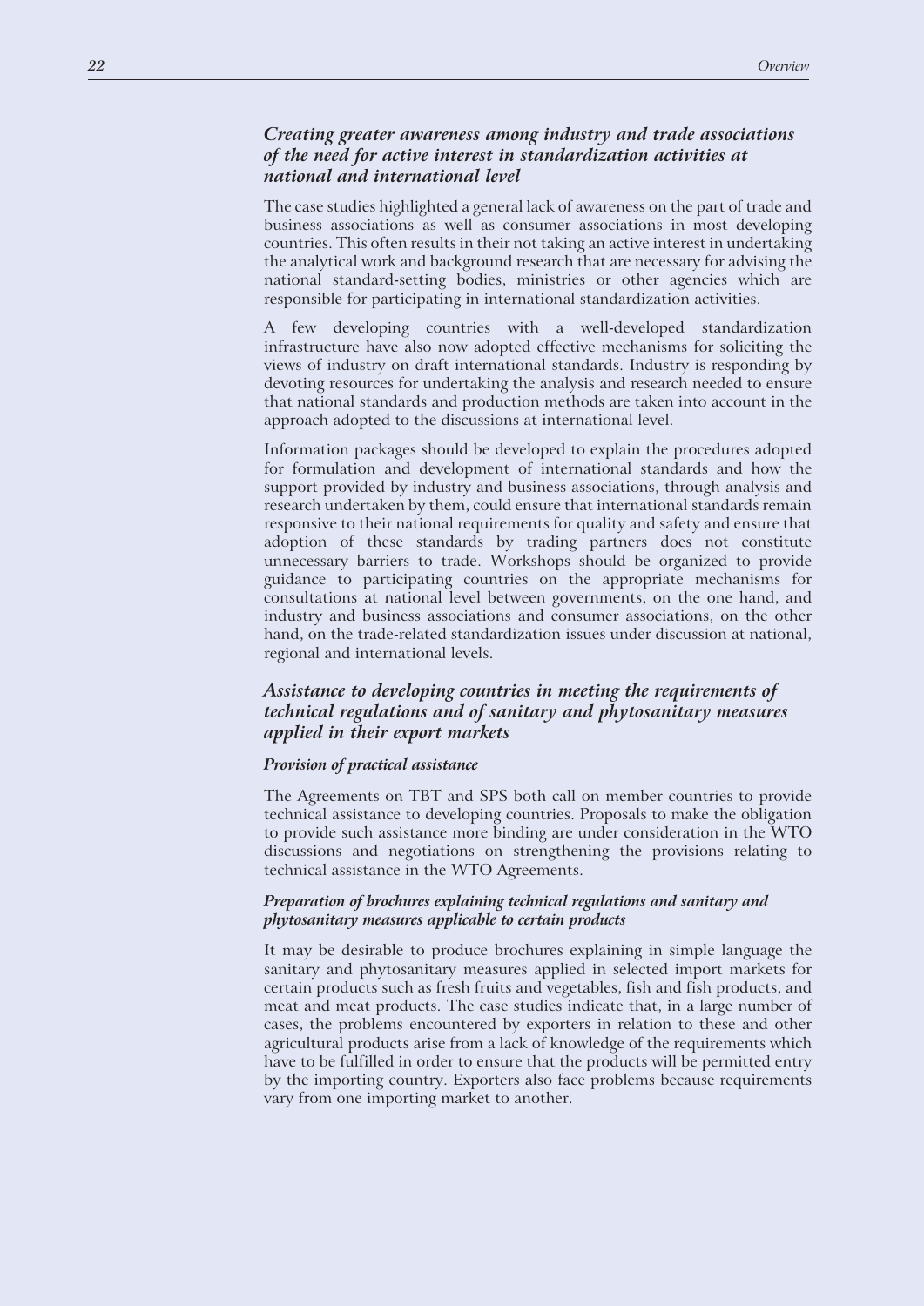### *Creating greater awareness among industry and trade associations of the need for active interest in standardization activities at national and international level*

The case studies highlighted a general lack of awareness on the part of trade and business associations as well as consumer associations in most developing countries. This often results in their not taking an active interest in undertaking the analytical work and background research that are necessary for advising the national standard-setting bodies, ministries or other agencies which are responsible for participating in international standardization activities.

A few developing countries with a well-developed standardization infrastructure have also now adopted effective mechanisms for soliciting the views of industry on draft international standards. Industry is responding by devoting resources for undertaking the analysis and research needed to ensure that national standards and production methods are taken into account in the approach adopted to the discussions at international level.

Information packages should be developed to explain the procedures adopted for formulation and development of international standards and how the support provided by industry and business associations, through analysis and research undertaken by them, could ensure that international standards remain responsive to their national requirements for quality and safety and ensure that adoption of these standards by trading partners does not constitute unnecessary barriers to trade. Workshops should be organized to provide guidance to participating countries on the appropriate mechanisms for consultations at national level between governments, on the one hand, and industry and business associations and consumer associations, on the other hand, on the trade-related standardization issues under discussion at national, regional and international levels.

### *Assistance to developing countries in meeting the requirements of technical regulations and of sanitary and phytosanitary measures applied in their export markets*

#### *Provision of practical assistance*

The Agreements on TBT and SPS both call on member countries to provide technical assistance to developing countries. Proposals to make the obligation to provide such assistance more binding are under consideration in the WTO discussions and negotiations on strengthening the provisions relating to technical assistance in the WTO Agreements.

#### *Preparation of brochures explaining technical regulations and sanitary and phytosanitary measures applicable to certain products*

It may be desirable to produce brochures explaining in simple language the sanitary and phytosanitary measures applied in selected import markets for certain products such as fresh fruits and vegetables, fish and fish products, and meat and meat products. The case studies indicate that, in a large number of cases, the problems encountered by exporters in relation to these and other agricultural products arise from a lack of knowledge of the requirements which have to be fulfilled in order to ensure that the products will be permitted entry by the importing country. Exporters also face problems because requirements vary from one importing market to another.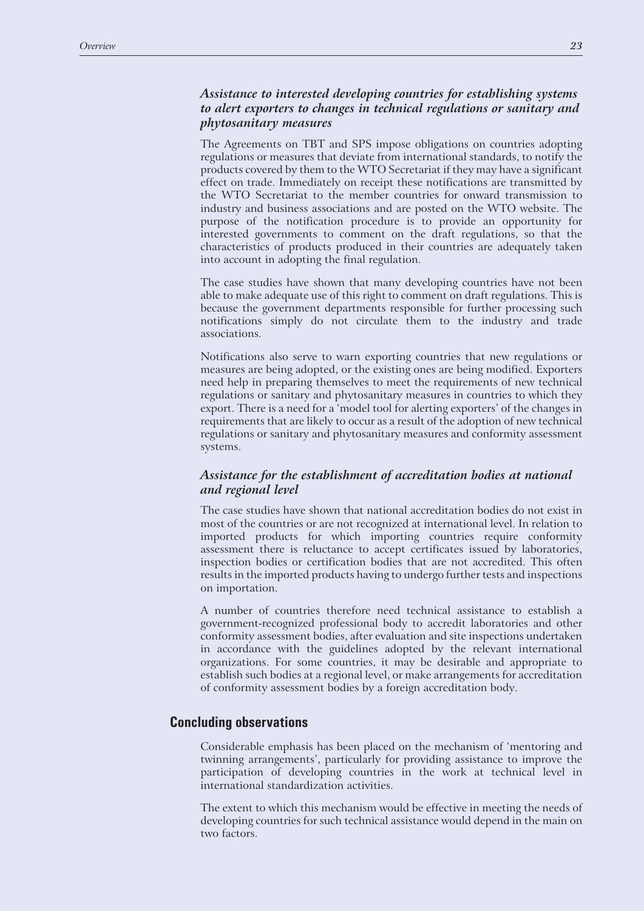### *Assistance to interested developing countries for establishing systems to alert exporters to changes in technical regulations or sanitary and phytosanitary measures*

The Agreements on TBT and SPS impose obligations on countries adopting regulations or measures that deviate from international standards, to notify the products covered by them to the WTO Secretariat if they may have a significant effect on trade. Immediately on receipt these notifications are transmitted by the WTO Secretariat to the member countries for onward transmission to industry and business associations and are posted on the WTO website. The purpose of the notification procedure is to provide an opportunity for interested governments to comment on the draft regulations, so that the characteristics of products produced in their countries are adequately taken into account in adopting the final regulation.

The case studies have shown that many developing countries have not been able to make adequate use of this right to comment on draft regulations. This is because the government departments responsible for further processing such notifications simply do not circulate them to the industry and trade associations.

Notifications also serve to warn exporting countries that new regulations or measures are being adopted, or the existing ones are being modified. Exporters need help in preparing themselves to meet the requirements of new technical regulations or sanitary and phytosanitary measures in countries to which they export. There is a need for a 'model tool for alerting exporters' of the changes in requirements that are likely to occur as a result of the adoption of new technical regulations or sanitary and phytosanitary measures and conformity assessment systems.

### *Assistance for the establishment of accreditation bodies at national and regional level*

The case studies have shown that national accreditation bodies do not exist in most of the countries or are not recognized at international level. In relation to imported products for which importing countries require conformity assessment there is reluctance to accept certificates issued by laboratories, inspection bodies or certification bodies that are not accredited. This often results in the imported products having to undergo further tests and inspections on importation.

A number of countries therefore need technical assistance to establish a government-recognized professional body to accredit laboratories and other conformity assessment bodies, after evaluation and site inspections undertaken in accordance with the guidelines adopted by the relevant international organizations. For some countries, it may be desirable and appropriate to establish such bodies at a regional level, or make arrangements for accreditation of conformity assessment bodies by a foreign accreditation body.

## Concluding observations

Considerable emphasis has been placed on the mechanism of 'mentoring and twinning arrangements', particularly for providing assistance to improve the participation of developing countries in the work at technical level in international standardization activities.

The extent to which this mechanism would be effective in meeting the needs of developing countries for such technical assistance would depend in the main on two factors.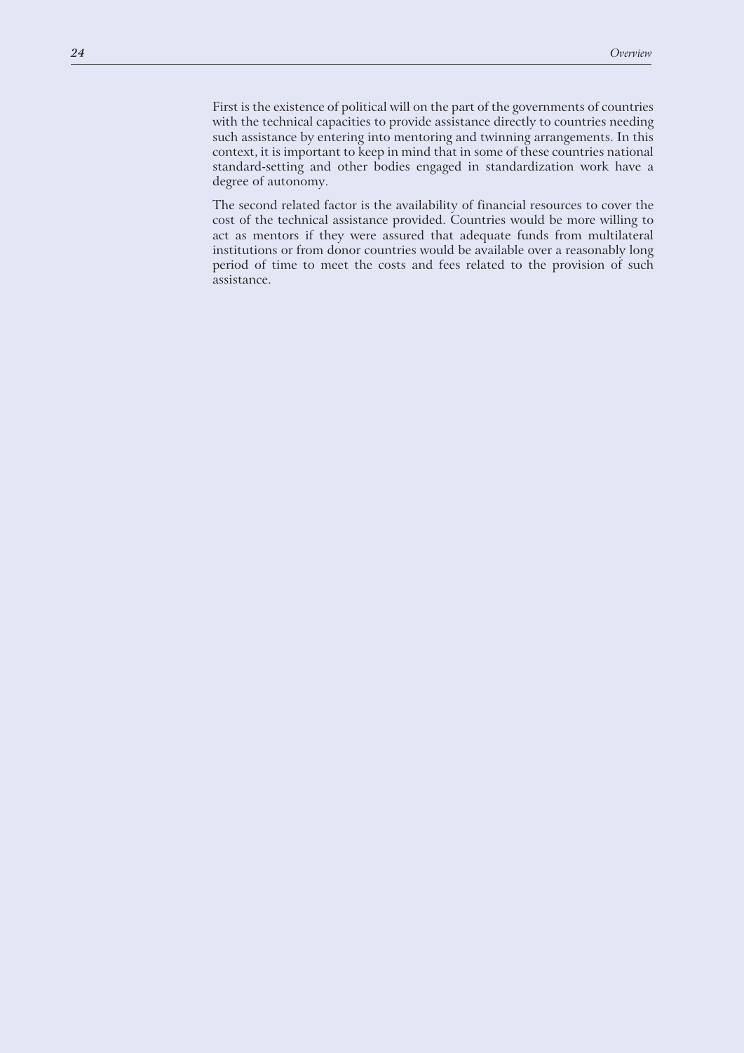First is the existence of political will on the part of the governments of countries with the technical capacities to provide assistance directly to countries needing such assistance by entering into mentoring and twinning arrangements. In this context, it is important to keep in mind that in some of these countries national standard-setting and other bodies engaged in standardization work have a degree of autonomy.

The second related factor is the availability of financial resources to cover the cost of the technical assistance provided. Countries would be more willing to act as mentors if they were assured that adequate funds from multilateral institutions or from donor countries would be available over a reasonably long period of time to meet the costs and fees related to the provision of such assistance.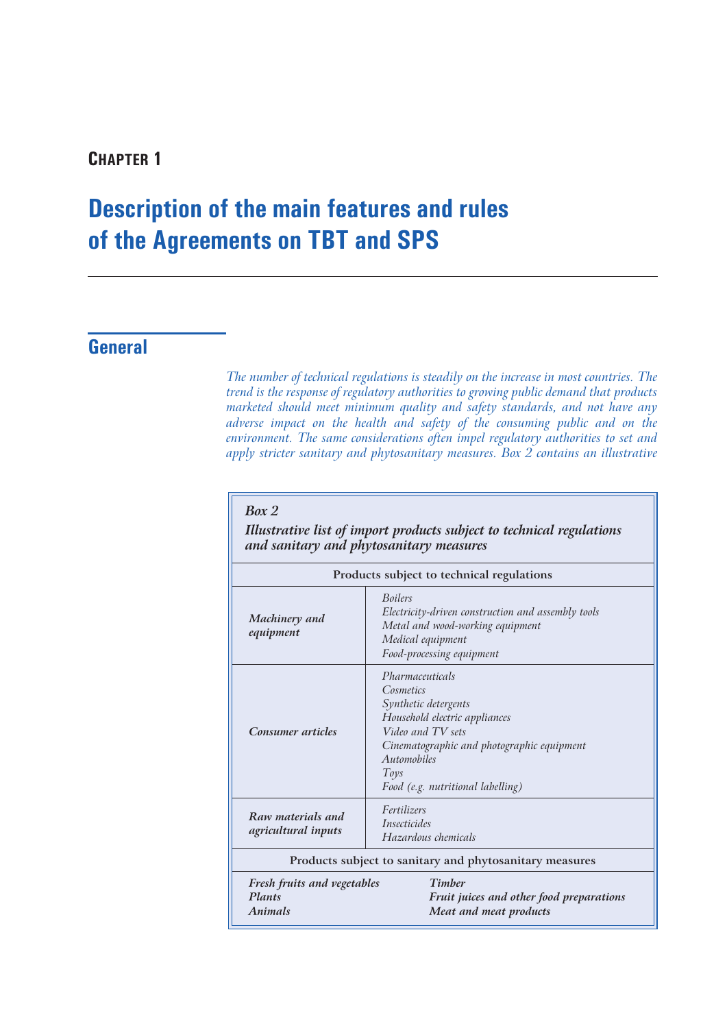**CHAPTER 1**

# Description of the main features and rules of the Agreements on TBT and SPS

## General

*The number of technical regulations is steadily on the increase in most countries. The trend is the response of regulatory authorities to growing public demand that products marketed should meet minimum quality and safety standards, and not have any adverse impact on the health and safety of the consuming public and on the environment. The same considerations often impel regulatory authorities to set and apply stricter sanitary and phytosanitary measures. Box 2 contains an illustrative*

***Box 2***

***Illustrative list of import products subject to technical regulations and sanitary and phytosanitary measures***

| **Products subject to technical regulations** | |
|---|---|
| ***Machinery and equipment*** | *Boilers*<br>*Electricity-driven construction and assembly tools*<br>*Metal and wood-working equipment*<br>*Medical equipment*<br>*Food-processing equipment* |
| ***Consumer articles*** | *Pharmaceuticals*<br>*Cosmetics*<br>*Synthetic detergents*<br>*Household electric appliances*<br>*Video and TV sets*<br>*Cinematographic and photographic equipment*<br>*Automobiles*<br>*Toys*<br>*Food (e.g. nutritional labelling)* |
| ***Raw materials and agricultural inputs*** | *Fertilizers*<br>*Insecticides*<br>*Hazardous chemicals* |
| **Products subject to sanitary and phytosanitary measures** | |
| ***Fresh fruits and vegetables***<br>***Plants***<br>***Animals*** | ***Timber***<br>***Fruit juices and other food preparations***<br>***Meat and meat products*** |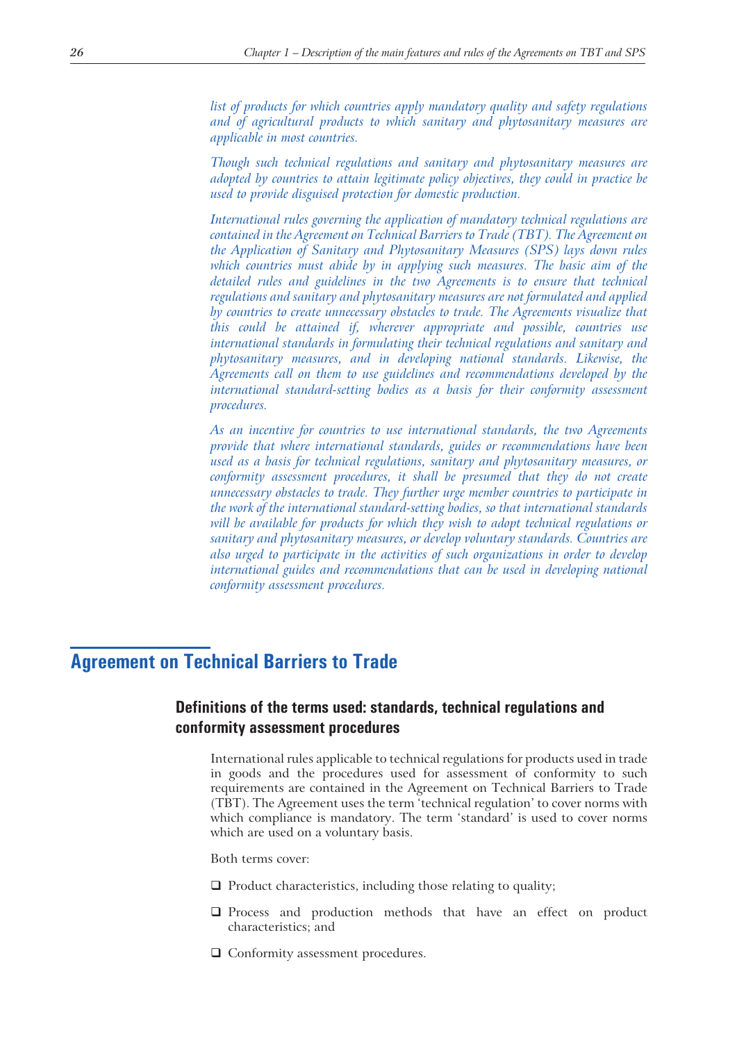*list of products for which countries apply mandatory quality and safety regulations and of agricultural products to which sanitary and phytosanitary measures are applicable in most countries.*

*Though such technical regulations and sanitary and phytosanitary measures are adopted by countries to attain legitimate policy objectives, they could in practice be used to provide disguised protection for domestic production.*

*International rules governing the application of mandatory technical regulations are contained in the Agreement on Technical Barriers to Trade (TBT). The Agreement on the Application of Sanitary and Phytosanitary Measures (SPS) lays down rules which countries must abide by in applying such measures. The basic aim of the detailed rules and guidelines in the two Agreements is to ensure that technical regulations and sanitary and phytosanitary measures are not formulated and applied by countries to create unnecessary obstacles to trade. The Agreements visualize that this could be attained if, wherever appropriate and possible, countries use international standards in formulating their technical regulations and sanitary and phytosanitary measures, and in developing national standards. Likewise, the Agreements call on them to use guidelines and recommendations developed by the international standard-setting bodies as a basis for their conformity assessment procedures.*

*As an incentive for countries to use international standards, the two Agreements provide that where international standards, guides or recommendations have been used as a basis for technical regulations, sanitary and phytosanitary measures, or conformity assessment procedures, it shall be presumed that they do not create unnecessary obstacles to trade. They further urge member countries to participate in the work of the international standard-setting bodies, so that international standards will be available for products for which they wish to adopt technical regulations or sanitary and phytosanitary measures, or develop voluntary standards. Countries are also urged to participate in the activities of such organizations in order to develop international guides and recommendations that can be used in developing national conformity assessment procedures.*

## Agreement on Technical Barriers to Trade

### Definitions of the terms used: standards, technical regulations and conformity assessment procedures

International rules applicable to technical regulations for products used in trade in goods and the procedures used for assessment of conformity to such requirements are contained in the Agreement on Technical Barriers to Trade (TBT). The Agreement uses the term 'technical regulation' to cover norms with which compliance is mandatory. The term 'standard' is used to cover norms which are used on a voluntary basis.

Both terms cover:

- Product characteristics, including those relating to quality;
- Process and production methods that have an effect on product characteristics; and
- Conformity assessment procedures.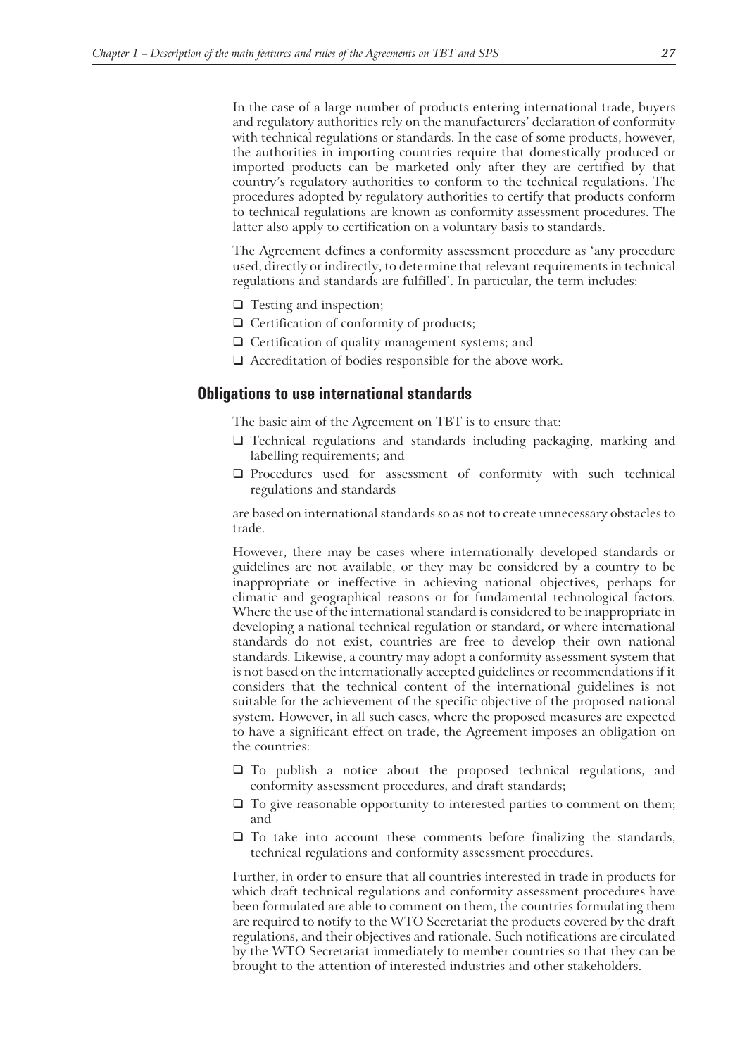In the case of a large number of products entering international trade, buyers and regulatory authorities rely on the manufacturers' declaration of conformity with technical regulations or standards. In the case of some products, however, the authorities in importing countries require that domestically produced or imported products can be marketed only after they are certified by that country's regulatory authorities to conform to the technical regulations. The procedures adopted by regulatory authorities to certify that products conform to technical regulations are known as conformity assessment procedures. The latter also apply to certification on a voluntary basis to standards.

The Agreement defines a conformity assessment procedure as 'any procedure used, directly or indirectly, to determine that relevant requirements in technical regulations and standards are fulfilled'. In particular, the term includes:

- Testing and inspection;
- Certification of conformity of products;
- Certification of quality management systems; and
- Accreditation of bodies responsible for the above work.

## Obligations to use international standards

The basic aim of the Agreement on TBT is to ensure that:

- Technical regulations and standards including packaging, marking and labelling requirements; and
- Procedures used for assessment of conformity with such technical regulations and standards

are based on international standards so as not to create unnecessary obstacles to trade.

However, there may be cases where internationally developed standards or guidelines are not available, or they may be considered by a country to be inappropriate or ineffective in achieving national objectives, perhaps for climatic and geographical reasons or for fundamental technological factors. Where the use of the international standard is considered to be inappropriate in developing a national technical regulation or standard, or where international standards do not exist, countries are free to develop their own national standards. Likewise, a country may adopt a conformity assessment system that is not based on the internationally accepted guidelines or recommendations if it considers that the technical content of the international guidelines is not suitable for the achievement of the specific objective of the proposed national system. However, in all such cases, where the proposed measures are expected to have a significant effect on trade, the Agreement imposes an obligation on the countries:

- To publish a notice about the proposed technical regulations, and conformity assessment procedures, and draft standards;
- To give reasonable opportunity to interested parties to comment on them; and
- To take into account these comments before finalizing the standards, technical regulations and conformity assessment procedures.

Further, in order to ensure that all countries interested in trade in products for which draft technical regulations and conformity assessment procedures have been formulated are able to comment on them, the countries formulating them are required to notify to the WTO Secretariat the products covered by the draft regulations, and their objectives and rationale. Such notifications are circulated by the WTO Secretariat immediately to member countries so that they can be brought to the attention of interested industries and other stakeholders.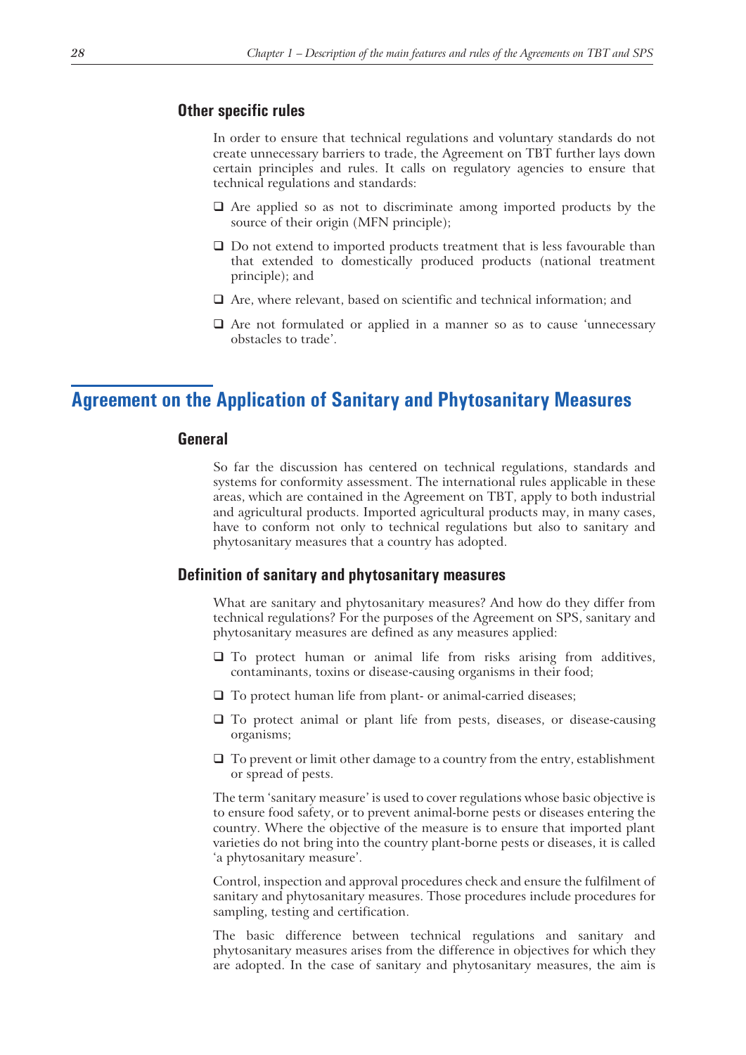### Other specific rules

In order to ensure that technical regulations and voluntary standards do not create unnecessary barriers to trade, the Agreement on TBT further lays down certain principles and rules. It calls on regulatory agencies to ensure that technical regulations and standards:

- Are applied so as not to discriminate among imported products by the source of their origin (MFN principle);
- Do not extend to imported products treatment that is less favourable than that extended to domestically produced products (national treatment principle); and
- Are, where relevant, based on scientific and technical information; and
- Are not formulated or applied in a manner so as to cause 'unnecessary obstacles to trade'.

## Agreement on the Application of Sanitary and Phytosanitary Measures

### General

So far the discussion has centered on technical regulations, standards and systems for conformity assessment. The international rules applicable in these areas, which are contained in the Agreement on TBT, apply to both industrial and agricultural products. Imported agricultural products may, in many cases, have to conform not only to technical regulations but also to sanitary and phytosanitary measures that a country has adopted.

### Definition of sanitary and phytosanitary measures

What are sanitary and phytosanitary measures? And how do they differ from technical regulations? For the purposes of the Agreement on SPS, sanitary and phytosanitary measures are defined as any measures applied:

- To protect human or animal life from risks arising from additives, contaminants, toxins or disease-causing organisms in their food;
- To protect human life from plant- or animal-carried diseases;
- To protect animal or plant life from pests, diseases, or disease-causing organisms;
- To prevent or limit other damage to a country from the entry, establishment or spread of pests.

The term 'sanitary measure' is used to cover regulations whose basic objective is to ensure food safety, or to prevent animal-borne pests or diseases entering the country. Where the objective of the measure is to ensure that imported plant varieties do not bring into the country plant-borne pests or diseases, it is called 'a phytosanitary measure'.

Control, inspection and approval procedures check and ensure the fulfilment of sanitary and phytosanitary measures. Those procedures include procedures for sampling, testing and certification.

The basic difference between technical regulations and sanitary and phytosanitary measures arises from the difference in objectives for which they are adopted. In the case of sanitary and phytosanitary measures, the aim is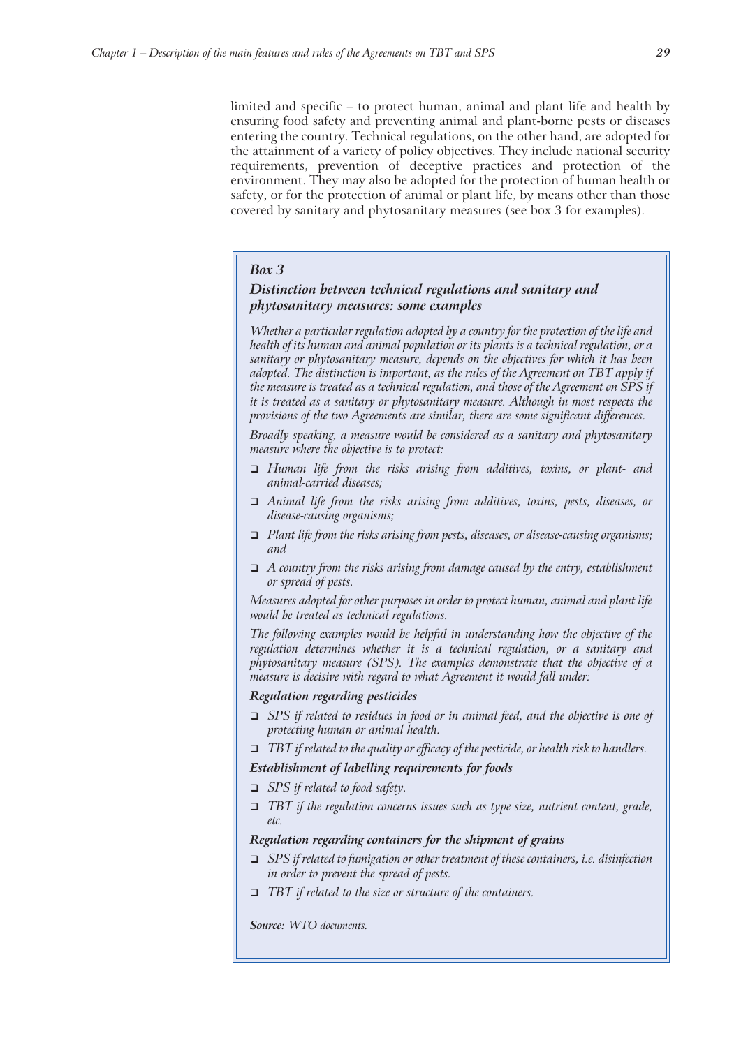limited and specific – to protect human, animal and plant life and health by ensuring food safety and preventing animal and plant-borne pests or diseases entering the country. Technical regulations, on the other hand, are adopted for the attainment of a variety of policy objectives. They include national security requirements, prevention of deceptive practices and protection of the environment. They may also be adopted for the protection of human health or safety, or for the protection of animal or plant life, by means other than those covered by sanitary and phytosanitary measures (see box 3 for examples).

> ***Box 3***
>
> ### *Distinction between technical regulations and sanitary and phytosanitary measures: some examples*
>
> *Whether a particular regulation adopted by a country for the protection of the life and health of its human and animal population or its plants is a technical regulation, or a sanitary or phytosanitary measure, depends on the objectives for which it has been adopted. The distinction is important, as the rules of the Agreement on TBT apply if the measure is treated as a technical regulation, and those of the Agreement on SPS if it is treated as a sanitary or phytosanitary measure. Although in most respects the provisions of the two Agreements are similar, there are some significant differences.*
>
> *Broadly speaking, a measure would be considered as a sanitary and phytosanitary measure where the objective is to protect:*
>
> - *Human life from the risks arising from additives, toxins, or plant- and animal-carried diseases;*
> - *Animal life from the risks arising from additives, toxins, pests, diseases, or disease-causing organisms;*
> - *Plant life from the risks arising from pests, diseases, or disease-causing organisms; and*
> - *A country from the risks arising from damage caused by the entry, establishment or spread of pests.*
>
> *Measures adopted for other purposes in order to protect human, animal and plant life would be treated as technical regulations.*
>
> *The following examples would be helpful in understanding how the objective of the regulation determines whether it is a technical regulation, or a sanitary and phytosanitary measure (SPS). The examples demonstrate that the objective of a measure is decisive with regard to what Agreement it would fall under:*
>
> ***Regulation regarding pesticides***
>
> - *SPS if related to residues in food or in animal feed, and the objective is one of protecting human or animal health.*
> - *TBT if related to the quality or efficacy of the pesticide, or health risk to handlers.*
>
> ***Establishment of labelling requirements for foods***
>
> - *SPS if related to food safety.*
> - *TBT if the regulation concerns issues such as type size, nutrient content, grade, etc.*
>
> ***Regulation regarding containers for the shipment of grains***
>
> - *SPS if related to fumigation or other treatment of these containers, i.e. disinfection in order to prevent the spread of pests.*
> - *TBT if related to the size or structure of the containers.*
>
> ***Source:*** *WTO documents.*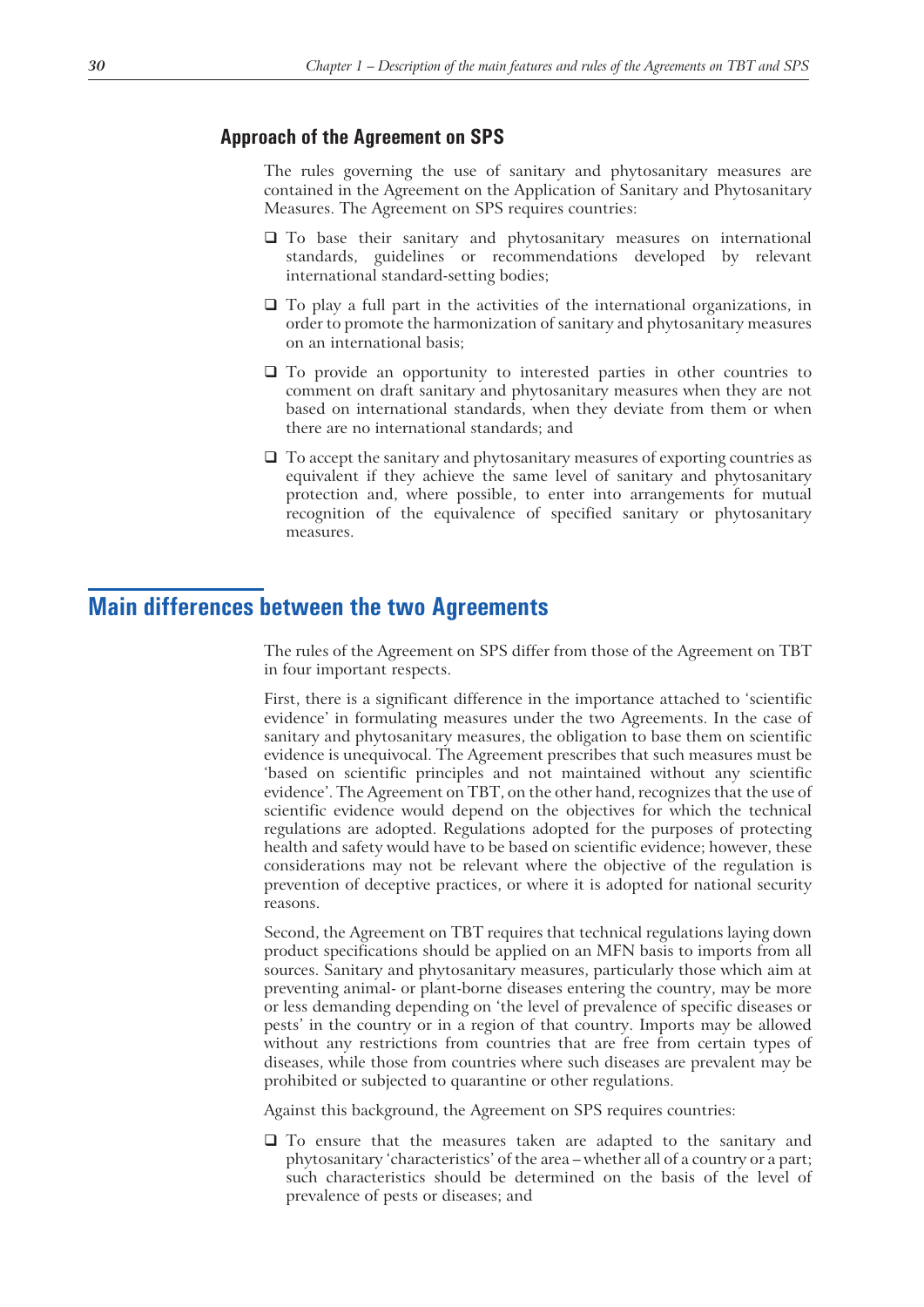### Approach of the Agreement on SPS

The rules governing the use of sanitary and phytosanitary measures are contained in the Agreement on the Application of Sanitary and Phytosanitary Measures. The Agreement on SPS requires countries:

- To base their sanitary and phytosanitary measures on international standards, guidelines or recommendations developed by relevant international standard-setting bodies;
- To play a full part in the activities of the international organizations, in order to promote the harmonization of sanitary and phytosanitary measures on an international basis;
- To provide an opportunity to interested parties in other countries to comment on draft sanitary and phytosanitary measures when they are not based on international standards, when they deviate from them or when there are no international standards; and
- To accept the sanitary and phytosanitary measures of exporting countries as equivalent if they achieve the same level of sanitary and phytosanitary protection and, where possible, to enter into arrangements for mutual recognition of the equivalence of specified sanitary or phytosanitary measures.

## Main differences between the two Agreements

The rules of the Agreement on SPS differ from those of the Agreement on TBT in four important respects.

First, there is a significant difference in the importance attached to 'scientific evidence' in formulating measures under the two Agreements. In the case of sanitary and phytosanitary measures, the obligation to base them on scientific evidence is unequivocal. The Agreement prescribes that such measures must be 'based on scientific principles and not maintained without any scientific evidence'. The Agreement on TBT, on the other hand, recognizes that the use of scientific evidence would depend on the objectives for which the technical regulations are adopted. Regulations adopted for the purposes of protecting health and safety would have to be based on scientific evidence; however, these considerations may not be relevant where the objective of the regulation is prevention of deceptive practices, or where it is adopted for national security reasons.

Second, the Agreement on TBT requires that technical regulations laying down product specifications should be applied on an MFN basis to imports from all sources. Sanitary and phytosanitary measures, particularly those which aim at preventing animal- or plant-borne diseases entering the country, may be more or less demanding depending on 'the level of prevalence of specific diseases or pests' in the country or in a region of that country. Imports may be allowed without any restrictions from countries that are free from certain types of diseases, while those from countries where such diseases are prevalent may be prohibited or subjected to quarantine or other regulations.

Against this background, the Agreement on SPS requires countries:

- To ensure that the measures taken are adapted to the sanitary and phytosanitary 'characteristics' of the area – whether all of a country or a part; such characteristics should be determined on the basis of the level of prevalence of pests or diseases; and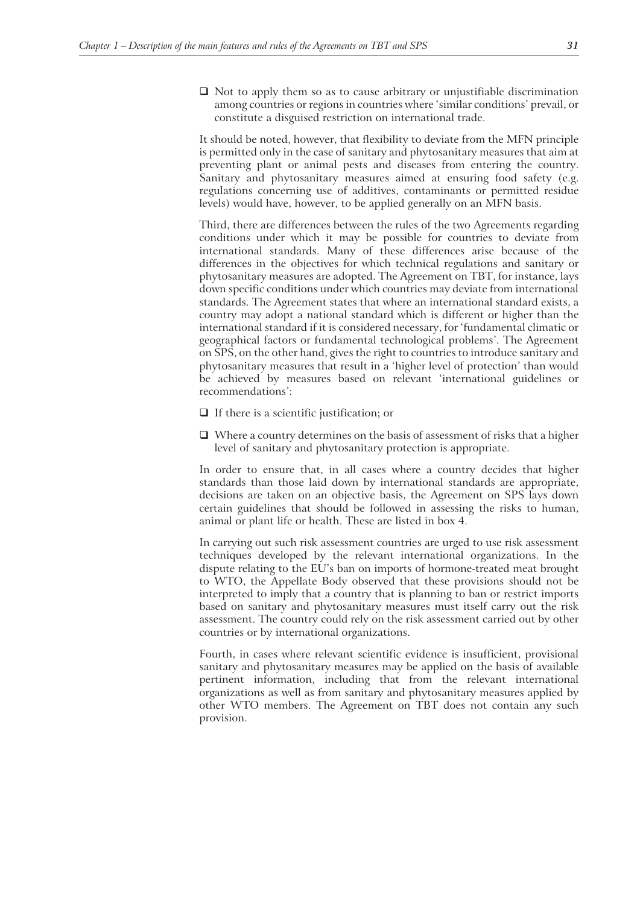- Not to apply them so as to cause arbitrary or unjustifiable discrimination among countries or regions in countries where 'similar conditions' prevail, or constitute a disguised restriction on international trade.

It should be noted, however, that flexibility to deviate from the MFN principle is permitted only in the case of sanitary and phytosanitary measures that aim at preventing plant or animal pests and diseases from entering the country. Sanitary and phytosanitary measures aimed at ensuring food safety (e.g. regulations concerning use of additives, contaminants or permitted residue levels) would have, however, to be applied generally on an MFN basis.

Third, there are differences between the rules of the two Agreements regarding conditions under which it may be possible for countries to deviate from international standards. Many of these differences arise because of the differences in the objectives for which technical regulations and sanitary or phytosanitary measures are adopted. The Agreement on TBT, for instance, lays down specific conditions under which countries may deviate from international standards. The Agreement states that where an international standard exists, a country may adopt a national standard which is different or higher than the international standard if it is considered necessary, for 'fundamental climatic or geographical factors or fundamental technological problems'. The Agreement on SPS, on the other hand, gives the right to countries to introduce sanitary and phytosanitary measures that result in a 'higher level of protection' than would be achieved by measures based on relevant 'international guidelines or recommendations':

- If there is a scientific justification; or
- Where a country determines on the basis of assessment of risks that a higher level of sanitary and phytosanitary protection is appropriate.

In order to ensure that, in all cases where a country decides that higher standards than those laid down by international standards are appropriate, decisions are taken on an objective basis, the Agreement on SPS lays down certain guidelines that should be followed in assessing the risks to human, animal or plant life or health. These are listed in box 4.

In carrying out such risk assessment countries are urged to use risk assessment techniques developed by the relevant international organizations. In the dispute relating to the EU's ban on imports of hormone-treated meat brought to WTO, the Appellate Body observed that these provisions should not be interpreted to imply that a country that is planning to ban or restrict imports based on sanitary and phytosanitary measures must itself carry out the risk assessment. The country could rely on the risk assessment carried out by other countries or by international organizations.

Fourth, in cases where relevant scientific evidence is insufficient, provisional sanitary and phytosanitary measures may be applied on the basis of available pertinent information, including that from the relevant international organizations as well as from sanitary and phytosanitary measures applied by other WTO members. The Agreement on TBT does not contain any such provision.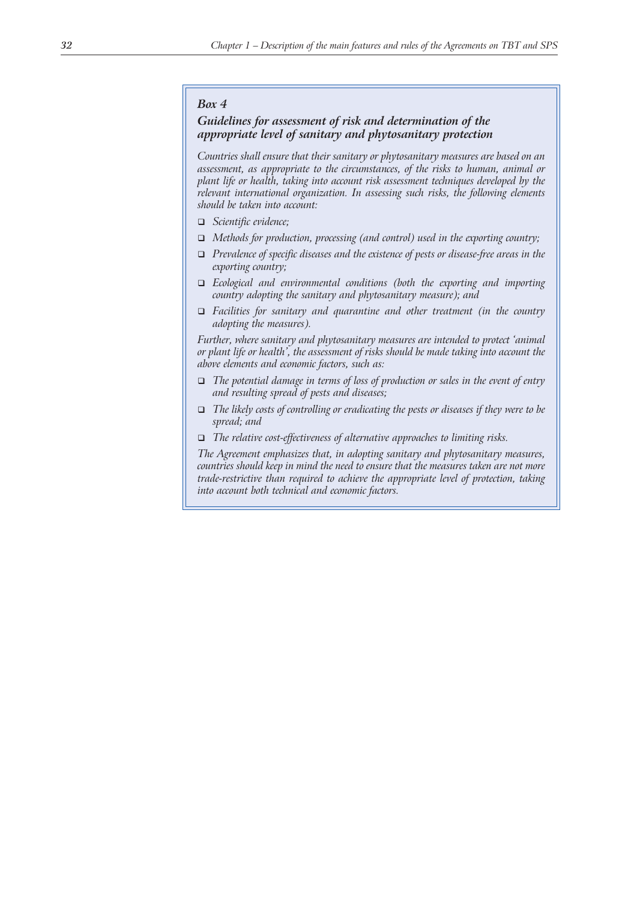*Box 4*

### *Guidelines for assessment of risk and determination of the appropriate level of sanitary and phytosanitary protection*

*Countries shall ensure that their sanitary or phytosanitary measures are based on an assessment, as appropriate to the circumstances, of the risks to human, animal or plant life or health, taking into account risk assessment techniques developed by the relevant international organization. In assessing such risks, the following elements should be taken into account:*

- *Scientific evidence;*
- *Methods for production, processing (and control) used in the exporting country;*
- *Prevalence of specific diseases and the existence of pests or disease-free areas in the exporting country;*
- *Ecological and environmental conditions (both the exporting and importing country adopting the sanitary and phytosanitary measure); and*
- *Facilities for sanitary and quarantine and other treatment (in the country adopting the measures).*

*Further, where sanitary and phytosanitary measures are intended to protect 'animal or plant life or health', the assessment of risks should be made taking into account the above elements and economic factors, such as:*

- *The potential damage in terms of loss of production or sales in the event of entry and resulting spread of pests and diseases;*
- *The likely costs of controlling or eradicating the pests or diseases if they were to be spread; and*
- *The relative cost-effectiveness of alternative approaches to limiting risks.*

*The Agreement emphasizes that, in adopting sanitary and phytosanitary measures, countries should keep in mind the need to ensure that the measures taken are not more trade-restrictive than required to achieve the appropriate level of protection, taking into account both technical and economic factors.*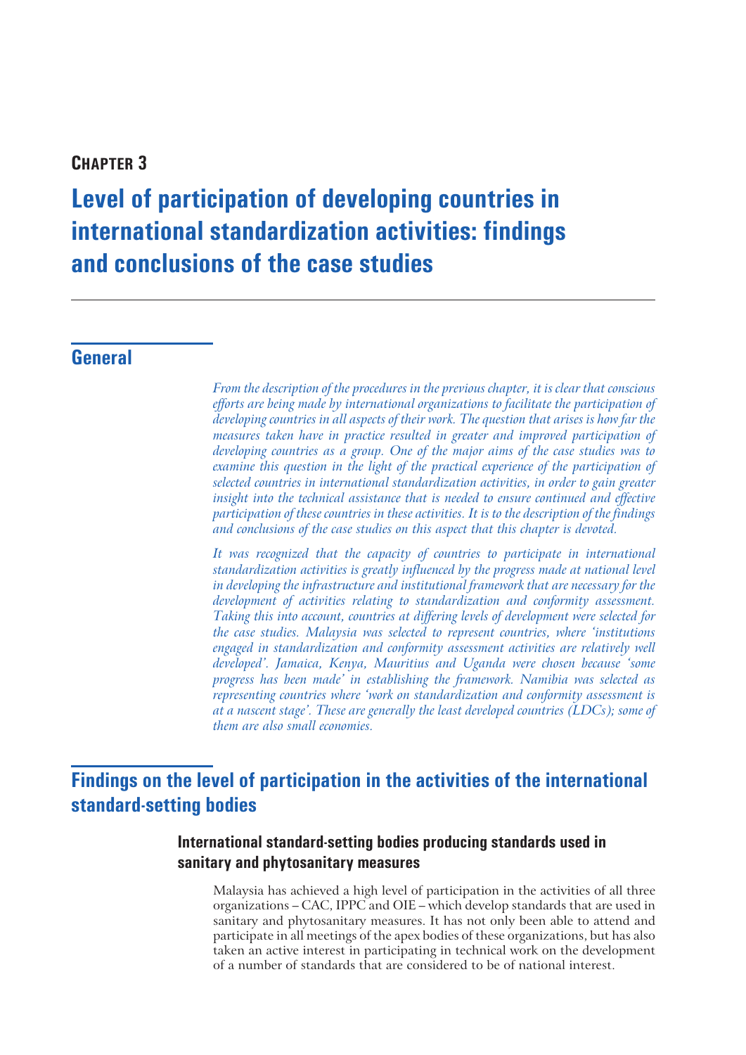**Chapter 3**

# Level of participation of developing countries in international standardization activities: findings and conclusions of the case studies

## General

*From the description of the procedures in the previous chapter, it is clear that conscious efforts are being made by international organizations to facilitate the participation of developing countries in all aspects of their work. The question that arises is how far the measures taken have in practice resulted in greater and improved participation of developing countries as a group. One of the major aims of the case studies was to examine this question in the light of the practical experience of the participation of selected countries in international standardization activities, in order to gain greater insight into the technical assistance that is needed to ensure continued and effective participation of these countries in these activities. It is to the description of the findings and conclusions of the case studies on this aspect that this chapter is devoted.*

*It was recognized that the capacity of countries to participate in international standardization activities is greatly influenced by the progress made at national level in developing the infrastructure and institutional framework that are necessary for the development of activities relating to standardization and conformity assessment. Taking this into account, countries at differing levels of development were selected for the case studies. Malaysia was selected to represent countries, where 'institutions engaged in standardization and conformity assessment activities are relatively well developed'. Jamaica, Kenya, Mauritius and Uganda were chosen because 'some progress has been made' in establishing the framework. Namibia was selected as representing countries where 'work on standardization and conformity assessment is at a nascent stage'. These are generally the least developed countries (LDCs); some of them are also small economies.*

## Findings on the level of participation in the activities of the international standard-setting bodies

### International standard-setting bodies producing standards used in sanitary and phytosanitary measures

Malaysia has achieved a high level of participation in the activities of all three organizations – CAC, IPPC and OIE – which develop standards that are used in sanitary and phytosanitary measures. It has not only been able to attend and participate in all meetings of the apex bodies of these organizations, but has also taken an active interest in participating in technical work on the development of a number of standards that are considered to be of national interest.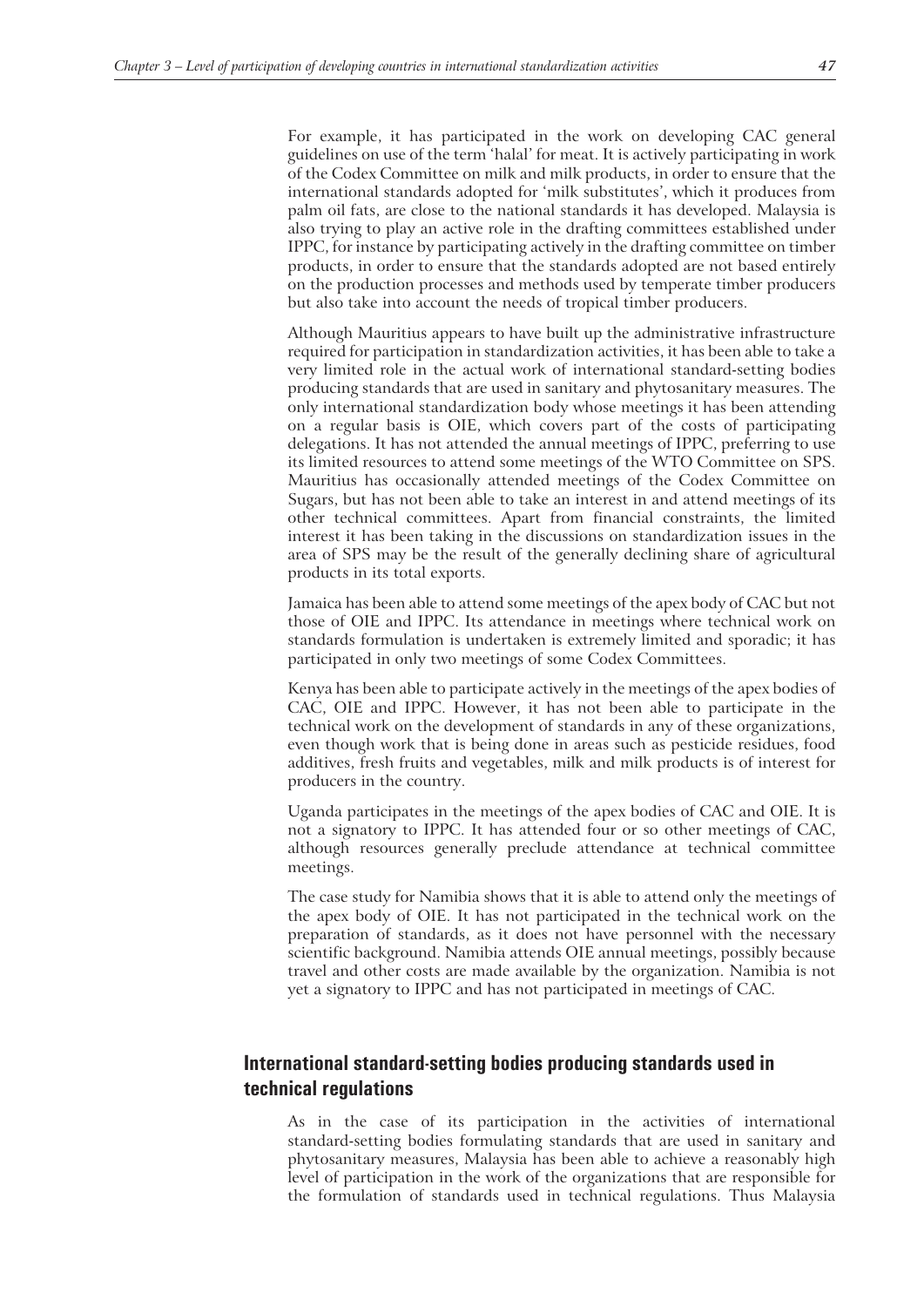For example, it has participated in the work on developing CAC general guidelines on use of the term 'halal' for meat. It is actively participating in work of the Codex Committee on milk and milk products, in order to ensure that the international standards adopted for 'milk substitutes', which it produces from palm oil fats, are close to the national standards it has developed. Malaysia is also trying to play an active role in the drafting committees established under IPPC, for instance by participating actively in the drafting committee on timber products, in order to ensure that the standards adopted are not based entirely on the production processes and methods used by temperate timber producers but also take into account the needs of tropical timber producers.

Although Mauritius appears to have built up the administrative infrastructure required for participation in standardization activities, it has been able to take a very limited role in the actual work of international standard-setting bodies producing standards that are used in sanitary and phytosanitary measures. The only international standardization body whose meetings it has been attending on a regular basis is OIE, which covers part of the costs of participating delegations. It has not attended the annual meetings of IPPC, preferring to use its limited resources to attend some meetings of the WTO Committee on SPS. Mauritius has occasionally attended meetings of the Codex Committee on Sugars, but has not been able to take an interest in and attend meetings of its other technical committees. Apart from financial constraints, the limited interest it has been taking in the discussions on standardization issues in the area of SPS may be the result of the generally declining share of agricultural products in its total exports.

Jamaica has been able to attend some meetings of the apex body of CAC but not those of OIE and IPPC. Its attendance in meetings where technical work on standards formulation is undertaken is extremely limited and sporadic; it has participated in only two meetings of some Codex Committees.

Kenya has been able to participate actively in the meetings of the apex bodies of CAC, OIE and IPPC. However, it has not been able to participate in the technical work on the development of standards in any of these organizations, even though work that is being done in areas such as pesticide residues, food additives, fresh fruits and vegetables, milk and milk products is of interest for producers in the country.

Uganda participates in the meetings of the apex bodies of CAC and OIE. It is not a signatory to IPPC. It has attended four or so other meetings of CAC, although resources generally preclude attendance at technical committee meetings.

The case study for Namibia shows that it is able to attend only the meetings of the apex body of OIE. It has not participated in the technical work on the preparation of standards, as it does not have personnel with the necessary scientific background. Namibia attends OIE annual meetings, possibly because travel and other costs are made available by the organization. Namibia is not yet a signatory to IPPC and has not participated in meetings of CAC.

## International standard-setting bodies producing standards used in technical regulations

As in the case of its participation in the activities of international standard-setting bodies formulating standards that are used in sanitary and phytosanitary measures, Malaysia has been able to achieve a reasonably high level of participation in the work of the organizations that are responsible for the formulation of standards used in technical regulations. Thus Malaysia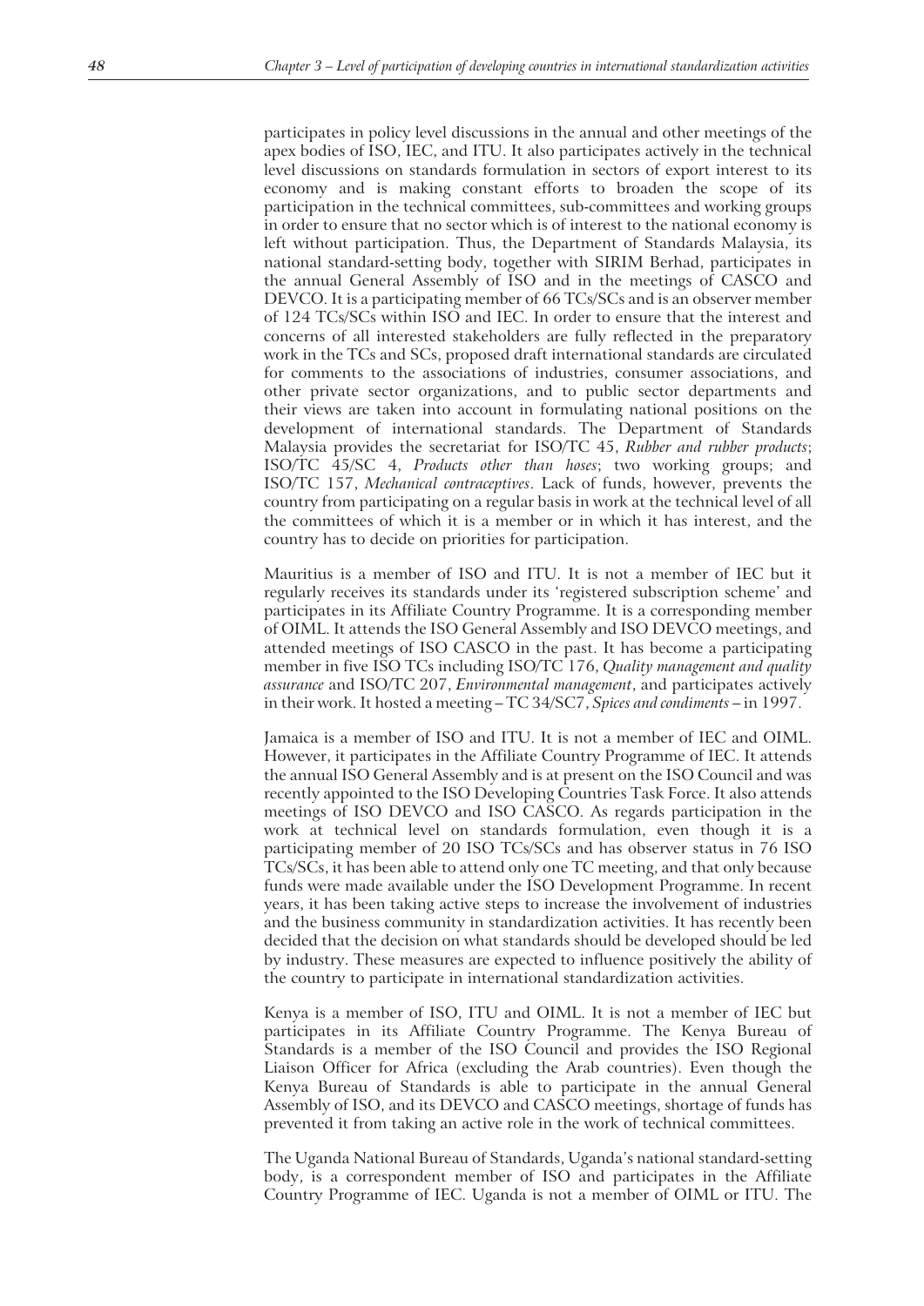participates in policy level discussions in the annual and other meetings of the apex bodies of ISO, IEC, and ITU. It also participates actively in the technical level discussions on standards formulation in sectors of export interest to its economy and is making constant efforts to broaden the scope of its participation in the technical committees, sub-committees and working groups in order to ensure that no sector which is of interest to the national economy is left without participation. Thus, the Department of Standards Malaysia, its national standard-setting body, together with SIRIM Berhad, participates in the annual General Assembly of ISO and in the meetings of CASCO and DEVCO. It is a participating member of 66 TCs/SCs and is an observer member of 124 TCs/SCs within ISO and IEC. In order to ensure that the interest and concerns of all interested stakeholders are fully reflected in the preparatory work in the TCs and SCs, proposed draft international standards are circulated for comments to the associations of industries, consumer associations, and other private sector organizations, and to public sector departments and their views are taken into account in formulating national positions on the development of international standards. The Department of Standards Malaysia provides the secretariat for ISO/TC 45, *Rubber and rubber products*; ISO/TC 45/SC 4, *Products other than hoses*; two working groups; and ISO/TC 157, *Mechanical contraceptives*. Lack of funds, however, prevents the country from participating on a regular basis in work at the technical level of all the committees of which it is a member or in which it has interest, and the country has to decide on priorities for participation.

Mauritius is a member of ISO and ITU. It is not a member of IEC but it regularly receives its standards under its 'registered subscription scheme' and participates in its Affiliate Country Programme. It is a corresponding member of OIML. It attends the ISO General Assembly and ISO DEVCO meetings, and attended meetings of ISO CASCO in the past. It has become a participating member in five ISO TCs including ISO/TC 176, *Quality management and quality assurance* and ISO/TC 207, *Environmental management*, and participates actively in their work. It hosted a meeting – TC 34/SC7, *Spices and condiments* – in 1997.

Jamaica is a member of ISO and ITU. It is not a member of IEC and OIML. However, it participates in the Affiliate Country Programme of IEC. It attends the annual ISO General Assembly and is at present on the ISO Council and was recently appointed to the ISO Developing Countries Task Force. It also attends meetings of ISO DEVCO and ISO CASCO. As regards participation in the work at technical level on standards formulation, even though it is a participating member of 20 ISO TCs/SCs and has observer status in 76 ISO TCs/SCs, it has been able to attend only one TC meeting, and that only because funds were made available under the ISO Development Programme. In recent years, it has been taking active steps to increase the involvement of industries and the business community in standardization activities. It has recently been decided that the decision on what standards should be developed should be led by industry. These measures are expected to influence positively the ability of the country to participate in international standardization activities.

Kenya is a member of ISO, ITU and OIML. It is not a member of IEC but participates in its Affiliate Country Programme. The Kenya Bureau of Standards is a member of the ISO Council and provides the ISO Regional Liaison Officer for Africa (excluding the Arab countries). Even though the Kenya Bureau of Standards is able to participate in the annual General Assembly of ISO, and its DEVCO and CASCO meetings, shortage of funds has prevented it from taking an active role in the work of technical committees.

The Uganda National Bureau of Standards, Uganda's national standard-setting body, is a correspondent member of ISO and participates in the Affiliate Country Programme of IEC. Uganda is not a member of OIML or ITU. The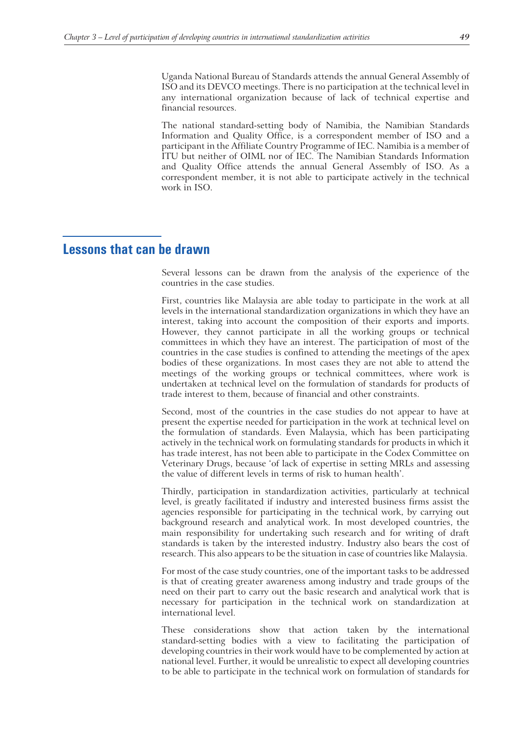Uganda National Bureau of Standards attends the annual General Assembly of ISO and its DEVCO meetings. There is no participation at the technical level in any international organization because of lack of technical expertise and financial resources.

The national standard-setting body of Namibia, the Namibian Standards Information and Quality Office, is a correspondent member of ISO and a participant in the Affiliate Country Programme of IEC. Namibia is a member of ITU but neither of OIML nor of IEC. The Namibian Standards Information and Quality Office attends the annual General Assembly of ISO. As a correspondent member, it is not able to participate actively in the technical work in ISO.

## Lessons that can be drawn

Several lessons can be drawn from the analysis of the experience of the countries in the case studies.

First, countries like Malaysia are able today to participate in the work at all levels in the international standardization organizations in which they have an interest, taking into account the composition of their exports and imports. However, they cannot participate in all the working groups or technical committees in which they have an interest. The participation of most of the countries in the case studies is confined to attending the meetings of the apex bodies of these organizations. In most cases they are not able to attend the meetings of the working groups or technical committees, where work is undertaken at technical level on the formulation of standards for products of trade interest to them, because of financial and other constraints.

Second, most of the countries in the case studies do not appear to have at present the expertise needed for participation in the work at technical level on the formulation of standards. Even Malaysia, which has been participating actively in the technical work on formulating standards for products in which it has trade interest, has not been able to participate in the Codex Committee on Veterinary Drugs, because 'of lack of expertise in setting MRLs and assessing the value of different levels in terms of risk to human health'.

Thirdly, participation in standardization activities, particularly at technical level, is greatly facilitated if industry and interested business firms assist the agencies responsible for participating in the technical work, by carrying out background research and analytical work. In most developed countries, the main responsibility for undertaking such research and for writing of draft standards is taken by the interested industry. Industry also bears the cost of research. This also appears to be the situation in case of countries like Malaysia.

For most of the case study countries, one of the important tasks to be addressed is that of creating greater awareness among industry and trade groups of the need on their part to carry out the basic research and analytical work that is necessary for participation in the technical work on standardization at international level.

These considerations show that action taken by the international standard-setting bodies with a view to facilitating the participation of developing countries in their work would have to be complemented by action at national level. Further, it would be unrealistic to expect all developing countries to be able to participate in the technical work on formulation of standards for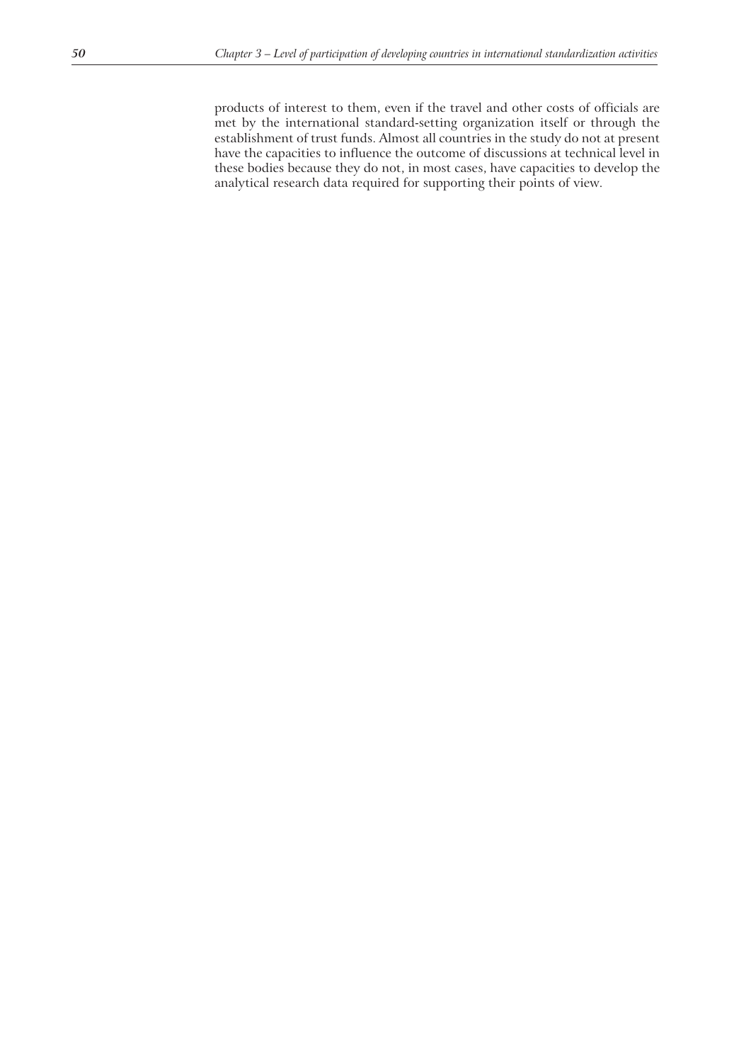products of interest to them, even if the travel and other costs of officials are met by the international standard-setting organization itself or through the establishment of trust funds. Almost all countries in the study do not at present have the capacities to influence the outcome of discussions at technical level in these bodies because they do not, in most cases, have capacities to develop the analytical research data required for supporting their points of view.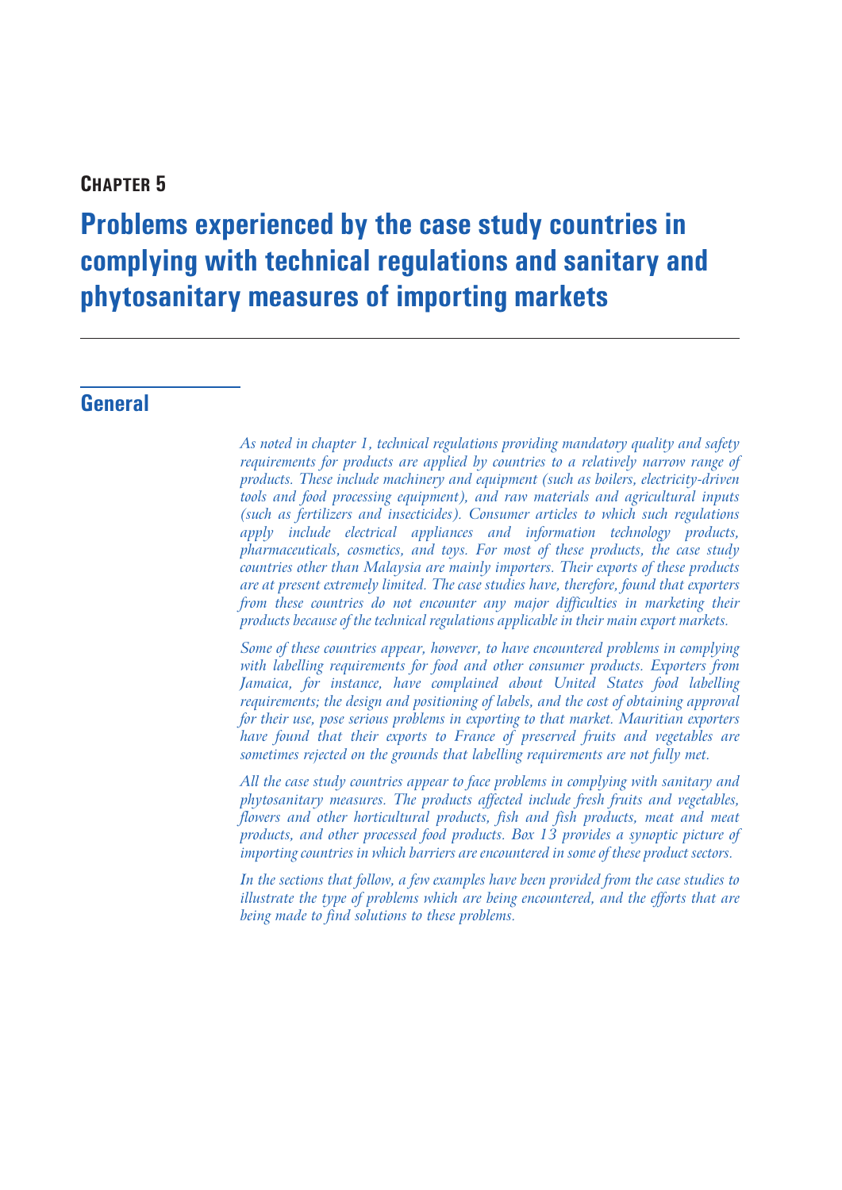**Chapter 5**

# Problems experienced by the case study countries in complying with technical regulations and sanitary and phytosanitary measures of importing markets

## General

*As noted in chapter 1, technical regulations providing mandatory quality and safety requirements for products are applied by countries to a relatively narrow range of products. These include machinery and equipment (such as boilers, electricity-driven tools and food processing equipment), and raw materials and agricultural inputs (such as fertilizers and insecticides). Consumer articles to which such regulations apply include electrical appliances and information technology products, pharmaceuticals, cosmetics, and toys. For most of these products, the case study countries other than Malaysia are mainly importers. Their exports of these products are at present extremely limited. The case studies have, therefore, found that exporters from these countries do not encounter any major difficulties in marketing their products because of the technical regulations applicable in their main export markets.*

*Some of these countries appear, however, to have encountered problems in complying with labelling requirements for food and other consumer products. Exporters from Jamaica, for instance, have complained about United States food labelling requirements; the design and positioning of labels, and the cost of obtaining approval for their use, pose serious problems in exporting to that market. Mauritian exporters have found that their exports to France of preserved fruits and vegetables are sometimes rejected on the grounds that labelling requirements are not fully met.*

*All the case study countries appear to face problems in complying with sanitary and phytosanitary measures. The products affected include fresh fruits and vegetables, flowers and other horticultural products, fish and fish products, meat and meat products, and other processed food products. Box 13 provides a synoptic picture of importing countries in which barriers are encountered in some of these product sectors.*

*In the sections that follow, a few examples have been provided from the case studies to illustrate the type of problems which are being encountered, and the efforts that are being made to find solutions to these problems.*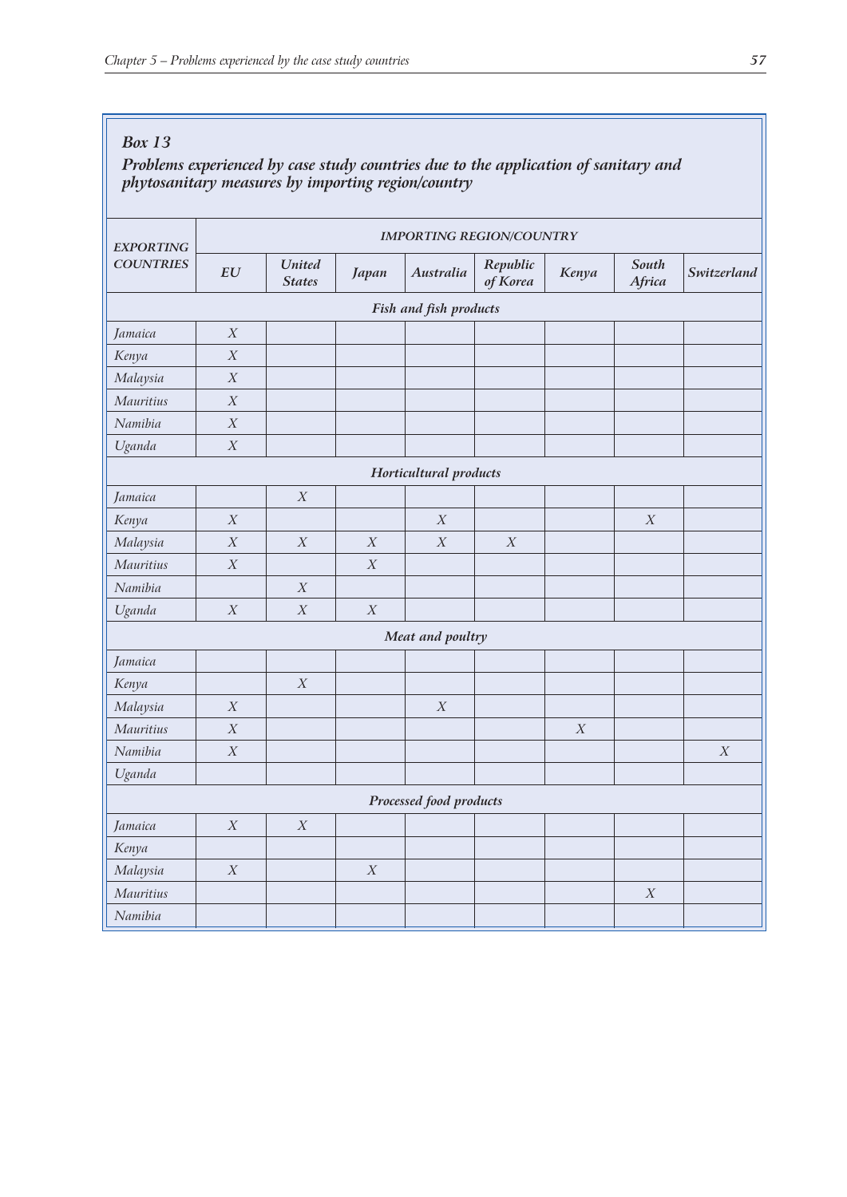*Box 13*

***Problems experienced by case study countries due to the application of sanitary and phytosanitary measures by importing region/country***

| *EXPORTING COUNTRIES* | *IMPORTING REGION/COUNTRY* | | | | | | | |
|---|---|---|---|---|---|---|---|---|
| | ***EU*** | ***United States*** | ***Japan*** | ***Australia*** | ***Republic of Korea*** | ***Kenya*** | ***South Africa*** | ***Switzerland*** |
| ***Fish and fish products*** | | | | | | | | |
| *Jamaica* | *X* | | | | | | | |
| *Kenya* | *X* | | | | | | | |
| *Malaysia* | *X* | | | | | | | |
| *Mauritius* | *X* | | | | | | | |
| *Namibia* | *X* | | | | | | | |
| *Uganda* | *X* | | | | | | | |
| ***Horticultural products*** | | | | | | | | |
| *Jamaica* | | *X* | | | | | | |
| *Kenya* | *X* | | | *X* | | | *X* | |
| *Malaysia* | *X* | *X* | *X* | *X* | *X* | | | |
| *Mauritius* | *X* | | *X* | | | | | |
| *Namibia* | | *X* | | | | | | |
| *Uganda* | *X* | *X* | *X* | | | | | |
| ***Meat and poultry*** | | | | | | | | |
| *Jamaica* | | | | | | | | |
| *Kenya* | | *X* | | | | | | |
| *Malaysia* | *X* | | | *X* | | | | |
| *Mauritius* | *X* | | | | | *X* | | |
| *Namibia* | *X* | | | | | | | *X* |
| *Uganda* | | | | | | | | |
| ***Processed food products*** | | | | | | | | |
| *Jamaica* | *X* | *X* | | | | | | |
| *Kenya* | | | | | | | | |
| *Malaysia* | *X* | | *X* | | | | | |
| *Mauritius* | | | | | | | *X* | |
| *Namibia* | | | | | | | | |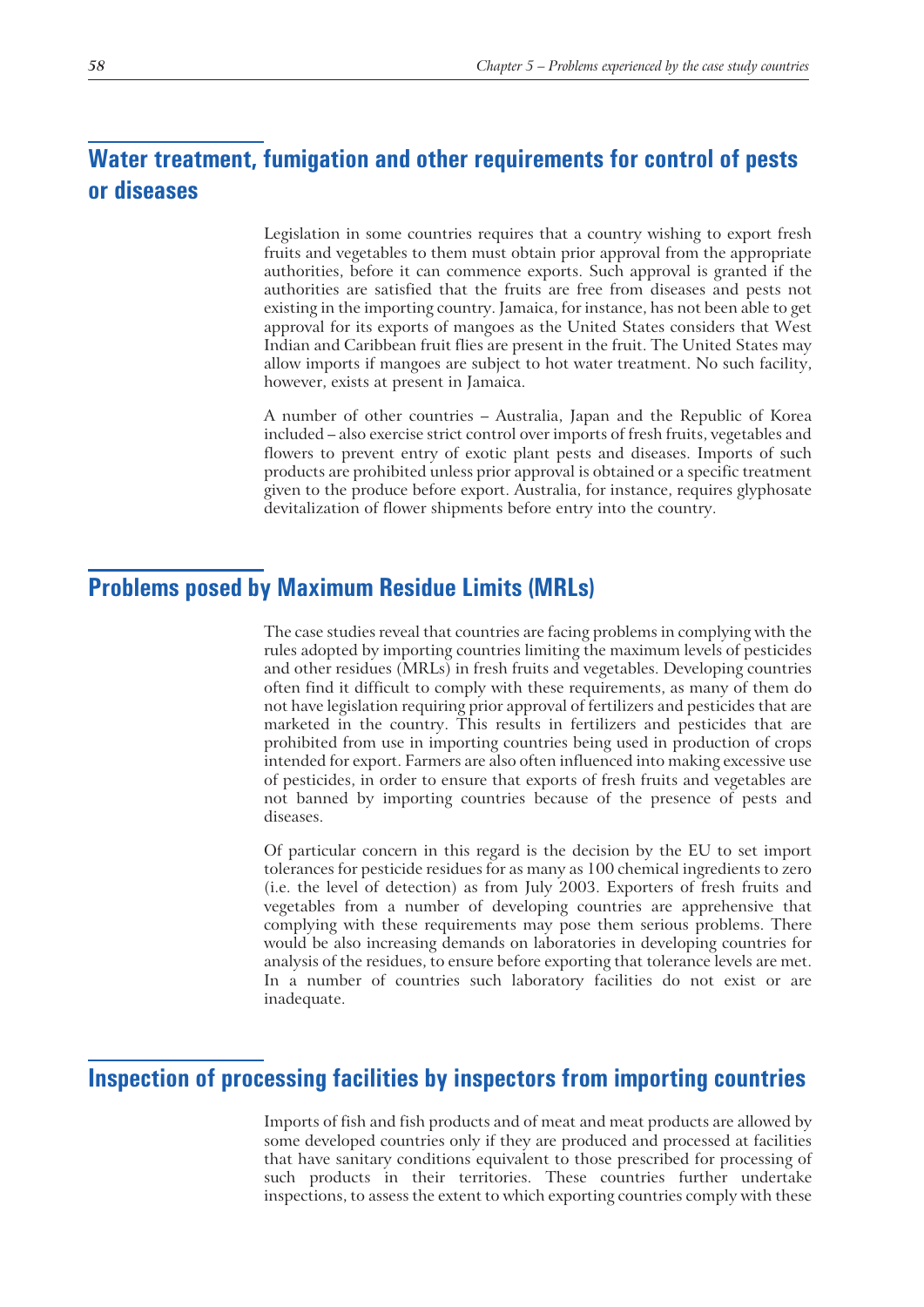## Water treatment, fumigation and other requirements for control of pests or diseases

Legislation in some countries requires that a country wishing to export fresh fruits and vegetables to them must obtain prior approval from the appropriate authorities, before it can commence exports. Such approval is granted if the authorities are satisfied that the fruits are free from diseases and pests not existing in the importing country. Jamaica, for instance, has not been able to get approval for its exports of mangoes as the United States considers that West Indian and Caribbean fruit flies are present in the fruit. The United States may allow imports if mangoes are subject to hot water treatment. No such facility, however, exists at present in Jamaica.

A number of other countries – Australia, Japan and the Republic of Korea included – also exercise strict control over imports of fresh fruits, vegetables and flowers to prevent entry of exotic plant pests and diseases. Imports of such products are prohibited unless prior approval is obtained or a specific treatment given to the produce before export. Australia, for instance, requires glyphosate devitalization of flower shipments before entry into the country.

## Problems posed by Maximum Residue Limits (MRLs)

The case studies reveal that countries are facing problems in complying with the rules adopted by importing countries limiting the maximum levels of pesticides and other residues (MRLs) in fresh fruits and vegetables. Developing countries often find it difficult to comply with these requirements, as many of them do not have legislation requiring prior approval of fertilizers and pesticides that are marketed in the country. This results in fertilizers and pesticides that are prohibited from use in importing countries being used in production of crops intended for export. Farmers are also often influenced into making excessive use of pesticides, in order to ensure that exports of fresh fruits and vegetables are not banned by importing countries because of the presence of pests and diseases.

Of particular concern in this regard is the decision by the EU to set import tolerances for pesticide residues for as many as 100 chemical ingredients to zero (i.e. the level of detection) as from July 2003. Exporters of fresh fruits and vegetables from a number of developing countries are apprehensive that complying with these requirements may pose them serious problems. There would be also increasing demands on laboratories in developing countries for analysis of the residues, to ensure before exporting that tolerance levels are met. In a number of countries such laboratory facilities do not exist or are inadequate.

## Inspection of processing facilities by inspectors from importing countries

Imports of fish and fish products and of meat and meat products are allowed by some developed countries only if they are produced and processed at facilities that have sanitary conditions equivalent to those prescribed for processing of such products in their territories. These countries further undertake inspections, to assess the extent to which exporting countries comply with these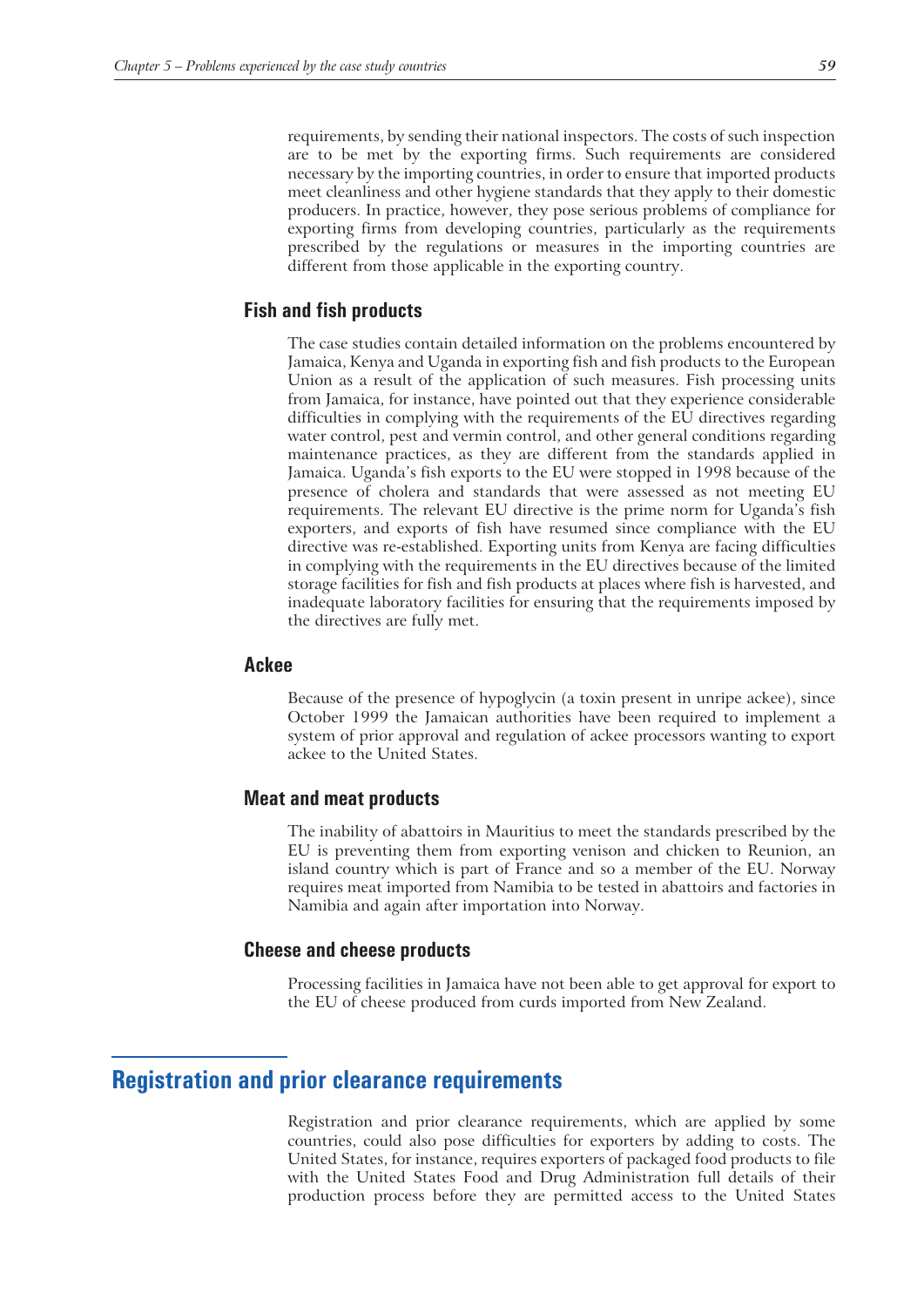requirements, by sending their national inspectors. The costs of such inspection are to be met by the exporting firms. Such requirements are considered necessary by the importing countries, in order to ensure that imported products meet cleanliness and other hygiene standards that they apply to their domestic producers. In practice, however, they pose serious problems of compliance for exporting firms from developing countries, particularly as the requirements prescribed by the regulations or measures in the importing countries are different from those applicable in the exporting country.

### Fish and fish products

The case studies contain detailed information on the problems encountered by Jamaica, Kenya and Uganda in exporting fish and fish products to the European Union as a result of the application of such measures. Fish processing units from Jamaica, for instance, have pointed out that they experience considerable difficulties in complying with the requirements of the EU directives regarding water control, pest and vermin control, and other general conditions regarding maintenance practices, as they are different from the standards applied in Jamaica. Uganda's fish exports to the EU were stopped in 1998 because of the presence of cholera and standards that were assessed as not meeting EU requirements. The relevant EU directive is the prime norm for Uganda's fish exporters, and exports of fish have resumed since compliance with the EU directive was re-established. Exporting units from Kenya are facing difficulties in complying with the requirements in the EU directives because of the limited storage facilities for fish and fish products at places where fish is harvested, and inadequate laboratory facilities for ensuring that the requirements imposed by the directives are fully met.

### Ackee

Because of the presence of hypoglycin (a toxin present in unripe ackee), since October 1999 the Jamaican authorities have been required to implement a system of prior approval and regulation of ackee processors wanting to export ackee to the United States.

### Meat and meat products

The inability of abattoirs in Mauritius to meet the standards prescribed by the EU is preventing them from exporting venison and chicken to Reunion, an island country which is part of France and so a member of the EU. Norway requires meat imported from Namibia to be tested in abattoirs and factories in Namibia and again after importation into Norway.

### Cheese and cheese products

Processing facilities in Jamaica have not been able to get approval for export to the EU of cheese produced from curds imported from New Zealand.

## Registration and prior clearance requirements

Registration and prior clearance requirements, which are applied by some countries, could also pose difficulties for exporters by adding to costs. The United States, for instance, requires exporters of packaged food products to file with the United States Food and Drug Administration full details of their production process before they are permitted access to the United States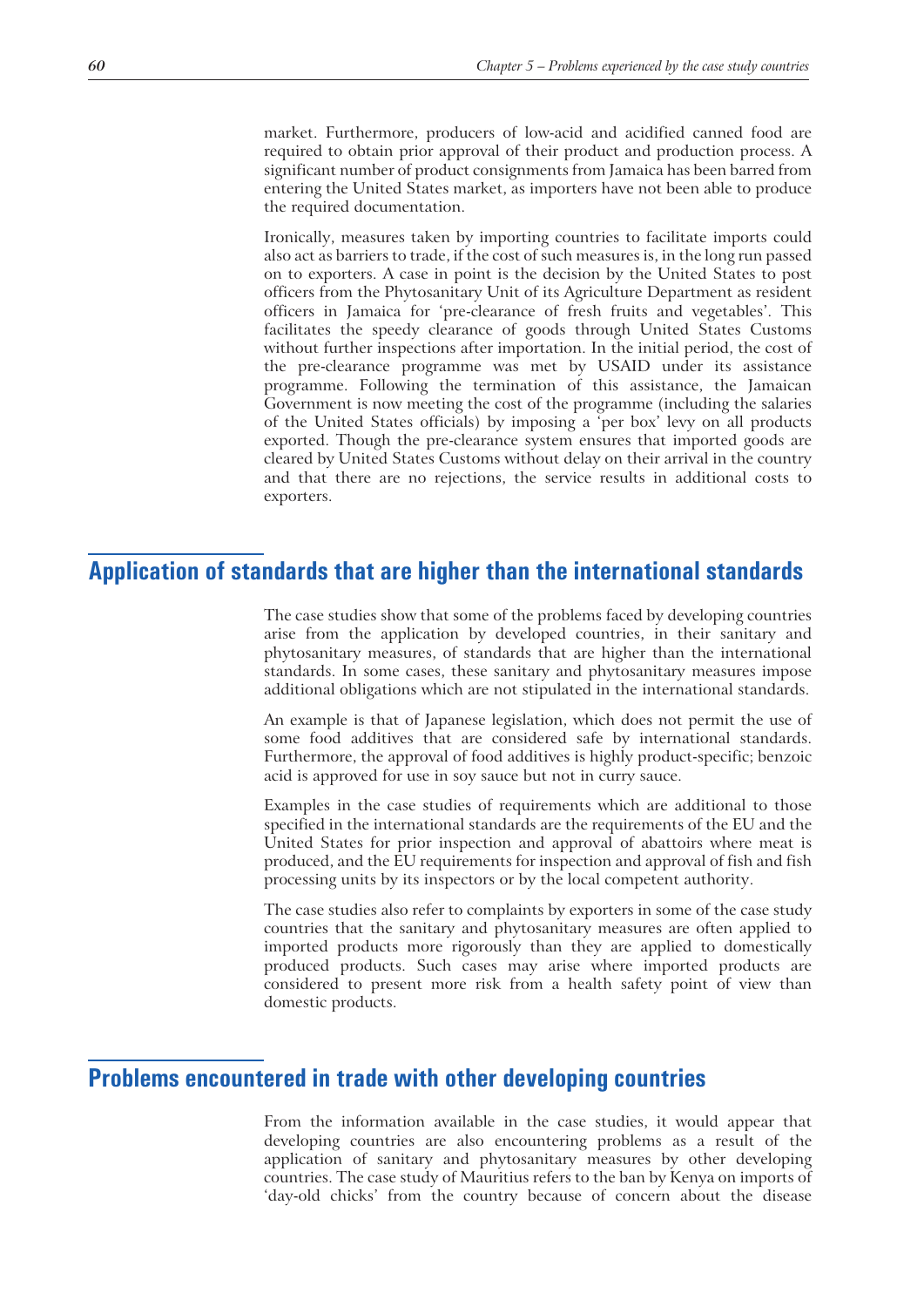market. Furthermore, producers of low-acid and acidified canned food are required to obtain prior approval of their product and production process. A significant number of product consignments from Jamaica has been barred from entering the United States market, as importers have not been able to produce the required documentation.

Ironically, measures taken by importing countries to facilitate imports could also act as barriers to trade, if the cost of such measures is, in the long run passed on to exporters. A case in point is the decision by the United States to post officers from the Phytosanitary Unit of its Agriculture Department as resident officers in Jamaica for 'pre-clearance of fresh fruits and vegetables'. This facilitates the speedy clearance of goods through United States Customs without further inspections after importation. In the initial period, the cost of the pre-clearance programme was met by USAID under its assistance programme. Following the termination of this assistance, the Jamaican Government is now meeting the cost of the programme (including the salaries of the United States officials) by imposing a 'per box' levy on all products exported. Though the pre-clearance system ensures that imported goods are cleared by United States Customs without delay on their arrival in the country and that there are no rejections, the service results in additional costs to exporters.

## Application of standards that are higher than the international standards

The case studies show that some of the problems faced by developing countries arise from the application by developed countries, in their sanitary and phytosanitary measures, of standards that are higher than the international standards. In some cases, these sanitary and phytosanitary measures impose additional obligations which are not stipulated in the international standards.

An example is that of Japanese legislation, which does not permit the use of some food additives that are considered safe by international standards. Furthermore, the approval of food additives is highly product-specific; benzoic acid is approved for use in soy sauce but not in curry sauce.

Examples in the case studies of requirements which are additional to those specified in the international standards are the requirements of the EU and the United States for prior inspection and approval of abattoirs where meat is produced, and the EU requirements for inspection and approval of fish and fish processing units by its inspectors or by the local competent authority.

The case studies also refer to complaints by exporters in some of the case study countries that the sanitary and phytosanitary measures are often applied to imported products more rigorously than they are applied to domestically produced products. Such cases may arise where imported products are considered to present more risk from a health safety point of view than domestic products.

## Problems encountered in trade with other developing countries

From the information available in the case studies, it would appear that developing countries are also encountering problems as a result of the application of sanitary and phytosanitary measures by other developing countries. The case study of Mauritius refers to the ban by Kenya on imports of 'day-old chicks' from the country because of concern about the disease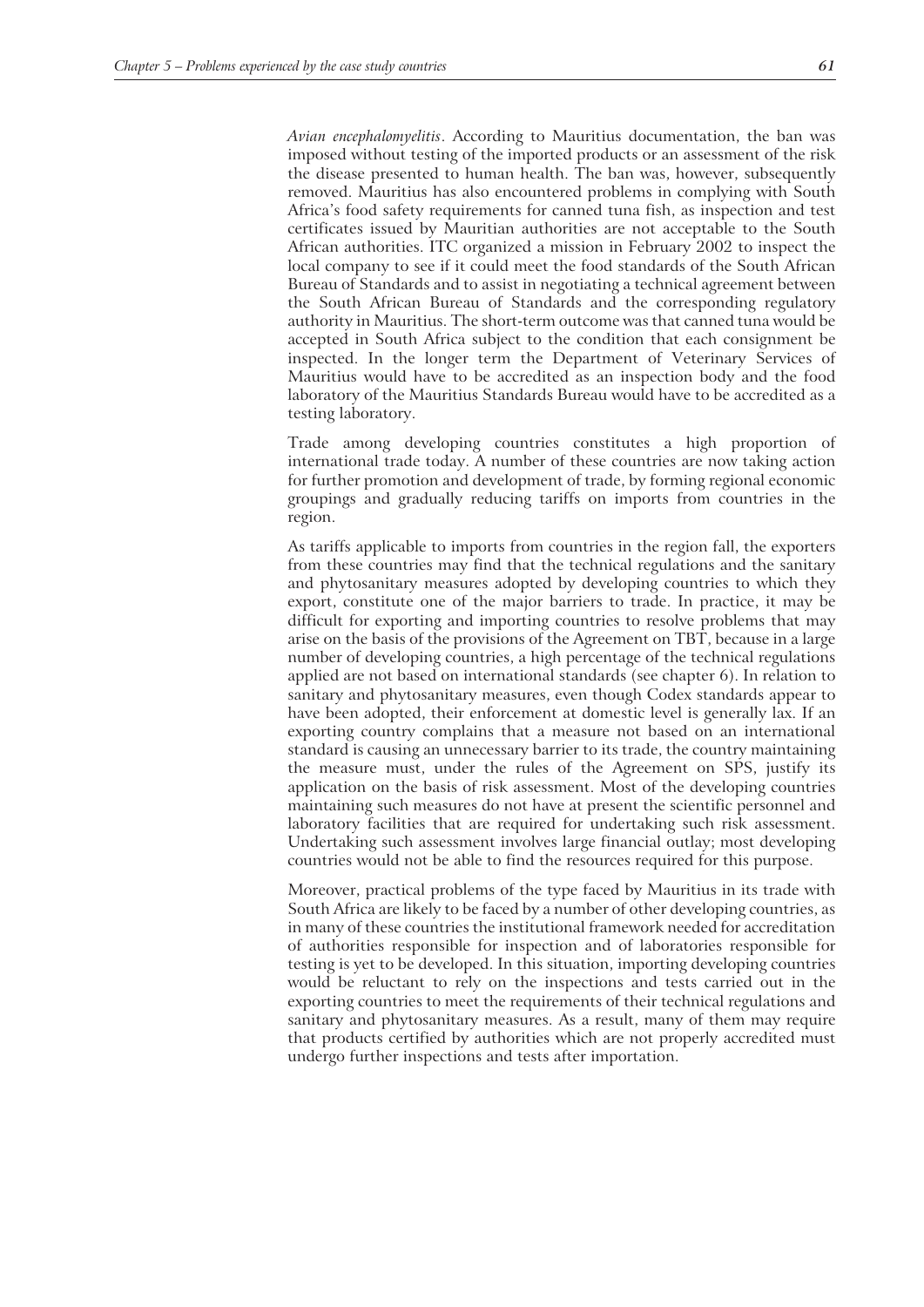*Avian encephalomyelitis*. According to Mauritius documentation, the ban was imposed without testing of the imported products or an assessment of the risk the disease presented to human health. The ban was, however, subsequently removed. Mauritius has also encountered problems in complying with South Africa's food safety requirements for canned tuna fish, as inspection and test certificates issued by Mauritian authorities are not acceptable to the South African authorities. ITC organized a mission in February 2002 to inspect the local company to see if it could meet the food standards of the South African Bureau of Standards and to assist in negotiating a technical agreement between the South African Bureau of Standards and the corresponding regulatory authority in Mauritius. The short-term outcome was that canned tuna would be accepted in South Africa subject to the condition that each consignment be inspected. In the longer term the Department of Veterinary Services of Mauritius would have to be accredited as an inspection body and the food laboratory of the Mauritius Standards Bureau would have to be accredited as a testing laboratory.

Trade among developing countries constitutes a high proportion of international trade today. A number of these countries are now taking action for further promotion and development of trade, by forming regional economic groupings and gradually reducing tariffs on imports from countries in the region.

As tariffs applicable to imports from countries in the region fall, the exporters from these countries may find that the technical regulations and the sanitary and phytosanitary measures adopted by developing countries to which they export, constitute one of the major barriers to trade. In practice, it may be difficult for exporting and importing countries to resolve problems that may arise on the basis of the provisions of the Agreement on TBT, because in a large number of developing countries, a high percentage of the technical regulations applied are not based on international standards (see chapter 6). In relation to sanitary and phytosanitary measures, even though Codex standards appear to have been adopted, their enforcement at domestic level is generally lax. If an exporting country complains that a measure not based on an international standard is causing an unnecessary barrier to its trade, the country maintaining the measure must, under the rules of the Agreement on SPS, justify its application on the basis of risk assessment. Most of the developing countries maintaining such measures do not have at present the scientific personnel and laboratory facilities that are required for undertaking such risk assessment. Undertaking such assessment involves large financial outlay; most developing countries would not be able to find the resources required for this purpose.

Moreover, practical problems of the type faced by Mauritius in its trade with South Africa are likely to be faced by a number of other developing countries, as in many of these countries the institutional framework needed for accreditation of authorities responsible for inspection and of laboratories responsible for testing is yet to be developed. In this situation, importing developing countries would be reluctant to rely on the inspections and tests carried out in the exporting countries to meet the requirements of their technical regulations and sanitary and phytosanitary measures. As a result, many of them may require that products certified by authorities which are not properly accredited must undergo further inspections and tests after importation.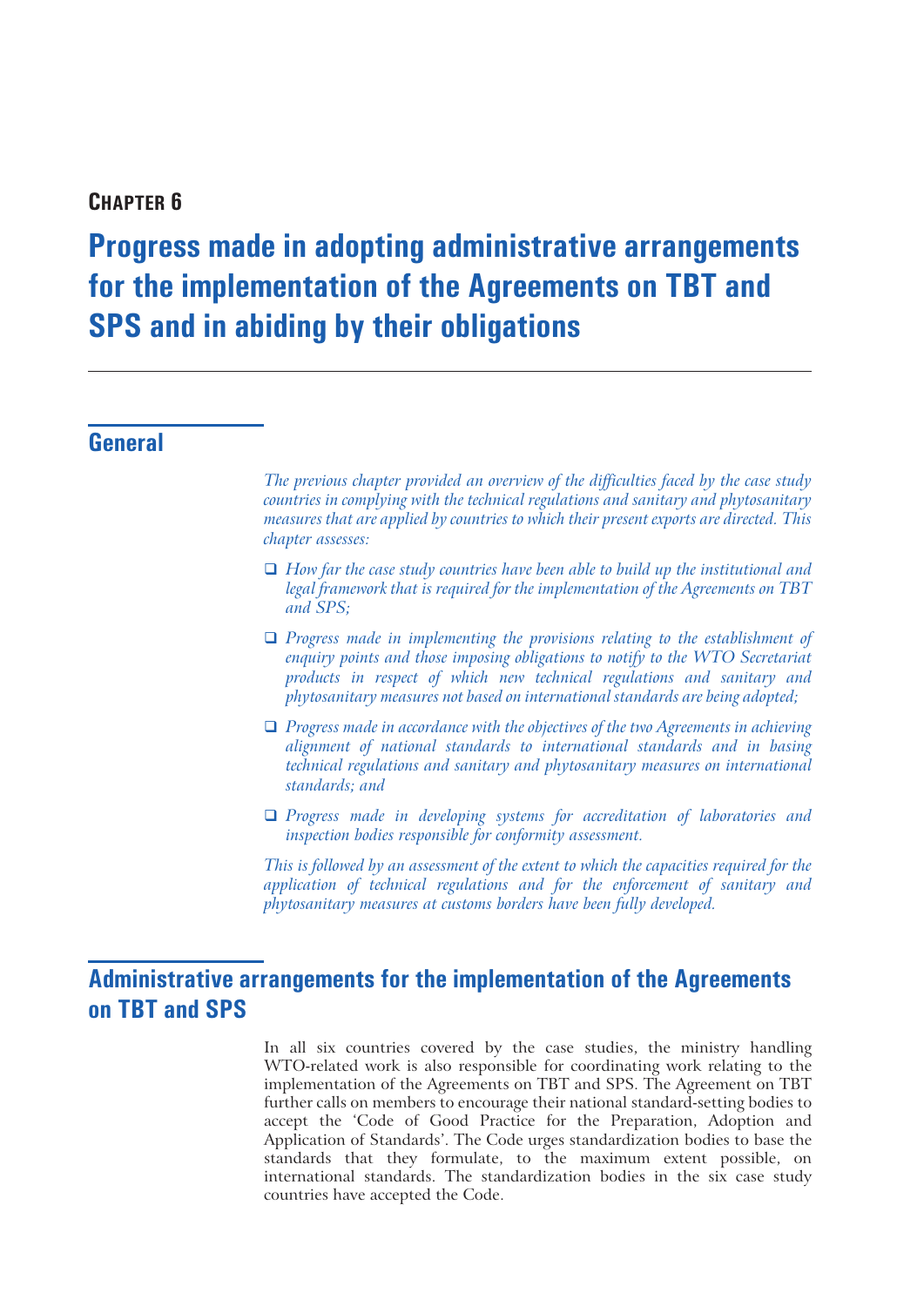**Chapter 6**

# Progress made in adopting administrative arrangements for the implementation of the Agreements on TBT and SPS and in abiding by their obligations

## General

*The previous chapter provided an overview of the difficulties faced by the case study countries in complying with the technical regulations and sanitary and phytosanitary measures that are applied by countries to which their present exports are directed. This chapter assesses:*

- *How far the case study countries have been able to build up the institutional and legal framework that is required for the implementation of the Agreements on TBT and SPS;*
- *Progress made in implementing the provisions relating to the establishment of enquiry points and those imposing obligations to notify to the WTO Secretariat products in respect of which new technical regulations and sanitary and phytosanitary measures not based on international standards are being adopted;*
- *Progress made in accordance with the objectives of the two Agreements in achieving alignment of national standards to international standards and in basing technical regulations and sanitary and phytosanitary measures on international standards; and*
- *Progress made in developing systems for accreditation of laboratories and inspection bodies responsible for conformity assessment.*

*This is followed by an assessment of the extent to which the capacities required for the application of technical regulations and for the enforcement of sanitary and phytosanitary measures at customs borders have been fully developed.*

## Administrative arrangements for the implementation of the Agreements on TBT and SPS

In all six countries covered by the case studies, the ministry handling WTO-related work is also responsible for coordinating work relating to the implementation of the Agreements on TBT and SPS. The Agreement on TBT further calls on members to encourage their national standard-setting bodies to accept the 'Code of Good Practice for the Preparation, Adoption and Application of Standards'. The Code urges standardization bodies to base the standards that they formulate, to the maximum extent possible, on international standards. The standardization bodies in the six case study countries have accepted the Code.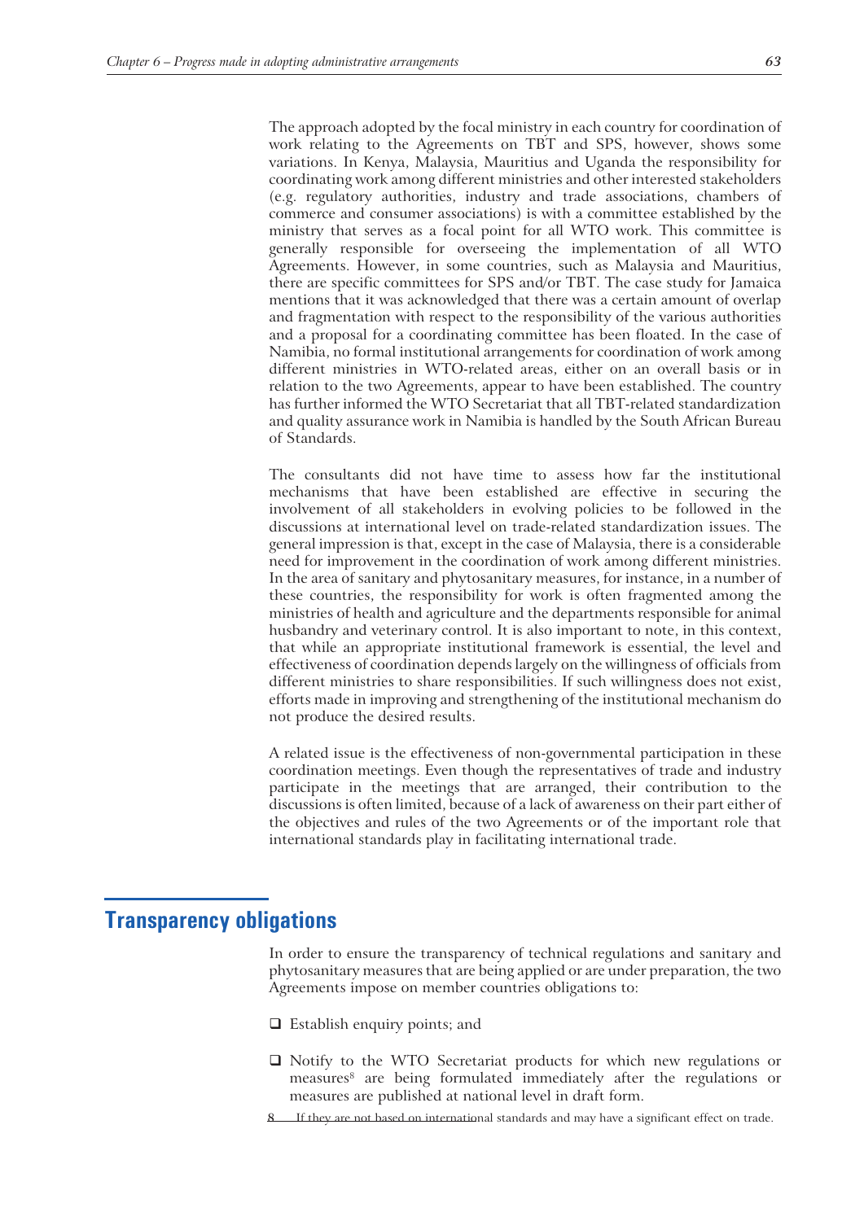The approach adopted by the focal ministry in each country for coordination of work relating to the Agreements on TBT and SPS, however, shows some variations. In Kenya, Malaysia, Mauritius and Uganda the responsibility for coordinating work among different ministries and other interested stakeholders (e.g. regulatory authorities, industry and trade associations, chambers of commerce and consumer associations) is with a committee established by the ministry that serves as a focal point for all WTO work. This committee is generally responsible for overseeing the implementation of all WTO Agreements. However, in some countries, such as Malaysia and Mauritius, there are specific committees for SPS and/or TBT. The case study for Jamaica mentions that it was acknowledged that there was a certain amount of overlap and fragmentation with respect to the responsibility of the various authorities and a proposal for a coordinating committee has been floated. In the case of Namibia, no formal institutional arrangements for coordination of work among different ministries in WTO-related areas, either on an overall basis or in relation to the two Agreements, appear to have been established. The country has further informed the WTO Secretariat that all TBT-related standardization and quality assurance work in Namibia is handled by the South African Bureau of Standards.

The consultants did not have time to assess how far the institutional mechanisms that have been established are effective in securing the involvement of all stakeholders in evolving policies to be followed in the discussions at international level on trade-related standardization issues. The general impression is that, except in the case of Malaysia, there is a considerable need for improvement in the coordination of work among different ministries. In the area of sanitary and phytosanitary measures, for instance, in a number of these countries, the responsibility for work is often fragmented among the ministries of health and agriculture and the departments responsible for animal husbandry and veterinary control. It is also important to note, in this context, that while an appropriate institutional framework is essential, the level and effectiveness of coordination depends largely on the willingness of officials from different ministries to share responsibilities. If such willingness does not exist, efforts made in improving and strengthening of the institutional mechanism do not produce the desired results.

A related issue is the effectiveness of non-governmental participation in these coordination meetings. Even though the representatives of trade and industry participate in the meetings that are arranged, their contribution to the discussions is often limited, because of a lack of awareness on their part either of the objectives and rules of the two Agreements or of the important role that international standards play in facilitating international trade.

## Transparency obligations

In order to ensure the transparency of technical regulations and sanitary and phytosanitary measures that are being applied or are under preparation, the two Agreements impose on member countries obligations to:

- Establish enquiry points; and
- Notify to the WTO Secretariat products for which new regulations or measures[8] are being formulated immediately after the regulations or measures are published at national level in draft form.

8 If they are not based on international standards and may have a significant effect on trade.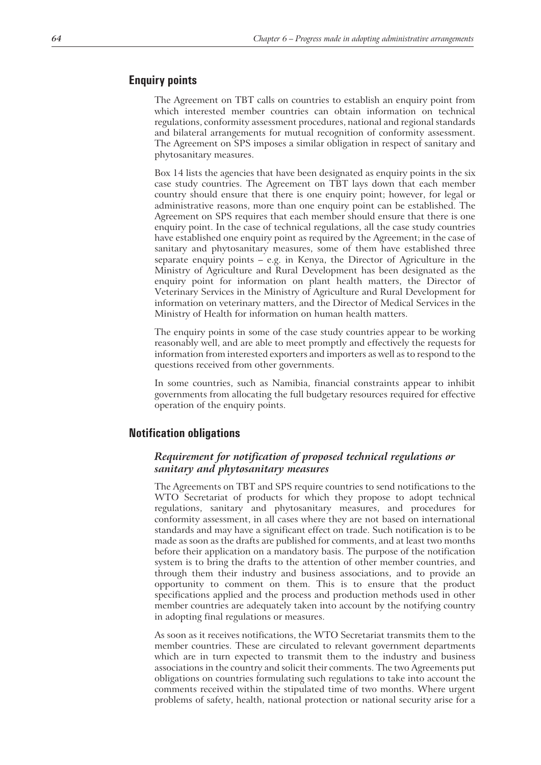## Enquiry points

The Agreement on TBT calls on countries to establish an enquiry point from which interested member countries can obtain information on technical regulations, conformity assessment procedures, national and regional standards and bilateral arrangements for mutual recognition of conformity assessment. The Agreement on SPS imposes a similar obligation in respect of sanitary and phytosanitary measures.

Box 14 lists the agencies that have been designated as enquiry points in the six case study countries. The Agreement on TBT lays down that each member country should ensure that there is one enquiry point; however, for legal or administrative reasons, more than one enquiry point can be established. The Agreement on SPS requires that each member should ensure that there is one enquiry point. In the case of technical regulations, all the case study countries have established one enquiry point as required by the Agreement; in the case of sanitary and phytosanitary measures, some of them have established three separate enquiry points – e.g. in Kenya, the Director of Agriculture in the Ministry of Agriculture and Rural Development has been designated as the enquiry point for information on plant health matters, the Director of Veterinary Services in the Ministry of Agriculture and Rural Development for information on veterinary matters, and the Director of Medical Services in the Ministry of Health for information on human health matters.

The enquiry points in some of the case study countries appear to be working reasonably well, and are able to meet promptly and effectively the requests for information from interested exporters and importers as well as to respond to the questions received from other governments.

In some countries, such as Namibia, financial constraints appear to inhibit governments from allocating the full budgetary resources required for effective operation of the enquiry points.

## Notification obligations

### *Requirement for notification of proposed technical regulations or sanitary and phytosanitary measures*

The Agreements on TBT and SPS require countries to send notifications to the WTO Secretariat of products for which they propose to adopt technical regulations, sanitary and phytosanitary measures, and procedures for conformity assessment, in all cases where they are not based on international standards and may have a significant effect on trade. Such notification is to be made as soon as the drafts are published for comments, and at least two months before their application on a mandatory basis. The purpose of the notification system is to bring the drafts to the attention of other member countries, and through them their industry and business associations, and to provide an opportunity to comment on them. This is to ensure that the product specifications applied and the process and production methods used in other member countries are adequately taken into account by the notifying country in adopting final regulations or measures.

As soon as it receives notifications, the WTO Secretariat transmits them to the member countries. These are circulated to relevant government departments which are in turn expected to transmit them to the industry and business associations in the country and solicit their comments. The two Agreements put obligations on countries formulating such regulations to take into account the comments received within the stipulated time of two months. Where urgent problems of safety, health, national protection or national security arise for a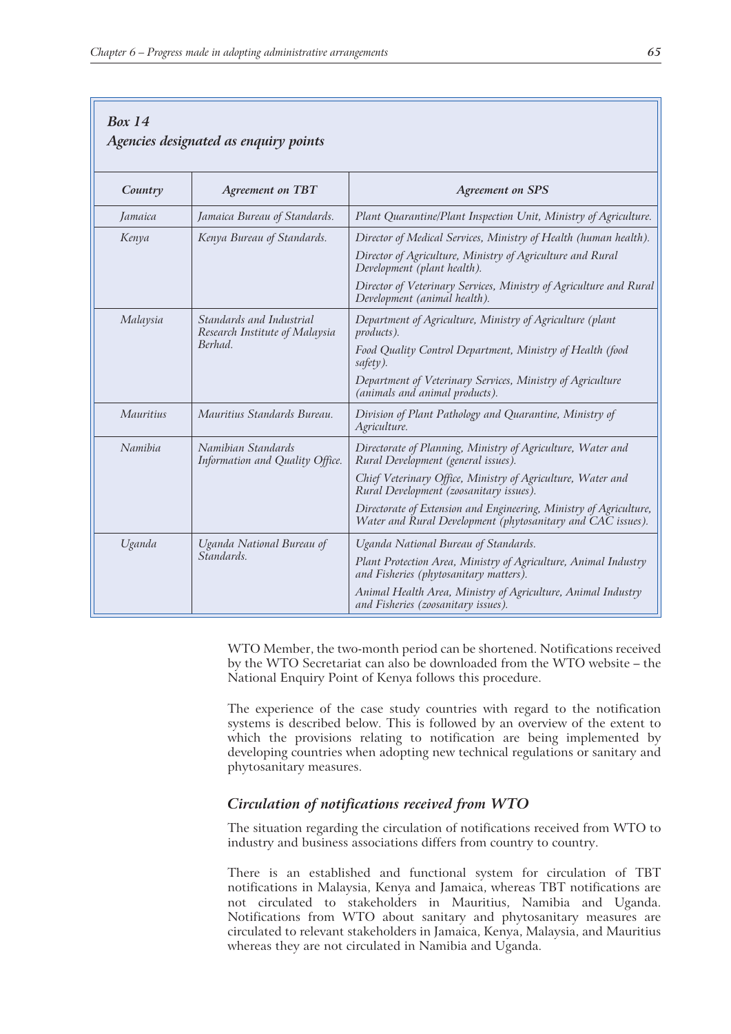*Box 14*
*Agencies designated as enquiry points*

| *Country* | *Agreement on TBT* | *Agreement on SPS* |
|---|---|---|
| *Jamaica* | *Jamaica Bureau of Standards.* | *Plant Quarantine/Plant Inspection Unit, Ministry of Agriculture.* |
| *Kenya* | *Kenya Bureau of Standards.* | *Director of Medical Services, Ministry of Health (human health).*<br>*Director of Agriculture, Ministry of Agriculture and Rural Development (plant health).*<br>*Director of Veterinary Services, Ministry of Agriculture and Rural Development (animal health).* |
| *Malaysia* | *Standards and Industrial Research Institute of Malaysia Berhad.* | *Department of Agriculture, Ministry of Agriculture (plant products).*<br>*Food Quality Control Department, Ministry of Health (food safety).*<br>*Department of Veterinary Services, Ministry of Agriculture (animals and animal products).* |
| *Mauritius* | *Mauritius Standards Bureau.* | *Division of Plant Pathology and Quarantine, Ministry of Agriculture.* |
| *Namibia* | *Namibian Standards Information and Quality Office.* | *Directorate of Planning, Ministry of Agriculture, Water and Rural Development (general issues).*<br>*Chief Veterinary Office, Ministry of Agriculture, Water and Rural Development (zoosanitary issues).*<br>*Directorate of Extension and Engineering, Ministry of Agriculture, Water and Rural Development (phytosanitary and CAC issues).* |
| *Uganda* | *Uganda National Bureau of Standards.* | *Uganda National Bureau of Standards.*<br>*Plant Protection Area, Ministry of Agriculture, Animal Industry and Fisheries (phytosanitary matters).*<br>*Animal Health Area, Ministry of Agriculture, Animal Industry and Fisheries (zoosanitary issues).* |

WTO Member, the two-month period can be shortened. Notifications received by the WTO Secretariat can also be downloaded from the WTO website – the National Enquiry Point of Kenya follows this procedure.

The experience of the case study countries with regard to the notification systems is described below. This is followed by an overview of the extent to which the provisions relating to notification are being implemented by developing countries when adopting new technical regulations or sanitary and phytosanitary measures.

### *Circulation of notifications received from WTO*

The situation regarding the circulation of notifications received from WTO to industry and business associations differs from country to country.

There is an established and functional system for circulation of TBT notifications in Malaysia, Kenya and Jamaica, whereas TBT notifications are not circulated to stakeholders in Mauritius, Namibia and Uganda. Notifications from WTO about sanitary and phytosanitary measures are circulated to relevant stakeholders in Jamaica, Kenya, Malaysia, and Mauritius whereas they are not circulated in Namibia and Uganda.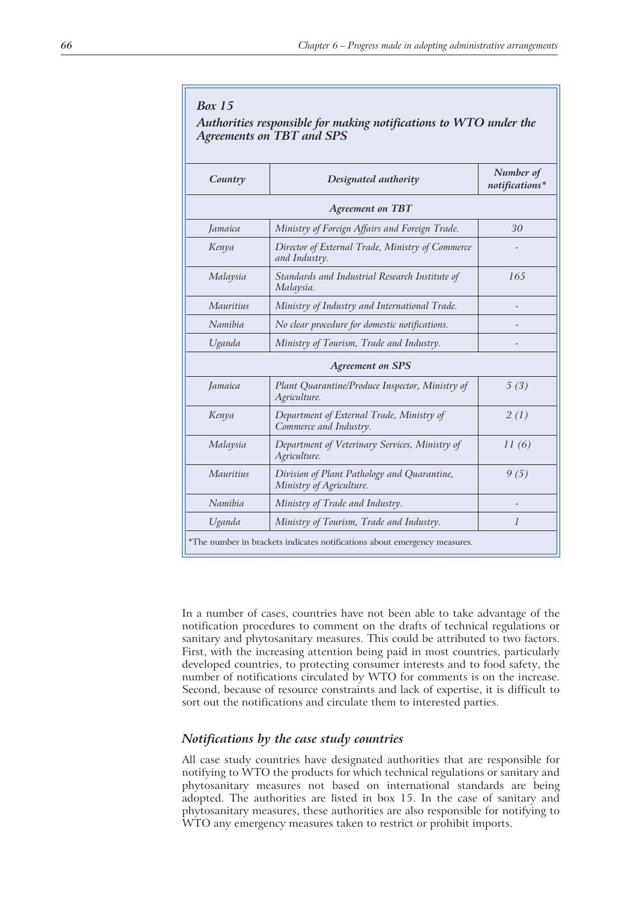***Box 15***

***Authorities responsible for making notifications to WTO under the Agreements on TBT and SPS***

| *Country* | *Designated authority* | *Number of notifications\** |
|---|---|---|
| | ***Agreement on TBT*** | |
| *Jamaica* | *Ministry of Foreign Affairs and Foreign Trade.* | *30* |
| *Kenya* | *Director of External Trade, Ministry of Commerce and Industry.* | *-* |
| *Malaysia* | *Standards and Industrial Research Institute of Malaysia.* | *165* |
| *Mauritius* | *Ministry of Industry and International Trade.* | *-* |
| *Namibia* | *No clear procedure for domestic notifications.* | *-* |
| *Uganda* | *Ministry of Tourism, Trade and Industry.* | *-* |
| | ***Agreement on SPS*** | |
| *Jamaica* | *Plant Quarantine/Produce Inspector, Ministry of Agriculture.* | *5 (3)* |
| *Kenya* | *Department of External Trade, Ministry of Commerce and Industry.* | *2 (1)* |
| *Malaysia* | *Department of Veterinary Services, Ministry of Agriculture.* | *11 (6)* |
| *Mauritius* | *Division of Plant Pathology and Quarantine, Ministry of Agriculture.* | *9 (5)* |
| *Namibia* | *Ministry of Trade and Industry.* | *-* |
| *Uganda* | *Ministry of Tourism, Trade and Industry.* | *1* |

\*The number in brackets indicates notifications about emergency measures.

In a number of cases, countries have not been able to take advantage of the notification procedures to comment on the drafts of technical regulations or sanitary and phytosanitary measures. This could be attributed to two factors. First, with the increasing attention being paid in most countries, particularly developed countries, to protecting consumer interests and to food safety, the number of notifications circulated by WTO for comments is on the increase. Second, because of resource constraints and lack of expertise, it is difficult to sort out the notifications and circulate them to interested parties.

### *Notifications by the case study countries*

All case study countries have designated authorities that are responsible for notifying to WTO the products for which technical regulations or sanitary and phytosanitary measures not based on international standards are being adopted. The authorities are listed in box 15. In the case of sanitary and phytosanitary measures, these authorities are also responsible for notifying to WTO any emergency measures taken to restrict or prohibit imports.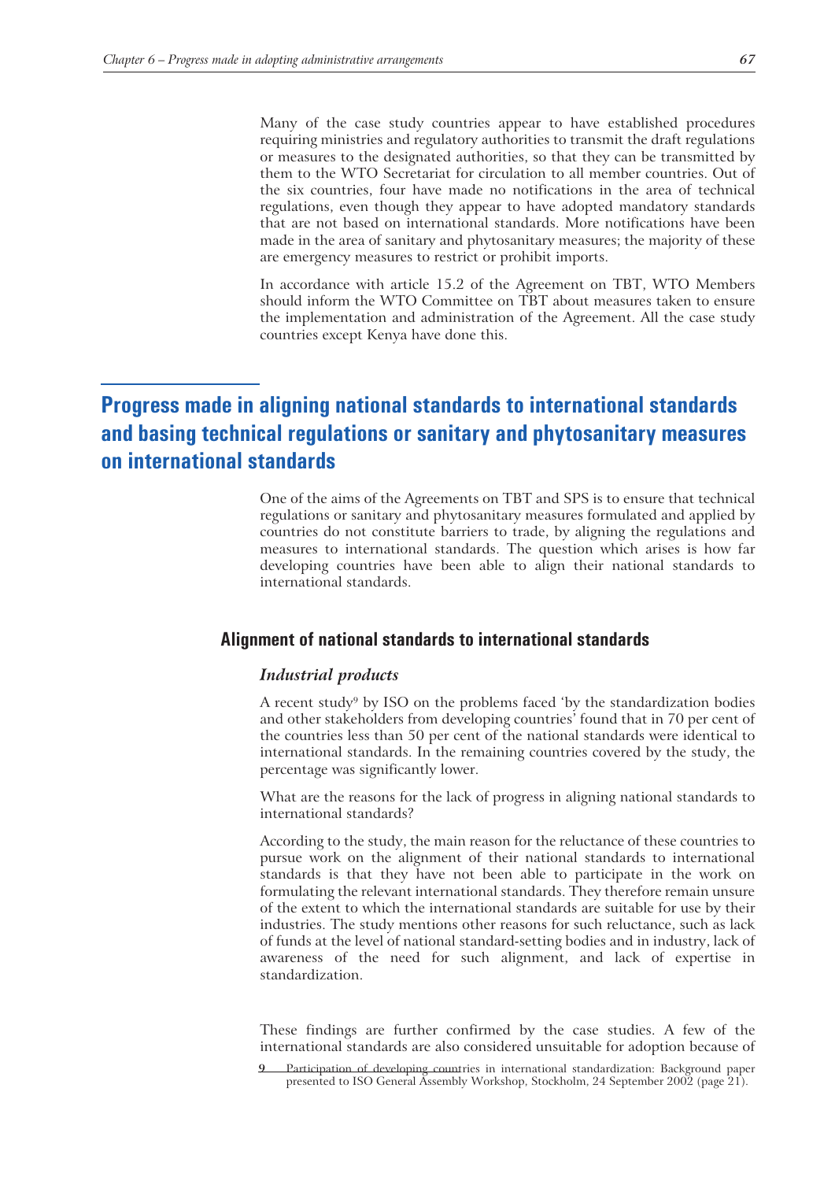Many of the case study countries appear to have established procedures requiring ministries and regulatory authorities to transmit the draft regulations or measures to the designated authorities, so that they can be transmitted by them to the WTO Secretariat for circulation to all member countries. Out of the six countries, four have made no notifications in the area of technical regulations, even though they appear to have adopted mandatory standards that are not based on international standards. More notifications have been made in the area of sanitary and phytosanitary measures; the majority of these are emergency measures to restrict or prohibit imports.

In accordance with article 15.2 of the Agreement on TBT, WTO Members should inform the WTO Committee on TBT about measures taken to ensure the implementation and administration of the Agreement. All the case study countries except Kenya have done this.

## Progress made in aligning national standards to international standards and basing technical regulations or sanitary and phytosanitary measures on international standards

One of the aims of the Agreements on TBT and SPS is to ensure that technical regulations or sanitary and phytosanitary measures formulated and applied by countries do not constitute barriers to trade, by aligning the regulations and measures to international standards. The question which arises is how far developing countries have been able to align their national standards to international standards.

### Alignment of national standards to international standards

#### *Industrial products*

A recent study[9] by ISO on the problems faced 'by the standardization bodies and other stakeholders from developing countries' found that in 70 per cent of the countries less than 50 per cent of the national standards were identical to international standards. In the remaining countries covered by the study, the percentage was significantly lower.

What are the reasons for the lack of progress in aligning national standards to international standards?

According to the study, the main reason for the reluctance of these countries to pursue work on the alignment of their national standards to international standards is that they have not been able to participate in the work on formulating the relevant international standards. They therefore remain unsure of the extent to which the international standards are suitable for use by their industries. The study mentions other reasons for such reluctance, such as lack of funds at the level of national standard-setting bodies and in industry, lack of awareness of the need for such alignment, and lack of expertise in standardization.

These findings are further confirmed by the case studies. A few of the international standards are also considered unsuitable for adoption because of

[9] Participation of developing countries in international standardization: Background paper presented to ISO General Assembly Workshop, Stockholm, 24 September 2002 (page 21).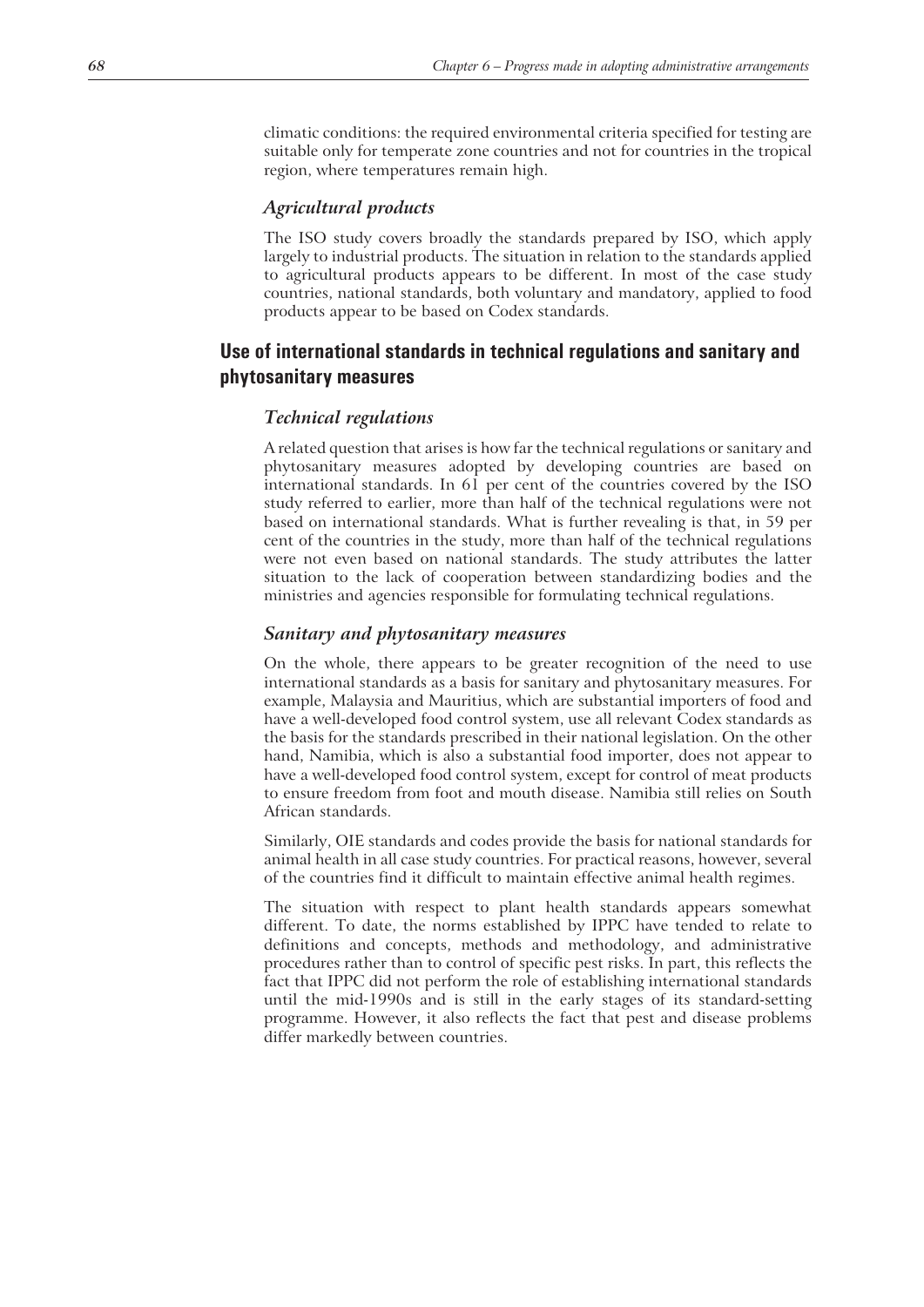climatic conditions: the required environmental criteria specified for testing are suitable only for temperate zone countries and not for countries in the tropical region, where temperatures remain high.

### *Agricultural products*

The ISO study covers broadly the standards prepared by ISO, which apply largely to industrial products. The situation in relation to the standards applied to agricultural products appears to be different. In most of the case study countries, national standards, both voluntary and mandatory, applied to food products appear to be based on Codex standards.

## Use of international standards in technical regulations and sanitary and phytosanitary measures

### *Technical regulations*

A related question that arises is how far the technical regulations or sanitary and phytosanitary measures adopted by developing countries are based on international standards. In 61 per cent of the countries covered by the ISO study referred to earlier, more than half of the technical regulations were not based on international standards. What is further revealing is that, in 59 per cent of the countries in the study, more than half of the technical regulations were not even based on national standards. The study attributes the latter situation to the lack of cooperation between standardizing bodies and the ministries and agencies responsible for formulating technical regulations.

### *Sanitary and phytosanitary measures*

On the whole, there appears to be greater recognition of the need to use international standards as a basis for sanitary and phytosanitary measures. For example, Malaysia and Mauritius, which are substantial importers of food and have a well-developed food control system, use all relevant Codex standards as the basis for the standards prescribed in their national legislation. On the other hand, Namibia, which is also a substantial food importer, does not appear to have a well-developed food control system, except for control of meat products to ensure freedom from foot and mouth disease. Namibia still relies on South African standards.

Similarly, OIE standards and codes provide the basis for national standards for animal health in all case study countries. For practical reasons, however, several of the countries find it difficult to maintain effective animal health regimes.

The situation with respect to plant health standards appears somewhat different. To date, the norms established by IPPC have tended to relate to definitions and concepts, methods and methodology, and administrative procedures rather than to control of specific pest risks. In part, this reflects the fact that IPPC did not perform the role of establishing international standards until the mid-1990s and is still in the early stages of its standard-setting programme. However, it also reflects the fact that pest and disease problems differ markedly between countries.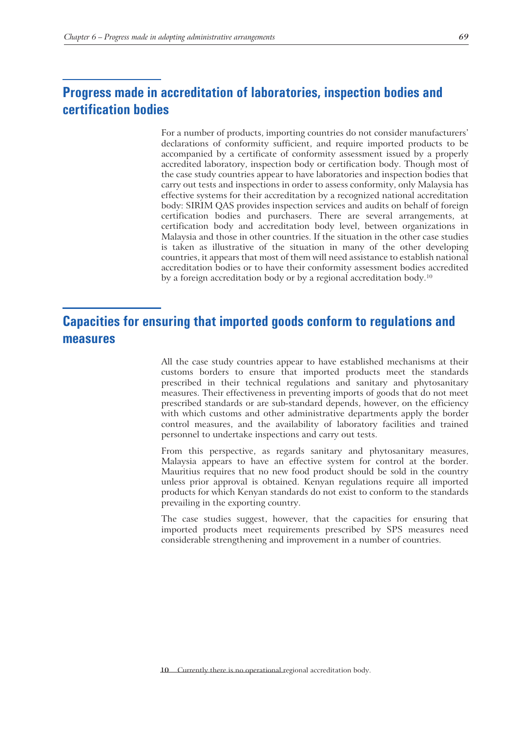## Progress made in accreditation of laboratories, inspection bodies and certification bodies

For a number of products, importing countries do not consider manufacturers' declarations of conformity sufficient, and require imported products to be accompanied by a certificate of conformity assessment issued by a properly accredited laboratory, inspection body or certification body. Though most of the case study countries appear to have laboratories and inspection bodies that carry out tests and inspections in order to assess conformity, only Malaysia has effective systems for their accreditation by a recognized national accreditation body: SIRIM QAS provides inspection services and audits on behalf of foreign certification bodies and purchasers. There are several arrangements, at certification body and accreditation body level, between organizations in Malaysia and those in other countries. If the situation in the other case studies is taken as illustrative of the situation in many of the other developing countries, it appears that most of them will need assistance to establish national accreditation bodies or to have their conformity assessment bodies accredited by a foreign accreditation body or by a regional accreditation body.[10]

## Capacities for ensuring that imported goods conform to regulations and measures

All the case study countries appear to have established mechanisms at their customs borders to ensure that imported products meet the standards prescribed in their technical regulations and sanitary and phytosanitary measures. Their effectiveness in preventing imports of goods that do not meet prescribed standards or are sub-standard depends, however, on the efficiency with which customs and other administrative departments apply the border control measures, and the availability of laboratory facilities and trained personnel to undertake inspections and carry out tests.

From this perspective, as regards sanitary and phytosanitary measures, Malaysia appears to have an effective system for control at the border. Mauritius requires that no new food product should be sold in the country unless prior approval is obtained. Kenyan regulations require all imported products for which Kenyan standards do not exist to conform to the standards prevailing in the exporting country.

The case studies suggest, however, that the capacities for ensuring that imported products meet requirements prescribed by SPS measures need considerable strengthening and improvement in a number of countries.

10 Currently there is no operational regional accreditation body.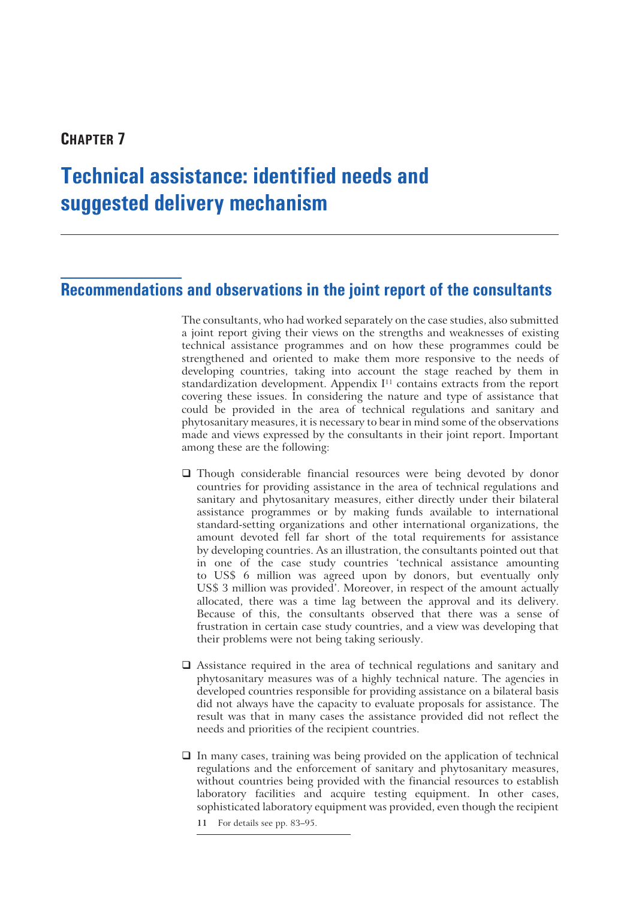# CHAPTER 7

# Technical assistance: identified needs and suggested delivery mechanism

## Recommendations and observations in the joint report of the consultants

The consultants, who had worked separately on the case studies, also submitted a joint report giving their views on the strengths and weaknesses of existing technical assistance programmes and on how these programmes could be strengthened and oriented to make them more responsive to the needs of developing countries, taking into account the stage reached by them in standardization development. Appendix I[11] contains extracts from the report covering these issues. In considering the nature and type of assistance that could be provided in the area of technical regulations and sanitary and phytosanitary measures, it is necessary to bear in mind some of the observations made and views expressed by the consultants in their joint report. Important among these are the following:

- Though considerable financial resources were being devoted by donor countries for providing assistance in the area of technical regulations and sanitary and phytosanitary measures, either directly under their bilateral assistance programmes or by making funds available to international standard-setting organizations and other international organizations, the amount devoted fell far short of the total requirements for assistance by developing countries. As an illustration, the consultants pointed out that in one of the case study countries 'technical assistance amounting to US$ 6 million was agreed upon by donors, but eventually only US$ 3 million was provided'. Moreover, in respect of the amount actually allocated, there was a time lag between the approval and its delivery. Because of this, the consultants observed that there was a sense of frustration in certain case study countries, and a view was developing that their problems were not being taking seriously.

- Assistance required in the area of technical regulations and sanitary and phytosanitary measures was of a highly technical nature. The agencies in developed countries responsible for providing assistance on a bilateral basis did not always have the capacity to evaluate proposals for assistance. The result was that in many cases the assistance provided did not reflect the needs and priorities of the recipient countries.

- In many cases, training was being provided on the application of technical regulations and the enforcement of sanitary and phytosanitary measures, without countries being provided with the financial resources to establish laboratory facilities and acquire testing equipment. In other cases, sophisticated laboratory equipment was provided, even though the recipient

11 For details see pp. 83–95.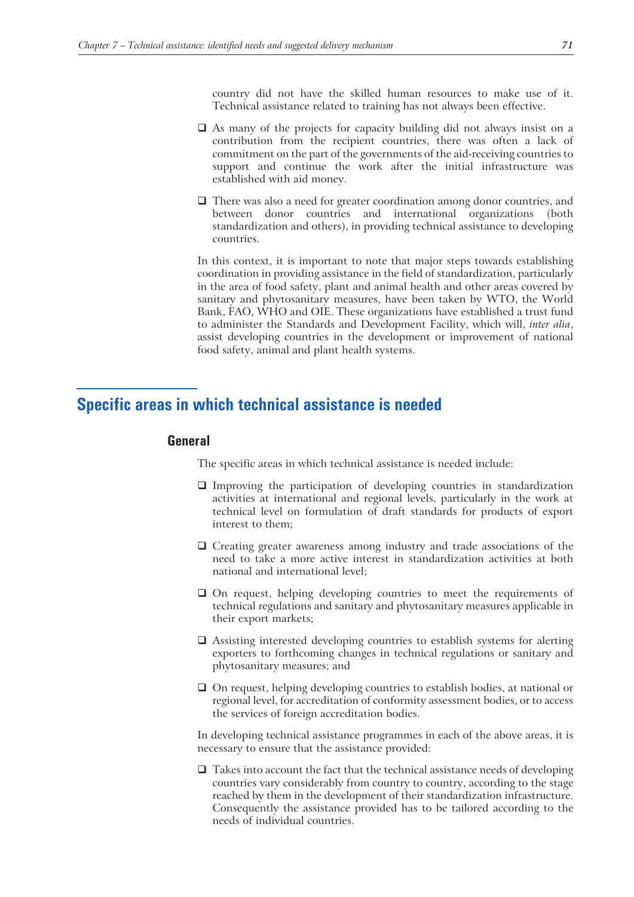country did not have the skilled human resources to make use of it. Technical assistance related to training has not always been effective.

- As many of the projects for capacity building did not always insist on a contribution from the recipient countries, there was often a lack of commitment on the part of the governments of the aid-receiving countries to support and continue the work after the initial infrastructure was established with aid money.
- There was also a need for greater coordination among donor countries, and between donor countries and international organizations (both standardization and others), in providing technical assistance to developing countries.

In this context, it is important to note that major steps towards establishing coordination in providing assistance in the field of standardization, particularly in the area of food safety, plant and animal health and other areas covered by sanitary and phytosanitary measures, have been taken by WTO, the World Bank, FAO, WHO and OIE. These organizations have established a trust fund to administer the Standards and Development Facility, which will, *inter alia*, assist developing countries in the development or improvement of national food safety, animal and plant health systems.

## Specific areas in which technical assistance is needed

### General

The specific areas in which technical assistance is needed include:

- Improving the participation of developing countries in standardization activities at international and regional levels, particularly in the work at technical level on formulation of draft standards for products of export interest to them;
- Creating greater awareness among industry and trade associations of the need to take a more active interest in standardization activities at both national and international level;
- On request, helping developing countries to meet the requirements of technical regulations and sanitary and phytosanitary measures applicable in their export markets;
- Assisting interested developing countries to establish systems for alerting exporters to forthcoming changes in technical regulations or sanitary and phytosanitary measures; and
- On request, helping developing countries to establish bodies, at national or regional level, for accreditation of conformity assessment bodies, or to access the services of foreign accreditation bodies.

In developing technical assistance programmes in each of the above areas, it is necessary to ensure that the assistance provided:

- Takes into account the fact that the technical assistance needs of developing countries vary considerably from country to country, according to the stage reached by them in the development of their standardization infrastructure. Consequently the assistance provided has to be tailored according to the needs of individual countries.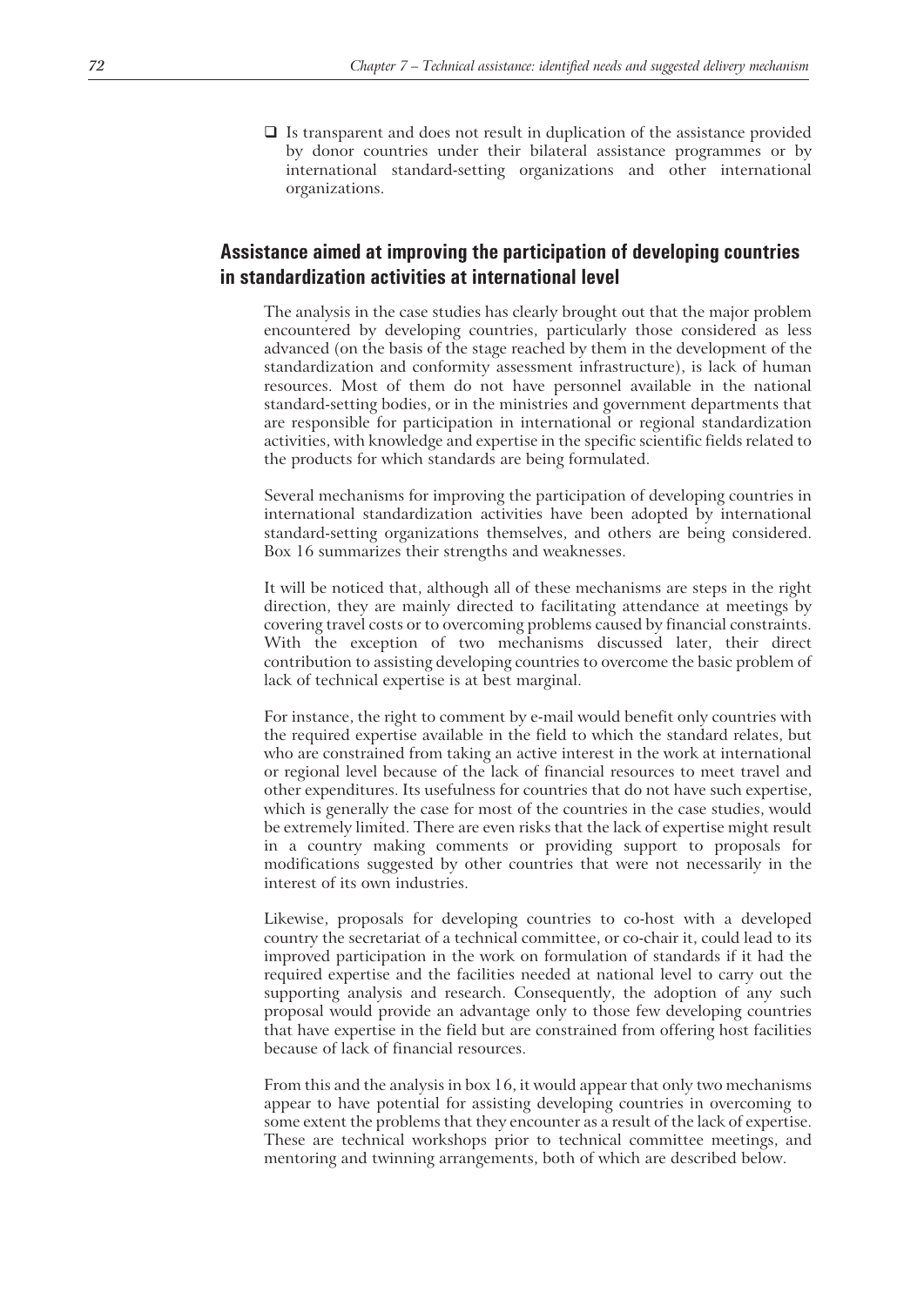- ☐ Is transparent and does not result in duplication of the assistance provided by donor countries under their bilateral assistance programmes or by international standard-setting organizations and other international organizations.

## Assistance aimed at improving the participation of developing countries in standardization activities at international level

The analysis in the case studies has clearly brought out that the major problem encountered by developing countries, particularly those considered as less advanced (on the basis of the stage reached by them in the development of the standardization and conformity assessment infrastructure), is lack of human resources. Most of them do not have personnel available in the national standard-setting bodies, or in the ministries and government departments that are responsible for participation in international or regional standardization activities, with knowledge and expertise in the specific scientific fields related to the products for which standards are being formulated.

Several mechanisms for improving the participation of developing countries in international standardization activities have been adopted by international standard-setting organizations themselves, and others are being considered. Box 16 summarizes their strengths and weaknesses.

It will be noticed that, although all of these mechanisms are steps in the right direction, they are mainly directed to facilitating attendance at meetings by covering travel costs or to overcoming problems caused by financial constraints. With the exception of two mechanisms discussed later, their direct contribution to assisting developing countries to overcome the basic problem of lack of technical expertise is at best marginal.

For instance, the right to comment by e-mail would benefit only countries with the required expertise available in the field to which the standard relates, but who are constrained from taking an active interest in the work at international or regional level because of the lack of financial resources to meet travel and other expenditures. Its usefulness for countries that do not have such expertise, which is generally the case for most of the countries in the case studies, would be extremely limited. There are even risks that the lack of expertise might result in a country making comments or providing support to proposals for modifications suggested by other countries that were not necessarily in the interest of its own industries.

Likewise, proposals for developing countries to co-host with a developed country the secretariat of a technical committee, or co-chair it, could lead to its improved participation in the work on formulation of standards if it had the required expertise and the facilities needed at national level to carry out the supporting analysis and research. Consequently, the adoption of any such proposal would provide an advantage only to those few developing countries that have expertise in the field but are constrained from offering host facilities because of lack of financial resources.

From this and the analysis in box 16, it would appear that only two mechanisms appear to have potential for assisting developing countries in overcoming to some extent the problems that they encounter as a result of the lack of expertise. These are technical workshops prior to technical committee meetings, and mentoring and twinning arrangements, both of which are described below.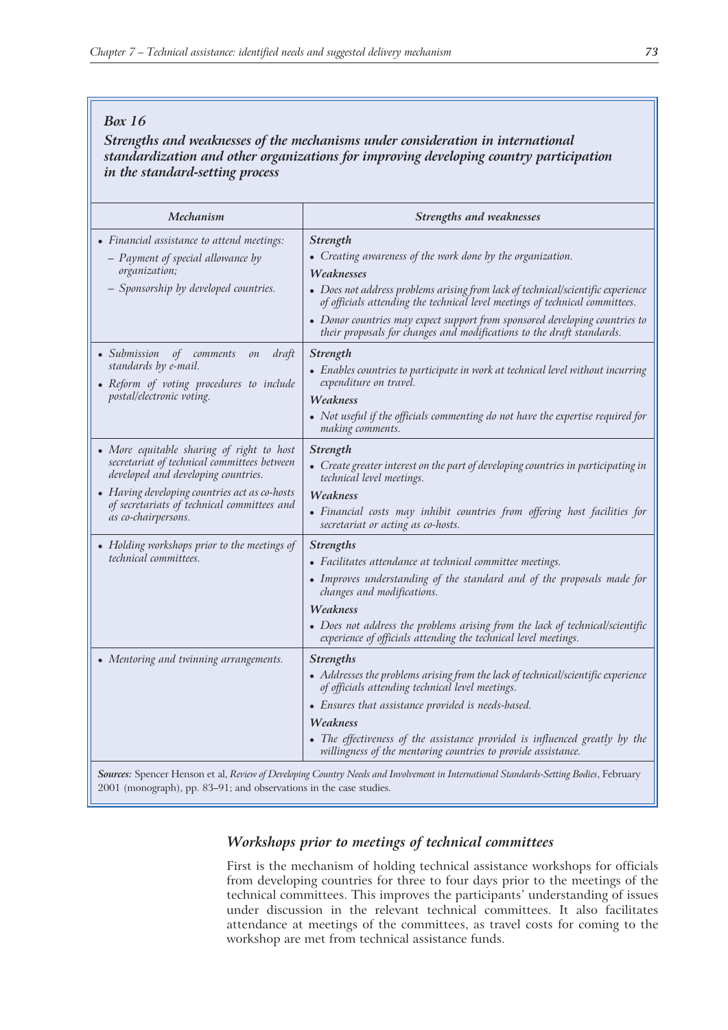*Box 16*

***Strengths and weaknesses of the mechanisms under consideration in international standardization and other organizations for improving developing country participation in the standard-setting process***

| *Mechanism* | *Strengths and weaknesses* |
|---|---|
| • *Financial assistance to attend meetings:*<br>– *Payment of special allowance by organization;*<br>– *Sponsorship by developed countries.* | ***Strength***<br>• *Creating awareness of the work done by the organization.*<br>***Weaknesses***<br>• *Does not address problems arising from lack of technical/scientific experience of officials attending the technical level meetings of technical committees.*<br>• *Donor countries may expect support from sponsored developing countries to their proposals for changes and modifications to the draft standards.* |
| • *Submission of comments on draft standards by e-mail.*<br>• *Reform of voting procedures to include postal/electronic voting.* | ***Strength***<br>• *Enables countries to participate in work at technical level without incurring expenditure on travel.*<br>***Weakness***<br>• *Not useful if the officials commenting do not have the expertise required for making comments.* |
| • *More equitable sharing of right to host secretariat of technical committees between developed and developing countries.*<br>• *Having developing countries act as co-hosts of secretariats of technical committees and as co-chairpersons.* | ***Strength***<br>• *Create greater interest on the part of developing countries in participating in technical level meetings.*<br>***Weakness***<br>• *Financial costs may inhibit countries from offering host facilities for secretariat or acting as co-hosts.* |
| • *Holding workshops prior to the meetings of technical committees.* | ***Strengths***<br>• *Facilitates attendance at technical committee meetings.*<br>• *Improves understanding of the standard and of the proposals made for changes and modifications.*<br>***Weakness***<br>• *Does not address the problems arising from the lack of technical/scientific experience of officials attending the technical level meetings.* |
| • *Mentoring and twinning arrangements.* | ***Strengths***<br>• *Addresses the problems arising from the lack of technical/scientific experience of officials attending technical level meetings.*<br>• *Ensures that assistance provided is needs-based.*<br>***Weakness***<br>• *The effectiveness of the assistance provided is influenced greatly by the willingness of the mentoring countries to provide assistance.* |

***Sources:*** Spencer Henson et al, *Review of Developing Country Needs and Involvement in International Standards-Setting Bodies*, February 2001 (monograph), pp. 83–91; and observations in the case studies.

### *Workshops prior to meetings of technical committees*

First is the mechanism of holding technical assistance workshops for officials from developing countries for three to four days prior to the meetings of the technical committees. This improves the participants' understanding of issues under discussion in the relevant technical committees. It also facilitates attendance at meetings of the committees, as travel costs for coming to the workshop are met from technical assistance funds.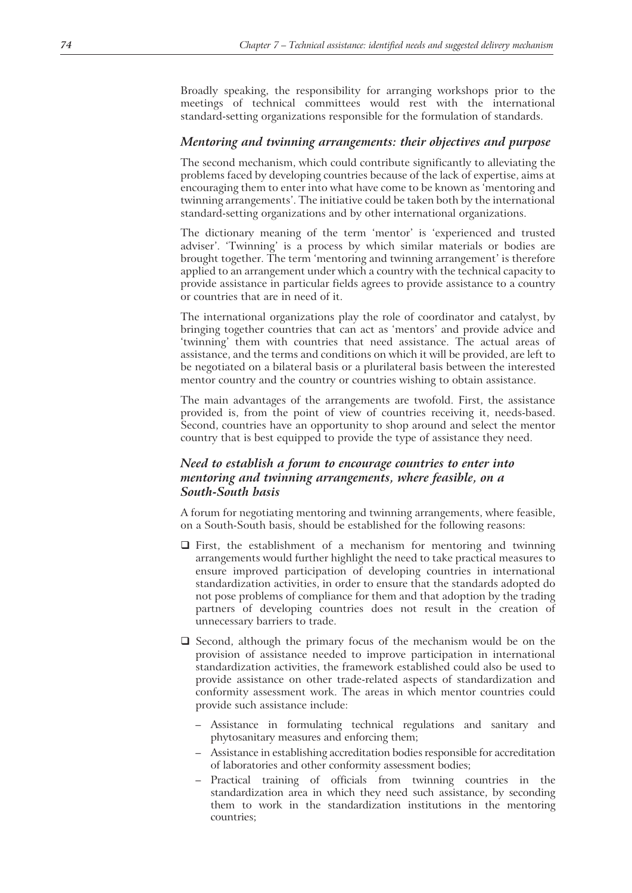Broadly speaking, the responsibility for arranging workshops prior to the meetings of technical committees would rest with the international standard-setting organizations responsible for the formulation of standards.

### *Mentoring and twinning arrangements: their objectives and purpose*

The second mechanism, which could contribute significantly to alleviating the problems faced by developing countries because of the lack of expertise, aims at encouraging them to enter into what have come to be known as 'mentoring and twinning arrangements'. The initiative could be taken both by the international standard-setting organizations and by other international organizations.

The dictionary meaning of the term 'mentor' is 'experienced and trusted adviser'. 'Twinning' is a process by which similar materials or bodies are brought together. The term 'mentoring and twinning arrangement' is therefore applied to an arrangement under which a country with the technical capacity to provide assistance in particular fields agrees to provide assistance to a country or countries that are in need of it.

The international organizations play the role of coordinator and catalyst, by bringing together countries that can act as 'mentors' and provide advice and 'twinning' them with countries that need assistance. The actual areas of assistance, and the terms and conditions on which it will be provided, are left to be negotiated on a bilateral basis or a plurilateral basis between the interested mentor country and the country or countries wishing to obtain assistance.

The main advantages of the arrangements are twofold. First, the assistance provided is, from the point of view of countries receiving it, needs-based. Second, countries have an opportunity to shop around and select the mentor country that is best equipped to provide the type of assistance they need.

### *Need to establish a forum to encourage countries to enter into mentoring and twinning arrangements, where feasible, on a South-South basis*

A forum for negotiating mentoring and twinning arrangements, where feasible, on a South-South basis, should be established for the following reasons:

- First, the establishment of a mechanism for mentoring and twinning arrangements would further highlight the need to take practical measures to ensure improved participation of developing countries in international standardization activities, in order to ensure that the standards adopted do not pose problems of compliance for them and that adoption by the trading partners of developing countries does not result in the creation of unnecessary barriers to trade.
- Second, although the primary focus of the mechanism would be on the provision of assistance needed to improve participation in international standardization activities, the framework established could also be used to provide assistance on other trade-related aspects of standardization and conformity assessment work. The areas in which mentor countries could provide such assistance include:
  - Assistance in formulating technical regulations and sanitary and phytosanitary measures and enforcing them;
  - Assistance in establishing accreditation bodies responsible for accreditation of laboratories and other conformity assessment bodies;
  - Practical training of officials from twinning countries in the standardization area in which they need such assistance, by seconding them to work in the standardization institutions in the mentoring countries;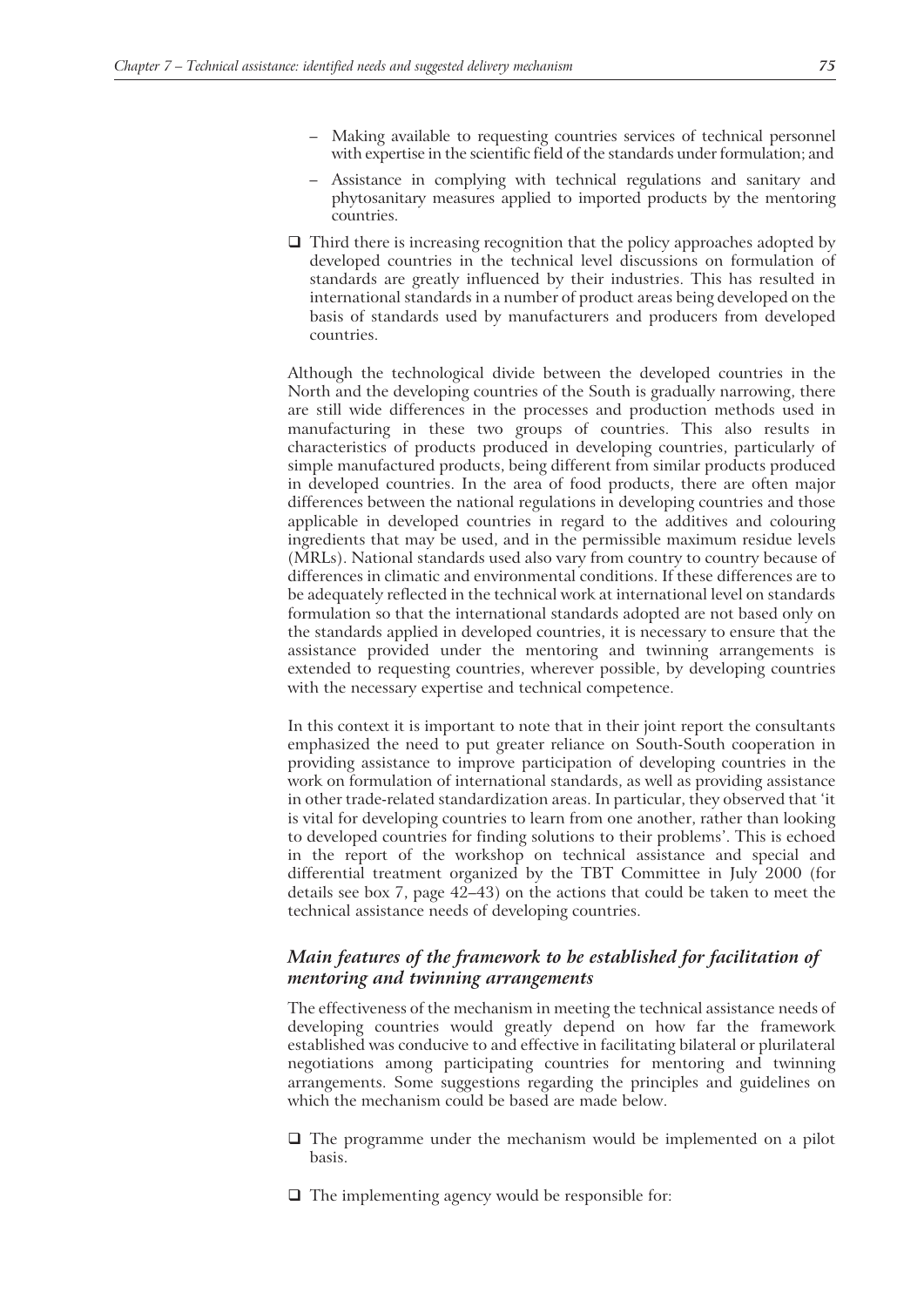- Making available to requesting countries services of technical personnel with expertise in the scientific field of the standards under formulation; and
  - Assistance in complying with technical regulations and sanitary and phytosanitary measures applied to imported products by the mentoring countries.

- Third there is increasing recognition that the policy approaches adopted by developed countries in the technical level discussions on formulation of standards are greatly influenced by their industries. This has resulted in international standards in a number of product areas being developed on the basis of standards used by manufacturers and producers from developed countries.

Although the technological divide between the developed countries in the North and the developing countries of the South is gradually narrowing, there are still wide differences in the processes and production methods used in manufacturing in these two groups of countries. This also results in characteristics of products produced in developing countries, particularly of simple manufactured products, being different from similar products produced in developed countries. In the area of food products, there are often major differences between the national regulations in developing countries and those applicable in developed countries in regard to the additives and colouring ingredients that may be used, and in the permissible maximum residue levels (MRLs). National standards used also vary from country to country because of differences in climatic and environmental conditions. If these differences are to be adequately reflected in the technical work at international level on standards formulation so that the international standards adopted are not based only on the standards applied in developed countries, it is necessary to ensure that the assistance provided under the mentoring and twinning arrangements is extended to requesting countries, wherever possible, by developing countries with the necessary expertise and technical competence.

In this context it is important to note that in their joint report the consultants emphasized the need to put greater reliance on South-South cooperation in providing assistance to improve participation of developing countries in the work on formulation of international standards, as well as providing assistance in other trade-related standardization areas. In particular, they observed that 'it is vital for developing countries to learn from one another, rather than looking to developed countries for finding solutions to their problems'. This is echoed in the report of the workshop on technical assistance and special and differential treatment organized by the TBT Committee in July 2000 (for details see box 7, page 42–43) on the actions that could be taken to meet the technical assistance needs of developing countries.

### *Main features of the framework to be established for facilitation of mentoring and twinning arrangements*

The effectiveness of the mechanism in meeting the technical assistance needs of developing countries would greatly depend on how far the framework established was conducive to and effective in facilitating bilateral or plurilateral negotiations among participating countries for mentoring and twinning arrangements. Some suggestions regarding the principles and guidelines on which the mechanism could be based are made below.

- The programme under the mechanism would be implemented on a pilot basis.

- The implementing agency would be responsible for: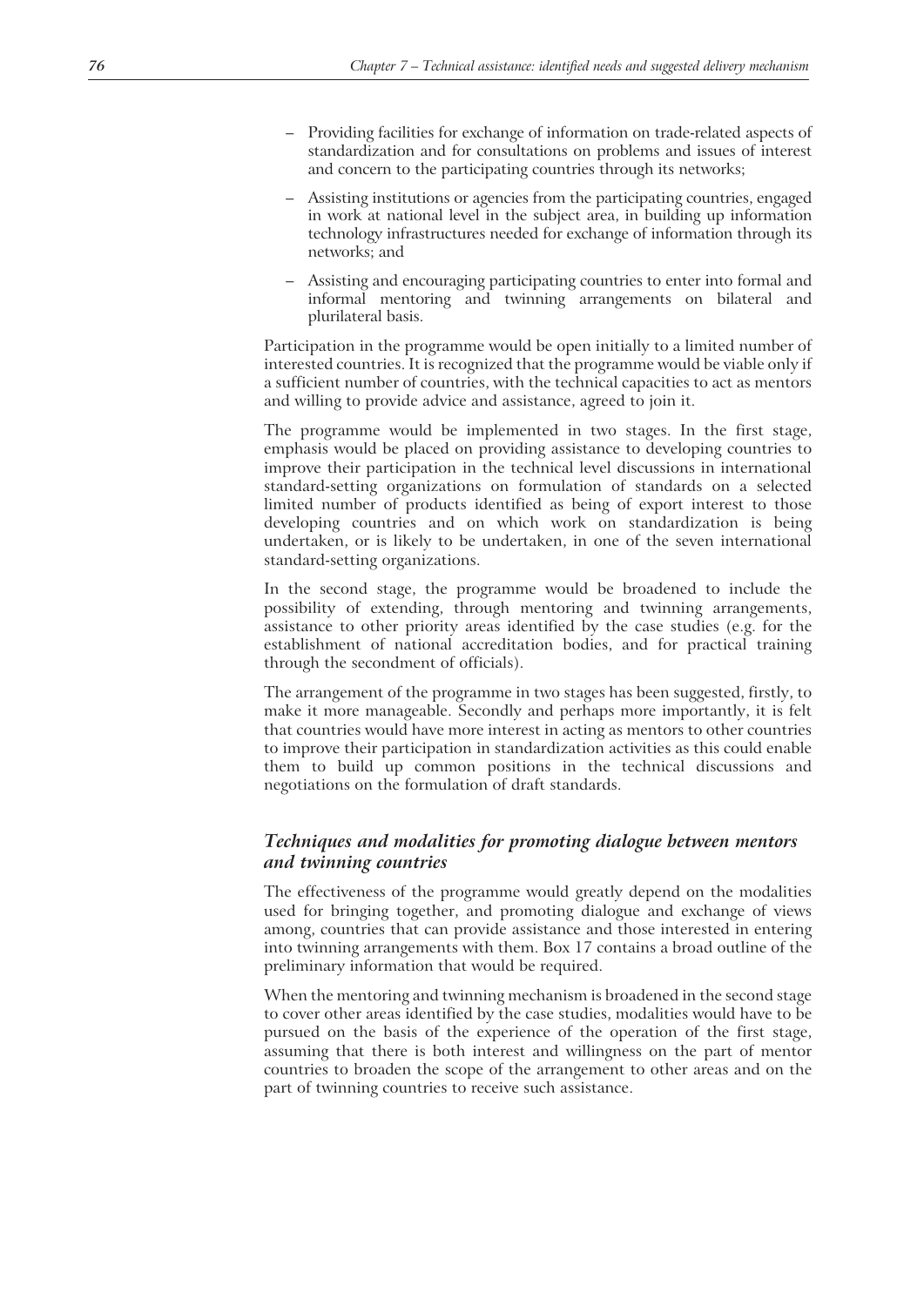- Providing facilities for exchange of information on trade-related aspects of standardization and for consultations on problems and issues of interest and concern to the participating countries through its networks;
- Assisting institutions or agencies from the participating countries, engaged in work at national level in the subject area, in building up information technology infrastructures needed for exchange of information through its networks; and
- Assisting and encouraging participating countries to enter into formal and informal mentoring and twinning arrangements on bilateral and plurilateral basis.

Participation in the programme would be open initially to a limited number of interested countries. It is recognized that the programme would be viable only if a sufficient number of countries, with the technical capacities to act as mentors and willing to provide advice and assistance, agreed to join it.

The programme would be implemented in two stages. In the first stage, emphasis would be placed on providing assistance to developing countries to improve their participation in the technical level discussions in international standard-setting organizations on formulation of standards on a selected limited number of products identified as being of export interest to those developing countries and on which work on standardization is being undertaken, or is likely to be undertaken, in one of the seven international standard-setting organizations.

In the second stage, the programme would be broadened to include the possibility of extending, through mentoring and twinning arrangements, assistance to other priority areas identified by the case studies (e.g. for the establishment of national accreditation bodies, and for practical training through the secondment of officials).

The arrangement of the programme in two stages has been suggested, firstly, to make it more manageable. Secondly and perhaps more importantly, it is felt that countries would have more interest in acting as mentors to other countries to improve their participation in standardization activities as this could enable them to build up common positions in the technical discussions and negotiations on the formulation of draft standards.

### *Techniques and modalities for promoting dialogue between mentors and twinning countries*

The effectiveness of the programme would greatly depend on the modalities used for bringing together, and promoting dialogue and exchange of views among, countries that can provide assistance and those interested in entering into twinning arrangements with them. Box 17 contains a broad outline of the preliminary information that would be required.

When the mentoring and twinning mechanism is broadened in the second stage to cover other areas identified by the case studies, modalities would have to be pursued on the basis of the experience of the operation of the first stage, assuming that there is both interest and willingness on the part of mentor countries to broaden the scope of the arrangement to other areas and on the part of twinning countries to receive such assistance.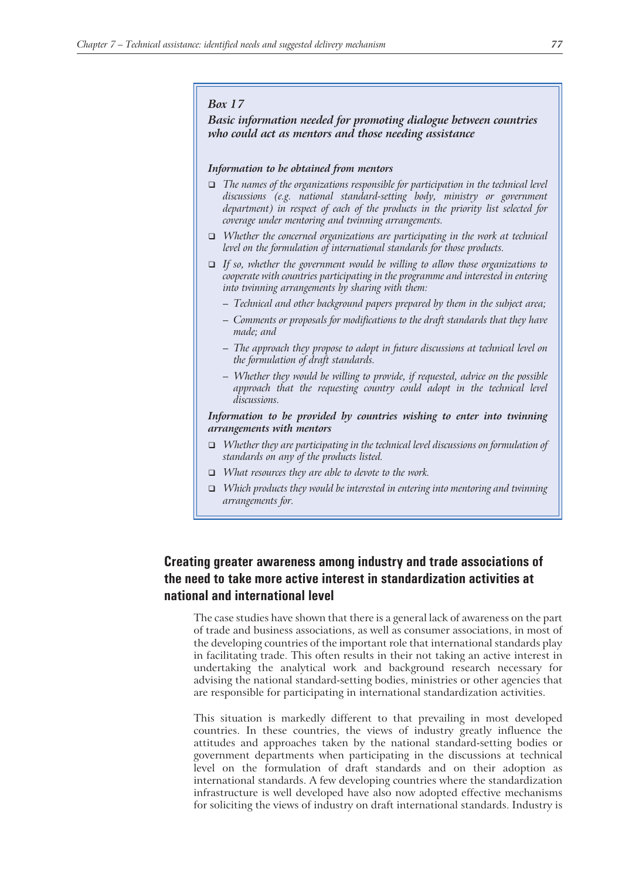*Box 17*

***Basic information needed for promoting dialogue between countries who could act as mentors and those needing assistance***

***Information to be obtained from mentors***

- *The names of the organizations responsible for participation in the technical level discussions (e.g. national standard-setting body, ministry or government department) in respect of each of the products in the priority list selected for coverage under mentoring and twinning arrangements.*
- *Whether the concerned organizations are participating in the work at technical level on the formulation of international standards for those products.*
- *If so, whether the government would be willing to allow those organizations to cooperate with countries participating in the programme and interested in entering into twinning arrangements by sharing with them:*
  - *Technical and other background papers prepared by them in the subject area;*
  - *Comments or proposals for modifications to the draft standards that they have made; and*
  - *The approach they propose to adopt in future discussions at technical level on the formulation of draft standards.*
  - *Whether they would be willing to provide, if requested, advice on the possible approach that the requesting country could adopt in the technical level discussions.*

***Information to be provided by countries wishing to enter into twinning arrangements with mentors***

- *Whether they are participating in the technical level discussions on formulation of standards on any of the products listed.*
- *What resources they are able to devote to the work.*
- *Which products they would be interested in entering into mentoring and twinning arrangements for.*

## Creating greater awareness among industry and trade associations of the need to take more active interest in standardization activities at national and international level

The case studies have shown that there is a general lack of awareness on the part of trade and business associations, as well as consumer associations, in most of the developing countries of the important role that international standards play in facilitating trade. This often results in their not taking an active interest in undertaking the analytical work and background research necessary for advising the national standard-setting bodies, ministries or other agencies that are responsible for participating in international standardization activities.

This situation is markedly different to that prevailing in most developed countries. In these countries, the views of industry greatly influence the attitudes and approaches taken by the national standard-setting bodies or government departments when participating in the discussions at technical level on the formulation of draft standards and on their adoption as international standards. A few developing countries where the standardization infrastructure is well developed have also now adopted effective mechanisms for soliciting the views of industry on draft international standards. Industry is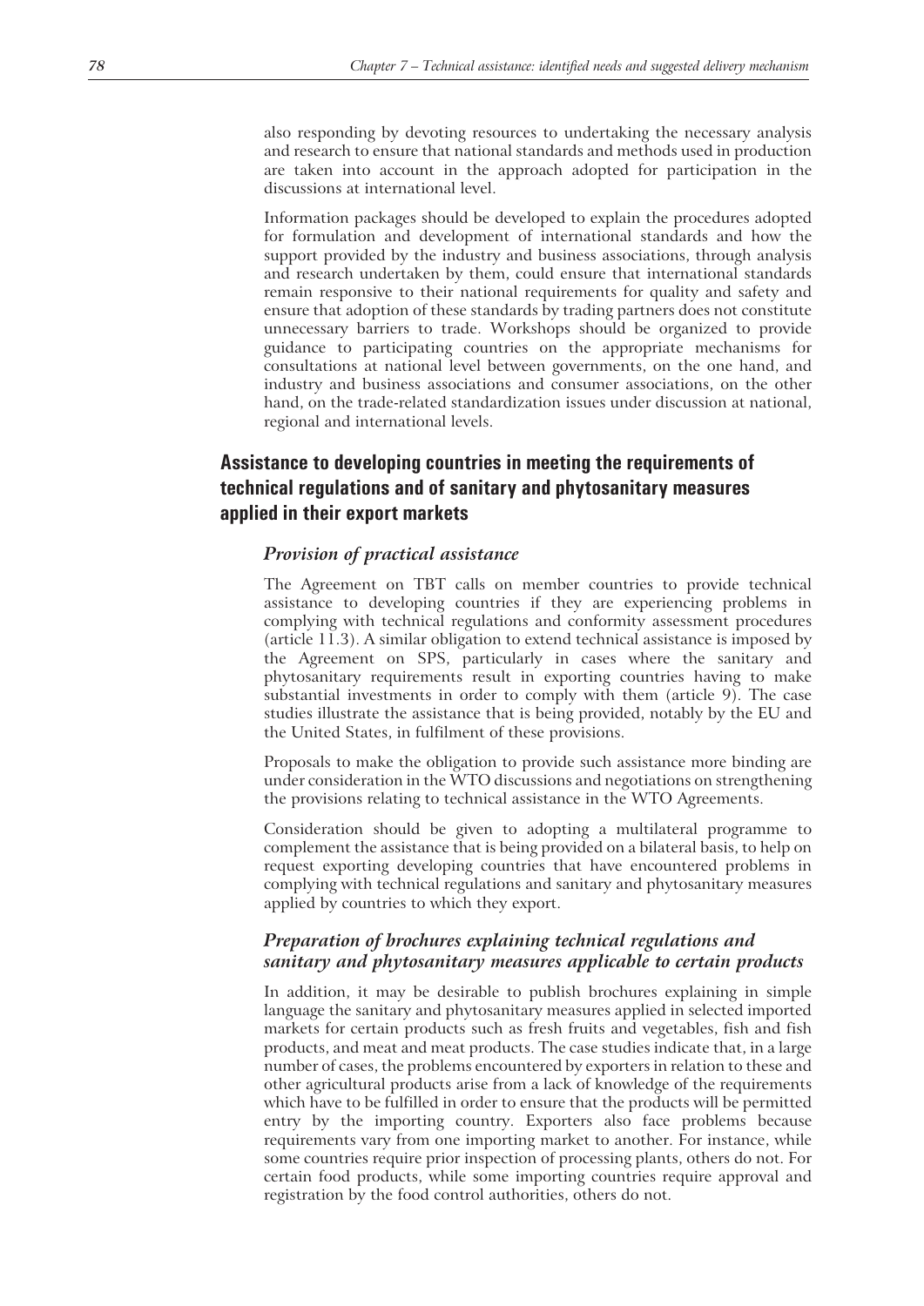also responding by devoting resources to undertaking the necessary analysis and research to ensure that national standards and methods used in production are taken into account in the approach adopted for participation in the discussions at international level.

Information packages should be developed to explain the procedures adopted for formulation and development of international standards and how the support provided by the industry and business associations, through analysis and research undertaken by them, could ensure that international standards remain responsive to their national requirements for quality and safety and ensure that adoption of these standards by trading partners does not constitute unnecessary barriers to trade. Workshops should be organized to provide guidance to participating countries on the appropriate mechanisms for consultations at national level between governments, on the one hand, and industry and business associations and consumer associations, on the other hand, on the trade-related standardization issues under discussion at national, regional and international levels.

## Assistance to developing countries in meeting the requirements of technical regulations and of sanitary and phytosanitary measures applied in their export markets

### *Provision of practical assistance*

The Agreement on TBT calls on member countries to provide technical assistance to developing countries if they are experiencing problems in complying with technical regulations and conformity assessment procedures (article 11.3). A similar obligation to extend technical assistance is imposed by the Agreement on SPS, particularly in cases where the sanitary and phytosanitary requirements result in exporting countries having to make substantial investments in order to comply with them (article 9). The case studies illustrate the assistance that is being provided, notably by the EU and the United States, in fulfilment of these provisions.

Proposals to make the obligation to provide such assistance more binding are under consideration in the WTO discussions and negotiations on strengthening the provisions relating to technical assistance in the WTO Agreements.

Consideration should be given to adopting a multilateral programme to complement the assistance that is being provided on a bilateral basis, to help on request exporting developing countries that have encountered problems in complying with technical regulations and sanitary and phytosanitary measures applied by countries to which they export.

### *Preparation of brochures explaining technical regulations and sanitary and phytosanitary measures applicable to certain products*

In addition, it may be desirable to publish brochures explaining in simple language the sanitary and phytosanitary measures applied in selected imported markets for certain products such as fresh fruits and vegetables, fish and fish products, and meat and meat products. The case studies indicate that, in a large number of cases, the problems encountered by exporters in relation to these and other agricultural products arise from a lack of knowledge of the requirements which have to be fulfilled in order to ensure that the products will be permitted entry by the importing country. Exporters also face problems because requirements vary from one importing market to another. For instance, while some countries require prior inspection of processing plants, others do not. For certain food products, while some importing countries require approval and registration by the food control authorities, others do not.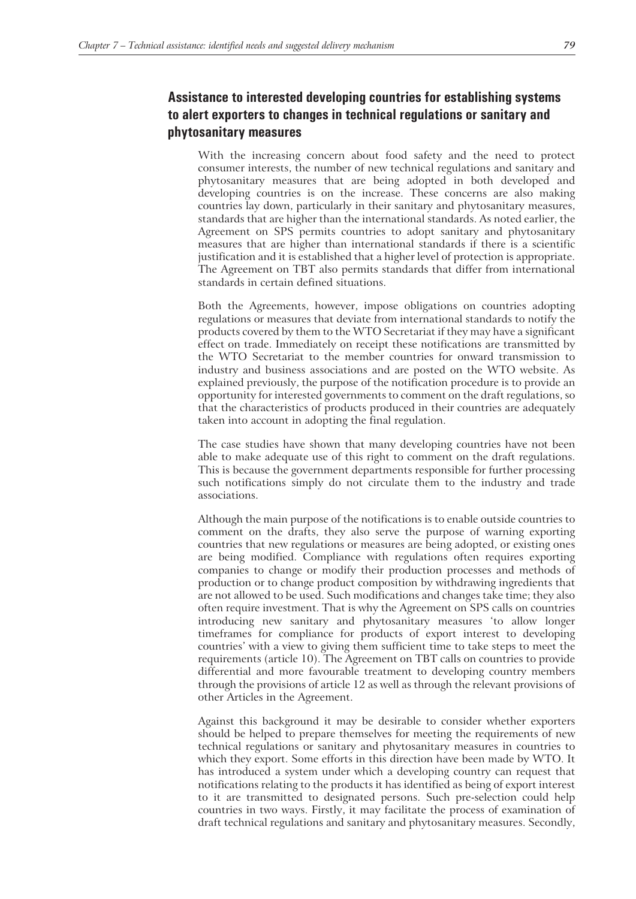## Assistance to interested developing countries for establishing systems to alert exporters to changes in technical regulations or sanitary and phytosanitary measures

With the increasing concern about food safety and the need to protect consumer interests, the number of new technical regulations and sanitary and phytosanitary measures that are being adopted in both developed and developing countries is on the increase. These concerns are also making countries lay down, particularly in their sanitary and phytosanitary measures, standards that are higher than the international standards. As noted earlier, the Agreement on SPS permits countries to adopt sanitary and phytosanitary measures that are higher than international standards if there is a scientific justification and it is established that a higher level of protection is appropriate. The Agreement on TBT also permits standards that differ from international standards in certain defined situations.

Both the Agreements, however, impose obligations on countries adopting regulations or measures that deviate from international standards to notify the products covered by them to the WTO Secretariat if they may have a significant effect on trade. Immediately on receipt these notifications are transmitted by the WTO Secretariat to the member countries for onward transmission to industry and business associations and are posted on the WTO website. As explained previously, the purpose of the notification procedure is to provide an opportunity for interested governments to comment on the draft regulations, so that the characteristics of products produced in their countries are adequately taken into account in adopting the final regulation.

The case studies have shown that many developing countries have not been able to make adequate use of this right to comment on the draft regulations. This is because the government departments responsible for further processing such notifications simply do not circulate them to the industry and trade associations.

Although the main purpose of the notifications is to enable outside countries to comment on the drafts, they also serve the purpose of warning exporting countries that new regulations or measures are being adopted, or existing ones are being modified. Compliance with regulations often requires exporting companies to change or modify their production processes and methods of production or to change product composition by withdrawing ingredients that are not allowed to be used. Such modifications and changes take time; they also often require investment. That is why the Agreement on SPS calls on countries introducing new sanitary and phytosanitary measures 'to allow longer timeframes for compliance for products of export interest to developing countries' with a view to giving them sufficient time to take steps to meet the requirements (article 10). The Agreement on TBT calls on countries to provide differential and more favourable treatment to developing country members through the provisions of article 12 as well as through the relevant provisions of other Articles in the Agreement.

Against this background it may be desirable to consider whether exporters should be helped to prepare themselves for meeting the requirements of new technical regulations or sanitary and phytosanitary measures in countries to which they export. Some efforts in this direction have been made by WTO. It has introduced a system under which a developing country can request that notifications relating to the products it has identified as being of export interest to it are transmitted to designated persons. Such pre-selection could help countries in two ways. Firstly, it may facilitate the process of examination of draft technical regulations and sanitary and phytosanitary measures. Secondly,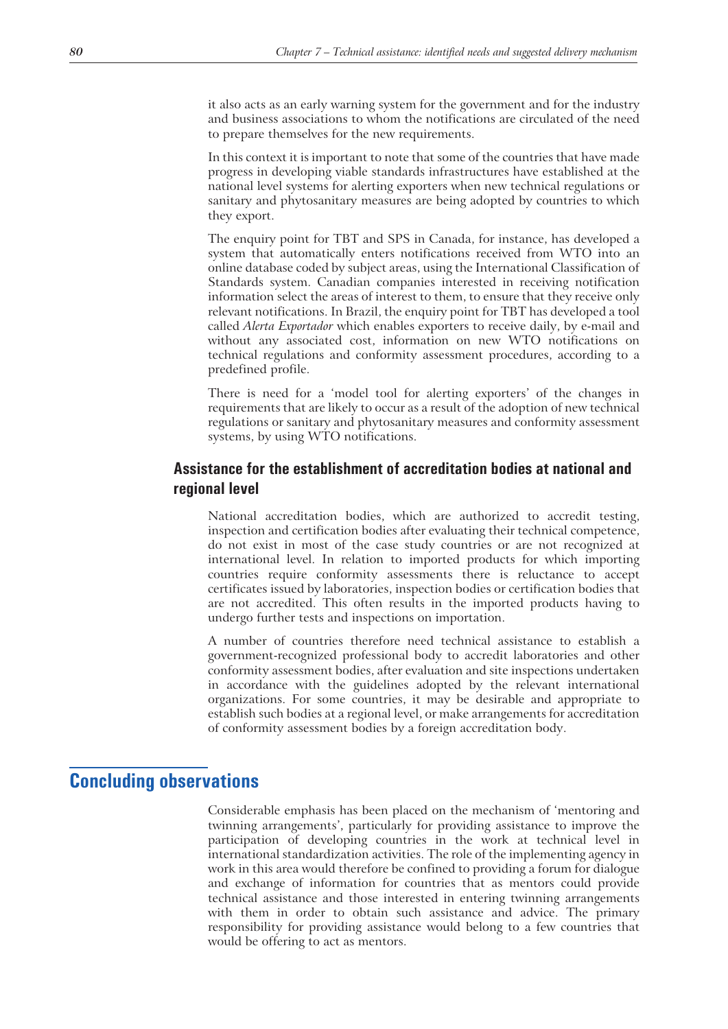it also acts as an early warning system for the government and for the industry and business associations to whom the notifications are circulated of the need to prepare themselves for the new requirements.

In this context it is important to note that some of the countries that have made progress in developing viable standards infrastructures have established at the national level systems for alerting exporters when new technical regulations or sanitary and phytosanitary measures are being adopted by countries to which they export.

The enquiry point for TBT and SPS in Canada, for instance, has developed a system that automatically enters notifications received from WTO into an online database coded by subject areas, using the International Classification of Standards system. Canadian companies interested in receiving notification information select the areas of interest to them, to ensure that they receive only relevant notifications. In Brazil, the enquiry point for TBT has developed a tool called *Alerta Exportador* which enables exporters to receive daily, by e-mail and without any associated cost, information on new WTO notifications on technical regulations and conformity assessment procedures, according to a predefined profile.

There is need for a 'model tool for alerting exporters' of the changes in requirements that are likely to occur as a result of the adoption of new technical regulations or sanitary and phytosanitary measures and conformity assessment systems, by using WTO notifications.

### Assistance for the establishment of accreditation bodies at national and regional level

National accreditation bodies, which are authorized to accredit testing, inspection and certification bodies after evaluating their technical competence, do not exist in most of the case study countries or are not recognized at international level. In relation to imported products for which importing countries require conformity assessments there is reluctance to accept certificates issued by laboratories, inspection bodies or certification bodies that are not accredited. This often results in the imported products having to undergo further tests and inspections on importation.

A number of countries therefore need technical assistance to establish a government-recognized professional body to accredit laboratories and other conformity assessment bodies, after evaluation and site inspections undertaken in accordance with the guidelines adopted by the relevant international organizations. For some countries, it may be desirable and appropriate to establish such bodies at a regional level, or make arrangements for accreditation of conformity assessment bodies by a foreign accreditation body.

## Concluding observations

Considerable emphasis has been placed on the mechanism of 'mentoring and twinning arrangements', particularly for providing assistance to improve the participation of developing countries in the work at technical level in international standardization activities. The role of the implementing agency in work in this area would therefore be confined to providing a forum for dialogue and exchange of information for countries that as mentors could provide technical assistance and those interested in entering twinning arrangements with them in order to obtain such assistance and advice. The primary responsibility for providing assistance would belong to a few countries that would be offering to act as mentors.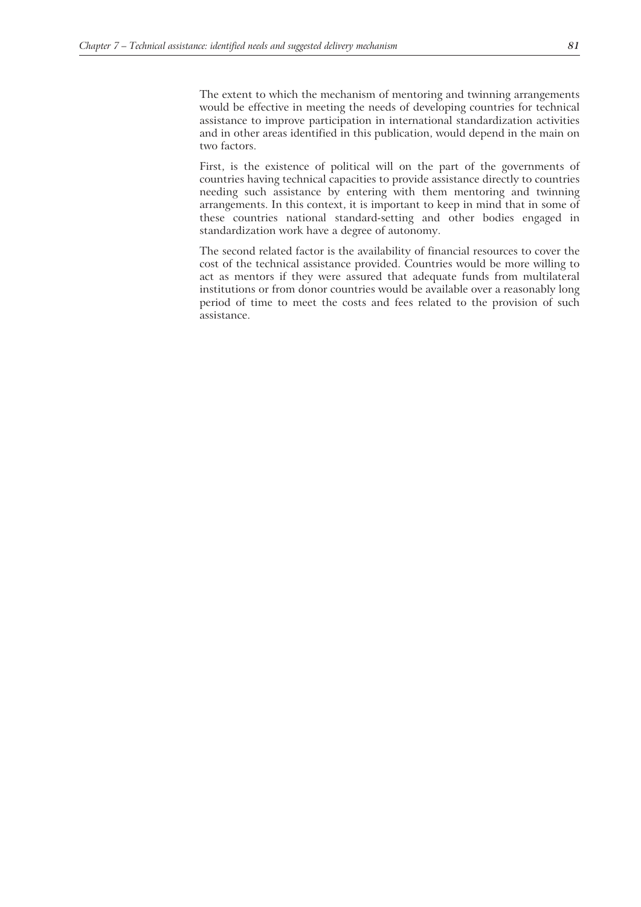The extent to which the mechanism of mentoring and twinning arrangements would be effective in meeting the needs of developing countries for technical assistance to improve participation in international standardization activities and in other areas identified in this publication, would depend in the main on two factors.

First, is the existence of political will on the part of the governments of countries having technical capacities to provide assistance directly to countries needing such assistance by entering with them mentoring and twinning arrangements. In this context, it is important to keep in mind that in some of these countries national standard-setting and other bodies engaged in standardization work have a degree of autonomy.

The second related factor is the availability of financial resources to cover the cost of the technical assistance provided. Countries would be more willing to act as mentors if they were assured that adequate funds from multilateral institutions or from donor countries would be available over a reasonably long period of time to meet the costs and fees related to the provision of such assistance.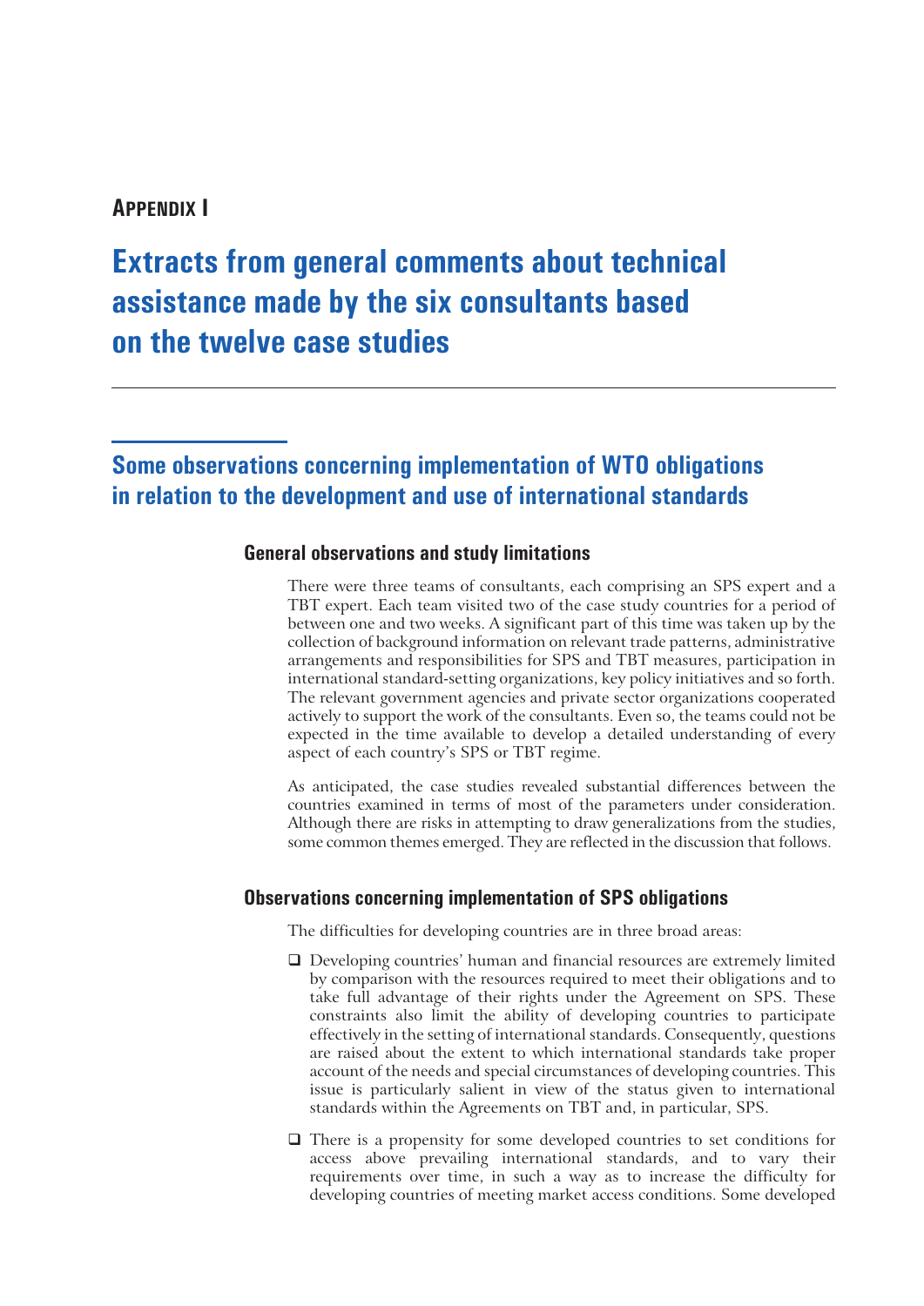## APPENDIX I

# Extracts from general comments about technical assistance made by the six consultants based on the twelve case studies

## Some observations concerning implementation of WTO obligations in relation to the development and use of international standards

### General observations and study limitations

There were three teams of consultants, each comprising an SPS expert and a TBT expert. Each team visited two of the case study countries for a period of between one and two weeks. A significant part of this time was taken up by the collection of background information on relevant trade patterns, administrative arrangements and responsibilities for SPS and TBT measures, participation in international standard-setting organizations, key policy initiatives and so forth. The relevant government agencies and private sector organizations cooperated actively to support the work of the consultants. Even so, the teams could not be expected in the time available to develop a detailed understanding of every aspect of each country's SPS or TBT regime.

As anticipated, the case studies revealed substantial differences between the countries examined in terms of most of the parameters under consideration. Although there are risks in attempting to draw generalizations from the studies, some common themes emerged. They are reflected in the discussion that follows.

### Observations concerning implementation of SPS obligations

The difficulties for developing countries are in three broad areas:

- Developing countries' human and financial resources are extremely limited by comparison with the resources required to meet their obligations and to take full advantage of their rights under the Agreement on SPS. These constraints also limit the ability of developing countries to participate effectively in the setting of international standards. Consequently, questions are raised about the extent to which international standards take proper account of the needs and special circumstances of developing countries. This issue is particularly salient in view of the status given to international standards within the Agreements on TBT and, in particular, SPS.

- There is a propensity for some developed countries to set conditions for access above prevailing international standards, and to vary their requirements over time, in such a way as to increase the difficulty for developing countries of meeting market access conditions. Some developed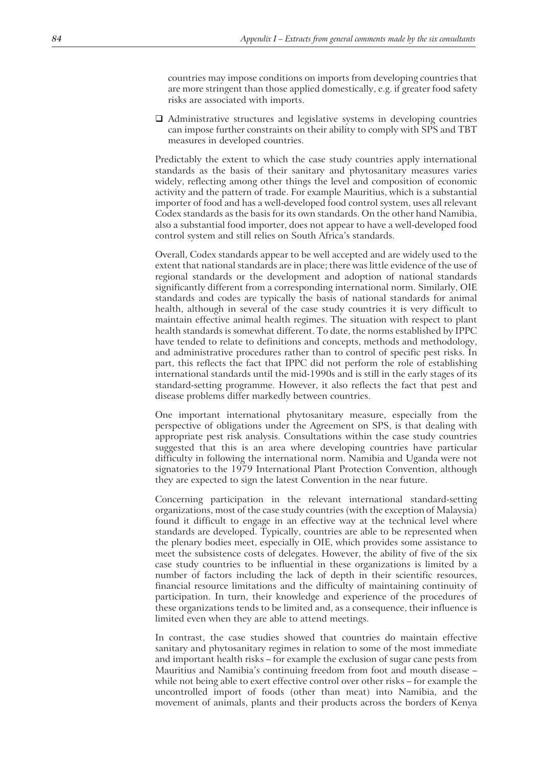countries may impose conditions on imports from developing countries that are more stringent than those applied domestically, e.g. if greater food safety risks are associated with imports.

- Administrative structures and legislative systems in developing countries can impose further constraints on their ability to comply with SPS and TBT measures in developed countries.

Predictably the extent to which the case study countries apply international standards as the basis of their sanitary and phytosanitary measures varies widely, reflecting among other things the level and composition of economic activity and the pattern of trade. For example Mauritius, which is a substantial importer of food and has a well-developed food control system, uses all relevant Codex standards as the basis for its own standards. On the other hand Namibia, also a substantial food importer, does not appear to have a well-developed food control system and still relies on South Africa's standards.

Overall, Codex standards appear to be well accepted and are widely used to the extent that national standards are in place; there was little evidence of the use of regional standards or the development and adoption of national standards significantly different from a corresponding international norm. Similarly, OIE standards and codes are typically the basis of national standards for animal health, although in several of the case study countries it is very difficult to maintain effective animal health regimes. The situation with respect to plant health standards is somewhat different. To date, the norms established by IPPC have tended to relate to definitions and concepts, methods and methodology, and administrative procedures rather than to control of specific pest risks. In part, this reflects the fact that IPPC did not perform the role of establishing international standards until the mid-1990s and is still in the early stages of its standard-setting programme. However, it also reflects the fact that pest and disease problems differ markedly between countries.

One important international phytosanitary measure, especially from the perspective of obligations under the Agreement on SPS, is that dealing with appropriate pest risk analysis. Consultations within the case study countries suggested that this is an area where developing countries have particular difficulty in following the international norm. Namibia and Uganda were not signatories to the 1979 International Plant Protection Convention, although they are expected to sign the latest Convention in the near future.

Concerning participation in the relevant international standard-setting organizations, most of the case study countries (with the exception of Malaysia) found it difficult to engage in an effective way at the technical level where standards are developed. Typically, countries are able to be represented when the plenary bodies meet, especially in OIE, which provides some assistance to meet the subsistence costs of delegates. However, the ability of five of the six case study countries to be influential in these organizations is limited by a number of factors including the lack of depth in their scientific resources, financial resource limitations and the difficulty of maintaining continuity of participation. In turn, their knowledge and experience of the procedures of these organizations tends to be limited and, as a consequence, their influence is limited even when they are able to attend meetings.

In contrast, the case studies showed that countries do maintain effective sanitary and phytosanitary regimes in relation to some of the most immediate and important health risks – for example the exclusion of sugar cane pests from Mauritius and Namibia's continuing freedom from foot and mouth disease – while not being able to exert effective control over other risks – for example the uncontrolled import of foods (other than meat) into Namibia, and the movement of animals, plants and their products across the borders of Kenya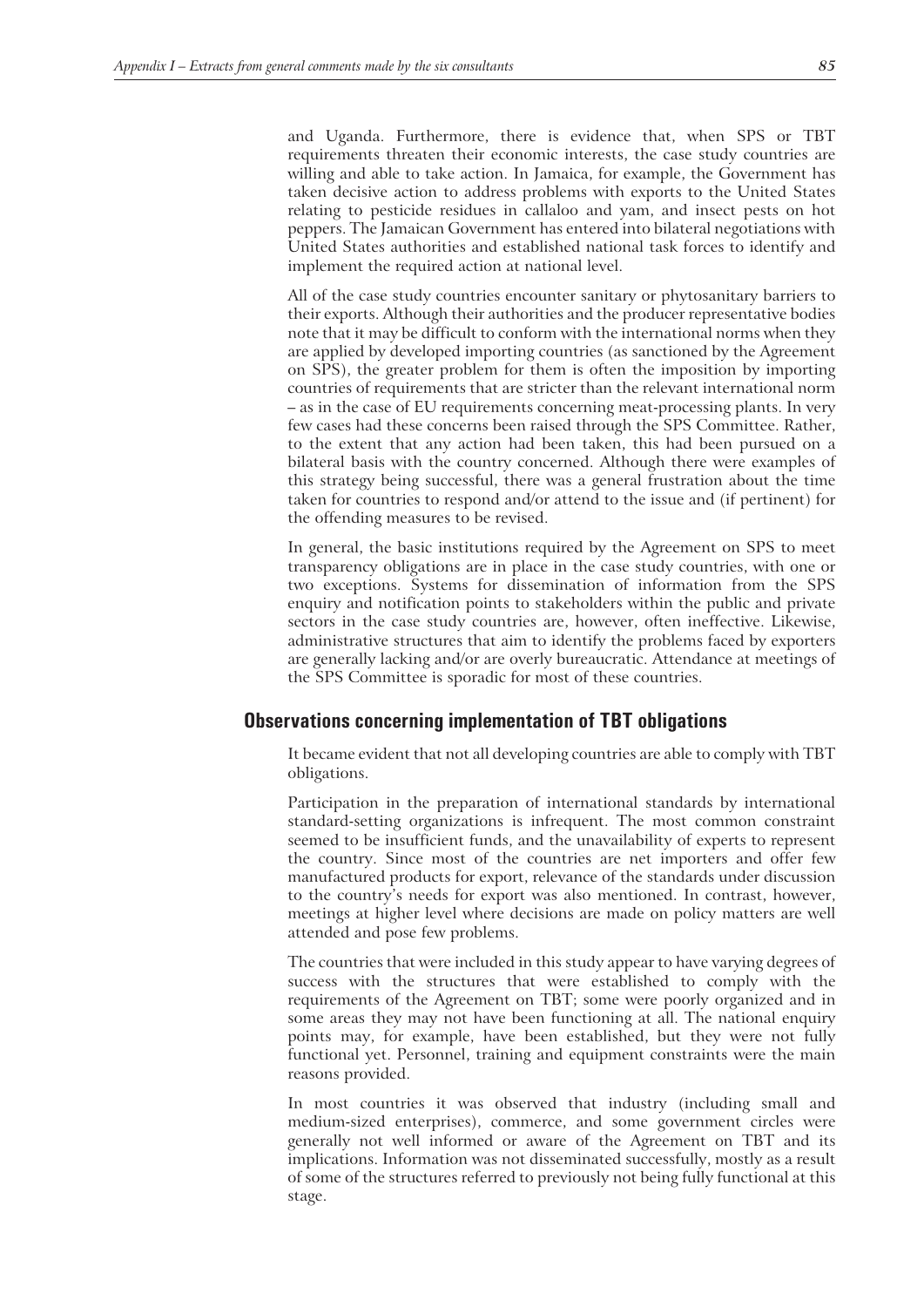and Uganda. Furthermore, there is evidence that, when SPS or TBT requirements threaten their economic interests, the case study countries are willing and able to take action. In Jamaica, for example, the Government has taken decisive action to address problems with exports to the United States relating to pesticide residues in callaloo and yam, and insect pests on hot peppers. The Jamaican Government has entered into bilateral negotiations with United States authorities and established national task forces to identify and implement the required action at national level.

All of the case study countries encounter sanitary or phytosanitary barriers to their exports. Although their authorities and the producer representative bodies note that it may be difficult to conform with the international norms when they are applied by developed importing countries (as sanctioned by the Agreement on SPS), the greater problem for them is often the imposition by importing countries of requirements that are stricter than the relevant international norm – as in the case of EU requirements concerning meat-processing plants. In very few cases had these concerns been raised through the SPS Committee. Rather, to the extent that any action had been taken, this had been pursued on a bilateral basis with the country concerned. Although there were examples of this strategy being successful, there was a general frustration about the time taken for countries to respond and/or attend to the issue and (if pertinent) for the offending measures to be revised.

In general, the basic institutions required by the Agreement on SPS to meet transparency obligations are in place in the case study countries, with one or two exceptions. Systems for dissemination of information from the SPS enquiry and notification points to stakeholders within the public and private sectors in the case study countries are, however, often ineffective. Likewise, administrative structures that aim to identify the problems faced by exporters are generally lacking and/or are overly bureaucratic. Attendance at meetings of the SPS Committee is sporadic for most of these countries.

## Observations concerning implementation of TBT obligations

It became evident that not all developing countries are able to comply with TBT obligations.

Participation in the preparation of international standards by international standard-setting organizations is infrequent. The most common constraint seemed to be insufficient funds, and the unavailability of experts to represent the country. Since most of the countries are net importers and offer few manufactured products for export, relevance of the standards under discussion to the country's needs for export was also mentioned. In contrast, however, meetings at higher level where decisions are made on policy matters are well attended and pose few problems.

The countries that were included in this study appear to have varying degrees of success with the structures that were established to comply with the requirements of the Agreement on TBT; some were poorly organized and in some areas they may not have been functioning at all. The national enquiry points may, for example, have been established, but they were not fully functional yet. Personnel, training and equipment constraints were the main reasons provided.

In most countries it was observed that industry (including small and medium-sized enterprises), commerce, and some government circles were generally not well informed or aware of the Agreement on TBT and its implications. Information was not disseminated successfully, mostly as a result of some of the structures referred to previously not being fully functional at this stage.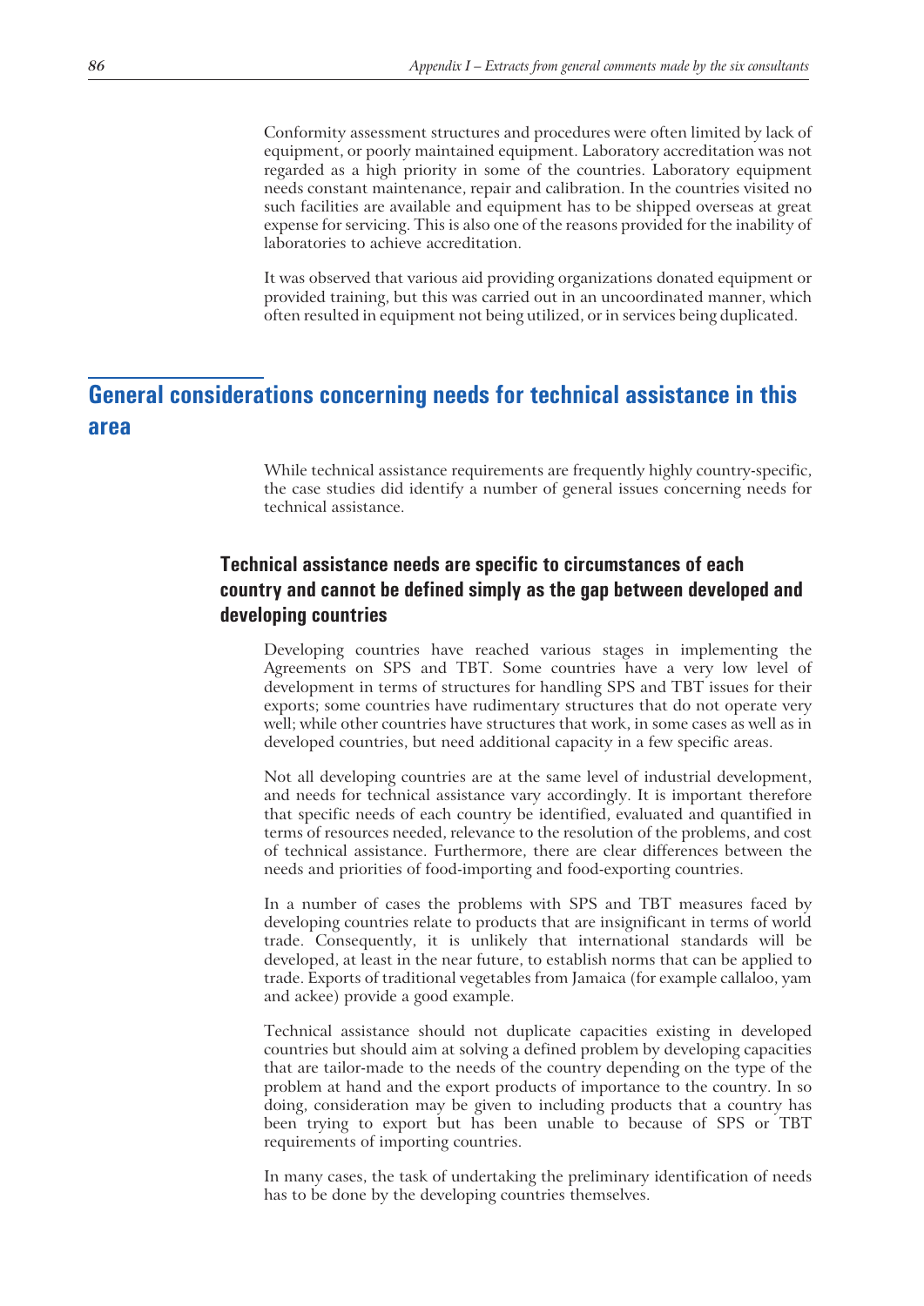Conformity assessment structures and procedures were often limited by lack of equipment, or poorly maintained equipment. Laboratory accreditation was not regarded as a high priority in some of the countries. Laboratory equipment needs constant maintenance, repair and calibration. In the countries visited no such facilities are available and equipment has to be shipped overseas at great expense for servicing. This is also one of the reasons provided for the inability of laboratories to achieve accreditation.

It was observed that various aid providing organizations donated equipment or provided training, but this was carried out in an uncoordinated manner, which often resulted in equipment not being utilized, or in services being duplicated.

## General considerations concerning needs for technical assistance in this area

While technical assistance requirements are frequently highly country-specific, the case studies did identify a number of general issues concerning needs for technical assistance.

### Technical assistance needs are specific to circumstances of each country and cannot be defined simply as the gap between developed and developing countries

Developing countries have reached various stages in implementing the Agreements on SPS and TBT. Some countries have a very low level of development in terms of structures for handling SPS and TBT issues for their exports; some countries have rudimentary structures that do not operate very well; while other countries have structures that work, in some cases as well as in developed countries, but need additional capacity in a few specific areas.

Not all developing countries are at the same level of industrial development, and needs for technical assistance vary accordingly. It is important therefore that specific needs of each country be identified, evaluated and quantified in terms of resources needed, relevance to the resolution of the problems, and cost of technical assistance. Furthermore, there are clear differences between the needs and priorities of food-importing and food-exporting countries.

In a number of cases the problems with SPS and TBT measures faced by developing countries relate to products that are insignificant in terms of world trade. Consequently, it is unlikely that international standards will be developed, at least in the near future, to establish norms that can be applied to trade. Exports of traditional vegetables from Jamaica (for example callaloo, yam and ackee) provide a good example.

Technical assistance should not duplicate capacities existing in developed countries but should aim at solving a defined problem by developing capacities that are tailor-made to the needs of the country depending on the type of the problem at hand and the export products of importance to the country. In so doing, consideration may be given to including products that a country has been trying to export but has been unable to because of SPS or TBT requirements of importing countries.

In many cases, the task of undertaking the preliminary identification of needs has to be done by the developing countries themselves.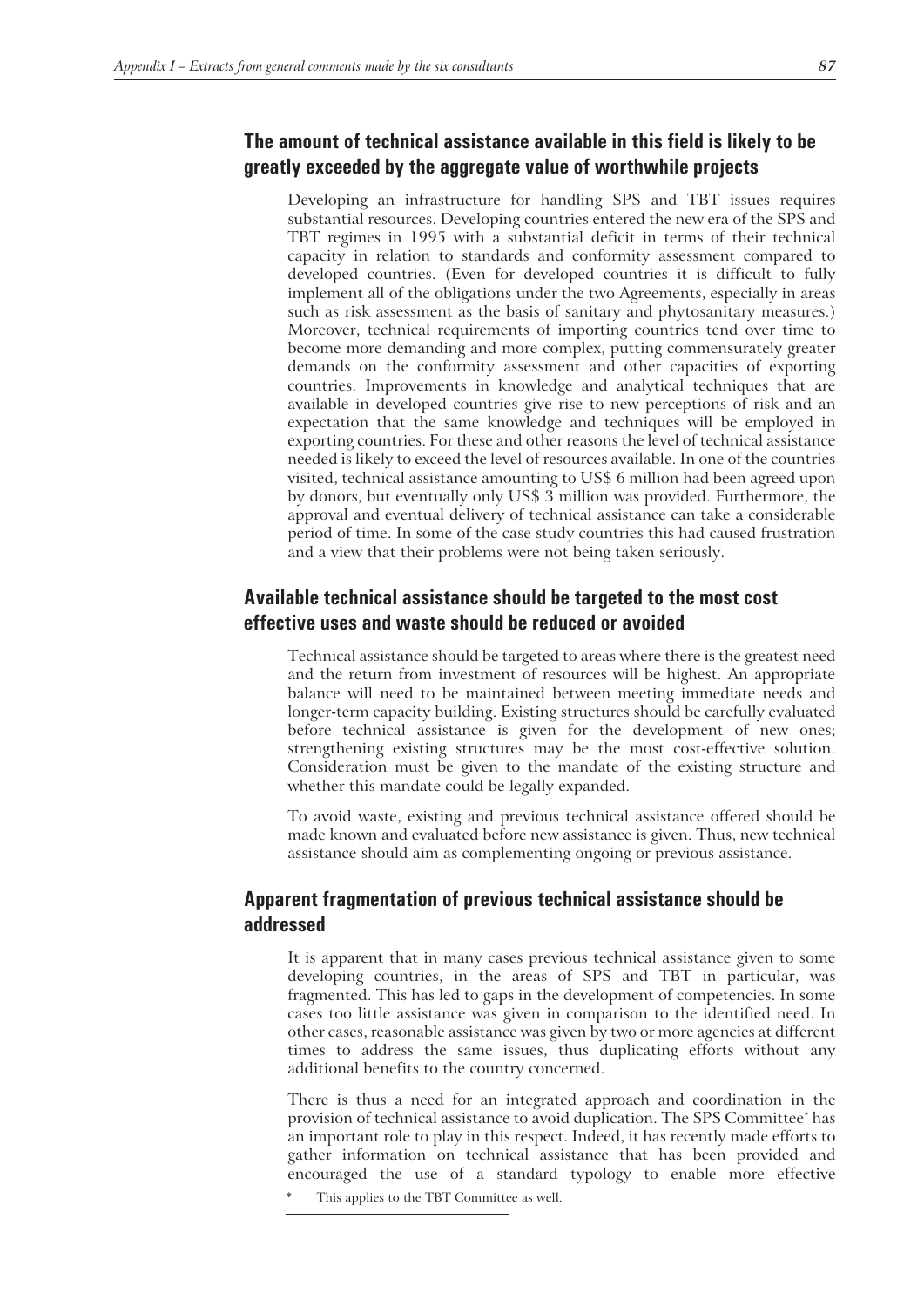## The amount of technical assistance available in this field is likely to be greatly exceeded by the aggregate value of worthwhile projects

Developing an infrastructure for handling SPS and TBT issues requires substantial resources. Developing countries entered the new era of the SPS and TBT regimes in 1995 with a substantial deficit in terms of their technical capacity in relation to standards and conformity assessment compared to developed countries. (Even for developed countries it is difficult to fully implement all of the obligations under the two Agreements, especially in areas such as risk assessment as the basis of sanitary and phytosanitary measures.) Moreover, technical requirements of importing countries tend over time to become more demanding and more complex, putting commensurately greater demands on the conformity assessment and other capacities of exporting countries. Improvements in knowledge and analytical techniques that are available in developed countries give rise to new perceptions of risk and an expectation that the same knowledge and techniques will be employed in exporting countries. For these and other reasons the level of technical assistance needed is likely to exceed the level of resources available. In one of the countries visited, technical assistance amounting to US$ 6 million had been agreed upon by donors, but eventually only US$ 3 million was provided. Furthermore, the approval and eventual delivery of technical assistance can take a considerable period of time. In some of the case study countries this had caused frustration and a view that their problems were not being taken seriously.

## Available technical assistance should be targeted to the most cost effective uses and waste should be reduced or avoided

Technical assistance should be targeted to areas where there is the greatest need and the return from investment of resources will be highest. An appropriate balance will need to be maintained between meeting immediate needs and longer-term capacity building. Existing structures should be carefully evaluated before technical assistance is given for the development of new ones; strengthening existing structures may be the most cost-effective solution. Consideration must be given to the mandate of the existing structure and whether this mandate could be legally expanded.

To avoid waste, existing and previous technical assistance offered should be made known and evaluated before new assistance is given. Thus, new technical assistance should aim as complementing ongoing or previous assistance.

## Apparent fragmentation of previous technical assistance should be addressed

It is apparent that in many cases previous technical assistance given to some developing countries, in the areas of SPS and TBT in particular, was fragmented. This has led to gaps in the development of competencies. In some cases too little assistance was given in comparison to the identified need. In other cases, reasonable assistance was given by two or more agencies at different times to address the same issues, thus duplicating efforts without any additional benefits to the country concerned.

There is thus a need for an integrated approach and coordination in the provision of technical assistance to avoid duplication. The SPS Committee* has an important role to play in this respect. Indeed, it has recently made efforts to gather information on technical assistance that has been provided and encouraged the use of a standard typology to enable more effective

\* This applies to the TBT Committee as well.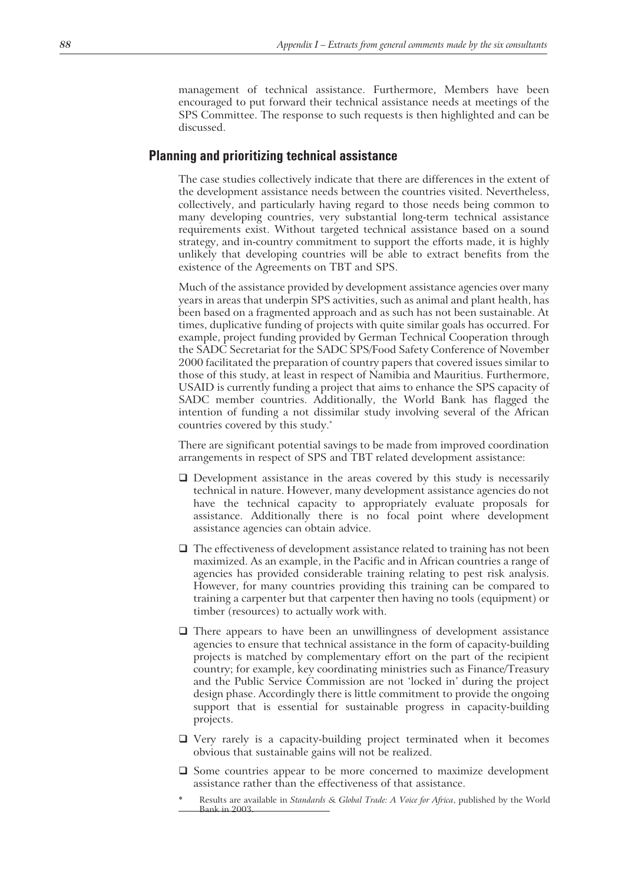management of technical assistance. Furthermore, Members have been encouraged to put forward their technical assistance needs at meetings of the SPS Committee. The response to such requests is then highlighted and can be discussed.

## Planning and prioritizing technical assistance

The case studies collectively indicate that there are differences in the extent of the development assistance needs between the countries visited. Nevertheless, collectively, and particularly having regard to those needs being common to many developing countries, very substantial long-term technical assistance requirements exist. Without targeted technical assistance based on a sound strategy, and in-country commitment to support the efforts made, it is highly unlikely that developing countries will be able to extract benefits from the existence of the Agreements on TBT and SPS.

Much of the assistance provided by development assistance agencies over many years in areas that underpin SPS activities, such as animal and plant health, has been based on a fragmented approach and as such has not been sustainable. At times, duplicative funding of projects with quite similar goals has occurred. For example, project funding provided by German Technical Cooperation through the SADC Secretariat for the SADC SPS/Food Safety Conference of November 2000 facilitated the preparation of country papers that covered issues similar to those of this study, at least in respect of Namibia and Mauritius. Furthermore, USAID is currently funding a project that aims to enhance the SPS capacity of SADC member countries. Additionally, the World Bank has flagged the intention of funding a not dissimilar study involving several of the African countries covered by this study.*

There are significant potential savings to be made from improved coordination arrangements in respect of SPS and TBT related development assistance:

- Development assistance in the areas covered by this study is necessarily technical in nature. However, many development assistance agencies do not have the technical capacity to appropriately evaluate proposals for assistance. Additionally there is no focal point where development assistance agencies can obtain advice.
- The effectiveness of development assistance related to training has not been maximized. As an example, in the Pacific and in African countries a range of agencies has provided considerable training relating to pest risk analysis. However, for many countries providing this training can be compared to training a carpenter but that carpenter then having no tools (equipment) or timber (resources) to actually work with.
- There appears to have been an unwillingness of development assistance agencies to ensure that technical assistance in the form of capacity-building projects is matched by complementary effort on the part of the recipient country; for example, key coordinating ministries such as Finance/Treasury and the Public Service Commission are not 'locked in' during the project design phase. Accordingly there is little commitment to provide the ongoing support that is essential for sustainable progress in capacity-building projects.
- Very rarely is a capacity-building project terminated when it becomes obvious that sustainable gains will not be realized.
- Some countries appear to be more concerned to maximize development assistance rather than the effectiveness of that assistance.

\* Results are available in *Standards & Global Trade: A Voice for Africa*, published by the World Bank in 2003.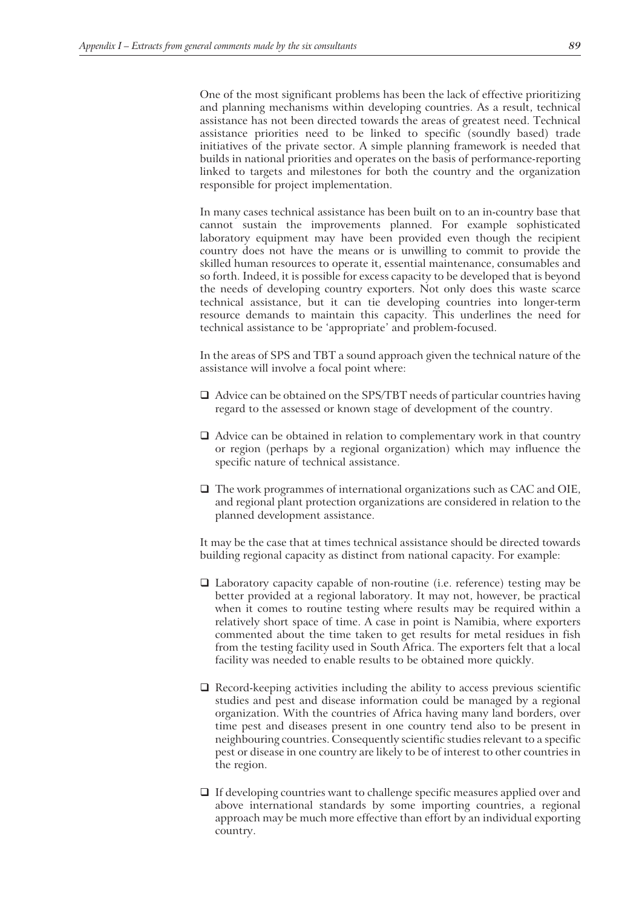One of the most significant problems has been the lack of effective prioritizing and planning mechanisms within developing countries. As a result, technical assistance has not been directed towards the areas of greatest need. Technical assistance priorities need to be linked to specific (soundly based) trade initiatives of the private sector. A simple planning framework is needed that builds in national priorities and operates on the basis of performance-reporting linked to targets and milestones for both the country and the organization responsible for project implementation.

In many cases technical assistance has been built on to an in-country base that cannot sustain the improvements planned. For example sophisticated laboratory equipment may have been provided even though the recipient country does not have the means or is unwilling to commit to provide the skilled human resources to operate it, essential maintenance, consumables and so forth. Indeed, it is possible for excess capacity to be developed that is beyond the needs of developing country exporters. Not only does this waste scarce technical assistance, but it can tie developing countries into longer-term resource demands to maintain this capacity. This underlines the need for technical assistance to be 'appropriate' and problem-focused.

In the areas of SPS and TBT a sound approach given the technical nature of the assistance will involve a focal point where:

- Advice can be obtained on the SPS/TBT needs of particular countries having regard to the assessed or known stage of development of the country.
- Advice can be obtained in relation to complementary work in that country or region (perhaps by a regional organization) which may influence the specific nature of technical assistance.
- The work programmes of international organizations such as CAC and OIE, and regional plant protection organizations are considered in relation to the planned development assistance.

It may be the case that at times technical assistance should be directed towards building regional capacity as distinct from national capacity. For example:

- Laboratory capacity capable of non-routine (i.e. reference) testing may be better provided at a regional laboratory. It may not, however, be practical when it comes to routine testing where results may be required within a relatively short space of time. A case in point is Namibia, where exporters commented about the time taken to get results for metal residues in fish from the testing facility used in South Africa. The exporters felt that a local facility was needed to enable results to be obtained more quickly.
- Record-keeping activities including the ability to access previous scientific studies and pest and disease information could be managed by a regional organization. With the countries of Africa having many land borders, over time pest and diseases present in one country tend also to be present in neighbouring countries. Consequently scientific studies relevant to a specific pest or disease in one country are likely to be of interest to other countries in the region.
- If developing countries want to challenge specific measures applied over and above international standards by some importing countries, a regional approach may be much more effective than effort by an individual exporting country.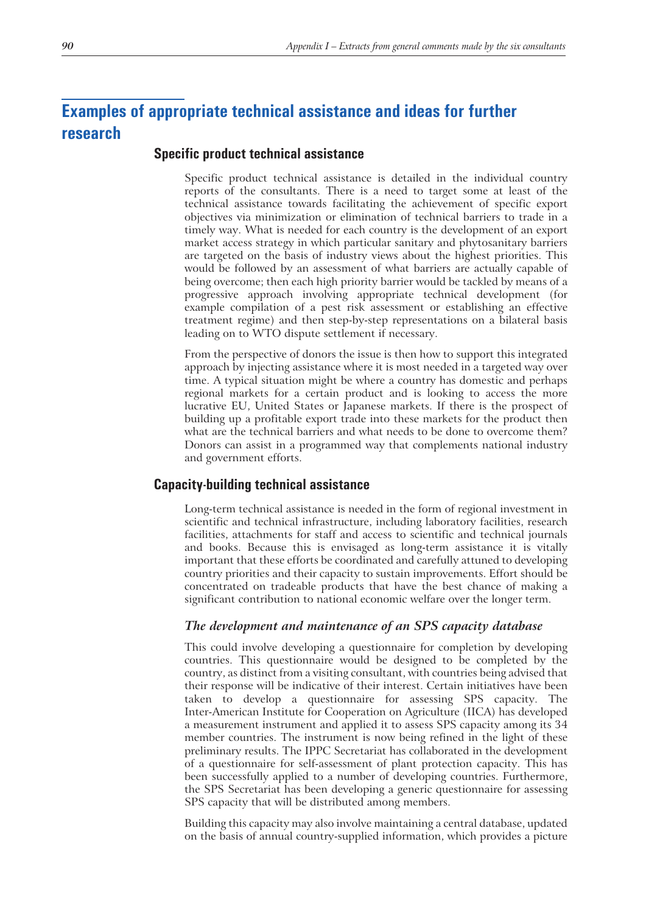## Examples of appropriate technical assistance and ideas for further research

### Specific product technical assistance

Specific product technical assistance is detailed in the individual country reports of the consultants. There is a need to target some at least of the technical assistance towards facilitating the achievement of specific export objectives via minimization or elimination of technical barriers to trade in a timely way. What is needed for each country is the development of an export market access strategy in which particular sanitary and phytosanitary barriers are targeted on the basis of industry views about the highest priorities. This would be followed by an assessment of what barriers are actually capable of being overcome; then each high priority barrier would be tackled by means of a progressive approach involving appropriate technical development (for example compilation of a pest risk assessment or establishing an effective treatment regime) and then step-by-step representations on a bilateral basis leading on to WTO dispute settlement if necessary.

From the perspective of donors the issue is then how to support this integrated approach by injecting assistance where it is most needed in a targeted way over time. A typical situation might be where a country has domestic and perhaps regional markets for a certain product and is looking to access the more lucrative EU, United States or Japanese markets. If there is the prospect of building up a profitable export trade into these markets for the product then what are the technical barriers and what needs to be done to overcome them? Donors can assist in a programmed way that complements national industry and government efforts.

### Capacity-building technical assistance

Long-term technical assistance is needed in the form of regional investment in scientific and technical infrastructure, including laboratory facilities, research facilities, attachments for staff and access to scientific and technical journals and books. Because this is envisaged as long-term assistance it is vitally important that these efforts be coordinated and carefully attuned to developing country priorities and their capacity to sustain improvements. Effort should be concentrated on tradeable products that have the best chance of making a significant contribution to national economic welfare over the longer term.

#### *The development and maintenance of an SPS capacity database*

This could involve developing a questionnaire for completion by developing countries. This questionnaire would be designed to be completed by the country, as distinct from a visiting consultant, with countries being advised that their response will be indicative of their interest. Certain initiatives have been taken to develop a questionnaire for assessing SPS capacity. The Inter-American Institute for Cooperation on Agriculture (IICA) has developed a measurement instrument and applied it to assess SPS capacity among its 34 member countries. The instrument is now being refined in the light of these preliminary results. The IPPC Secretariat has collaborated in the development of a questionnaire for self-assessment of plant protection capacity. This has been successfully applied to a number of developing countries. Furthermore, the SPS Secretariat has been developing a generic questionnaire for assessing SPS capacity that will be distributed among members.

Building this capacity may also involve maintaining a central database, updated on the basis of annual country-supplied information, which provides a picture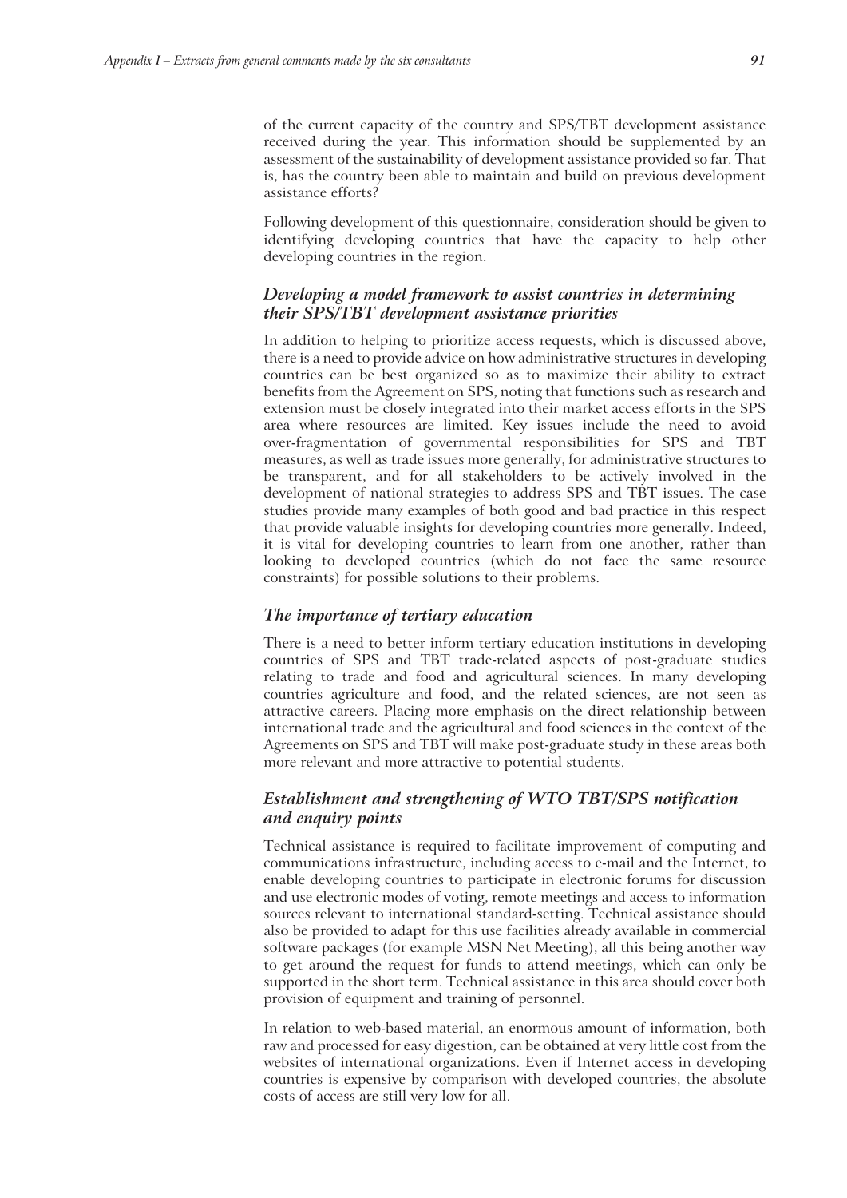of the current capacity of the country and SPS/TBT development assistance received during the year. This information should be supplemented by an assessment of the sustainability of development assistance provided so far. That is, has the country been able to maintain and build on previous development assistance efforts?

Following development of this questionnaire, consideration should be given to identifying developing countries that have the capacity to help other developing countries in the region.

### *Developing a model framework to assist countries in determining their SPS/TBT development assistance priorities*

In addition to helping to prioritize access requests, which is discussed above, there is a need to provide advice on how administrative structures in developing countries can be best organized so as to maximize their ability to extract benefits from the Agreement on SPS, noting that functions such as research and extension must be closely integrated into their market access efforts in the SPS area where resources are limited. Key issues include the need to avoid over-fragmentation of governmental responsibilities for SPS and TBT measures, as well as trade issues more generally, for administrative structures to be transparent, and for all stakeholders to be actively involved in the development of national strategies to address SPS and TBT issues. The case studies provide many examples of both good and bad practice in this respect that provide valuable insights for developing countries more generally. Indeed, it is vital for developing countries to learn from one another, rather than looking to developed countries (which do not face the same resource constraints) for possible solutions to their problems.

### *The importance of tertiary education*

There is a need to better inform tertiary education institutions in developing countries of SPS and TBT trade-related aspects of post-graduate studies relating to trade and food and agricultural sciences. In many developing countries agriculture and food, and the related sciences, are not seen as attractive careers. Placing more emphasis on the direct relationship between international trade and the agricultural and food sciences in the context of the Agreements on SPS and TBT will make post-graduate study in these areas both more relevant and more attractive to potential students.

### *Establishment and strengthening of WTO TBT/SPS notification and enquiry points*

Technical assistance is required to facilitate improvement of computing and communications infrastructure, including access to e-mail and the Internet, to enable developing countries to participate in electronic forums for discussion and use electronic modes of voting, remote meetings and access to information sources relevant to international standard-setting. Technical assistance should also be provided to adapt for this use facilities already available in commercial software packages (for example MSN Net Meeting), all this being another way to get around the request for funds to attend meetings, which can only be supported in the short term. Technical assistance in this area should cover both provision of equipment and training of personnel.

In relation to web-based material, an enormous amount of information, both raw and processed for easy digestion, can be obtained at very little cost from the websites of international organizations. Even if Internet access in developing countries is expensive by comparison with developed countries, the absolute costs of access are still very low for all.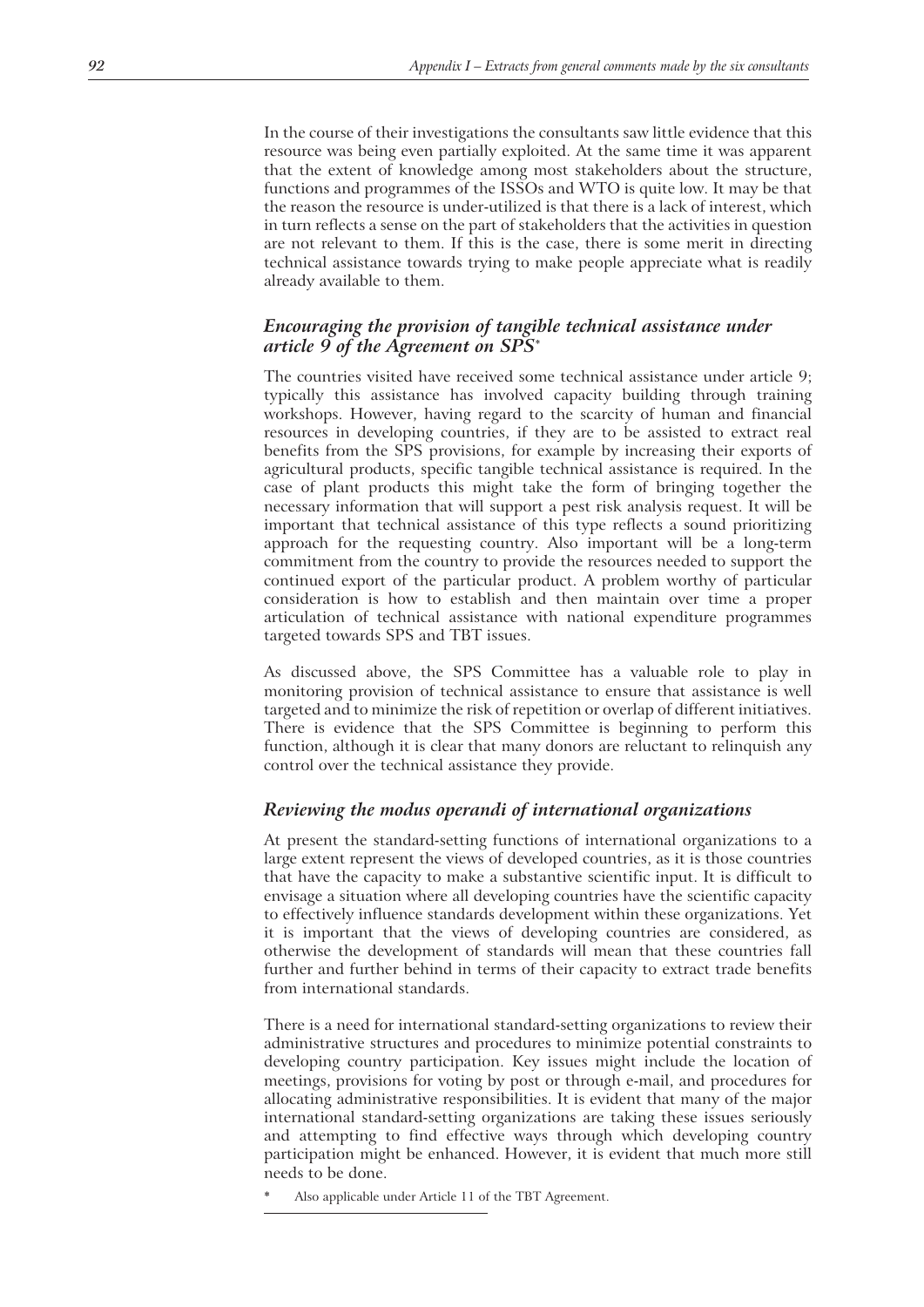In the course of their investigations the consultants saw little evidence that this resource was being even partially exploited. At the same time it was apparent that the extent of knowledge among most stakeholders about the structure, functions and programmes of the ISSOs and WTO is quite low. It may be that the reason the resource is under-utilized is that there is a lack of interest, which in turn reflects a sense on the part of stakeholders that the activities in question are not relevant to them. If this is the case, there is some merit in directing technical assistance towards trying to make people appreciate what is readily already available to them.

### *Encouraging the provision of tangible technical assistance under article 9 of the Agreement on SPS**

The countries visited have received some technical assistance under article 9; typically this assistance has involved capacity building through training workshops. However, having regard to the scarcity of human and financial resources in developing countries, if they are to be assisted to extract real benefits from the SPS provisions, for example by increasing their exports of agricultural products, specific tangible technical assistance is required. In the case of plant products this might take the form of bringing together the necessary information that will support a pest risk analysis request. It will be important that technical assistance of this type reflects a sound prioritizing approach for the requesting country. Also important will be a long-term commitment from the country to provide the resources needed to support the continued export of the particular product. A problem worthy of particular consideration is how to establish and then maintain over time a proper articulation of technical assistance with national expenditure programmes targeted towards SPS and TBT issues.

As discussed above, the SPS Committee has a valuable role to play in monitoring provision of technical assistance to ensure that assistance is well targeted and to minimize the risk of repetition or overlap of different initiatives. There is evidence that the SPS Committee is beginning to perform this function, although it is clear that many donors are reluctant to relinquish any control over the technical assistance they provide.

### *Reviewing the modus operandi of international organizations*

At present the standard-setting functions of international organizations to a large extent represent the views of developed countries, as it is those countries that have the capacity to make a substantive scientific input. It is difficult to envisage a situation where all developing countries have the scientific capacity to effectively influence standards development within these organizations. Yet it is important that the views of developing countries are considered, as otherwise the development of standards will mean that these countries fall further and further behind in terms of their capacity to extract trade benefits from international standards.

There is a need for international standard-setting organizations to review their administrative structures and procedures to minimize potential constraints to developing country participation. Key issues might include the location of meetings, provisions for voting by post or through e-mail, and procedures for allocating administrative responsibilities. It is evident that many of the major international standard-setting organizations are taking these issues seriously and attempting to find effective ways through which developing country participation might be enhanced. However, it is evident that much more still needs to be done.

\* Also applicable under Article 11 of the TBT Agreement.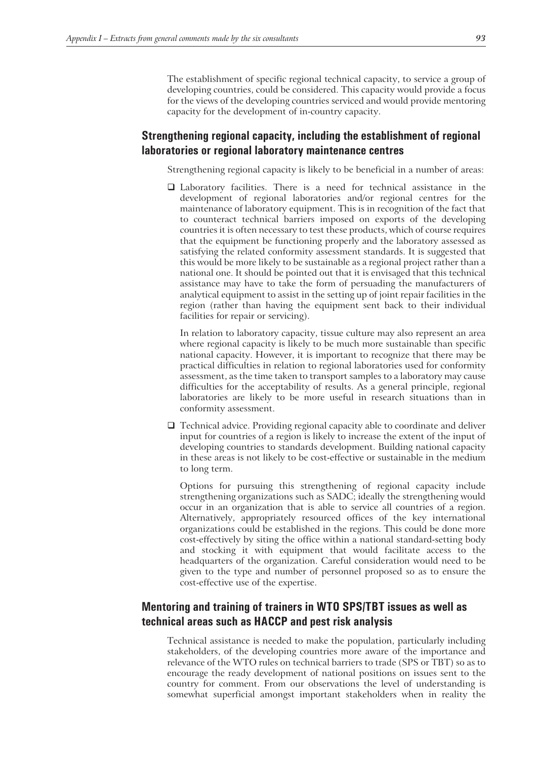The establishment of specific regional technical capacity, to service a group of developing countries, could be considered. This capacity would provide a focus for the views of the developing countries serviced and would provide mentoring capacity for the development of in-country capacity.

## Strengthening regional capacity, including the establishment of regional laboratories or regional laboratory maintenance centres

Strengthening regional capacity is likely to be beneficial in a number of areas:

- Laboratory facilities. There is a need for technical assistance in the development of regional laboratories and/or regional centres for the maintenance of laboratory equipment. This is in recognition of the fact that to counteract technical barriers imposed on exports of the developing countries it is often necessary to test these products, which of course requires that the equipment be functioning properly and the laboratory assessed as satisfying the related conformity assessment standards. It is suggested that this would be more likely to be sustainable as a regional project rather than a national one. It should be pointed out that it is envisaged that this technical assistance may have to take the form of persuading the manufacturers of analytical equipment to assist in the setting up of joint repair facilities in the region (rather than having the equipment sent back to their individual facilities for repair or servicing).

  In relation to laboratory capacity, tissue culture may also represent an area where regional capacity is likely to be much more sustainable than specific national capacity. However, it is important to recognize that there may be practical difficulties in relation to regional laboratories used for conformity assessment, as the time taken to transport samples to a laboratory may cause difficulties for the acceptability of results. As a general principle, regional laboratories are likely to be more useful in research situations than in conformity assessment.

- Technical advice. Providing regional capacity able to coordinate and deliver input for countries of a region is likely to increase the extent of the input of developing countries to standards development. Building national capacity in these areas is not likely to be cost-effective or sustainable in the medium to long term.

  Options for pursuing this strengthening of regional capacity include strengthening organizations such as SADC; ideally the strengthening would occur in an organization that is able to service all countries of a region. Alternatively, appropriately resourced offices of the key international organizations could be established in the regions. This could be done more cost-effectively by siting the office within a national standard-setting body and stocking it with equipment that would facilitate access to the headquarters of the organization. Careful consideration would need to be given to the type and number of personnel proposed so as to ensure the cost-effective use of the expertise.

## Mentoring and training of trainers in WTO SPS/TBT issues as well as technical areas such as HACCP and pest risk analysis

Technical assistance is needed to make the population, particularly including stakeholders, of the developing countries more aware of the importance and relevance of the WTO rules on technical barriers to trade (SPS or TBT) so as to encourage the ready development of national positions on issues sent to the country for comment. From our observations the level of understanding is somewhat superficial amongst important stakeholders when in reality the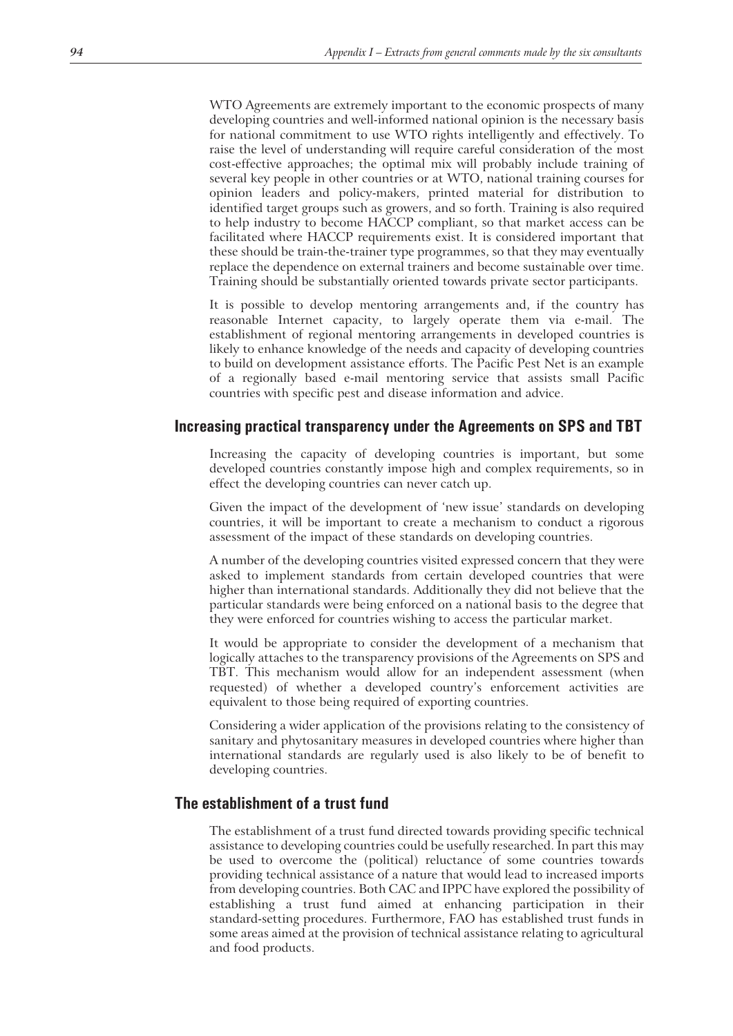WTO Agreements are extremely important to the economic prospects of many developing countries and well-informed national opinion is the necessary basis for national commitment to use WTO rights intelligently and effectively. To raise the level of understanding will require careful consideration of the most cost-effective approaches; the optimal mix will probably include training of several key people in other countries or at WTO, national training courses for opinion leaders and policy-makers, printed material for distribution to identified target groups such as growers, and so forth. Training is also required to help industry to become HACCP compliant, so that market access can be facilitated where HACCP requirements exist. It is considered important that these should be train-the-trainer type programmes, so that they may eventually replace the dependence on external trainers and become sustainable over time. Training should be substantially oriented towards private sector participants.

It is possible to develop mentoring arrangements and, if the country has reasonable Internet capacity, to largely operate them via e-mail. The establishment of regional mentoring arrangements in developed countries is likely to enhance knowledge of the needs and capacity of developing countries to build on development assistance efforts. The Pacific Pest Net is an example of a regionally based e-mail mentoring service that assists small Pacific countries with specific pest and disease information and advice.

## Increasing practical transparency under the Agreements on SPS and TBT

Increasing the capacity of developing countries is important, but some developed countries constantly impose high and complex requirements, so in effect the developing countries can never catch up.

Given the impact of the development of 'new issue' standards on developing countries, it will be important to create a mechanism to conduct a rigorous assessment of the impact of these standards on developing countries.

A number of the developing countries visited expressed concern that they were asked to implement standards from certain developed countries that were higher than international standards. Additionally they did not believe that the particular standards were being enforced on a national basis to the degree that they were enforced for countries wishing to access the particular market.

It would be appropriate to consider the development of a mechanism that logically attaches to the transparency provisions of the Agreements on SPS and TBT. This mechanism would allow for an independent assessment (when requested) of whether a developed country's enforcement activities are equivalent to those being required of exporting countries.

Considering a wider application of the provisions relating to the consistency of sanitary and phytosanitary measures in developed countries where higher than international standards are regularly used is also likely to be of benefit to developing countries.

## The establishment of a trust fund

The establishment of a trust fund directed towards providing specific technical assistance to developing countries could be usefully researched. In part this may be used to overcome the (political) reluctance of some countries towards providing technical assistance of a nature that would lead to increased imports from developing countries. Both CAC and IPPC have explored the possibility of establishing a trust fund aimed at enhancing participation in their standard-setting procedures. Furthermore, FAO has established trust funds in some areas aimed at the provision of technical assistance relating to agricultural and food products.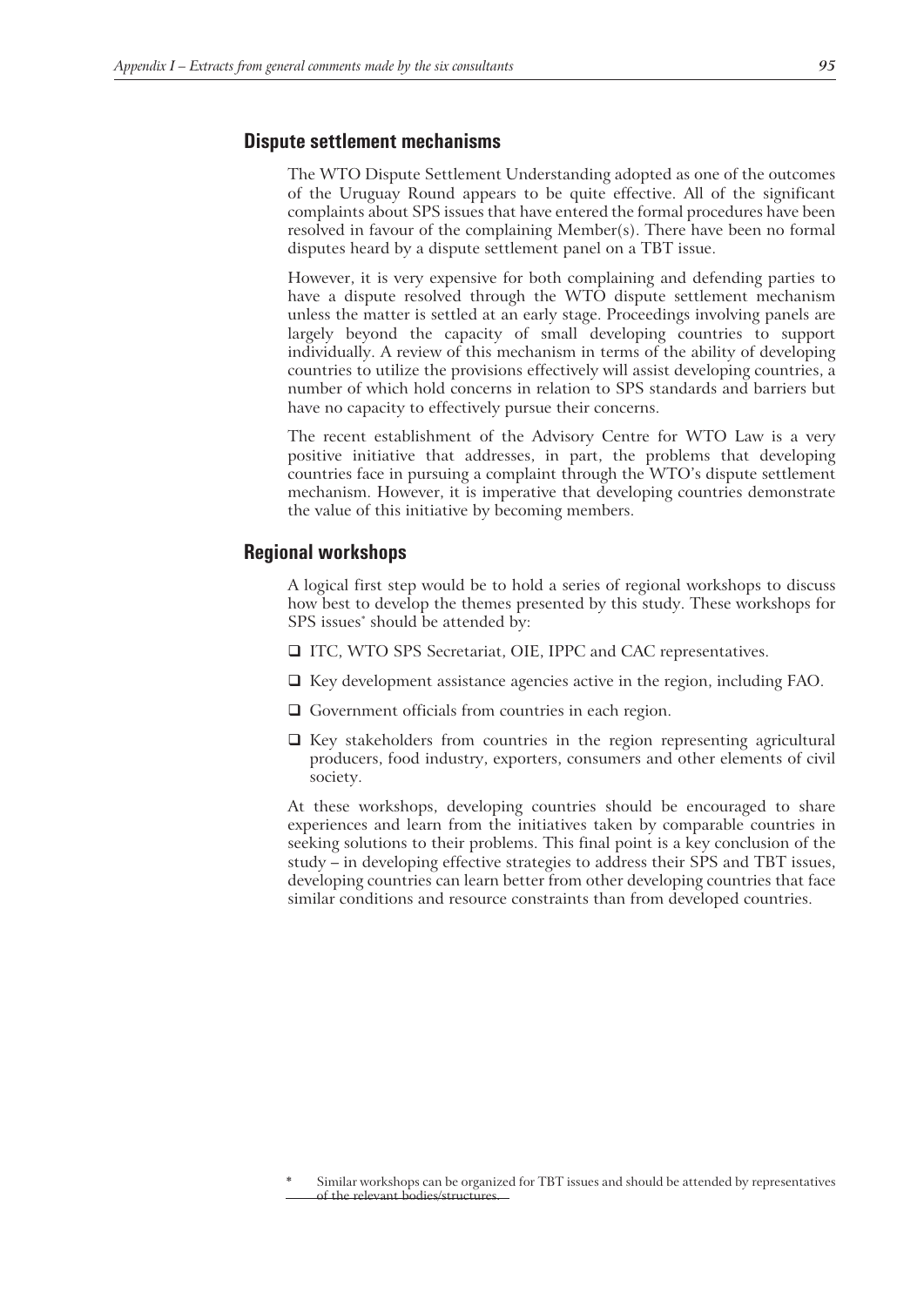## Dispute settlement mechanisms

The WTO Dispute Settlement Understanding adopted as one of the outcomes of the Uruguay Round appears to be quite effective. All of the significant complaints about SPS issues that have entered the formal procedures have been resolved in favour of the complaining Member(s). There have been no formal disputes heard by a dispute settlement panel on a TBT issue.

However, it is very expensive for both complaining and defending parties to have a dispute resolved through the WTO dispute settlement mechanism unless the matter is settled at an early stage. Proceedings involving panels are largely beyond the capacity of small developing countries to support individually. A review of this mechanism in terms of the ability of developing countries to utilize the provisions effectively will assist developing countries, a number of which hold concerns in relation to SPS standards and barriers but have no capacity to effectively pursue their concerns.

The recent establishment of the Advisory Centre for WTO Law is a very positive initiative that addresses, in part, the problems that developing countries face in pursuing a complaint through the WTO's dispute settlement mechanism. However, it is imperative that developing countries demonstrate the value of this initiative by becoming members.

## Regional workshops

A logical first step would be to hold a series of regional workshops to discuss how best to develop the themes presented by this study. These workshops for SPS issues* should be attended by:

- ITC, WTO SPS Secretariat, OIE, IPPC and CAC representatives.
- Key development assistance agencies active in the region, including FAO.
- Government officials from countries in each region.
- Key stakeholders from countries in the region representing agricultural producers, food industry, exporters, consumers and other elements of civil society.

At these workshops, developing countries should be encouraged to share experiences and learn from the initiatives taken by comparable countries in seeking solutions to their problems. This final point is a key conclusion of the study – in developing effective strategies to address their SPS and TBT issues, developing countries can learn better from other developing countries that face similar conditions and resource constraints than from developed countries.

\* Similar workshops can be organized for TBT issues and should be attended by representatives of the relevant bodies/structures.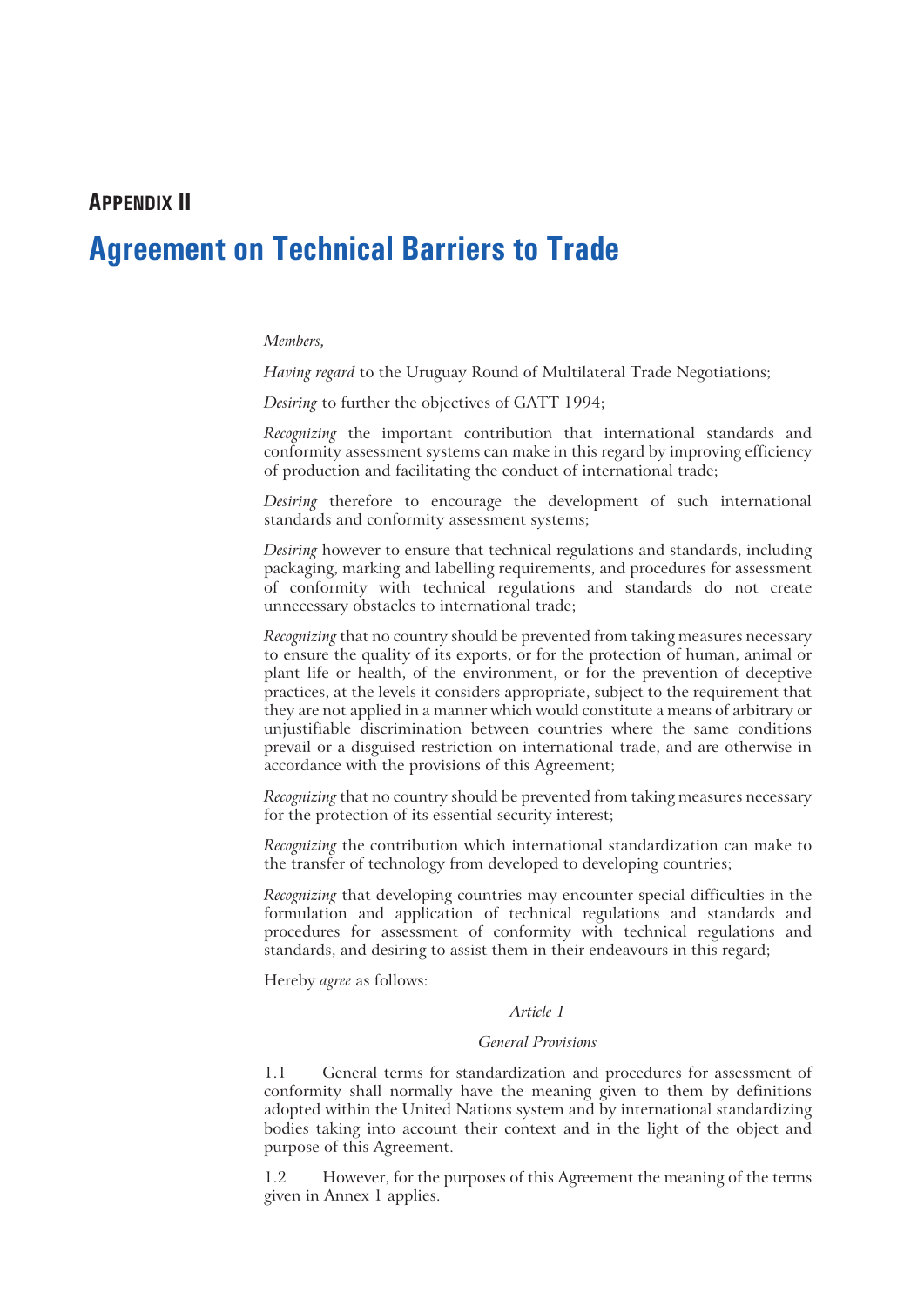## Appendix II

# Agreement on Technical Barriers to Trade

*Members,*

*Having regard* to the Uruguay Round of Multilateral Trade Negotiations;

*Desiring* to further the objectives of GATT 1994;

*Recognizing* the important contribution that international standards and conformity assessment systems can make in this regard by improving efficiency of production and facilitating the conduct of international trade;

*Desiring* therefore to encourage the development of such international standards and conformity assessment systems;

*Desiring* however to ensure that technical regulations and standards, including packaging, marking and labelling requirements, and procedures for assessment of conformity with technical regulations and standards do not create unnecessary obstacles to international trade;

*Recognizing* that no country should be prevented from taking measures necessary to ensure the quality of its exports, or for the protection of human, animal or plant life or health, of the environment, or for the prevention of deceptive practices, at the levels it considers appropriate, subject to the requirement that they are not applied in a manner which would constitute a means of arbitrary or unjustifiable discrimination between countries where the same conditions prevail or a disguised restriction on international trade, and are otherwise in accordance with the provisions of this Agreement;

*Recognizing* that no country should be prevented from taking measures necessary for the protection of its essential security interest;

*Recognizing* the contribution which international standardization can make to the transfer of technology from developed to developing countries;

*Recognizing* that developing countries may encounter special difficulties in the formulation and application of technical regulations and standards and procedures for assessment of conformity with technical regulations and standards, and desiring to assist them in their endeavours in this regard;

Hereby *agree* as follows:

### *Article 1*

### *General Provisions*

1.1 General terms for standardization and procedures for assessment of conformity shall normally have the meaning given to them by definitions adopted within the United Nations system and by international standardizing bodies taking into account their context and in the light of the object and purpose of this Agreement.

1.2 However, for the purposes of this Agreement the meaning of the terms given in Annex 1 applies.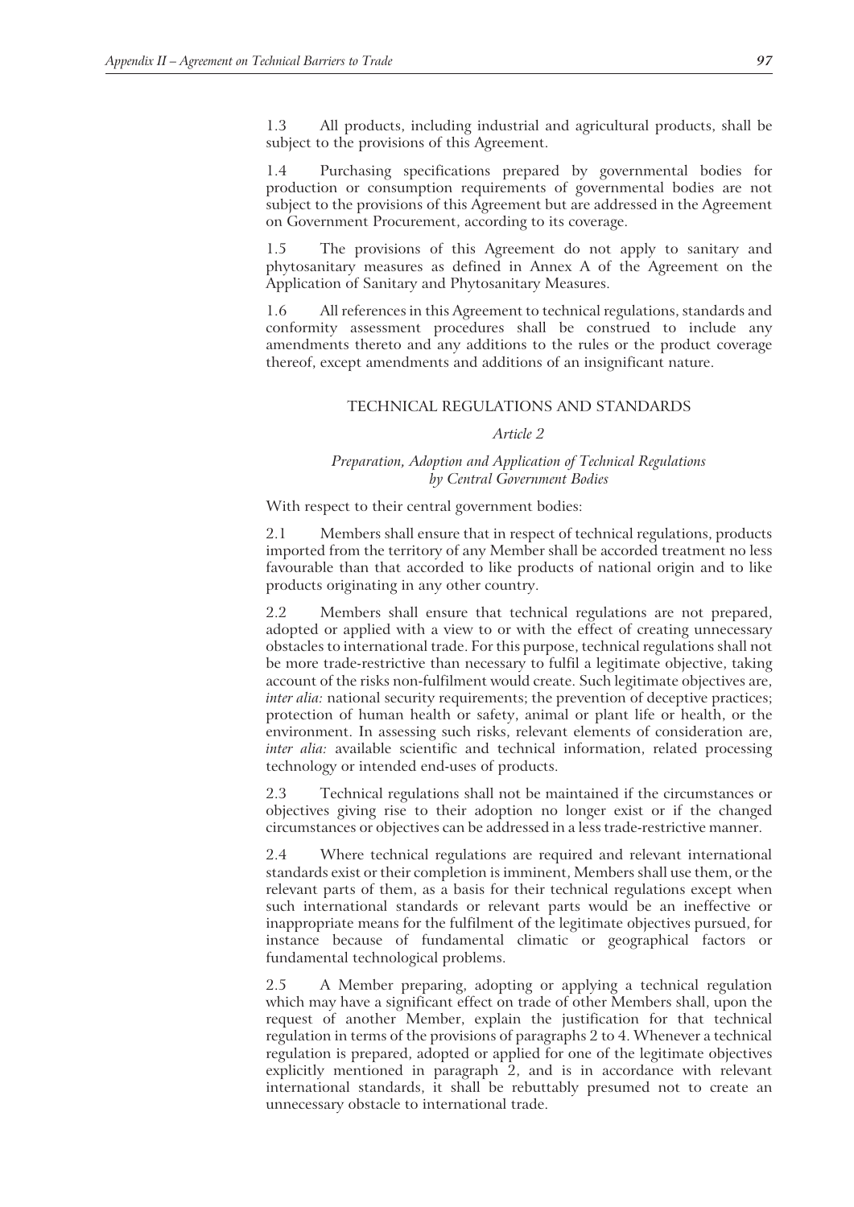1.3 All products, including industrial and agricultural products, shall be subject to the provisions of this Agreement.

1.4 Purchasing specifications prepared by governmental bodies for production or consumption requirements of governmental bodies are not subject to the provisions of this Agreement but are addressed in the Agreement on Government Procurement, according to its coverage.

1.5 The provisions of this Agreement do not apply to sanitary and phytosanitary measures as defined in Annex A of the Agreement on the Application of Sanitary and Phytosanitary Measures.

1.6 All references in this Agreement to technical regulations, standards and conformity assessment procedures shall be construed to include any amendments thereto and any additions to the rules or the product coverage thereof, except amendments and additions of an insignificant nature.

## TECHNICAL REGULATIONS AND STANDARDS

### *Article 2*

### *Preparation, Adoption and Application of Technical Regulations by Central Government Bodies*

With respect to their central government bodies:

2.1 Members shall ensure that in respect of technical regulations, products imported from the territory of any Member shall be accorded treatment no less favourable than that accorded to like products of national origin and to like products originating in any other country.

2.2 Members shall ensure that technical regulations are not prepared, adopted or applied with a view to or with the effect of creating unnecessary obstacles to international trade. For this purpose, technical regulations shall not be more trade-restrictive than necessary to fulfil a legitimate objective, taking account of the risks non-fulfilment would create. Such legitimate objectives are, *inter alia:* national security requirements; the prevention of deceptive practices; protection of human health or safety, animal or plant life or health, or the environment. In assessing such risks, relevant elements of consideration are, *inter alia:* available scientific and technical information, related processing technology or intended end-uses of products.

2.3 Technical regulations shall not be maintained if the circumstances or objectives giving rise to their adoption no longer exist or if the changed circumstances or objectives can be addressed in a less trade-restrictive manner.

2.4 Where technical regulations are required and relevant international standards exist or their completion is imminent, Members shall use them, or the relevant parts of them, as a basis for their technical regulations except when such international standards or relevant parts would be an ineffective or inappropriate means for the fulfilment of the legitimate objectives pursued, for instance because of fundamental climatic or geographical factors or fundamental technological problems.

2.5 A Member preparing, adopting or applying a technical regulation which may have a significant effect on trade of other Members shall, upon the request of another Member, explain the justification for that technical regulation in terms of the provisions of paragraphs 2 to 4. Whenever a technical regulation is prepared, adopted or applied for one of the legitimate objectives explicitly mentioned in paragraph 2, and is in accordance with relevant international standards, it shall be rebuttably presumed not to create an unnecessary obstacle to international trade.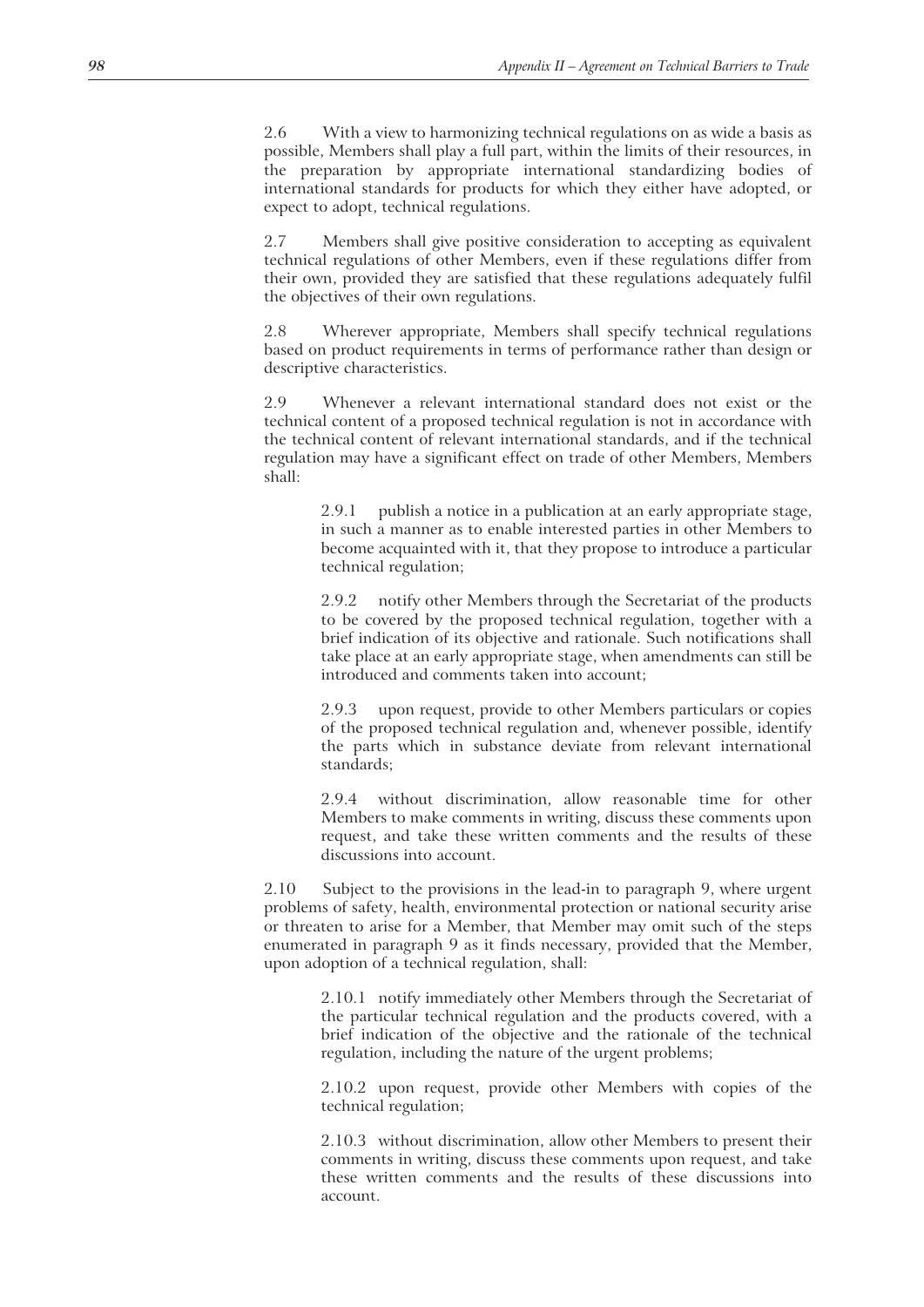2.6 With a view to harmonizing technical regulations on as wide a basis as possible, Members shall play a full part, within the limits of their resources, in the preparation by appropriate international standardizing bodies of international standards for products for which they either have adopted, or expect to adopt, technical regulations.

2.7 Members shall give positive consideration to accepting as equivalent technical regulations of other Members, even if these regulations differ from their own, provided they are satisfied that these regulations adequately fulfil the objectives of their own regulations.

2.8 Wherever appropriate, Members shall specify technical regulations based on product requirements in terms of performance rather than design or descriptive characteristics.

2.9 Whenever a relevant international standard does not exist or the technical content of a proposed technical regulation is not in accordance with the technical content of relevant international standards, and if the technical regulation may have a significant effect on trade of other Members, Members shall:

> 2.9.1 publish a notice in a publication at an early appropriate stage, in such a manner as to enable interested parties in other Members to become acquainted with it, that they propose to introduce a particular technical regulation;
>
> 2.9.2 notify other Members through the Secretariat of the products to be covered by the proposed technical regulation, together with a brief indication of its objective and rationale. Such notifications shall take place at an early appropriate stage, when amendments can still be introduced and comments taken into account;
>
> 2.9.3 upon request, provide to other Members particulars or copies of the proposed technical regulation and, whenever possible, identify the parts which in substance deviate from relevant international standards;
>
> 2.9.4 without discrimination, allow reasonable time for other Members to make comments in writing, discuss these comments upon request, and take these written comments and the results of these discussions into account.

2.10 Subject to the provisions in the lead-in to paragraph 9, where urgent problems of safety, health, environmental protection or national security arise or threaten to arise for a Member, that Member may omit such of the steps enumerated in paragraph 9 as it finds necessary, provided that the Member, upon adoption of a technical regulation, shall:

> 2.10.1 notify immediately other Members through the Secretariat of the particular technical regulation and the products covered, with a brief indication of the objective and the rationale of the technical regulation, including the nature of the urgent problems;
>
> 2.10.2 upon request, provide other Members with copies of the technical regulation;
>
> 2.10.3 without discrimination, allow other Members to present their comments in writing, discuss these comments upon request, and take these written comments and the results of these discussions into account.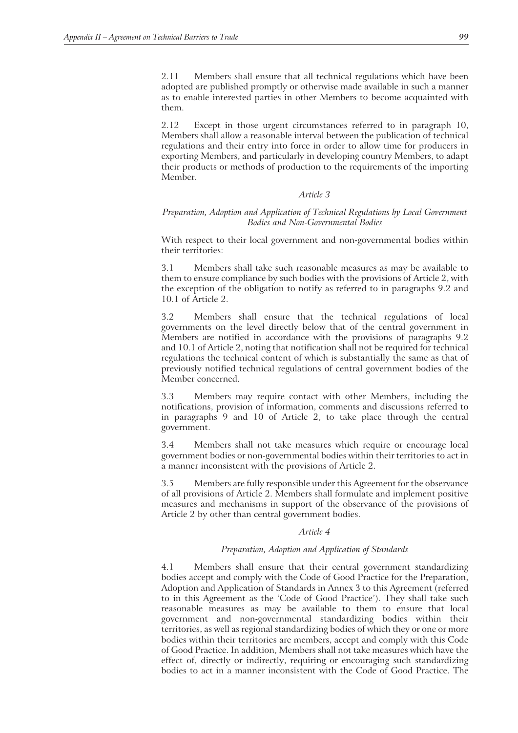2.11 Members shall ensure that all technical regulations which have been adopted are published promptly or otherwise made available in such a manner as to enable interested parties in other Members to become acquainted with them.

2.12 Except in those urgent circumstances referred to in paragraph 10, Members shall allow a reasonable interval between the publication of technical regulations and their entry into force in order to allow time for producers in exporting Members, and particularly in developing country Members, to adapt their products or methods of production to the requirements of the importing Member.

## *Article 3*

### *Preparation, Adoption and Application of Technical Regulations by Local Government Bodies and Non-Governmental Bodies*

With respect to their local government and non-governmental bodies within their territories:

3.1 Members shall take such reasonable measures as may be available to them to ensure compliance by such bodies with the provisions of Article 2, with the exception of the obligation to notify as referred to in paragraphs 9.2 and 10.1 of Article 2.

3.2 Members shall ensure that the technical regulations of local governments on the level directly below that of the central government in Members are notified in accordance with the provisions of paragraphs 9.2 and 10.1 of Article 2, noting that notification shall not be required for technical regulations the technical content of which is substantially the same as that of previously notified technical regulations of central government bodies of the Member concerned.

3.3 Members may require contact with other Members, including the notifications, provision of information, comments and discussions referred to in paragraphs 9 and 10 of Article 2, to take place through the central government.

3.4 Members shall not take measures which require or encourage local government bodies or non-governmental bodies within their territories to act in a manner inconsistent with the provisions of Article 2.

3.5 Members are fully responsible under this Agreement for the observance of all provisions of Article 2. Members shall formulate and implement positive measures and mechanisms in support of the observance of the provisions of Article 2 by other than central government bodies.

## *Article 4*

### *Preparation, Adoption and Application of Standards*

4.1 Members shall ensure that their central government standardizing bodies accept and comply with the Code of Good Practice for the Preparation, Adoption and Application of Standards in Annex 3 to this Agreement (referred to in this Agreement as the 'Code of Good Practice'). They shall take such reasonable measures as may be available to them to ensure that local government and non-governmental standardizing bodies within their territories, as well as regional standardizing bodies of which they or one or more bodies within their territories are members, accept and comply with this Code of Good Practice. In addition, Members shall not take measures which have the effect of, directly or indirectly, requiring or encouraging such standardizing bodies to act in a manner inconsistent with the Code of Good Practice. The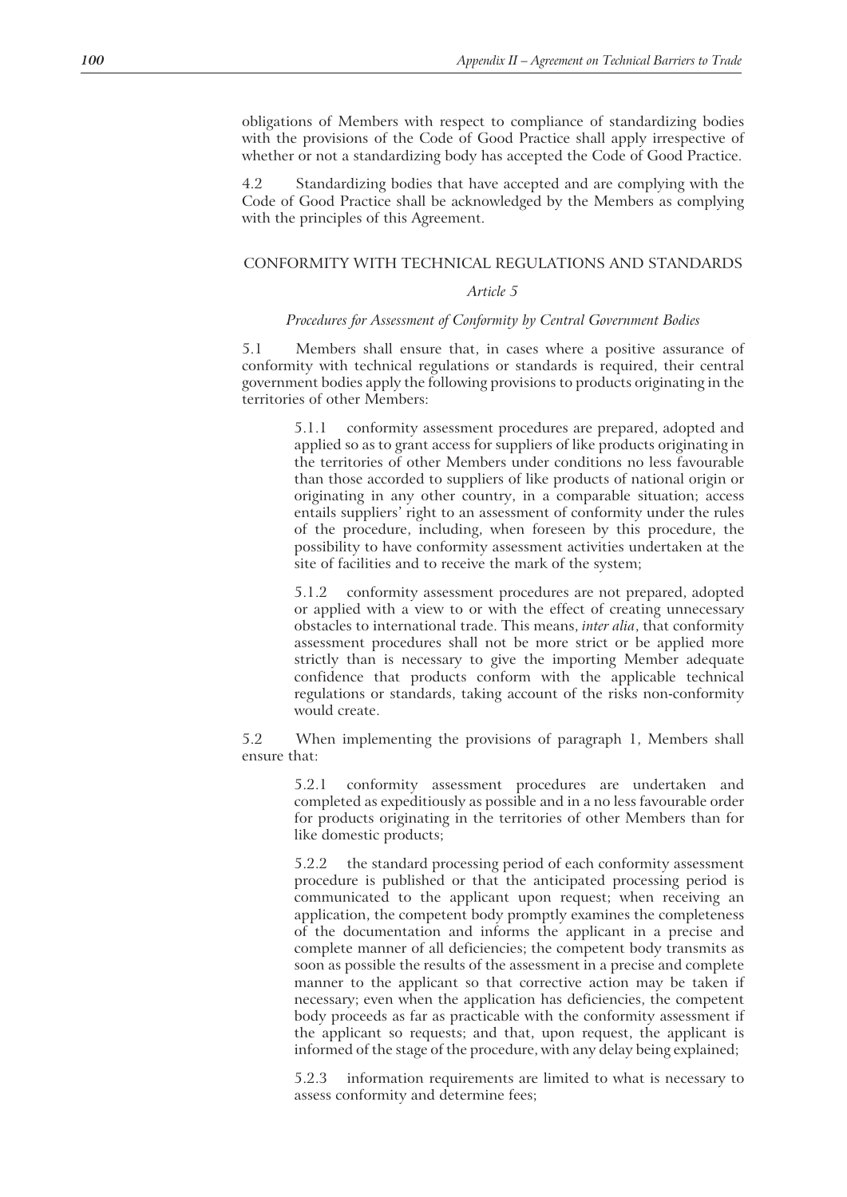obligations of Members with respect to compliance of standardizing bodies with the provisions of the Code of Good Practice shall apply irrespective of whether or not a standardizing body has accepted the Code of Good Practice.

4.2 Standardizing bodies that have accepted and are complying with the Code of Good Practice shall be acknowledged by the Members as complying with the principles of this Agreement.

## CONFORMITY WITH TECHNICAL REGULATIONS AND STANDARDS

### *Article 5*

#### *Procedures for Assessment of Conformity by Central Government Bodies*

5.1 Members shall ensure that, in cases where a positive assurance of conformity with technical regulations or standards is required, their central government bodies apply the following provisions to products originating in the territories of other Members:

> 5.1.1 conformity assessment procedures are prepared, adopted and applied so as to grant access for suppliers of like products originating in the territories of other Members under conditions no less favourable than those accorded to suppliers of like products of national origin or originating in any other country, in a comparable situation; access entails suppliers' right to an assessment of conformity under the rules of the procedure, including, when foreseen by this procedure, the possibility to have conformity assessment activities undertaken at the site of facilities and to receive the mark of the system;
>
> 5.1.2 conformity assessment procedures are not prepared, adopted or applied with a view to or with the effect of creating unnecessary obstacles to international trade. This means, *inter alia*, that conformity assessment procedures shall not be more strict or be applied more strictly than is necessary to give the importing Member adequate confidence that products conform with the applicable technical regulations or standards, taking account of the risks non-conformity would create.

5.2 When implementing the provisions of paragraph 1, Members shall ensure that:

> 5.2.1 conformity assessment procedures are undertaken and completed as expeditiously as possible and in a no less favourable order for products originating in the territories of other Members than for like domestic products;
>
> 5.2.2 the standard processing period of each conformity assessment procedure is published or that the anticipated processing period is communicated to the applicant upon request; when receiving an application, the competent body promptly examines the completeness of the documentation and informs the applicant in a precise and complete manner of all deficiencies; the competent body transmits as soon as possible the results of the assessment in a precise and complete manner to the applicant so that corrective action may be taken if necessary; even when the application has deficiencies, the competent body proceeds as far as practicable with the conformity assessment if the applicant so requests; and that, upon request, the applicant is informed of the stage of the procedure, with any delay being explained;
>
> 5.2.3 information requirements are limited to what is necessary to assess conformity and determine fees;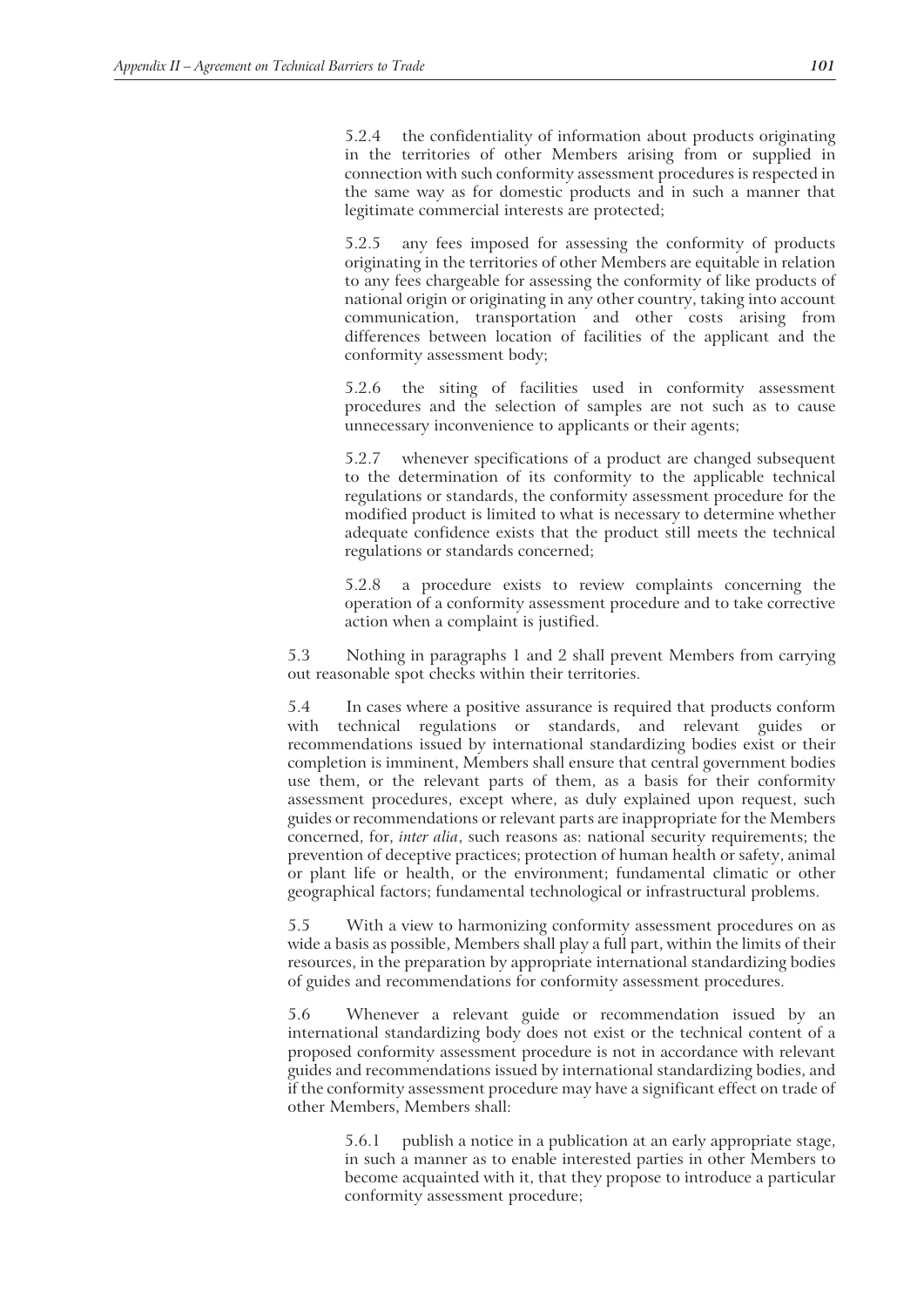5.2.4 the confidentiality of information about products originating in the territories of other Members arising from or supplied in connection with such conformity assessment procedures is respected in the same way as for domestic products and in such a manner that legitimate commercial interests are protected;

5.2.5 any fees imposed for assessing the conformity of products originating in the territories of other Members are equitable in relation to any fees chargeable for assessing the conformity of like products of national origin or originating in any other country, taking into account communication, transportation and other costs arising from differences between location of facilities of the applicant and the conformity assessment body;

5.2.6 the siting of facilities used in conformity assessment procedures and the selection of samples are not such as to cause unnecessary inconvenience to applicants or their agents;

5.2.7 whenever specifications of a product are changed subsequent to the determination of its conformity to the applicable technical regulations or standards, the conformity assessment procedure for the modified product is limited to what is necessary to determine whether adequate confidence exists that the product still meets the technical regulations or standards concerned;

5.2.8 a procedure exists to review complaints concerning the operation of a conformity assessment procedure and to take corrective action when a complaint is justified.

5.3 Nothing in paragraphs 1 and 2 shall prevent Members from carrying out reasonable spot checks within their territories.

5.4 In cases where a positive assurance is required that products conform with technical regulations or standards, and relevant guides or recommendations issued by international standardizing bodies exist or their completion is imminent, Members shall ensure that central government bodies use them, or the relevant parts of them, as a basis for their conformity assessment procedures, except where, as duly explained upon request, such guides or recommendations or relevant parts are inappropriate for the Members concerned, for, *inter alia*, such reasons as: national security requirements; the prevention of deceptive practices; protection of human health or safety, animal or plant life or health, or the environment; fundamental climatic or other geographical factors; fundamental technological or infrastructural problems.

5.5 With a view to harmonizing conformity assessment procedures on as wide a basis as possible, Members shall play a full part, within the limits of their resources, in the preparation by appropriate international standardizing bodies of guides and recommendations for conformity assessment procedures.

5.6 Whenever a relevant guide or recommendation issued by an international standardizing body does not exist or the technical content of a proposed conformity assessment procedure is not in accordance with relevant guides and recommendations issued by international standardizing bodies, and if the conformity assessment procedure may have a significant effect on trade of other Members, Members shall:

5.6.1 publish a notice in a publication at an early appropriate stage, in such a manner as to enable interested parties in other Members to become acquainted with it, that they propose to introduce a particular conformity assessment procedure;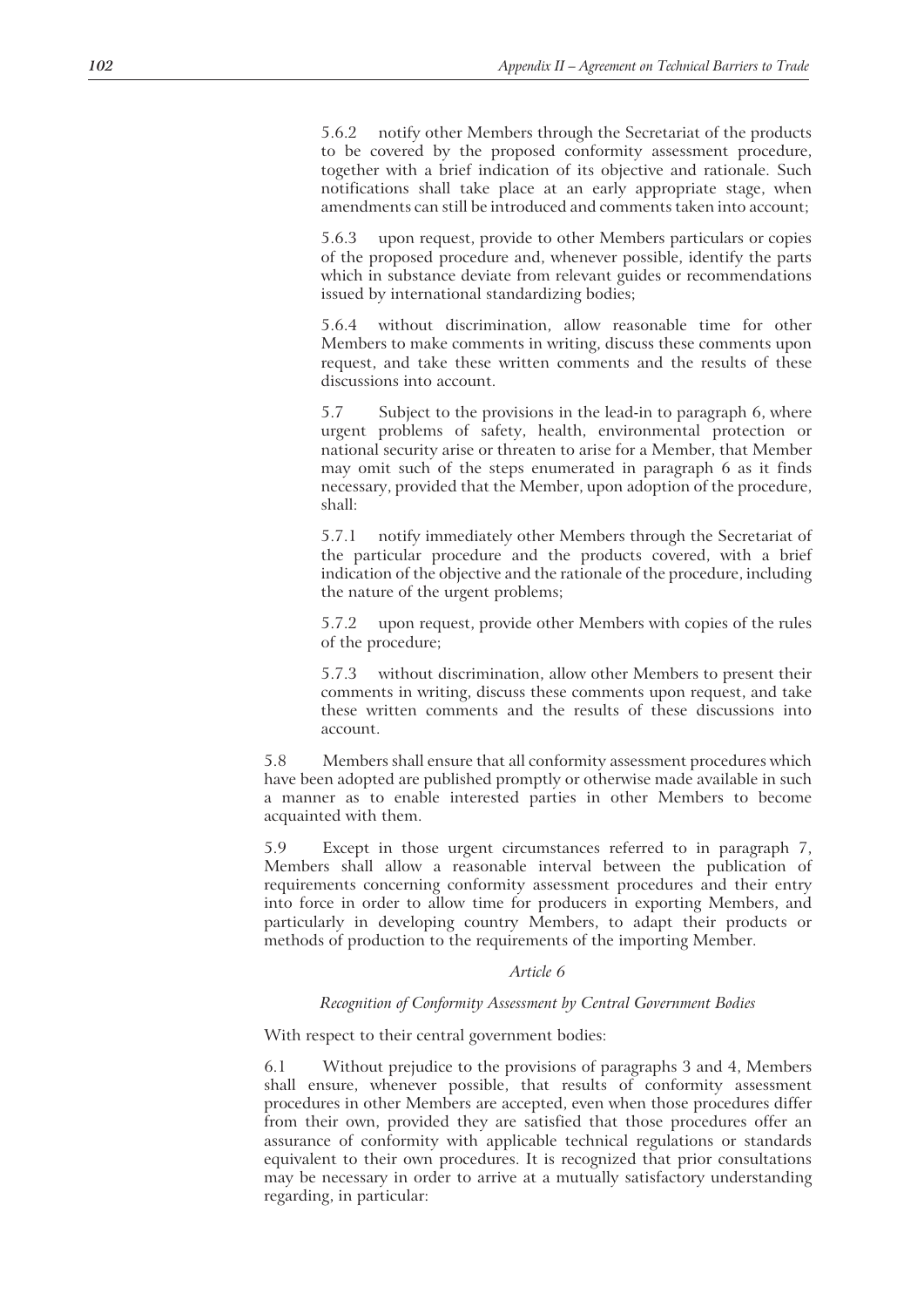5.6.2 notify other Members through the Secretariat of the products to be covered by the proposed conformity assessment procedure, together with a brief indication of its objective and rationale. Such notifications shall take place at an early appropriate stage, when amendments can still be introduced and comments taken into account;

5.6.3 upon request, provide to other Members particulars or copies of the proposed procedure and, whenever possible, identify the parts which in substance deviate from relevant guides or recommendations issued by international standardizing bodies;

5.6.4 without discrimination, allow reasonable time for other Members to make comments in writing, discuss these comments upon request, and take these written comments and the results of these discussions into account.

5.7 Subject to the provisions in the lead-in to paragraph 6, where urgent problems of safety, health, environmental protection or national security arise or threaten to arise for a Member, that Member may omit such of the steps enumerated in paragraph 6 as it finds necessary, provided that the Member, upon adoption of the procedure, shall:

5.7.1 notify immediately other Members through the Secretariat of the particular procedure and the products covered, with a brief indication of the objective and the rationale of the procedure, including the nature of the urgent problems;

5.7.2 upon request, provide other Members with copies of the rules of the procedure;

5.7.3 without discrimination, allow other Members to present their comments in writing, discuss these comments upon request, and take these written comments and the results of these discussions into account.

5.8 Members shall ensure that all conformity assessment procedures which have been adopted are published promptly or otherwise made available in such a manner as to enable interested parties in other Members to become acquainted with them.

5.9 Except in those urgent circumstances referred to in paragraph 7, Members shall allow a reasonable interval between the publication of requirements concerning conformity assessment procedures and their entry into force in order to allow time for producers in exporting Members, and particularly in developing country Members, to adapt their products or methods of production to the requirements of the importing Member.

## *Article 6*

### *Recognition of Conformity Assessment by Central Government Bodies*

With respect to their central government bodies:

6.1 Without prejudice to the provisions of paragraphs 3 and 4, Members shall ensure, whenever possible, that results of conformity assessment procedures in other Members are accepted, even when those procedures differ from their own, provided they are satisfied that those procedures offer an assurance of conformity with applicable technical regulations or standards equivalent to their own procedures. It is recognized that prior consultations may be necessary in order to arrive at a mutually satisfactory understanding regarding, in particular: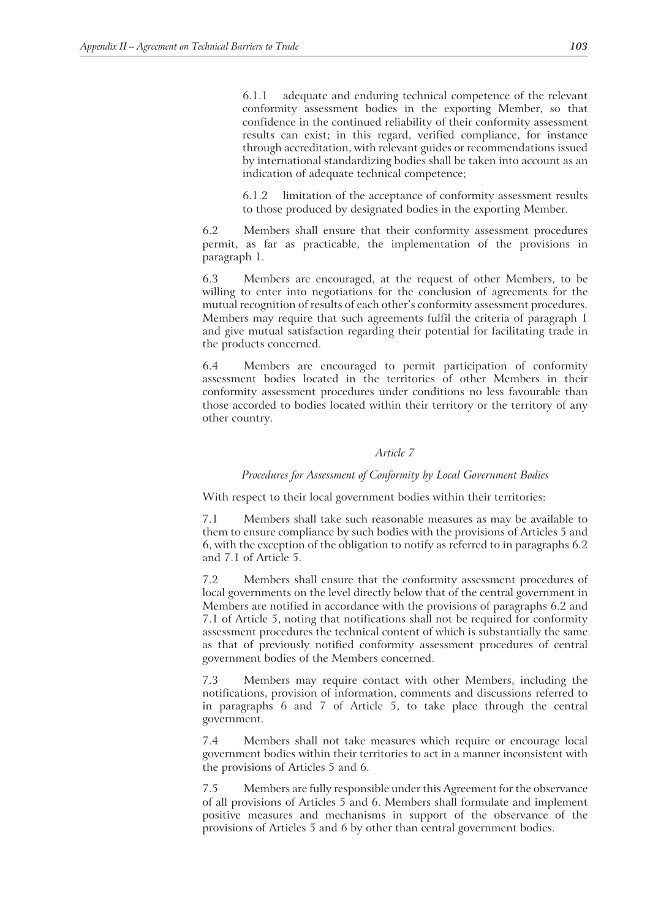6.1.1 adequate and enduring technical competence of the relevant conformity assessment bodies in the exporting Member, so that confidence in the continued reliability of their conformity assessment results can exist; in this regard, verified compliance, for instance through accreditation, with relevant guides or recommendations issued by international standardizing bodies shall be taken into account as an indication of adequate technical competence;

6.1.2 limitation of the acceptance of conformity assessment results to those produced by designated bodies in the exporting Member.

6.2 Members shall ensure that their conformity assessment procedures permit, as far as practicable, the implementation of the provisions in paragraph 1.

6.3 Members are encouraged, at the request of other Members, to be willing to enter into negotiations for the conclusion of agreements for the mutual recognition of results of each other's conformity assessment procedures. Members may require that such agreements fulfil the criteria of paragraph 1 and give mutual satisfaction regarding their potential for facilitating trade in the products concerned.

6.4 Members are encouraged to permit participation of conformity assessment bodies located in the territories of other Members in their conformity assessment procedures under conditions no less favourable than those accorded to bodies located within their territory or the territory of any other country.

### *Article 7*

#### *Procedures for Assessment of Conformity by Local Government Bodies*

With respect to their local government bodies within their territories:

7.1 Members shall take such reasonable measures as may be available to them to ensure compliance by such bodies with the provisions of Articles 5 and 6, with the exception of the obligation to notify as referred to in paragraphs 6.2 and 7.1 of Article 5.

7.2 Members shall ensure that the conformity assessment procedures of local governments on the level directly below that of the central government in Members are notified in accordance with the provisions of paragraphs 6.2 and 7.1 of Article 5, noting that notifications shall not be required for conformity assessment procedures the technical content of which is substantially the same as that of previously notified conformity assessment procedures of central government bodies of the Members concerned.

7.3 Members may require contact with other Members, including the notifications, provision of information, comments and discussions referred to in paragraphs 6 and 7 of Article 5, to take place through the central government.

7.4 Members shall not take measures which require or encourage local government bodies within their territories to act in a manner inconsistent with the provisions of Articles 5 and 6.

7.5 Members are fully responsible under this Agreement for the observance of all provisions of Articles 5 and 6. Members shall formulate and implement positive measures and mechanisms in support of the observance of the provisions of Articles 5 and 6 by other than central government bodies.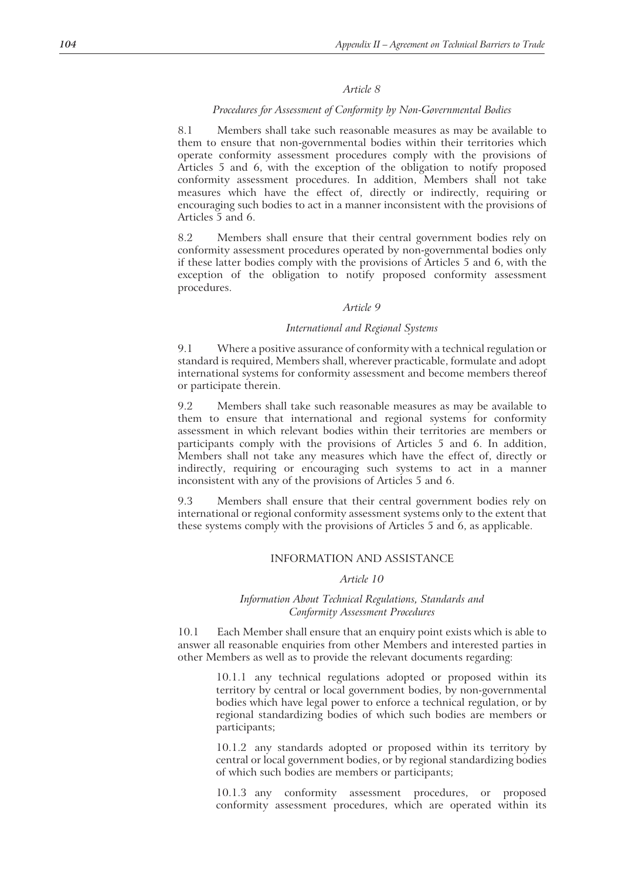### *Article 8*

#### *Procedures for Assessment of Conformity by Non-Governmental Bodies*

8.1 Members shall take such reasonable measures as may be available to them to ensure that non-governmental bodies within their territories which operate conformity assessment procedures comply with the provisions of Articles 5 and 6, with the exception of the obligation to notify proposed conformity assessment procedures. In addition, Members shall not take measures which have the effect of, directly or indirectly, requiring or encouraging such bodies to act in a manner inconsistent with the provisions of Articles 5 and 6.

8.2 Members shall ensure that their central government bodies rely on conformity assessment procedures operated by non-governmental bodies only if these latter bodies comply with the provisions of Articles 5 and 6, with the exception of the obligation to notify proposed conformity assessment procedures.

### *Article 9*

#### *International and Regional Systems*

9.1 Where a positive assurance of conformity with a technical regulation or standard is required, Members shall, wherever practicable, formulate and adopt international systems for conformity assessment and become members thereof or participate therein.

9.2 Members shall take such reasonable measures as may be available to them to ensure that international and regional systems for conformity assessment in which relevant bodies within their territories are members or participants comply with the provisions of Articles 5 and 6. In addition, Members shall not take any measures which have the effect of, directly or indirectly, requiring or encouraging such systems to act in a manner inconsistent with any of the provisions of Articles 5 and 6.

9.3 Members shall ensure that their central government bodies rely on international or regional conformity assessment systems only to the extent that these systems comply with the provisions of Articles 5 and 6, as applicable.

## INFORMATION AND ASSISTANCE

### *Article 10*

#### *Information About Technical Regulations, Standards and Conformity Assessment Procedures*

10.1 Each Member shall ensure that an enquiry point exists which is able to answer all reasonable enquiries from other Members and interested parties in other Members as well as to provide the relevant documents regarding:

> 10.1.1 any technical regulations adopted or proposed within its territory by central or local government bodies, by non-governmental bodies which have legal power to enforce a technical regulation, or by regional standardizing bodies of which such bodies are members or participants;
>
> 10.1.2 any standards adopted or proposed within its territory by central or local government bodies, or by regional standardizing bodies of which such bodies are members or participants;
>
> 10.1.3 any conformity assessment procedures, or proposed conformity assessment procedures, which are operated within its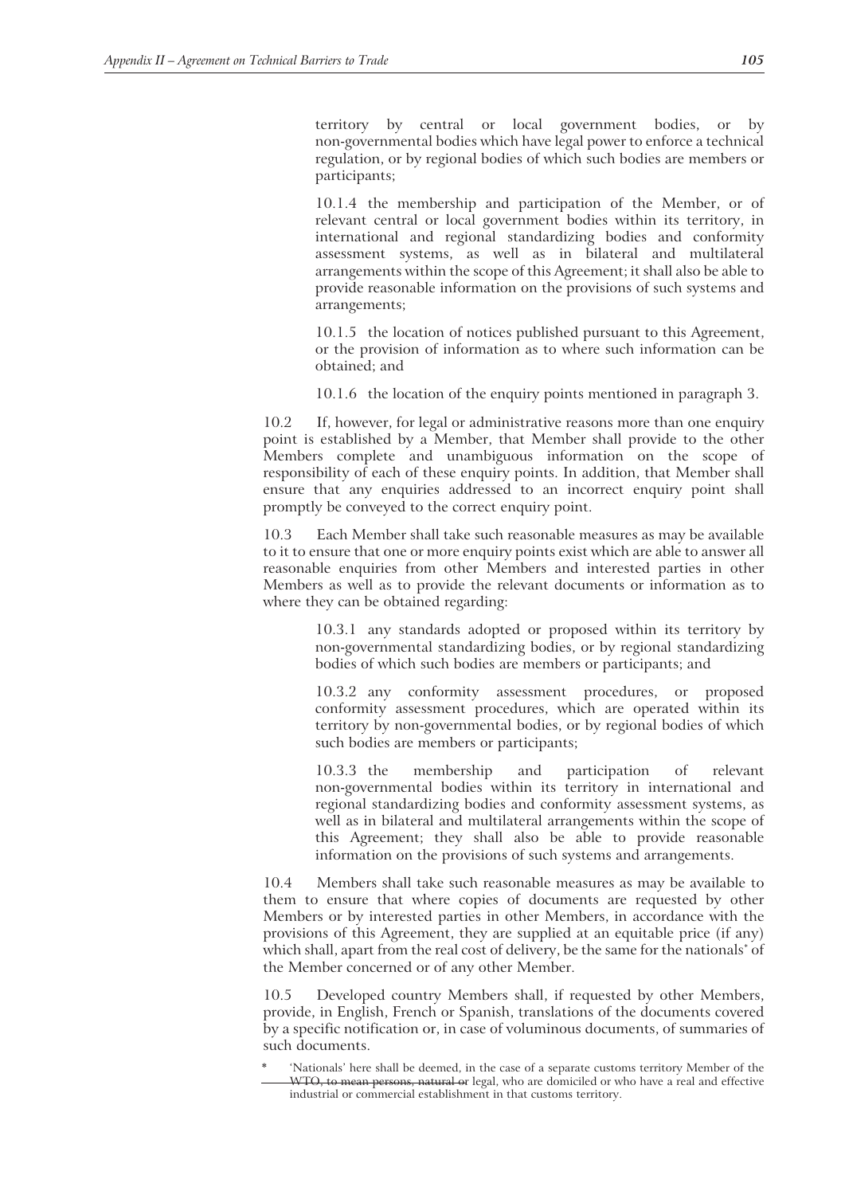territory by central or local government bodies, or by non-governmental bodies which have legal power to enforce a technical regulation, or by regional bodies of which such bodies are members or participants;

10.1.4 the membership and participation of the Member, or of relevant central or local government bodies within its territory, in international and regional standardizing bodies and conformity assessment systems, as well as in bilateral and multilateral arrangements within the scope of this Agreement; it shall also be able to provide reasonable information on the provisions of such systems and arrangements;

10.1.5 the location of notices published pursuant to this Agreement, or the provision of information as to where such information can be obtained; and

10.1.6 the location of the enquiry points mentioned in paragraph 3.

10.2 If, however, for legal or administrative reasons more than one enquiry point is established by a Member, that Member shall provide to the other Members complete and unambiguous information on the scope of responsibility of each of these enquiry points. In addition, that Member shall ensure that any enquiries addressed to an incorrect enquiry point shall promptly be conveyed to the correct enquiry point.

10.3 Each Member shall take such reasonable measures as may be available to it to ensure that one or more enquiry points exist which are able to answer all reasonable enquiries from other Members and interested parties in other Members as well as to provide the relevant documents or information as to where they can be obtained regarding:

10.3.1 any standards adopted or proposed within its territory by non-governmental standardizing bodies, or by regional standardizing bodies of which such bodies are members or participants; and

10.3.2 any conformity assessment procedures, or proposed conformity assessment procedures, which are operated within its territory by non-governmental bodies, or by regional bodies of which such bodies are members or participants;

10.3.3 the membership and participation of relevant non-governmental bodies within its territory in international and regional standardizing bodies and conformity assessment systems, as well as in bilateral and multilateral arrangements within the scope of this Agreement; they shall also be able to provide reasonable information on the provisions of such systems and arrangements.

10.4 Members shall take such reasonable measures as may be available to them to ensure that where copies of documents are requested by other Members or by interested parties in other Members, in accordance with the provisions of this Agreement, they are supplied at an equitable price (if any) which shall, apart from the real cost of delivery, be the same for the nationals* of the Member concerned or of any other Member.

10.5 Developed country Members shall, if requested by other Members, provide, in English, French or Spanish, translations of the documents covered by a specific notification or, in case of voluminous documents, of summaries of such documents.

\* 'Nationals' here shall be deemed, in the case of a separate customs territory Member of the WTO, to mean persons, natural or legal, who are domiciled or who have a real and effective industrial or commercial establishment in that customs territory.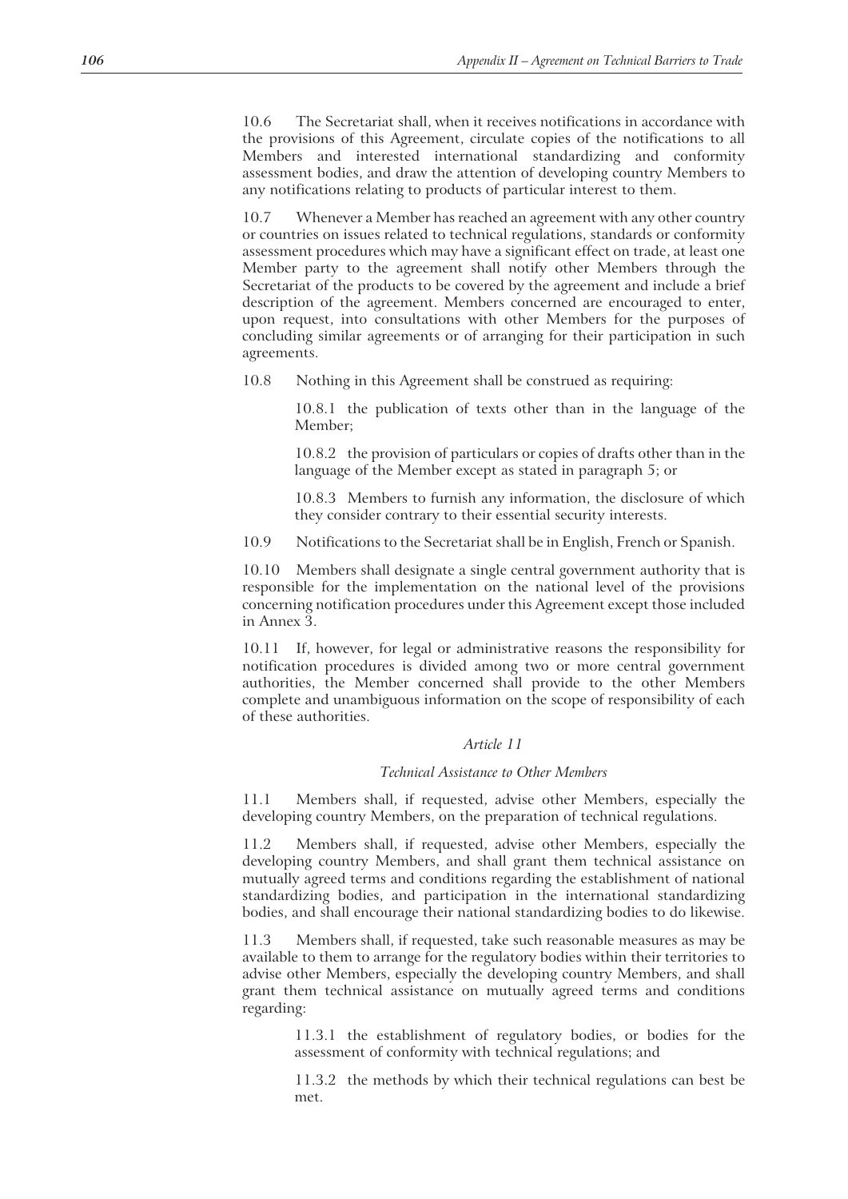10.6 The Secretariat shall, when it receives notifications in accordance with the provisions of this Agreement, circulate copies of the notifications to all Members and interested international standardizing and conformity assessment bodies, and draw the attention of developing country Members to any notifications relating to products of particular interest to them.

10.7 Whenever a Member has reached an agreement with any other country or countries on issues related to technical regulations, standards or conformity assessment procedures which may have a significant effect on trade, at least one Member party to the agreement shall notify other Members through the Secretariat of the products to be covered by the agreement and include a brief description of the agreement. Members concerned are encouraged to enter, upon request, into consultations with other Members for the purposes of concluding similar agreements or of arranging for their participation in such agreements.

10.8 Nothing in this Agreement shall be construed as requiring:

> 10.8.1 the publication of texts other than in the language of the Member;
>
> 10.8.2 the provision of particulars or copies of drafts other than in the language of the Member except as stated in paragraph 5; or
>
> 10.8.3 Members to furnish any information, the disclosure of which they consider contrary to their essential security interests.

10.9 Notifications to the Secretariat shall be in English, French or Spanish.

10.10 Members shall designate a single central government authority that is responsible for the implementation on the national level of the provisions concerning notification procedures under this Agreement except those included in Annex 3.

10.11 If, however, for legal or administrative reasons the responsibility for notification procedures is divided among two or more central government authorities, the Member concerned shall provide to the other Members complete and unambiguous information on the scope of responsibility of each of these authorities.

### *Article 11*

### *Technical Assistance to Other Members*

11.1 Members shall, if requested, advise other Members, especially the developing country Members, on the preparation of technical regulations.

11.2 Members shall, if requested, advise other Members, especially the developing country Members, and shall grant them technical assistance on mutually agreed terms and conditions regarding the establishment of national standardizing bodies, and participation in the international standardizing bodies, and shall encourage their national standardizing bodies to do likewise.

11.3 Members shall, if requested, take such reasonable measures as may be available to them to arrange for the regulatory bodies within their territories to advise other Members, especially the developing country Members, and shall grant them technical assistance on mutually agreed terms and conditions regarding:

> 11.3.1 the establishment of regulatory bodies, or bodies for the assessment of conformity with technical regulations; and
>
> 11.3.2 the methods by which their technical regulations can best be met.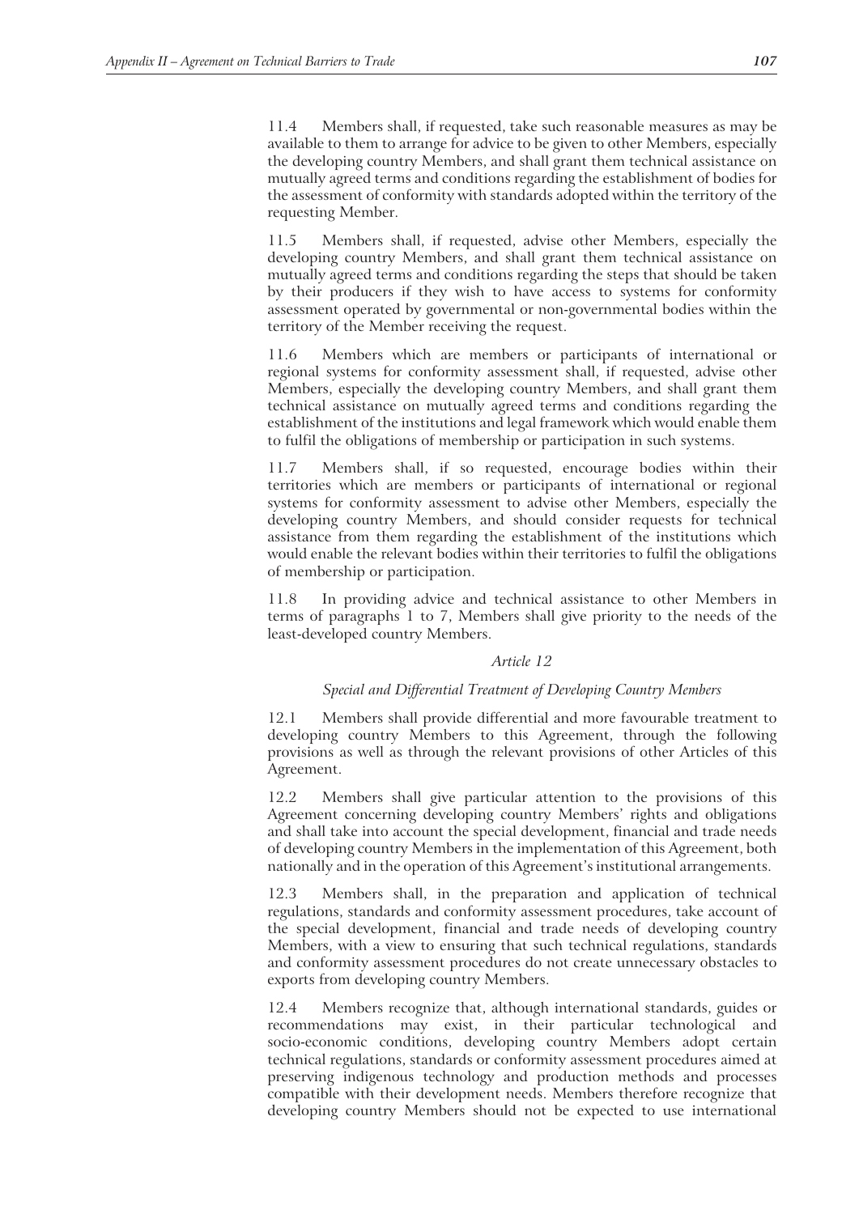11.4 Members shall, if requested, take such reasonable measures as may be available to them to arrange for advice to be given to other Members, especially the developing country Members, and shall grant them technical assistance on mutually agreed terms and conditions regarding the establishment of bodies for the assessment of conformity with standards adopted within the territory of the requesting Member.

11.5 Members shall, if requested, advise other Members, especially the developing country Members, and shall grant them technical assistance on mutually agreed terms and conditions regarding the steps that should be taken by their producers if they wish to have access to systems for conformity assessment operated by governmental or non-governmental bodies within the territory of the Member receiving the request.

11.6 Members which are members or participants of international or regional systems for conformity assessment shall, if requested, advise other Members, especially the developing country Members, and shall grant them technical assistance on mutually agreed terms and conditions regarding the establishment of the institutions and legal framework which would enable them to fulfil the obligations of membership or participation in such systems.

11.7 Members shall, if so requested, encourage bodies within their territories which are members or participants of international or regional systems for conformity assessment to advise other Members, especially the developing country Members, and should consider requests for technical assistance from them regarding the establishment of the institutions which would enable the relevant bodies within their territories to fulfil the obligations of membership or participation.

11.8 In providing advice and technical assistance to other Members in terms of paragraphs 1 to 7, Members shall give priority to the needs of the least-developed country Members.

### *Article 12*

#### *Special and Differential Treatment of Developing Country Members*

12.1 Members shall provide differential and more favourable treatment to developing country Members to this Agreement, through the following provisions as well as through the relevant provisions of other Articles of this Agreement.

12.2 Members shall give particular attention to the provisions of this Agreement concerning developing country Members' rights and obligations and shall take into account the special development, financial and trade needs of developing country Members in the implementation of this Agreement, both nationally and in the operation of this Agreement's institutional arrangements.

12.3 Members shall, in the preparation and application of technical regulations, standards and conformity assessment procedures, take account of the special development, financial and trade needs of developing country Members, with a view to ensuring that such technical regulations, standards and conformity assessment procedures do not create unnecessary obstacles to exports from developing country Members.

12.4 Members recognize that, although international standards, guides or recommendations may exist, in their particular technological and socio-economic conditions, developing country Members adopt certain technical regulations, standards or conformity assessment procedures aimed at preserving indigenous technology and production methods and processes compatible with their development needs. Members therefore recognize that developing country Members should not be expected to use international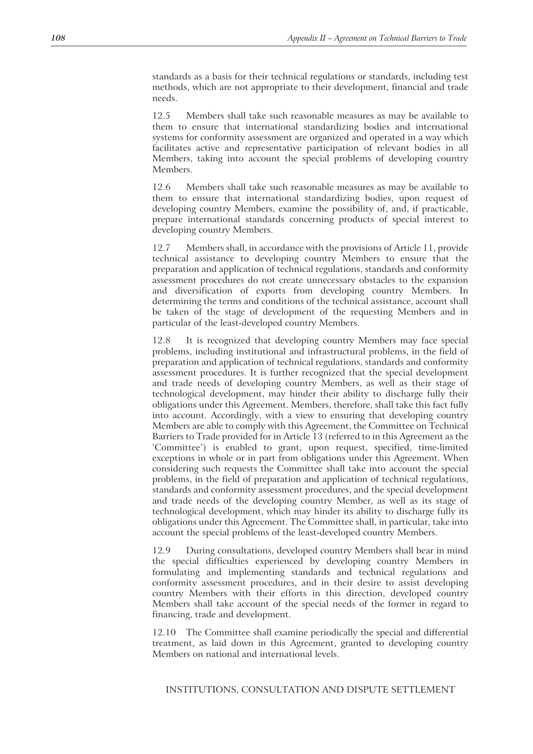standards as a basis for their technical regulations or standards, including test methods, which are not appropriate to their development, financial and trade needs.

12.5 Members shall take such reasonable measures as may be available to them to ensure that international standardizing bodies and international systems for conformity assessment are organized and operated in a way which facilitates active and representative participation of relevant bodies in all Members, taking into account the special problems of developing country Members.

12.6 Members shall take such reasonable measures as may be available to them to ensure that international standardizing bodies, upon request of developing country Members, examine the possibility of, and, if practicable, prepare international standards concerning products of special interest to developing country Members.

12.7 Members shall, in accordance with the provisions of Article 11, provide technical assistance to developing country Members to ensure that the preparation and application of technical regulations, standards and conformity assessment procedures do not create unnecessary obstacles to the expansion and diversification of exports from developing country Members. In determining the terms and conditions of the technical assistance, account shall be taken of the stage of development of the requesting Members and in particular of the least-developed country Members.

12.8 It is recognized that developing country Members may face special problems, including institutional and infrastructural problems, in the field of preparation and application of technical regulations, standards and conformity assessment procedures. It is further recognized that the special development and trade needs of developing country Members, as well as their stage of technological development, may hinder their ability to discharge fully their obligations under this Agreement. Members, therefore, shall take this fact fully into account. Accordingly, with a view to ensuring that developing country Members are able to comply with this Agreement, the Committee on Technical Barriers to Trade provided for in Article 13 (referred to in this Agreement as the 'Committee') is enabled to grant, upon request, specified, time-limited exceptions in whole or in part from obligations under this Agreement. When considering such requests the Committee shall take into account the special problems, in the field of preparation and application of technical regulations, standards and conformity assessment procedures, and the special development and trade needs of the developing country Member, as well as its stage of technological development, which may hinder its ability to discharge fully its obligations under this Agreement. The Committee shall, in particular, take into account the special problems of the least-developed country Members.

12.9 During consultations, developed country Members shall bear in mind the special difficulties experienced by developing country Members in formulating and implementing standards and technical regulations and conformity assessment procedures, and in their desire to assist developing country Members with their efforts in this direction, developed country Members shall take account of the special needs of the former in regard to financing, trade and development.

12.10 The Committee shall examine periodically the special and differential treatment, as laid down in this Agreement, granted to developing country Members on national and international levels.

## INSTITUTIONS, CONSULTATION AND DISPUTE SETTLEMENT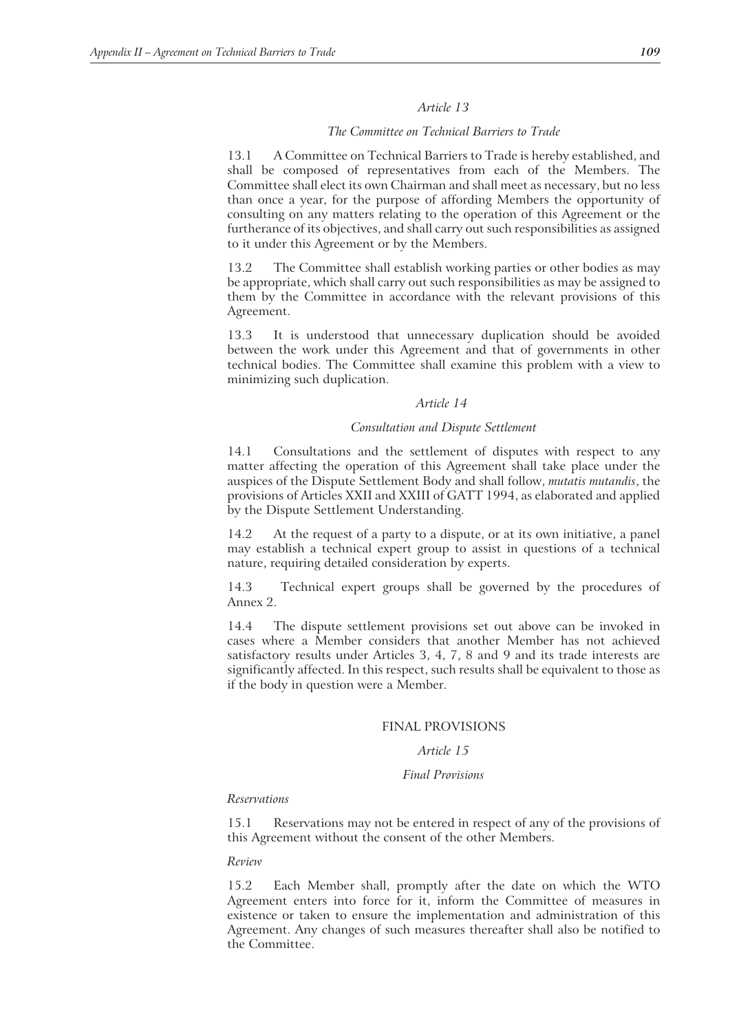### *Article 13*

#### *The Committee on Technical Barriers to Trade*

13.1 A Committee on Technical Barriers to Trade is hereby established, and shall be composed of representatives from each of the Members. The Committee shall elect its own Chairman and shall meet as necessary, but no less than once a year, for the purpose of affording Members the opportunity of consulting on any matters relating to the operation of this Agreement or the furtherance of its objectives, and shall carry out such responsibilities as assigned to it under this Agreement or by the Members.

13.2 The Committee shall establish working parties or other bodies as may be appropriate, which shall carry out such responsibilities as may be assigned to them by the Committee in accordance with the relevant provisions of this Agreement.

13.3 It is understood that unnecessary duplication should be avoided between the work under this Agreement and that of governments in other technical bodies. The Committee shall examine this problem with a view to minimizing such duplication.

### *Article 14*

#### *Consultation and Dispute Settlement*

14.1 Consultations and the settlement of disputes with respect to any matter affecting the operation of this Agreement shall take place under the auspices of the Dispute Settlement Body and shall follow, *mutatis mutandis*, the provisions of Articles XXII and XXIII of GATT 1994, as elaborated and applied by the Dispute Settlement Understanding.

14.2 At the request of a party to a dispute, or at its own initiative, a panel may establish a technical expert group to assist in questions of a technical nature, requiring detailed consideration by experts.

14.3 Technical expert groups shall be governed by the procedures of Annex 2.

14.4 The dispute settlement provisions set out above can be invoked in cases where a Member considers that another Member has not achieved satisfactory results under Articles 3, 4, 7, 8 and 9 and its trade interests are significantly affected. In this respect, such results shall be equivalent to those as if the body in question were a Member.

## FINAL PROVISIONS

### *Article 15*

#### *Final Provisions*

*Reservations*

15.1 Reservations may not be entered in respect of any of the provisions of this Agreement without the consent of the other Members.

*Review*

15.2 Each Member shall, promptly after the date on which the WTO Agreement enters into force for it, inform the Committee of measures in existence or taken to ensure the implementation and administration of this Agreement. Any changes of such measures thereafter shall also be notified to the Committee.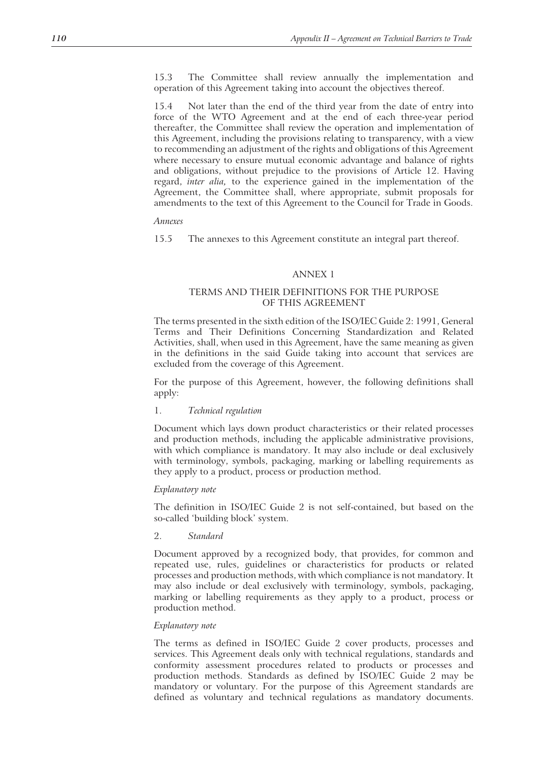15.3 The Committee shall review annually the implementation and operation of this Agreement taking into account the objectives thereof.

15.4 Not later than the end of the third year from the date of entry into force of the WTO Agreement and at the end of each three-year period thereafter, the Committee shall review the operation and implementation of this Agreement, including the provisions relating to transparency, with a view to recommending an adjustment of the rights and obligations of this Agreement where necessary to ensure mutual economic advantage and balance of rights and obligations, without prejudice to the provisions of Article 12. Having regard, *inter alia,* to the experience gained in the implementation of the Agreement, the Committee shall, where appropriate, submit proposals for amendments to the text of this Agreement to the Council for Trade in Goods.

*Annexes*

15.5 The annexes to this Agreement constitute an integral part thereof.

## ANNEX 1

### TERMS AND THEIR DEFINITIONS FOR THE PURPOSE OF THIS AGREEMENT

The terms presented in the sixth edition of the ISO/IEC Guide 2: 1991, General Terms and Their Definitions Concerning Standardization and Related Activities, shall, when used in this Agreement, have the same meaning as given in the definitions in the said Guide taking into account that services are excluded from the coverage of this Agreement.

For the purpose of this Agreement, however, the following definitions shall apply:

1. *Technical regulation*

Document which lays down product characteristics or their related processes and production methods, including the applicable administrative provisions, with which compliance is mandatory. It may also include or deal exclusively with terminology, symbols, packaging, marking or labelling requirements as they apply to a product, process or production method.

*Explanatory note*

The definition in ISO/IEC Guide 2 is not self-contained, but based on the so-called 'building block' system.

2. *Standard*

Document approved by a recognized body, that provides, for common and repeated use, rules, guidelines or characteristics for products or related processes and production methods, with which compliance is not mandatory. It may also include or deal exclusively with terminology, symbols, packaging, marking or labelling requirements as they apply to a product, process or production method.

*Explanatory note*

The terms as defined in ISO/IEC Guide 2 cover products, processes and services. This Agreement deals only with technical regulations, standards and conformity assessment procedures related to products or processes and production methods. Standards as defined by ISO/IEC Guide 2 may be mandatory or voluntary. For the purpose of this Agreement standards are defined as voluntary and technical regulations as mandatory documents.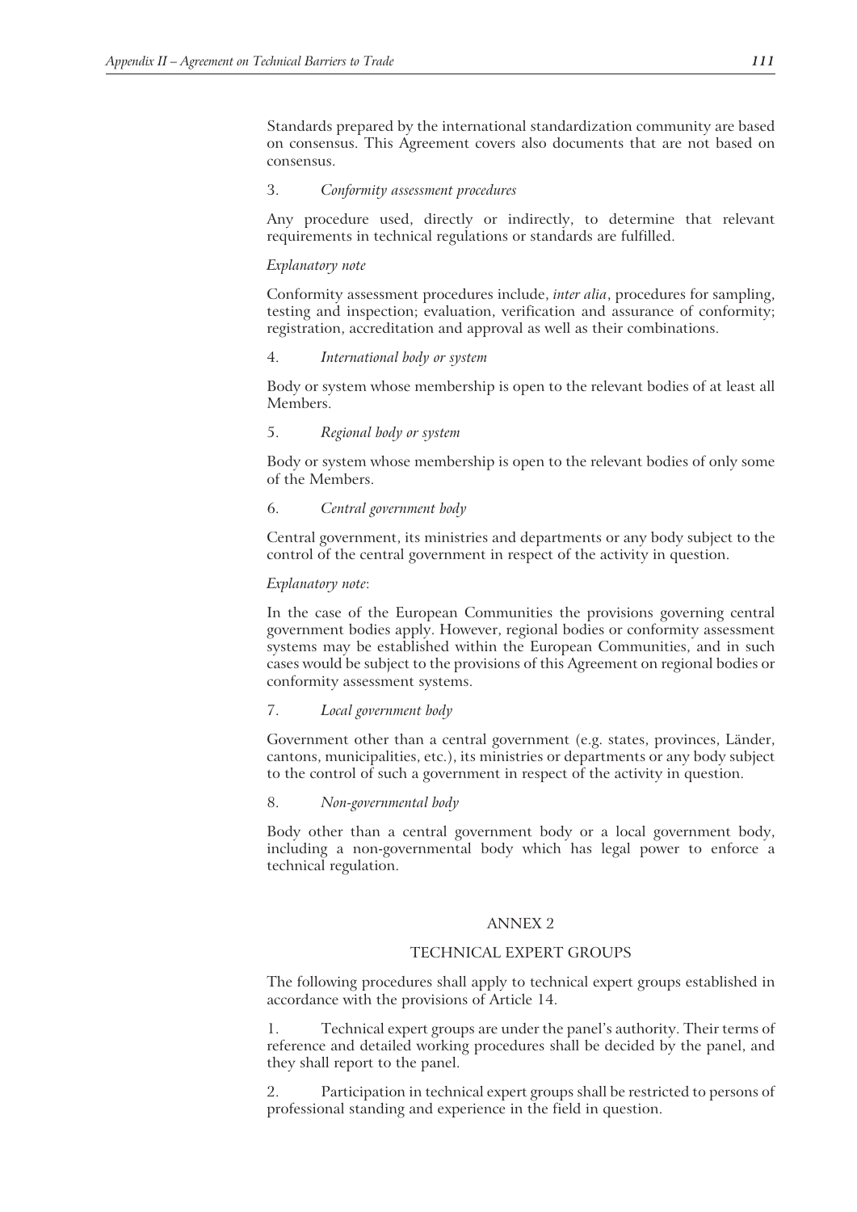Standards prepared by the international standardization community are based on consensus. This Agreement covers also documents that are not based on consensus.

3. *Conformity assessment procedures*

Any procedure used, directly or indirectly, to determine that relevant requirements in technical regulations or standards are fulfilled.

*Explanatory note*

Conformity assessment procedures include, *inter alia*, procedures for sampling, testing and inspection; evaluation, verification and assurance of conformity; registration, accreditation and approval as well as their combinations.

4. *International body or system*

Body or system whose membership is open to the relevant bodies of at least all Members.

5. *Regional body or system*

Body or system whose membership is open to the relevant bodies of only some of the Members.

6. *Central government body*

Central government, its ministries and departments or any body subject to the control of the central government in respect of the activity in question.

*Explanatory note*:

In the case of the European Communities the provisions governing central government bodies apply. However, regional bodies or conformity assessment systems may be established within the European Communities, and in such cases would be subject to the provisions of this Agreement on regional bodies or conformity assessment systems.

7. *Local government body*

Government other than a central government (e.g. states, provinces, Länder, cantons, municipalities, etc.), its ministries or departments or any body subject to the control of such a government in respect of the activity in question.

8. *Non-governmental body*

Body other than a central government body or a local government body, including a non-governmental body which has legal power to enforce a technical regulation.

## ANNEX 2

## TECHNICAL EXPERT GROUPS

The following procedures shall apply to technical expert groups established in accordance with the provisions of Article 14.

1. Technical expert groups are under the panel's authority. Their terms of reference and detailed working procedures shall be decided by the panel, and they shall report to the panel.

2. Participation in technical expert groups shall be restricted to persons of professional standing and experience in the field in question.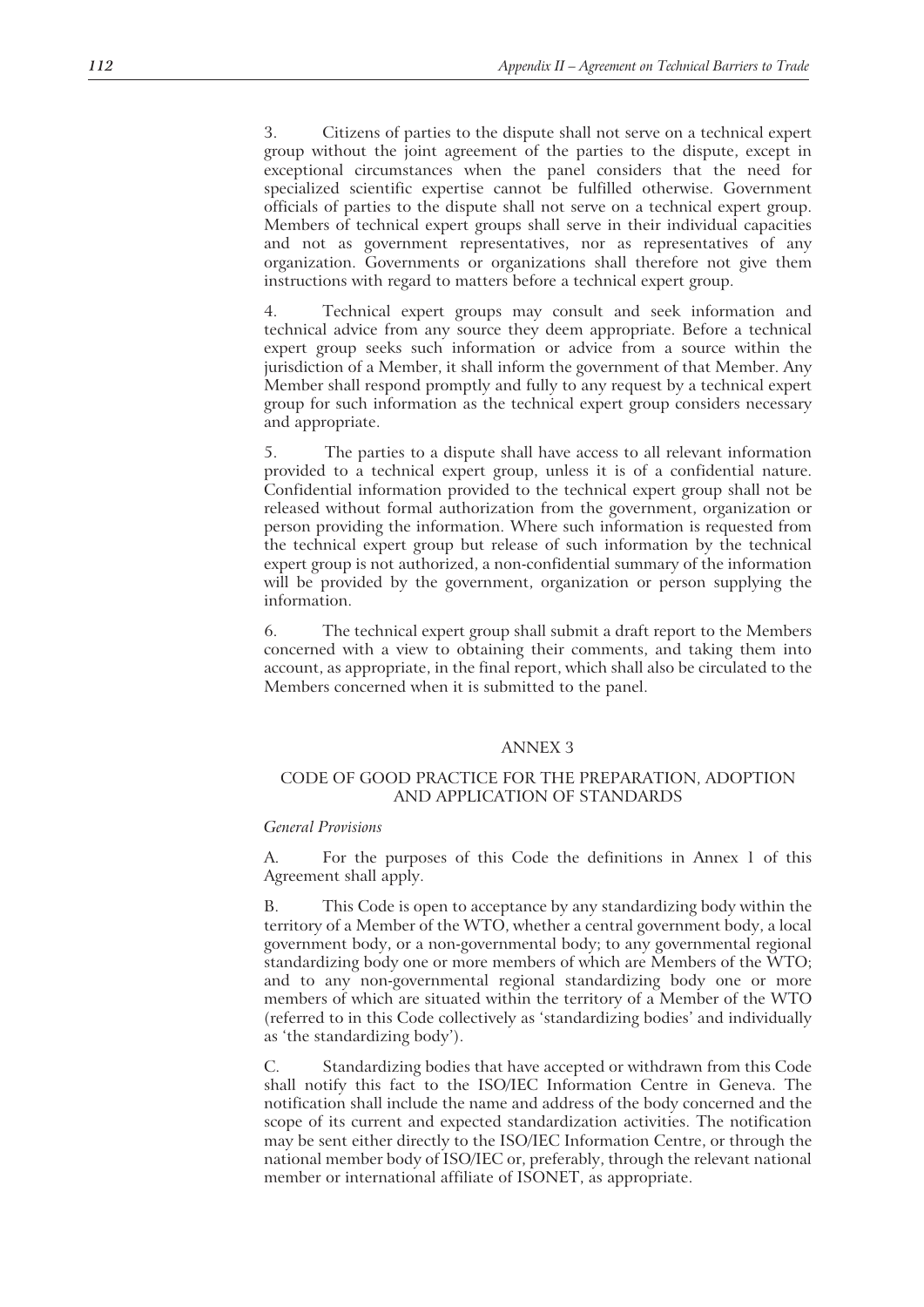3. Citizens of parties to the dispute shall not serve on a technical expert group without the joint agreement of the parties to the dispute, except in exceptional circumstances when the panel considers that the need for specialized scientific expertise cannot be fulfilled otherwise. Government officials of parties to the dispute shall not serve on a technical expert group. Members of technical expert groups shall serve in their individual capacities and not as government representatives, nor as representatives of any organization. Governments or organizations shall therefore not give them instructions with regard to matters before a technical expert group.

4. Technical expert groups may consult and seek information and technical advice from any source they deem appropriate. Before a technical expert group seeks such information or advice from a source within the jurisdiction of a Member, it shall inform the government of that Member. Any Member shall respond promptly and fully to any request by a technical expert group for such information as the technical expert group considers necessary and appropriate.

5. The parties to a dispute shall have access to all relevant information provided to a technical expert group, unless it is of a confidential nature. Confidential information provided to the technical expert group shall not be released without formal authorization from the government, organization or person providing the information. Where such information is requested from the technical expert group but release of such information by the technical expert group is not authorized, a non-confidential summary of the information will be provided by the government, organization or person supplying the information.

6. The technical expert group shall submit a draft report to the Members concerned with a view to obtaining their comments, and taking them into account, as appropriate, in the final report, which shall also be circulated to the Members concerned when it is submitted to the panel.

## ANNEX 3

## CODE OF GOOD PRACTICE FOR THE PREPARATION, ADOPTION AND APPLICATION OF STANDARDS

*General Provisions*

A. For the purposes of this Code the definitions in Annex 1 of this Agreement shall apply.

B. This Code is open to acceptance by any standardizing body within the territory of a Member of the WTO, whether a central government body, a local government body, or a non-governmental body; to any governmental regional standardizing body one or more members of which are Members of the WTO; and to any non-governmental regional standardizing body one or more members of which are situated within the territory of a Member of the WTO (referred to in this Code collectively as 'standardizing bodies' and individually as 'the standardizing body').

C. Standardizing bodies that have accepted or withdrawn from this Code shall notify this fact to the ISO/IEC Information Centre in Geneva. The notification shall include the name and address of the body concerned and the scope of its current and expected standardization activities. The notification may be sent either directly to the ISO/IEC Information Centre, or through the national member body of ISO/IEC or, preferably, through the relevant national member or international affiliate of ISONET, as appropriate.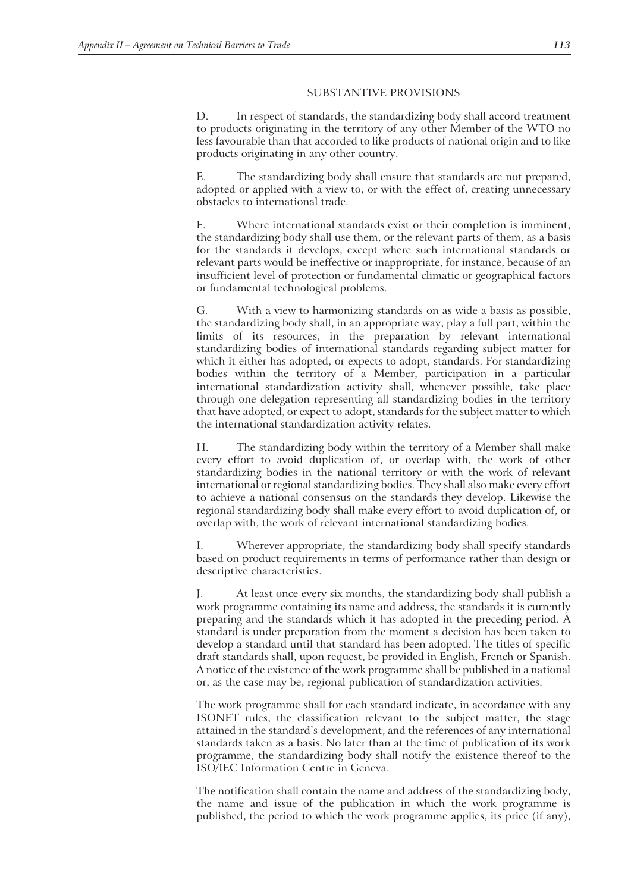## SUBSTANTIVE PROVISIONS

D. In respect of standards, the standardizing body shall accord treatment to products originating in the territory of any other Member of the WTO no less favourable than that accorded to like products of national origin and to like products originating in any other country.

E. The standardizing body shall ensure that standards are not prepared, adopted or applied with a view to, or with the effect of, creating unnecessary obstacles to international trade.

F. Where international standards exist or their completion is imminent, the standardizing body shall use them, or the relevant parts of them, as a basis for the standards it develops, except where such international standards or relevant parts would be ineffective or inappropriate, for instance, because of an insufficient level of protection or fundamental climatic or geographical factors or fundamental technological problems.

G. With a view to harmonizing standards on as wide a basis as possible, the standardizing body shall, in an appropriate way, play a full part, within the limits of its resources, in the preparation by relevant international standardizing bodies of international standards regarding subject matter for which it either has adopted, or expects to adopt, standards. For standardizing bodies within the territory of a Member, participation in a particular international standardization activity shall, whenever possible, take place through one delegation representing all standardizing bodies in the territory that have adopted, or expect to adopt, standards for the subject matter to which the international standardization activity relates.

H. The standardizing body within the territory of a Member shall make every effort to avoid duplication of, or overlap with, the work of other standardizing bodies in the national territory or with the work of relevant international or regional standardizing bodies. They shall also make every effort to achieve a national consensus on the standards they develop. Likewise the regional standardizing body shall make every effort to avoid duplication of, or overlap with, the work of relevant international standardizing bodies.

I. Wherever appropriate, the standardizing body shall specify standards based on product requirements in terms of performance rather than design or descriptive characteristics.

J. At least once every six months, the standardizing body shall publish a work programme containing its name and address, the standards it is currently preparing and the standards which it has adopted in the preceding period. A standard is under preparation from the moment a decision has been taken to develop a standard until that standard has been adopted. The titles of specific draft standards shall, upon request, be provided in English, French or Spanish. A notice of the existence of the work programme shall be published in a national or, as the case may be, regional publication of standardization activities.

The work programme shall for each standard indicate, in accordance with any ISONET rules, the classification relevant to the subject matter, the stage attained in the standard's development, and the references of any international standards taken as a basis. No later than at the time of publication of its work programme, the standardizing body shall notify the existence thereof to the ISO/IEC Information Centre in Geneva.

The notification shall contain the name and address of the standardizing body, the name and issue of the publication in which the work programme is published, the period to which the work programme applies, its price (if any),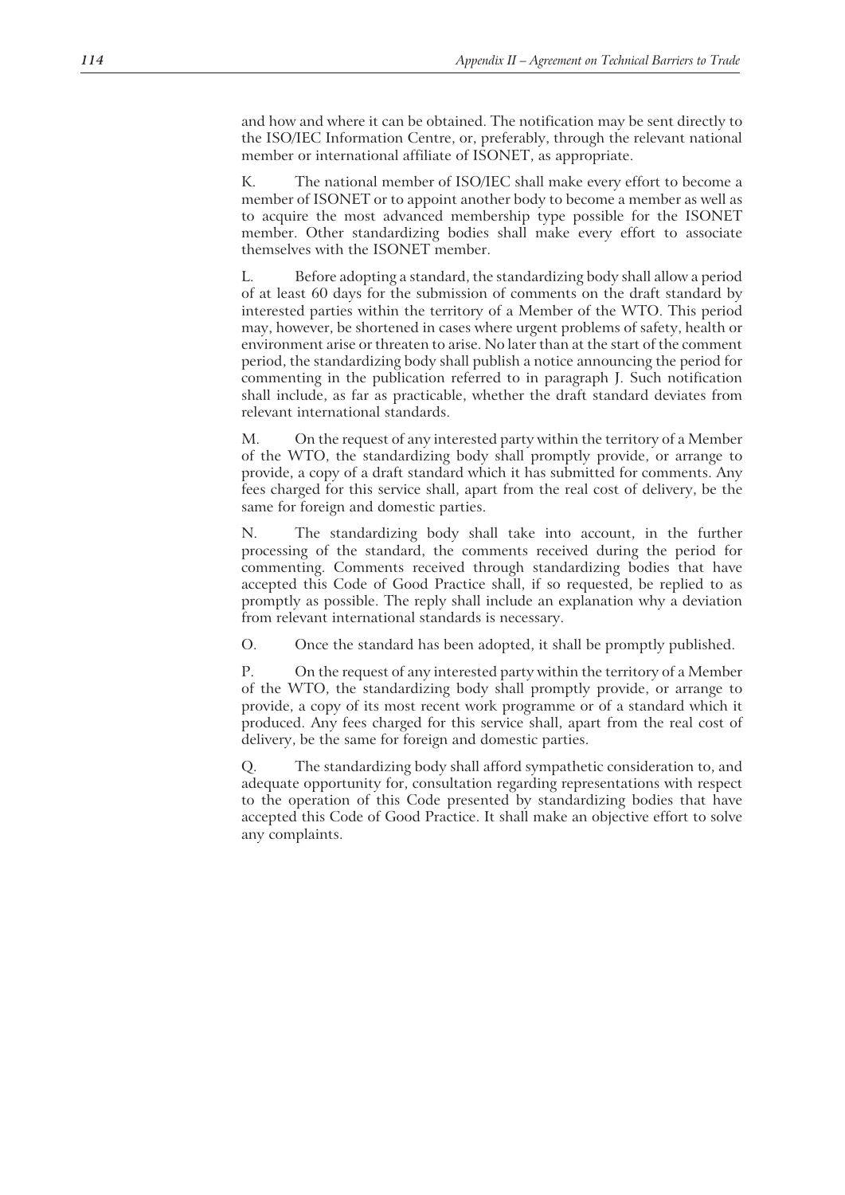and how and where it can be obtained. The notification may be sent directly to the ISO/IEC Information Centre, or, preferably, through the relevant national member or international affiliate of ISONET, as appropriate.

K. The national member of ISO/IEC shall make every effort to become a member of ISONET or to appoint another body to become a member as well as to acquire the most advanced membership type possible for the ISONET member. Other standardizing bodies shall make every effort to associate themselves with the ISONET member.

L. Before adopting a standard, the standardizing body shall allow a period of at least 60 days for the submission of comments on the draft standard by interested parties within the territory of a Member of the WTO. This period may, however, be shortened in cases where urgent problems of safety, health or environment arise or threaten to arise. No later than at the start of the comment period, the standardizing body shall publish a notice announcing the period for commenting in the publication referred to in paragraph J. Such notification shall include, as far as practicable, whether the draft standard deviates from relevant international standards.

M. On the request of any interested party within the territory of a Member of the WTO, the standardizing body shall promptly provide, or arrange to provide, a copy of a draft standard which it has submitted for comments. Any fees charged for this service shall, apart from the real cost of delivery, be the same for foreign and domestic parties.

N. The standardizing body shall take into account, in the further processing of the standard, the comments received during the period for commenting. Comments received through standardizing bodies that have accepted this Code of Good Practice shall, if so requested, be replied to as promptly as possible. The reply shall include an explanation why a deviation from relevant international standards is necessary.

O. Once the standard has been adopted, it shall be promptly published.

P. On the request of any interested party within the territory of a Member of the WTO, the standardizing body shall promptly provide, or arrange to provide, a copy of its most recent work programme or of a standard which it produced. Any fees charged for this service shall, apart from the real cost of delivery, be the same for foreign and domestic parties.

Q. The standardizing body shall afford sympathetic consideration to, and adequate opportunity for, consultation regarding representations with respect to the operation of this Code presented by standardizing bodies that have accepted this Code of Good Practice. It shall make an objective effort to solve any complaints.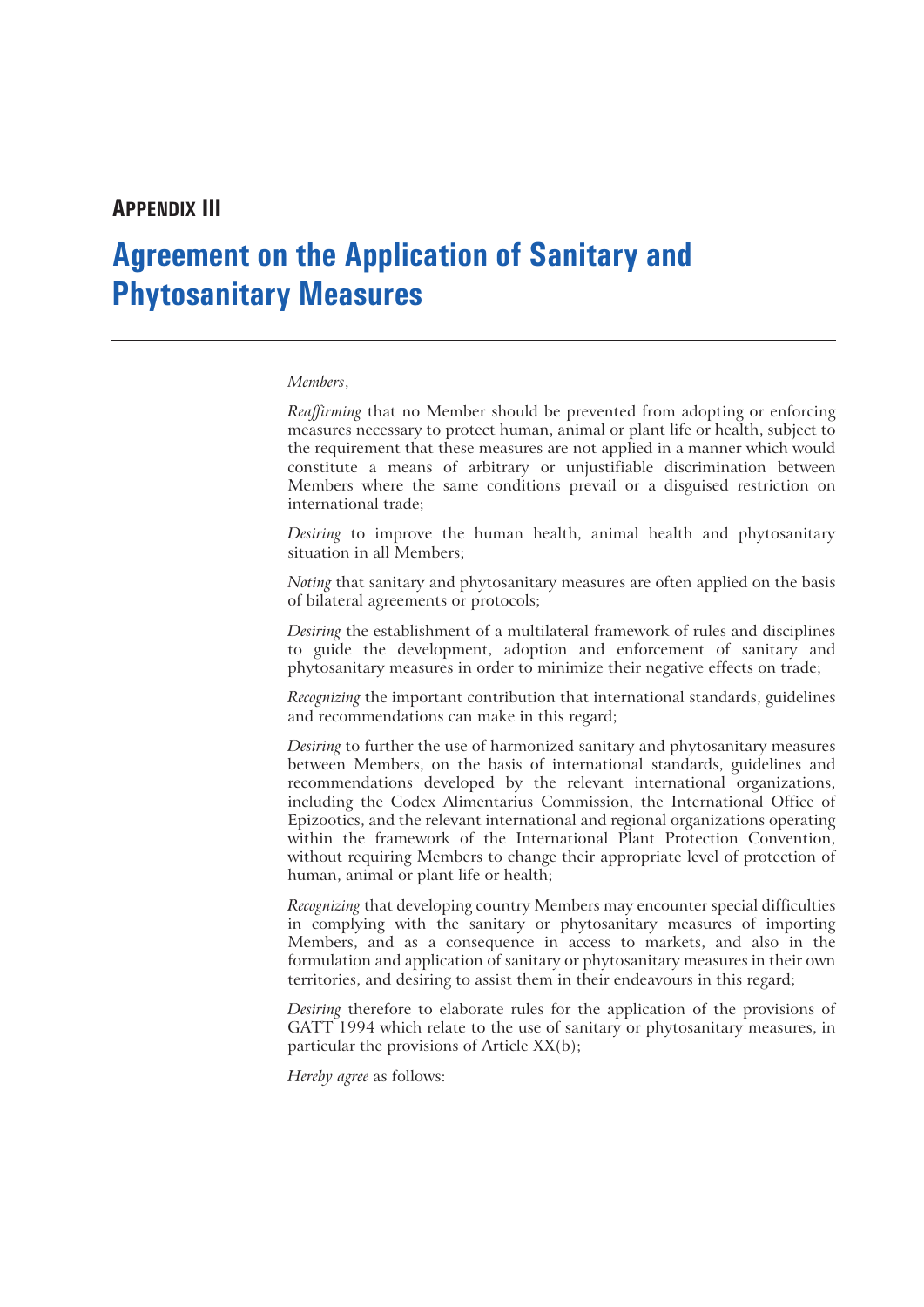**APPENDIX III**

# Agreement on the Application of Sanitary and Phytosanitary Measures

*Members*,

*Reaffirming* that no Member should be prevented from adopting or enforcing measures necessary to protect human, animal or plant life or health, subject to the requirement that these measures are not applied in a manner which would constitute a means of arbitrary or unjustifiable discrimination between Members where the same conditions prevail or a disguised restriction on international trade;

*Desiring* to improve the human health, animal health and phytosanitary situation in all Members;

*Noting* that sanitary and phytosanitary measures are often applied on the basis of bilateral agreements or protocols;

*Desiring* the establishment of a multilateral framework of rules and disciplines to guide the development, adoption and enforcement of sanitary and phytosanitary measures in order to minimize their negative effects on trade;

*Recognizing* the important contribution that international standards, guidelines and recommendations can make in this regard;

*Desiring* to further the use of harmonized sanitary and phytosanitary measures between Members, on the basis of international standards, guidelines and recommendations developed by the relevant international organizations, including the Codex Alimentarius Commission, the International Office of Epizootics, and the relevant international and regional organizations operating within the framework of the International Plant Protection Convention, without requiring Members to change their appropriate level of protection of human, animal or plant life or health;

*Recognizing* that developing country Members may encounter special difficulties in complying with the sanitary or phytosanitary measures of importing Members, and as a consequence in access to markets, and also in the formulation and application of sanitary or phytosanitary measures in their own territories, and desiring to assist them in their endeavours in this regard;

*Desiring* therefore to elaborate rules for the application of the provisions of GATT 1994 which relate to the use of sanitary or phytosanitary measures, in particular the provisions of Article XX(b);

*Hereby agree* as follows: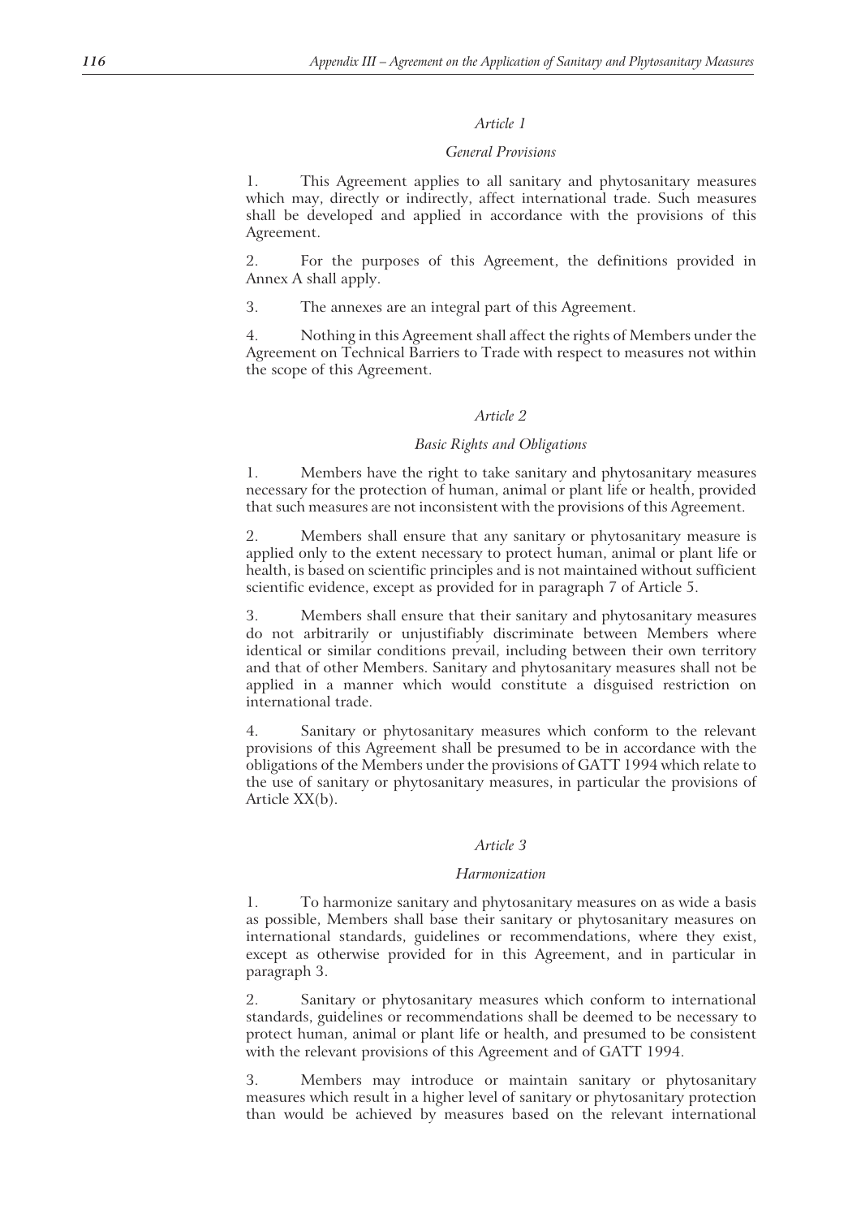*Article 1*

*General Provisions*

1. This Agreement applies to all sanitary and phytosanitary measures which may, directly or indirectly, affect international trade. Such measures shall be developed and applied in accordance with the provisions of this Agreement.

2. For the purposes of this Agreement, the definitions provided in Annex A shall apply.

3. The annexes are an integral part of this Agreement.

4. Nothing in this Agreement shall affect the rights of Members under the Agreement on Technical Barriers to Trade with respect to measures not within the scope of this Agreement.

*Article 2*

*Basic Rights and Obligations*

1. Members have the right to take sanitary and phytosanitary measures necessary for the protection of human, animal or plant life or health, provided that such measures are not inconsistent with the provisions of this Agreement.

2. Members shall ensure that any sanitary or phytosanitary measure is applied only to the extent necessary to protect human, animal or plant life or health, is based on scientific principles and is not maintained without sufficient scientific evidence, except as provided for in paragraph 7 of Article 5.

3. Members shall ensure that their sanitary and phytosanitary measures do not arbitrarily or unjustifiably discriminate between Members where identical or similar conditions prevail, including between their own territory and that of other Members. Sanitary and phytosanitary measures shall not be applied in a manner which would constitute a disguised restriction on international trade.

4. Sanitary or phytosanitary measures which conform to the relevant provisions of this Agreement shall be presumed to be in accordance with the obligations of the Members under the provisions of GATT 1994 which relate to the use of sanitary or phytosanitary measures, in particular the provisions of Article XX(b).

*Article 3*

*Harmonization*

1. To harmonize sanitary and phytosanitary measures on as wide a basis as possible, Members shall base their sanitary or phytosanitary measures on international standards, guidelines or recommendations, where they exist, except as otherwise provided for in this Agreement, and in particular in paragraph 3.

2. Sanitary or phytosanitary measures which conform to international standards, guidelines or recommendations shall be deemed to be necessary to protect human, animal or plant life or health, and presumed to be consistent with the relevant provisions of this Agreement and of GATT 1994.

3. Members may introduce or maintain sanitary or phytosanitary measures which result in a higher level of sanitary or phytosanitary protection than would be achieved by measures based on the relevant international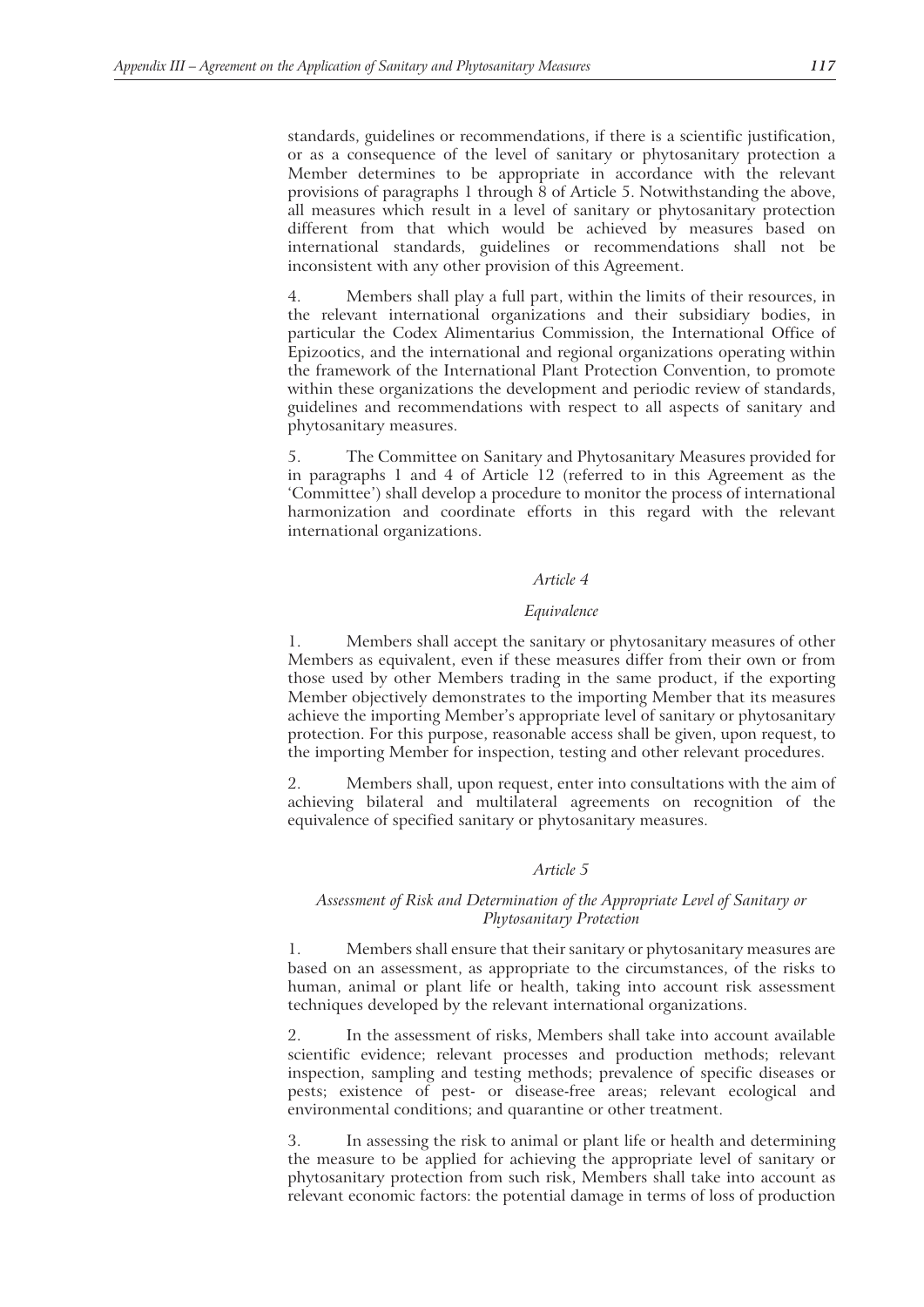standards, guidelines or recommendations, if there is a scientific justification, or as a consequence of the level of sanitary or phytosanitary protection a Member determines to be appropriate in accordance with the relevant provisions of paragraphs 1 through 8 of Article 5. Notwithstanding the above, all measures which result in a level of sanitary or phytosanitary protection different from that which would be achieved by measures based on international standards, guidelines or recommendations shall not be inconsistent with any other provision of this Agreement.

4. Members shall play a full part, within the limits of their resources, in the relevant international organizations and their subsidiary bodies, in particular the Codex Alimentarius Commission, the International Office of Epizootics, and the international and regional organizations operating within the framework of the International Plant Protection Convention, to promote within these organizations the development and periodic review of standards, guidelines and recommendations with respect to all aspects of sanitary and phytosanitary measures.

5. The Committee on Sanitary and Phytosanitary Measures provided for in paragraphs 1 and 4 of Article 12 (referred to in this Agreement as the 'Committee') shall develop a procedure to monitor the process of international harmonization and coordinate efforts in this regard with the relevant international organizations.

### *Article 4*

### *Equivalence*

1. Members shall accept the sanitary or phytosanitary measures of other Members as equivalent, even if these measures differ from their own or from those used by other Members trading in the same product, if the exporting Member objectively demonstrates to the importing Member that its measures achieve the importing Member's appropriate level of sanitary or phytosanitary protection. For this purpose, reasonable access shall be given, upon request, to the importing Member for inspection, testing and other relevant procedures.

2. Members shall, upon request, enter into consultations with the aim of achieving bilateral and multilateral agreements on recognition of the equivalence of specified sanitary or phytosanitary measures.

### *Article 5*

### *Assessment of Risk and Determination of the Appropriate Level of Sanitary or Phytosanitary Protection*

1. Members shall ensure that their sanitary or phytosanitary measures are based on an assessment, as appropriate to the circumstances, of the risks to human, animal or plant life or health, taking into account risk assessment techniques developed by the relevant international organizations.

2. In the assessment of risks, Members shall take into account available scientific evidence; relevant processes and production methods; relevant inspection, sampling and testing methods; prevalence of specific diseases or pests; existence of pest- or disease-free areas; relevant ecological and environmental conditions; and quarantine or other treatment.

3. In assessing the risk to animal or plant life or health and determining the measure to be applied for achieving the appropriate level of sanitary or phytosanitary protection from such risk, Members shall take into account as relevant economic factors: the potential damage in terms of loss of production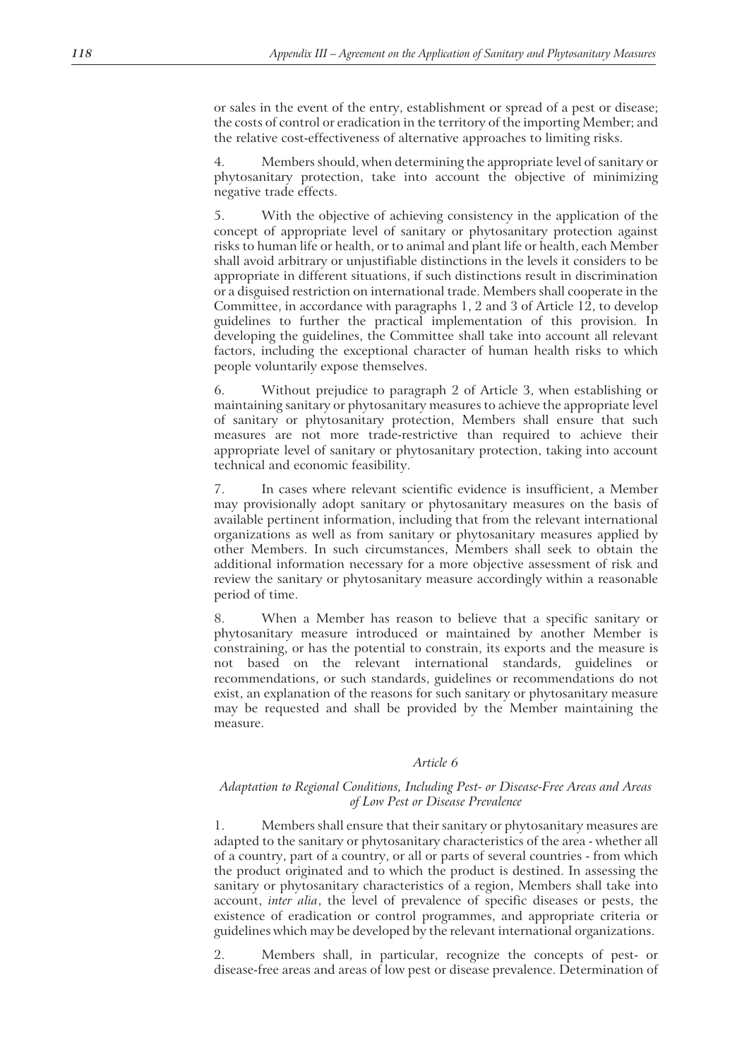or sales in the event of the entry, establishment or spread of a pest or disease; the costs of control or eradication in the territory of the importing Member; and the relative cost-effectiveness of alternative approaches to limiting risks.

4. Members should, when determining the appropriate level of sanitary or phytosanitary protection, take into account the objective of minimizing negative trade effects.

5. With the objective of achieving consistency in the application of the concept of appropriate level of sanitary or phytosanitary protection against risks to human life or health, or to animal and plant life or health, each Member shall avoid arbitrary or unjustifiable distinctions in the levels it considers to be appropriate in different situations, if such distinctions result in discrimination or a disguised restriction on international trade. Members shall cooperate in the Committee, in accordance with paragraphs 1, 2 and 3 of Article 12, to develop guidelines to further the practical implementation of this provision. In developing the guidelines, the Committee shall take into account all relevant factors, including the exceptional character of human health risks to which people voluntarily expose themselves.

6. Without prejudice to paragraph 2 of Article 3, when establishing or maintaining sanitary or phytosanitary measures to achieve the appropriate level of sanitary or phytosanitary protection, Members shall ensure that such measures are not more trade-restrictive than required to achieve their appropriate level of sanitary or phytosanitary protection, taking into account technical and economic feasibility.

7. In cases where relevant scientific evidence is insufficient, a Member may provisionally adopt sanitary or phytosanitary measures on the basis of available pertinent information, including that from the relevant international organizations as well as from sanitary or phytosanitary measures applied by other Members. In such circumstances, Members shall seek to obtain the additional information necessary for a more objective assessment of risk and review the sanitary or phytosanitary measure accordingly within a reasonable period of time.

8. When a Member has reason to believe that a specific sanitary or phytosanitary measure introduced or maintained by another Member is constraining, or has the potential to constrain, its exports and the measure is not based on the relevant international standards, guidelines or recommendations, or such standards, guidelines or recommendations do not exist, an explanation of the reasons for such sanitary or phytosanitary measure may be requested and shall be provided by the Member maintaining the measure.

### *Article 6*

### *Adaptation to Regional Conditions, Including Pest- or Disease-Free Areas and Areas of Low Pest or Disease Prevalence*

1. Members shall ensure that their sanitary or phytosanitary measures are adapted to the sanitary or phytosanitary characteristics of the area - whether all of a country, part of a country, or all or parts of several countries - from which the product originated and to which the product is destined. In assessing the sanitary or phytosanitary characteristics of a region, Members shall take into account, *inter alia*, the level of prevalence of specific diseases or pests, the existence of eradication or control programmes, and appropriate criteria or guidelines which may be developed by the relevant international organizations.

2. Members shall, in particular, recognize the concepts of pest- or disease-free areas and areas of low pest or disease prevalence. Determination of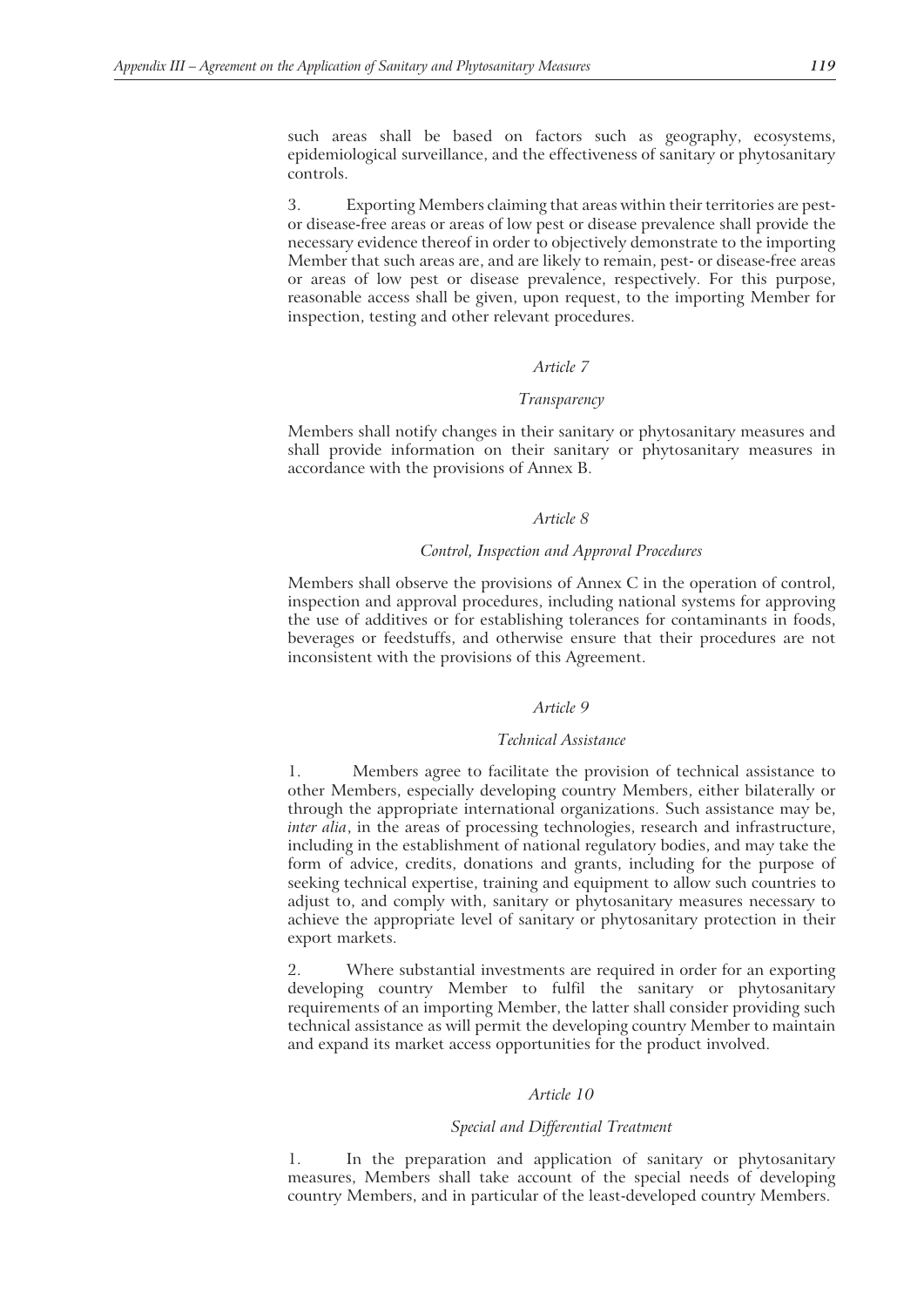such areas shall be based on factors such as geography, ecosystems, epidemiological surveillance, and the effectiveness of sanitary or phytosanitary controls.

3. Exporting Members claiming that areas within their territories are pest- or disease-free areas or areas of low pest or disease prevalence shall provide the necessary evidence thereof in order to objectively demonstrate to the importing Member that such areas are, and are likely to remain, pest- or disease-free areas or areas of low pest or disease prevalence, respectively. For this purpose, reasonable access shall be given, upon request, to the importing Member for inspection, testing and other relevant procedures.

### *Article 7*

### *Transparency*

Members shall notify changes in their sanitary or phytosanitary measures and shall provide information on their sanitary or phytosanitary measures in accordance with the provisions of Annex B.

### *Article 8*

### *Control, Inspection and Approval Procedures*

Members shall observe the provisions of Annex C in the operation of control, inspection and approval procedures, including national systems for approving the use of additives or for establishing tolerances for contaminants in foods, beverages or feedstuffs, and otherwise ensure that their procedures are not inconsistent with the provisions of this Agreement.

### *Article 9*

### *Technical Assistance*

1. Members agree to facilitate the provision of technical assistance to other Members, especially developing country Members, either bilaterally or through the appropriate international organizations. Such assistance may be, *inter alia*, in the areas of processing technologies, research and infrastructure, including in the establishment of national regulatory bodies, and may take the form of advice, credits, donations and grants, including for the purpose of seeking technical expertise, training and equipment to allow such countries to adjust to, and comply with, sanitary or phytosanitary measures necessary to achieve the appropriate level of sanitary or phytosanitary protection in their export markets.

2. Where substantial investments are required in order for an exporting developing country Member to fulfil the sanitary or phytosanitary requirements of an importing Member, the latter shall consider providing such technical assistance as will permit the developing country Member to maintain and expand its market access opportunities for the product involved.

### *Article 10*

### *Special and Differential Treatment*

1. In the preparation and application of sanitary or phytosanitary measures, Members shall take account of the special needs of developing country Members, and in particular of the least-developed country Members.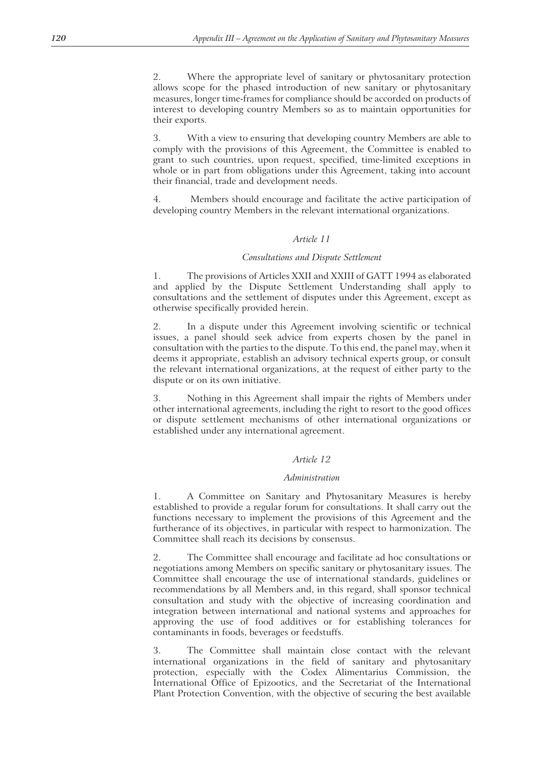2. Where the appropriate level of sanitary or phytosanitary protection allows scope for the phased introduction of new sanitary or phytosanitary measures, longer time-frames for compliance should be accorded on products of interest to developing country Members so as to maintain opportunities for their exports.

3. With a view to ensuring that developing country Members are able to comply with the provisions of this Agreement, the Committee is enabled to grant to such countries, upon request, specified, time-limited exceptions in whole or in part from obligations under this Agreement, taking into account their financial, trade and development needs.

4. Members should encourage and facilitate the active participation of developing country Members in the relevant international organizations.

### *Article 11*

### *Consultations and Dispute Settlement*

1. The provisions of Articles XXII and XXIII of GATT 1994 as elaborated and applied by the Dispute Settlement Understanding shall apply to consultations and the settlement of disputes under this Agreement, except as otherwise specifically provided herein.

2. In a dispute under this Agreement involving scientific or technical issues, a panel should seek advice from experts chosen by the panel in consultation with the parties to the dispute. To this end, the panel may, when it deems it appropriate, establish an advisory technical experts group, or consult the relevant international organizations, at the request of either party to the dispute or on its own initiative.

3. Nothing in this Agreement shall impair the rights of Members under other international agreements, including the right to resort to the good offices or dispute settlement mechanisms of other international organizations or established under any international agreement.

### *Article 12*

### *Administration*

1. A Committee on Sanitary and Phytosanitary Measures is hereby established to provide a regular forum for consultations. It shall carry out the functions necessary to implement the provisions of this Agreement and the furtherance of its objectives, in particular with respect to harmonization. The Committee shall reach its decisions by consensus.

2. The Committee shall encourage and facilitate ad hoc consultations or negotiations among Members on specific sanitary or phytosanitary issues. The Committee shall encourage the use of international standards, guidelines or recommendations by all Members and, in this regard, shall sponsor technical consultation and study with the objective of increasing coordination and integration between international and national systems and approaches for approving the use of food additives or for establishing tolerances for contaminants in foods, beverages or feedstuffs.

3. The Committee shall maintain close contact with the relevant international organizations in the field of sanitary and phytosanitary protection, especially with the Codex Alimentarius Commission, the International Office of Epizootics, and the Secretariat of the International Plant Protection Convention, with the objective of securing the best available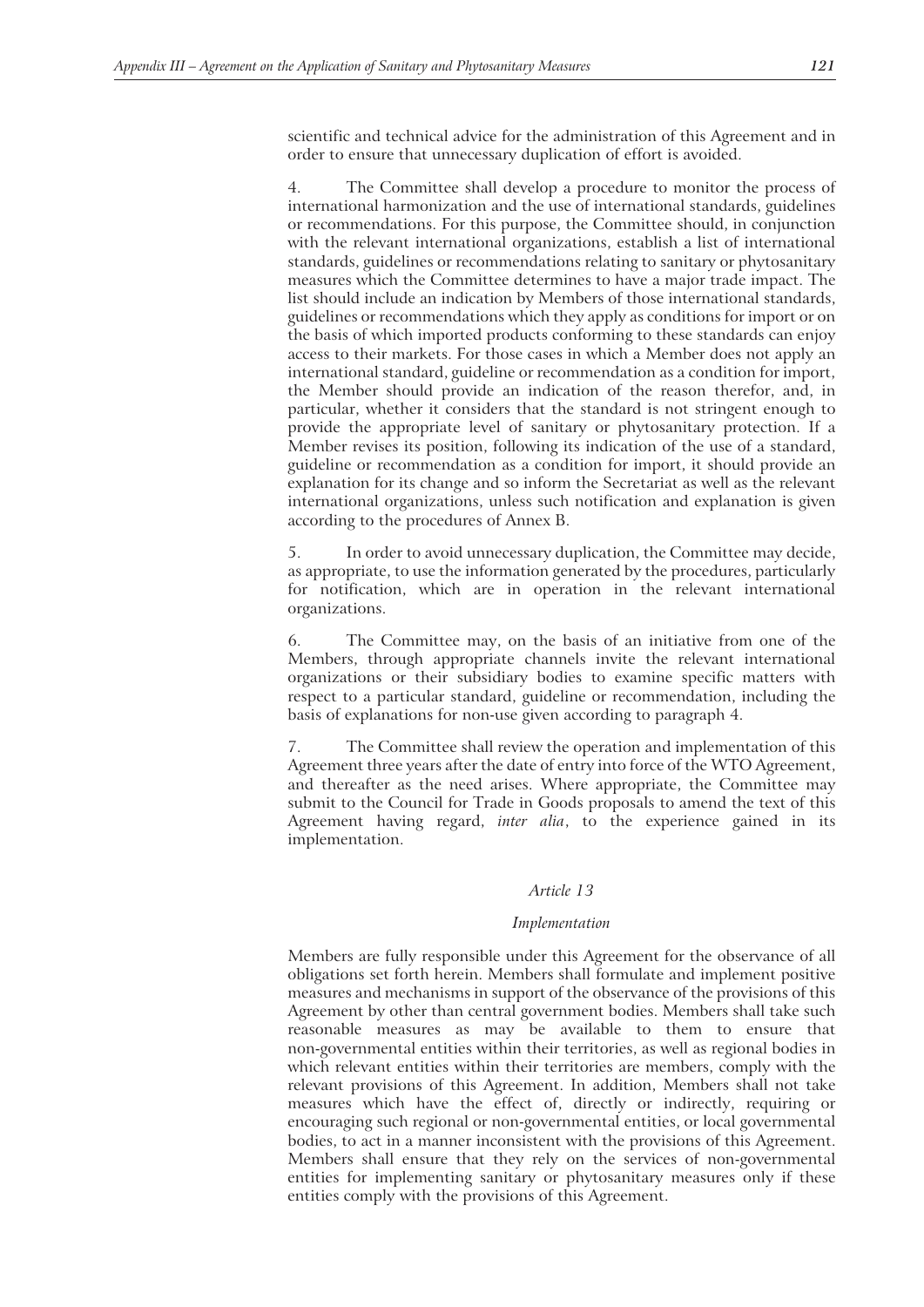scientific and technical advice for the administration of this Agreement and in order to ensure that unnecessary duplication of effort is avoided.

4. The Committee shall develop a procedure to monitor the process of international harmonization and the use of international standards, guidelines or recommendations. For this purpose, the Committee should, in conjunction with the relevant international organizations, establish a list of international standards, guidelines or recommendations relating to sanitary or phytosanitary measures which the Committee determines to have a major trade impact. The list should include an indication by Members of those international standards, guidelines or recommendations which they apply as conditions for import or on the basis of which imported products conforming to these standards can enjoy access to their markets. For those cases in which a Member does not apply an international standard, guideline or recommendation as a condition for import, the Member should provide an indication of the reason therefor, and, in particular, whether it considers that the standard is not stringent enough to provide the appropriate level of sanitary or phytosanitary protection. If a Member revises its position, following its indication of the use of a standard, guideline or recommendation as a condition for import, it should provide an explanation for its change and so inform the Secretariat as well as the relevant international organizations, unless such notification and explanation is given according to the procedures of Annex B.

5. In order to avoid unnecessary duplication, the Committee may decide, as appropriate, to use the information generated by the procedures, particularly for notification, which are in operation in the relevant international organizations.

6. The Committee may, on the basis of an initiative from one of the Members, through appropriate channels invite the relevant international organizations or their subsidiary bodies to examine specific matters with respect to a particular standard, guideline or recommendation, including the basis of explanations for non-use given according to paragraph 4.

7. The Committee shall review the operation and implementation of this Agreement three years after the date of entry into force of the WTO Agreement, and thereafter as the need arises. Where appropriate, the Committee may submit to the Council for Trade in Goods proposals to amend the text of this Agreement having regard, *inter alia*, to the experience gained in its implementation.

### *Article 13*

#### *Implementation*

Members are fully responsible under this Agreement for the observance of all obligations set forth herein. Members shall formulate and implement positive measures and mechanisms in support of the observance of the provisions of this Agreement by other than central government bodies. Members shall take such reasonable measures as may be available to them to ensure that non-governmental entities within their territories, as well as regional bodies in which relevant entities within their territories are members, comply with the relevant provisions of this Agreement. In addition, Members shall not take measures which have the effect of, directly or indirectly, requiring or encouraging such regional or non-governmental entities, or local governmental bodies, to act in a manner inconsistent with the provisions of this Agreement. Members shall ensure that they rely on the services of non-governmental entities for implementing sanitary or phytosanitary measures only if these entities comply with the provisions of this Agreement.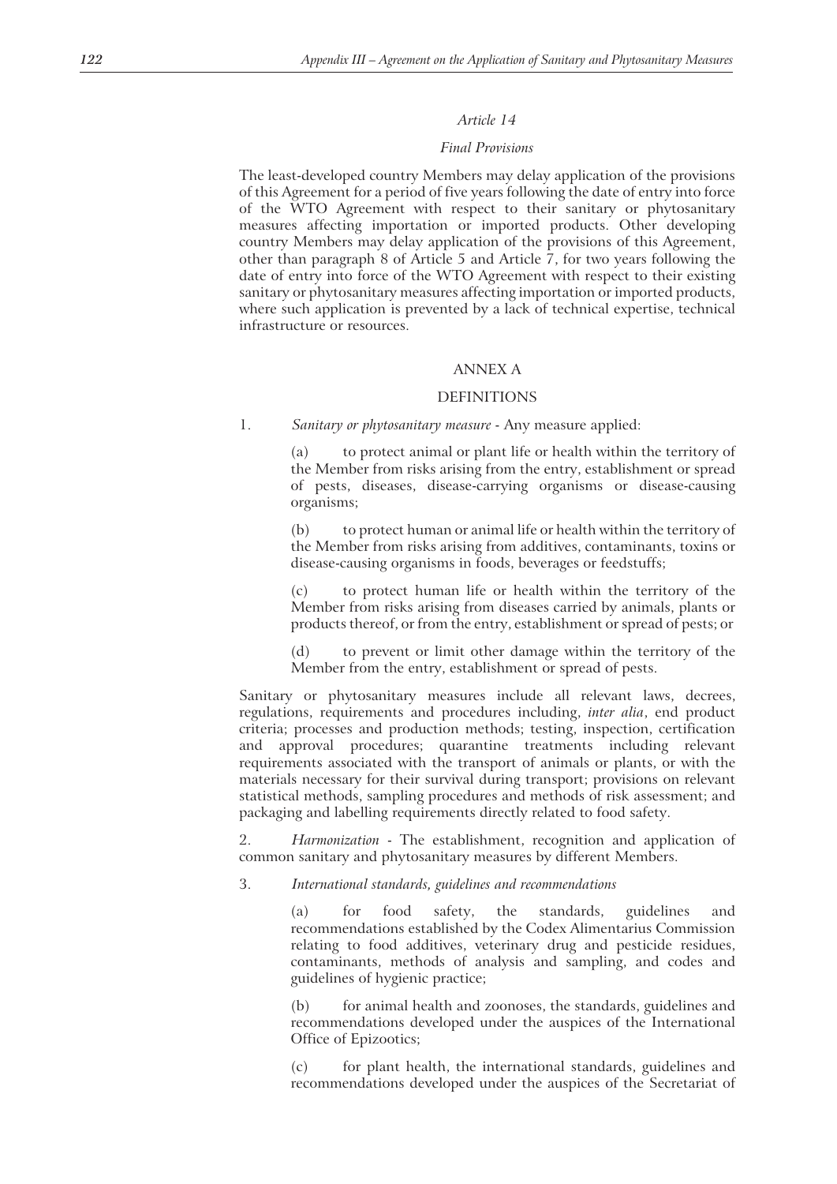### *Article 14*

#### *Final Provisions*

The least-developed country Members may delay application of the provisions of this Agreement for a period of five years following the date of entry into force of the WTO Agreement with respect to their sanitary or phytosanitary measures affecting importation or imported products. Other developing country Members may delay application of the provisions of this Agreement, other than paragraph 8 of Article 5 and Article 7, for two years following the date of entry into force of the WTO Agreement with respect to their existing sanitary or phytosanitary measures affecting importation or imported products, where such application is prevented by a lack of technical expertise, technical infrastructure or resources.

## ANNEX A

### DEFINITIONS

1. *Sanitary or phytosanitary measure* - Any measure applied:

   (a) to protect animal or plant life or health within the territory of the Member from risks arising from the entry, establishment or spread of pests, diseases, disease-carrying organisms or disease-causing organisms;

   (b) to protect human or animal life or health within the territory of the Member from risks arising from additives, contaminants, toxins or disease-causing organisms in foods, beverages or feedstuffs;

   (c) to protect human life or health within the territory of the Member from risks arising from diseases carried by animals, plants or products thereof, or from the entry, establishment or spread of pests; or

   (d) to prevent or limit other damage within the territory of the Member from the entry, establishment or spread of pests.

Sanitary or phytosanitary measures include all relevant laws, decrees, regulations, requirements and procedures including, *inter alia*, end product criteria; processes and production methods; testing, inspection, certification and approval procedures; quarantine treatments including relevant requirements associated with the transport of animals or plants, or with the materials necessary for their survival during transport; provisions on relevant statistical methods, sampling procedures and methods of risk assessment; and packaging and labelling requirements directly related to food safety.

2. *Harmonization* - The establishment, recognition and application of common sanitary and phytosanitary measures by different Members.

3. *International standards, guidelines and recommendations*

   (a) for food safety, the standards, guidelines and recommendations established by the Codex Alimentarius Commission relating to food additives, veterinary drug and pesticide residues, contaminants, methods of analysis and sampling, and codes and guidelines of hygienic practice;

   (b) for animal health and zoonoses, the standards, guidelines and recommendations developed under the auspices of the International Office of Epizootics;

   (c) for plant health, the international standards, guidelines and recommendations developed under the auspices of the Secretariat of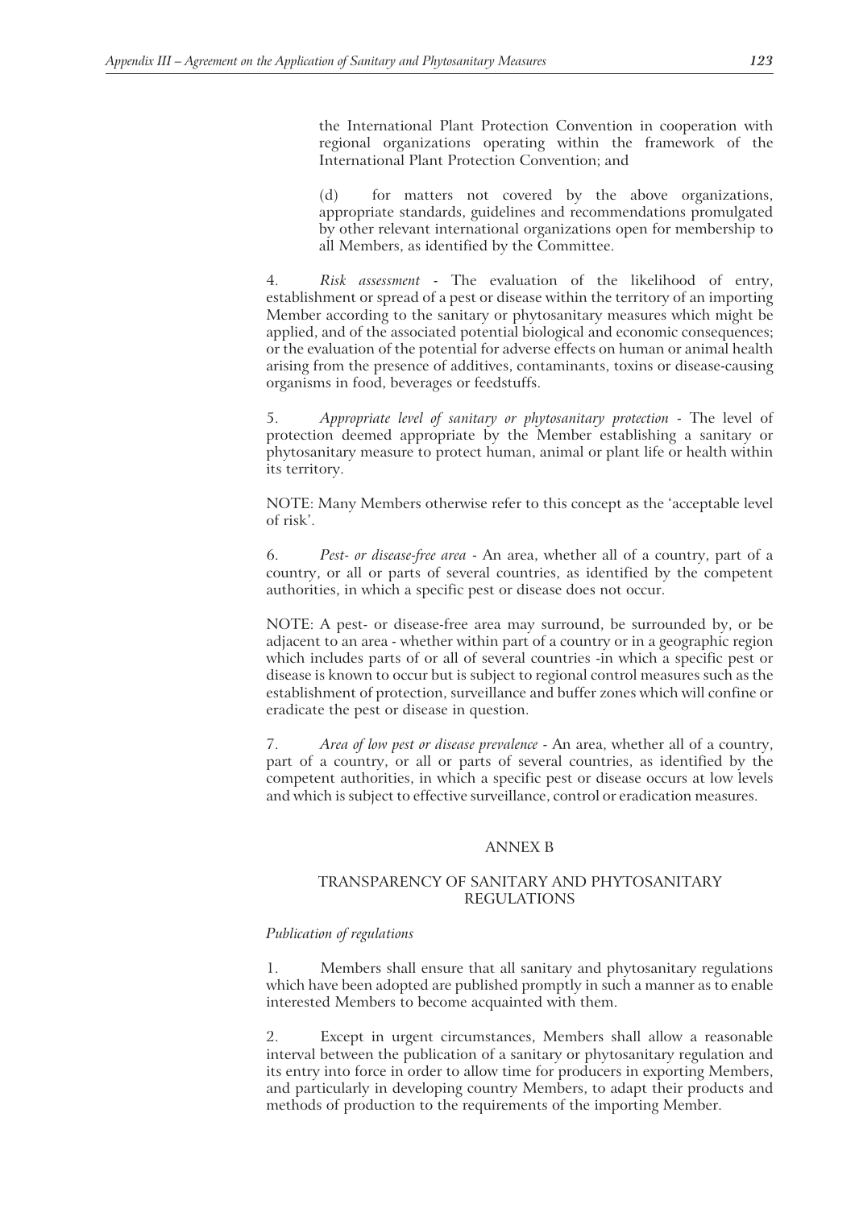the International Plant Protection Convention in cooperation with regional organizations operating within the framework of the International Plant Protection Convention; and

(d) for matters not covered by the above organizations, appropriate standards, guidelines and recommendations promulgated by other relevant international organizations open for membership to all Members, as identified by the Committee.

4. *Risk assessment* - The evaluation of the likelihood of entry, establishment or spread of a pest or disease within the territory of an importing Member according to the sanitary or phytosanitary measures which might be applied, and of the associated potential biological and economic consequences; or the evaluation of the potential for adverse effects on human or animal health arising from the presence of additives, contaminants, toxins or disease-causing organisms in food, beverages or feedstuffs.

5. *Appropriate level of sanitary or phytosanitary protection* - The level of protection deemed appropriate by the Member establishing a sanitary or phytosanitary measure to protect human, animal or plant life or health within its territory.

NOTE: Many Members otherwise refer to this concept as the 'acceptable level of risk'.

6. *Pest- or disease-free area* - An area, whether all of a country, part of a country, or all or parts of several countries, as identified by the competent authorities, in which a specific pest or disease does not occur.

NOTE: A pest- or disease-free area may surround, be surrounded by, or be adjacent to an area - whether within part of a country or in a geographic region which includes parts of or all of several countries -in which a specific pest or disease is known to occur but is subject to regional control measures such as the establishment of protection, surveillance and buffer zones which will confine or eradicate the pest or disease in question.

7. *Area of low pest or disease prevalence* - An area, whether all of a country, part of a country, or all or parts of several countries, as identified by the competent authorities, in which a specific pest or disease occurs at low levels and which is subject to effective surveillance, control or eradication measures.

## ANNEX B

## TRANSPARENCY OF SANITARY AND PHYTOSANITARY REGULATIONS

*Publication of regulations*

1. Members shall ensure that all sanitary and phytosanitary regulations which have been adopted are published promptly in such a manner as to enable interested Members to become acquainted with them.

2. Except in urgent circumstances, Members shall allow a reasonable interval between the publication of a sanitary or phytosanitary regulation and its entry into force in order to allow time for producers in exporting Members, and particularly in developing country Members, to adapt their products and methods of production to the requirements of the importing Member.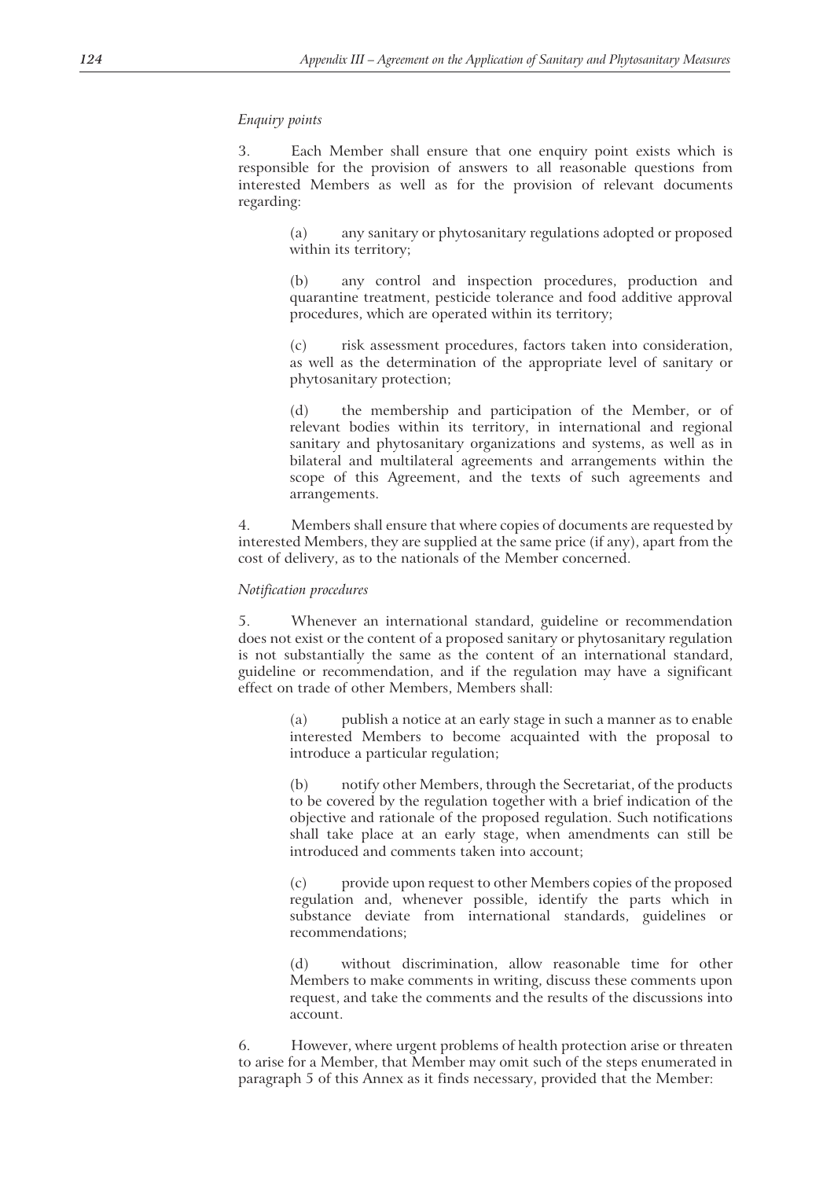*Enquiry points*

3. Each Member shall ensure that one enquiry point exists which is responsible for the provision of answers to all reasonable questions from interested Members as well as for the provision of relevant documents regarding:

> (a) any sanitary or phytosanitary regulations adopted or proposed within its territory;
>
> (b) any control and inspection procedures, production and quarantine treatment, pesticide tolerance and food additive approval procedures, which are operated within its territory;
>
> (c) risk assessment procedures, factors taken into consideration, as well as the determination of the appropriate level of sanitary or phytosanitary protection;
>
> (d) the membership and participation of the Member, or of relevant bodies within its territory, in international and regional sanitary and phytosanitary organizations and systems, as well as in bilateral and multilateral agreements and arrangements within the scope of this Agreement, and the texts of such agreements and arrangements.

4. Members shall ensure that where copies of documents are requested by interested Members, they are supplied at the same price (if any), apart from the cost of delivery, as to the nationals of the Member concerned.

*Notification procedures*

5. Whenever an international standard, guideline or recommendation does not exist or the content of a proposed sanitary or phytosanitary regulation is not substantially the same as the content of an international standard, guideline or recommendation, and if the regulation may have a significant effect on trade of other Members, Members shall:

> (a) publish a notice at an early stage in such a manner as to enable interested Members to become acquainted with the proposal to introduce a particular regulation;
>
> (b) notify other Members, through the Secretariat, of the products to be covered by the regulation together with a brief indication of the objective and rationale of the proposed regulation. Such notifications shall take place at an early stage, when amendments can still be introduced and comments taken into account;
>
> (c) provide upon request to other Members copies of the proposed regulation and, whenever possible, identify the parts which in substance deviate from international standards, guidelines or recommendations;
>
> (d) without discrimination, allow reasonable time for other Members to make comments in writing, discuss these comments upon request, and take the comments and the results of the discussions into account.

6. However, where urgent problems of health protection arise or threaten to arise for a Member, that Member may omit such of the steps enumerated in paragraph 5 of this Annex as it finds necessary, provided that the Member: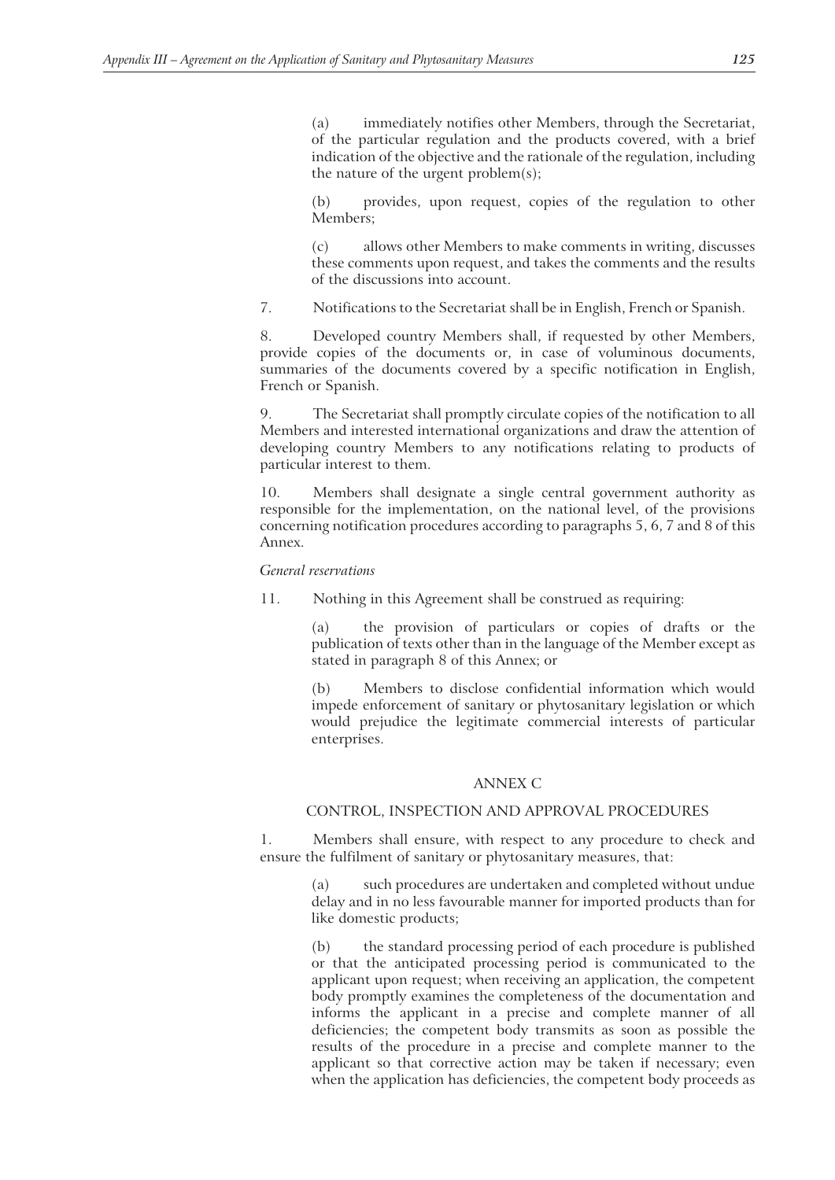(a) immediately notifies other Members, through the Secretariat, of the particular regulation and the products covered, with a brief indication of the objective and the rationale of the regulation, including the nature of the urgent problem(s);

(b) provides, upon request, copies of the regulation to other Members;

(c) allows other Members to make comments in writing, discusses these comments upon request, and takes the comments and the results of the discussions into account.

7. Notifications to the Secretariat shall be in English, French or Spanish.

8. Developed country Members shall, if requested by other Members, provide copies of the documents or, in case of voluminous documents, summaries of the documents covered by a specific notification in English, French or Spanish.

9. The Secretariat shall promptly circulate copies of the notification to all Members and interested international organizations and draw the attention of developing country Members to any notifications relating to products of particular interest to them.

10. Members shall designate a single central government authority as responsible for the implementation, on the national level, of the provisions concerning notification procedures according to paragraphs 5, 6, 7 and 8 of this Annex.

*General reservations*

11. Nothing in this Agreement shall be construed as requiring:

(a) the provision of particulars or copies of drafts or the publication of texts other than in the language of the Member except as stated in paragraph 8 of this Annex; or

(b) Members to disclose confidential information which would impede enforcement of sanitary or phytosanitary legislation or which would prejudice the legitimate commercial interests of particular enterprises.

## ANNEX C

## CONTROL, INSPECTION AND APPROVAL PROCEDURES

1. Members shall ensure, with respect to any procedure to check and ensure the fulfilment of sanitary or phytosanitary measures, that:

(a) such procedures are undertaken and completed without undue delay and in no less favourable manner for imported products than for like domestic products;

(b) the standard processing period of each procedure is published or that the anticipated processing period is communicated to the applicant upon request; when receiving an application, the competent body promptly examines the completeness of the documentation and informs the applicant in a precise and complete manner of all deficiencies; the competent body transmits as soon as possible the results of the procedure in a precise and complete manner to the applicant so that corrective action may be taken if necessary; even when the application has deficiencies, the competent body proceeds as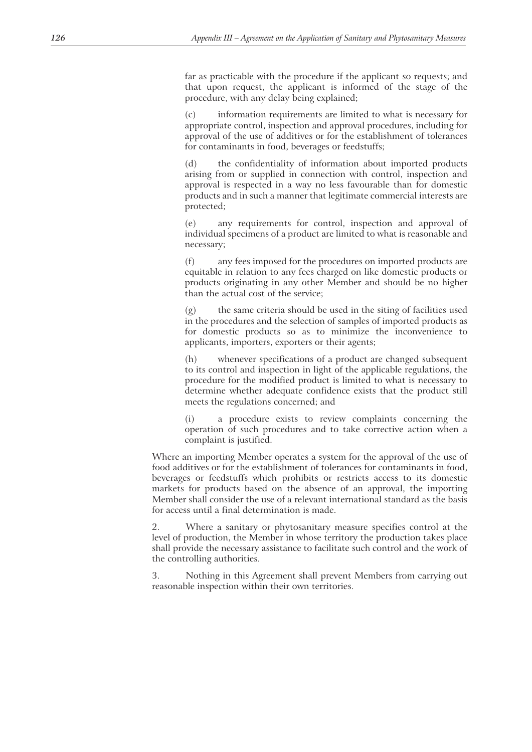far as practicable with the procedure if the applicant so requests; and that upon request, the applicant is informed of the stage of the procedure, with any delay being explained;

(c) information requirements are limited to what is necessary for appropriate control, inspection and approval procedures, including for approval of the use of additives or for the establishment of tolerances for contaminants in food, beverages or feedstuffs;

(d) the confidentiality of information about imported products arising from or supplied in connection with control, inspection and approval is respected in a way no less favourable than for domestic products and in such a manner that legitimate commercial interests are protected;

(e) any requirements for control, inspection and approval of individual specimens of a product are limited to what is reasonable and necessary;

(f) any fees imposed for the procedures on imported products are equitable in relation to any fees charged on like domestic products or products originating in any other Member and should be no higher than the actual cost of the service;

(g) the same criteria should be used in the siting of facilities used in the procedures and the selection of samples of imported products as for domestic products so as to minimize the inconvenience to applicants, importers, exporters or their agents;

(h) whenever specifications of a product are changed subsequent to its control and inspection in light of the applicable regulations, the procedure for the modified product is limited to what is necessary to determine whether adequate confidence exists that the product still meets the regulations concerned; and

(i) a procedure exists to review complaints concerning the operation of such procedures and to take corrective action when a complaint is justified.

Where an importing Member operates a system for the approval of the use of food additives or for the establishment of tolerances for contaminants in food, beverages or feedstuffs which prohibits or restricts access to its domestic markets for products based on the absence of an approval, the importing Member shall consider the use of a relevant international standard as the basis for access until a final determination is made.

2. Where a sanitary or phytosanitary measure specifies control at the level of production, the Member in whose territory the production takes place shall provide the necessary assistance to facilitate such control and the work of the controlling authorities.

3. Nothing in this Agreement shall prevent Members from carrying out reasonable inspection within their own territories.